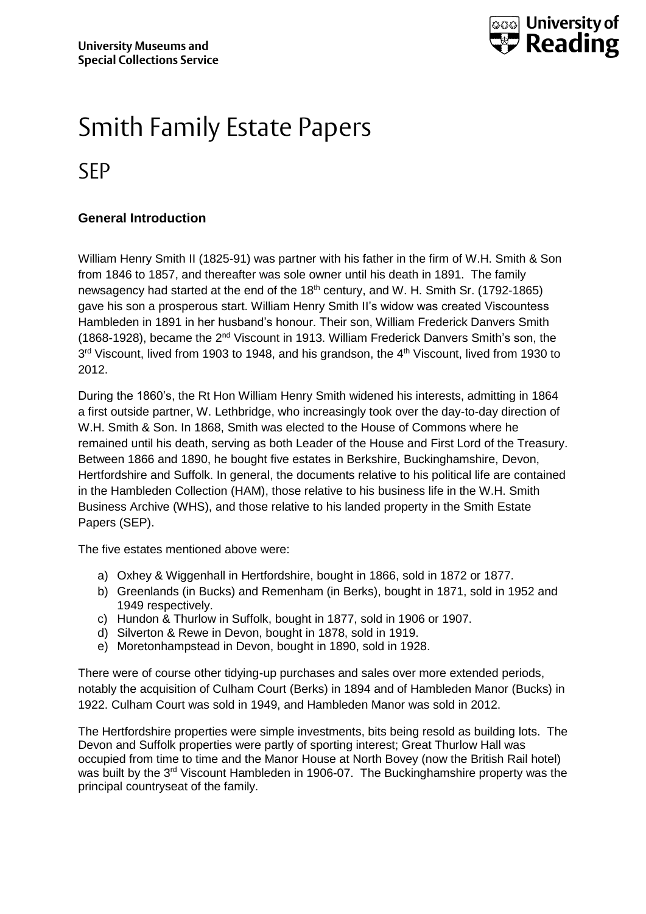**University Museums and Special Collections Service**

**University of Reading**

# Smith Family Estate Papers

## SEP

### General Introduction

William Henry Smith II (1825-91) was partner with his father in the firm of W.H. Smith & Son from 1846 to 1857, and thereafter was sole owner until his death in 1891. The family newsagency had started at the end of the 18th century, and W. H. Smith Sr. (1792-1865) gave his son a prosperous start. William Henry Smith II's widow was created Viscountess Hambleden in 1891 in her husband's honour. Their son, William Frederick Danvers Smith (1868-1928), became the 2nd Viscount in 1913. William Frederick Danvers Smith's son, the 3rd Viscount, lived from 1903 to 1948, and his grandson, the 4th Viscount, lived from 1930 to 2012.

During the 1860's, the Rt Hon William Henry Smith widened his interests, admitting in 1864 a first outside partner, W. Lethbridge, who increasingly took over the day-to-day direction of W.H. Smith & Son. In 1868, Smith was elected to the House of Commons where he remained until his death, serving as both Leader of the House and First Lord of the Treasury. Between 1866 and 1890, he bought five estates in Berkshire, Buckinghamshire, Devon, Hertfordshire and Suffolk. In general, the documents relative to his political life are contained in the Hambleden Collection (HAM), those relative to his business life in the W.H. Smith Business Archive (WHS), and those relative to his landed property in the Smith Estate Papers (SEP).

The five estates mentioned above were:

a) Oxhey & Wiggenhall in Hertfordshire, bought in 1866, sold in 1872 or 1877.
b) Greenlands (in Bucks) and Remenham (in Berks), bought in 1871, sold in 1952 and 1949 respectively.
c) Hundon & Thurlow in Suffolk, bought in 1877, sold in 1906 or 1907.
d) Silverton & Rewe in Devon, bought in 1878, sold in 1919.
e) Moretonhampstead in Devon, bought in 1890, sold in 1928.

There were of course other tidying-up purchases and sales over more extended periods, notably the acquisition of Culham Court (Berks) in 1894 and of Hambleden Manor (Bucks) in 1922. Culham Court was sold in 1949, and Hambleden Manor was sold in 2012.

The Hertfordshire properties were simple investments, bits being resold as building lots. The Devon and Suffolk properties were partly of sporting interest; Great Thurlow Hall was occupied from time to time and the Manor House at North Bovey (now the British Rail hotel) was built by the 3rd Viscount Hambleden in 1906-07. The Buckinghamshire property was the principal countryseat of the family.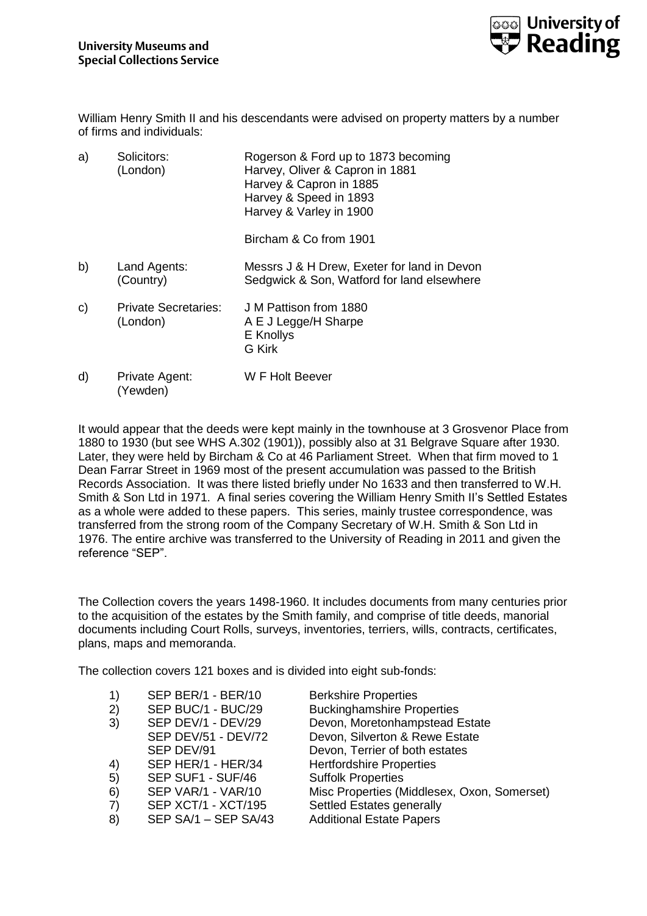William Henry Smith II and his descendants were advised on property matters by a number of firms and individuals:

| | | |
|---|---|---|
| a) | Solicitors: (London) | Rogerson & Ford up to 1873 becoming Harvey, Oliver & Capron in 1881 Harvey & Capron in 1885 Harvey & Speed in 1893 Harvey & Varley in 1900 |
| | | Bircham & Co from 1901 |
| b) | Land Agents: (Country) | Messrs J & H Drew, Exeter for land in Devon Sedgwick & Son, Watford for land elsewhere |
| c) | Private Secretaries: (London) | J M Pattison from 1880 A E J Legge/H Sharpe E Knollys G Kirk |
| d) | Private Agent: (Yewden) | W F Holt Beever |

It would appear that the deeds were kept mainly in the townhouse at 3 Grosvenor Place from 1880 to 1930 (but see WHS A.302 (1901)), possibly also at 31 Belgrave Square after 1930. Later, they were held by Bircham & Co at 46 Parliament Street. When that firm moved to 1 Dean Farrar Street in 1969 most of the present accumulation was passed to the British Records Association. It was there listed briefly under No 1633 and then transferred to W.H. Smith & Son Ltd in 1971. A final series covering the William Henry Smith II's Settled Estates as a whole were added to these papers. This series, mainly trustee correspondence, was transferred from the strong room of the Company Secretary of W.H. Smith & Son Ltd in 1976. The entire archive was transferred to the University of Reading in 2011 and given the reference "SEP".

The Collection covers the years 1498-1960. It includes documents from many centuries prior to the acquisition of the estates by the Smith family, and comprise of title deeds, manorial documents including Court Rolls, surveys, inventories, terriers, wills, contracts, certificates, plans, maps and memoranda.

The collection covers 121 boxes and is divided into eight sub-fonds:

| | | |
|---|---|---|
| 1) | SEP BER/1 - BER/10 | Berkshire Properties |
| 2) | SEP BUC/1 - BUC/29 | Buckinghamshire Properties |
| 3) | SEP DEV/1 - DEV/29 | Devon, Moretonhampstead Estate |
| | SEP DEV/51 - DEV/72 | Devon, Silverton & Rewe Estate |
| | SEP DEV/91 | Devon, Terrier of both estates |
| 4) | SEP HER/1 - HER/34 | Hertfordshire Properties |
| 5) | SEP SUF1 - SUF/46 | Suffolk Properties |
| 6) | SEP VAR/1 - VAR/10 | Misc Properties (Middlesex, Oxon, Somerset) |
| 7) | SEP XCT/1 - XCT/195 | Settled Estates generally |
| 8) | SEP SA/1 – SEP SA/43 | Additional Estate Papers |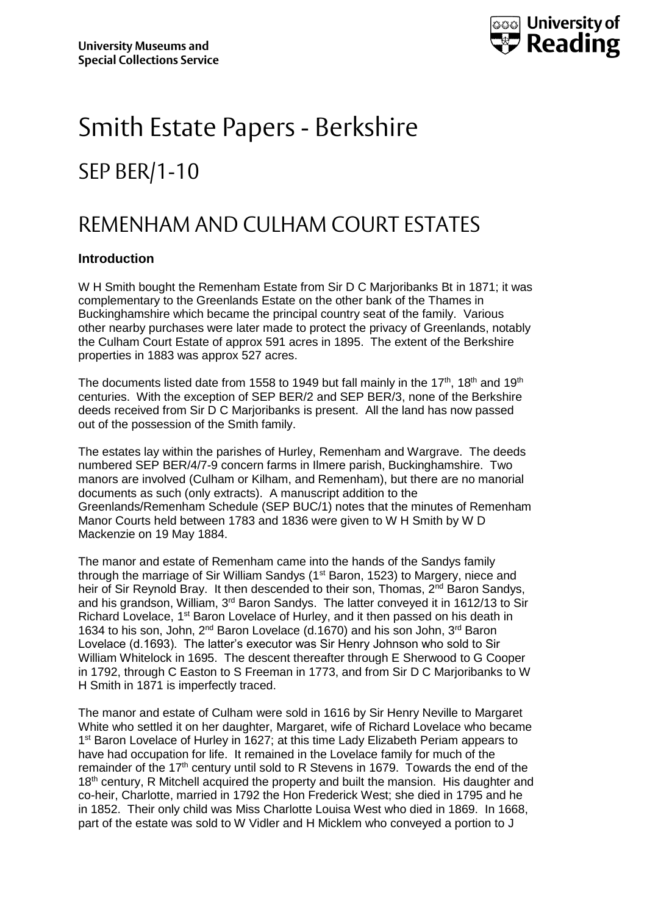University Museums and Special Collections Service

University of Reading

# Smith Estate Papers - Berkshire

## SEP BER/1-10

## REMENHAM AND CULHAM COURT ESTATES

### Introduction

W H Smith bought the Remenham Estate from Sir D C Marjoribanks Bt in 1871; it was complementary to the Greenlands Estate on the other bank of the Thames in Buckinghamshire which became the principal country seat of the family. Various other nearby purchases were later made to protect the privacy of Greenlands, notably the Culham Court Estate of approx 591 acres in 1895. The extent of the Berkshire properties in 1883 was approx 527 acres.

The documents listed date from 1558 to 1949 but fall mainly in the 17th, 18th and 19th centuries. With the exception of SEP BER/2 and SEP BER/3, none of the Berkshire deeds received from Sir D C Marjoribanks is present. All the land has now passed out of the possession of the Smith family.

The estates lay within the parishes of Hurley, Remenham and Wargrave. The deeds numbered SEP BER/4/7-9 concern farms in Ilmere parish, Buckinghamshire. Two manors are involved (Culham or Kilham, and Remenham), but there are no manorial documents as such (only extracts). A manuscript addition to the Greenlands/Remenham Schedule (SEP BUC/1) notes that the minutes of Remenham Manor Courts held between 1783 and 1836 were given to W H Smith by W D Mackenzie on 19 May 1884.

The manor and estate of Remenham came into the hands of the Sandys family through the marriage of Sir William Sandys (1st Baron, 1523) to Margery, niece and heir of Sir Reynold Bray. It then descended to their son, Thomas, 2nd Baron Sandys, and his grandson, William, 3rd Baron Sandys. The latter conveyed it in 1612/13 to Sir Richard Lovelace, 1st Baron Lovelace of Hurley, and it then passed on his death in 1634 to his son, John, 2nd Baron Lovelace (d.1670) and his son John, 3rd Baron Lovelace (d.1693). The latter's executor was Sir Henry Johnson who sold to Sir William Whitelock in 1695. The descent thereafter through E Sherwood to G Cooper in 1792, through C Easton to S Freeman in 1773, and from Sir D C Marjoribanks to W H Smith in 1871 is imperfectly traced.

The manor and estate of Culham were sold in 1616 by Sir Henry Neville to Margaret White who settled it on her daughter, Margaret, wife of Richard Lovelace who became 1st Baron Lovelace of Hurley in 1627; at this time Lady Elizabeth Periam appears to have had occupation for life. It remained in the Lovelace family for much of the remainder of the 17th century until sold to R Stevens in 1679. Towards the end of the 18th century, R Mitchell acquired the property and built the mansion. His daughter and co-heir, Charlotte, married in 1792 the Hon Frederick West; she died in 1795 and he in 1852. Their only child was Miss Charlotte Louisa West who died in 1869. In 1668, part of the estate was sold to W Vidler and H Micklem who conveyed a portion to J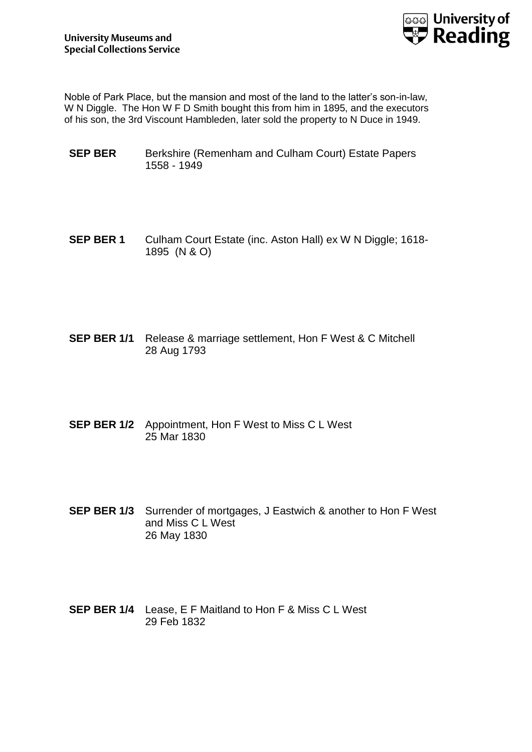Noble of Park Place, but the mansion and most of the land to the latter's son-in-law, W N Diggle. The Hon W F D Smith bought this from him in 1895, and the executors of his son, the 3rd Viscount Hambleden, later sold the property to N Duce in 1949.

**SEP BER** Berkshire (Remenham and Culham Court) Estate Papers
1558 - 1949

**SEP BER 1** Culham Court Estate (inc. Aston Hall) ex W N Diggle; 1618-1895 (N & O)

**SEP BER 1/1** Release & marriage settlement, Hon F West & C Mitchell
28 Aug 1793

**SEP BER 1/2** Appointment, Hon F West to Miss C L West
25 Mar 1830

**SEP BER 1/3** Surrender of mortgages, J Eastwich & another to Hon F West and Miss C L West
26 May 1830

**SEP BER 1/4** Lease, E F Maitland to Hon F & Miss C L West
29 Feb 1832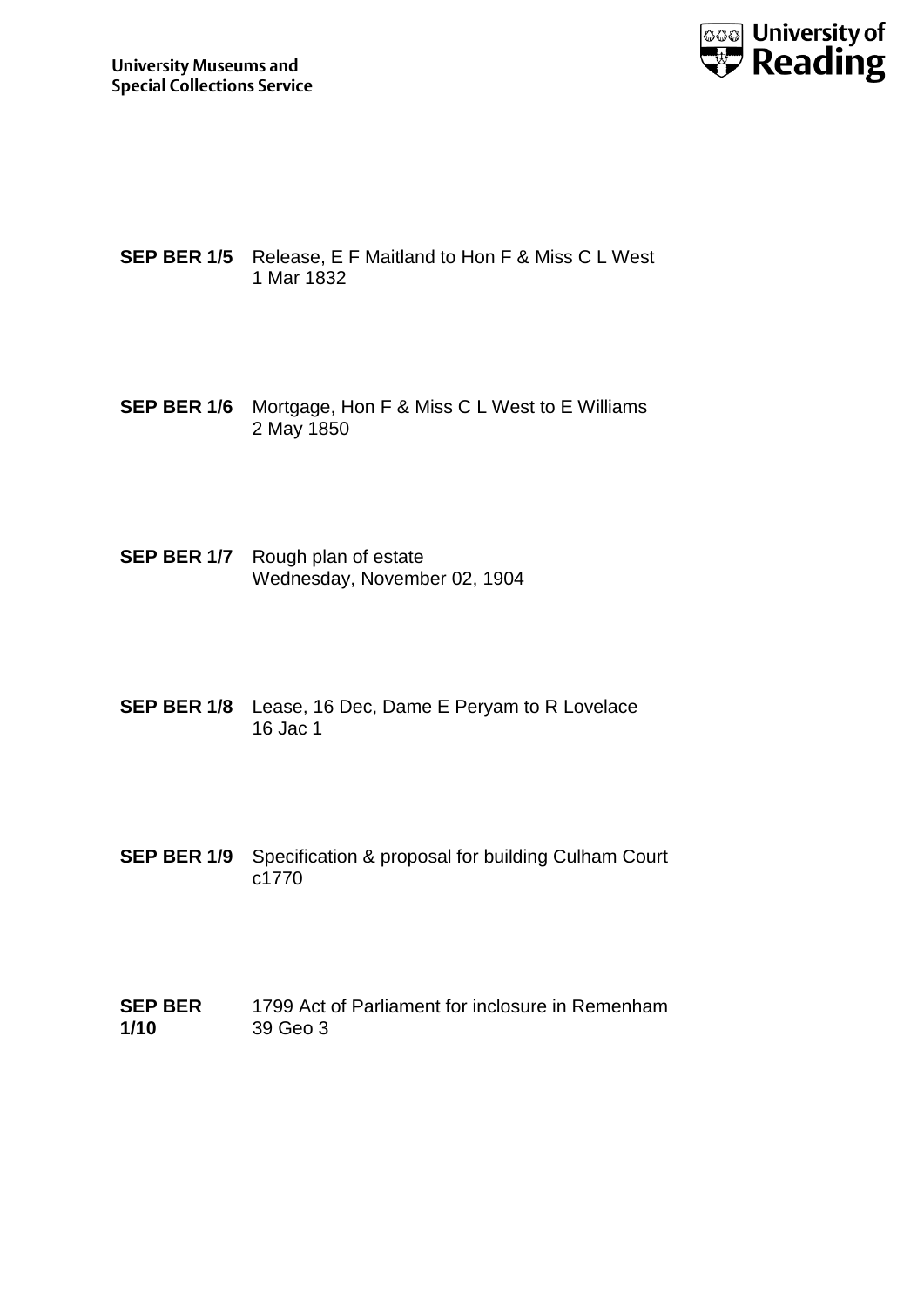**SEP BER 1/5** Release, E F Maitland to Hon F & Miss C L West
1 Mar 1832

**SEP BER 1/6** Mortgage, Hon F & Miss C L West to E Williams
2 May 1850

**SEP BER 1/7** Rough plan of estate
Wednesday, November 02, 1904

**SEP BER 1/8** Lease, 16 Dec, Dame E Peryam to R Lovelace
16 Jac 1

**SEP BER 1/9** Specification & proposal for building Culham Court
c1770

**SEP BER 1/10** 1799 Act of Parliament for inclosure in Remenham
39 Geo 3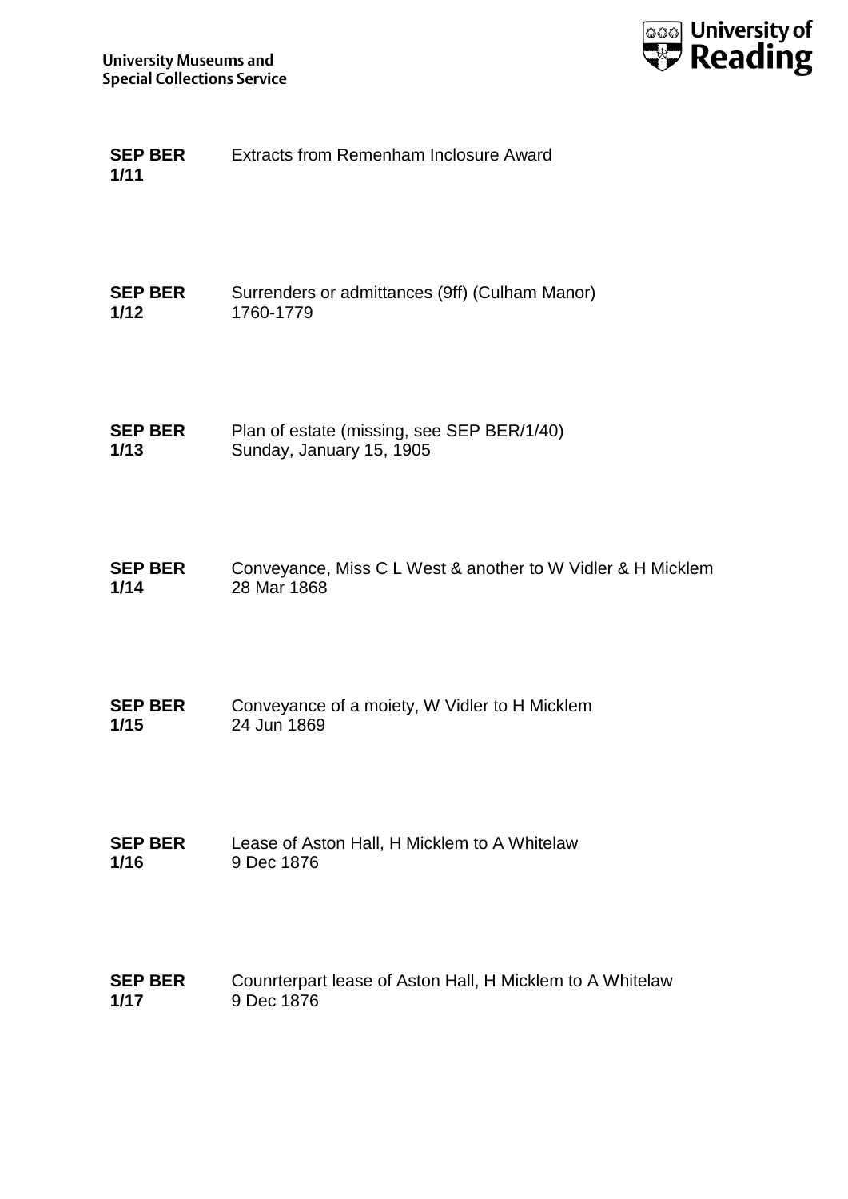| | |
|---|---|
| **SEP BER 1/11** | Extracts from Remenham Inclosure Award |
| **SEP BER 1/12** | Surrenders or admittances (9ff) (Culham Manor)<br>1760-1779 |
| **SEP BER 1/13** | Plan of estate (missing, see SEP BER/1/40)<br>Sunday, January 15, 1905 |
| **SEP BER 1/14** | Conveyance, Miss C L West & another to W Vidler & H Micklem<br>28 Mar 1868 |
| **SEP BER 1/15** | Conveyance of a moiety, W Vidler to H Micklem<br>24 Jun 1869 |
| **SEP BER 1/16** | Lease of Aston Hall, H Micklem to A Whitelaw<br>9 Dec 1876 |
| **SEP BER 1/17** | Counrterpart lease of Aston Hall, H Micklem to A Whitelaw<br>9 Dec 1876 |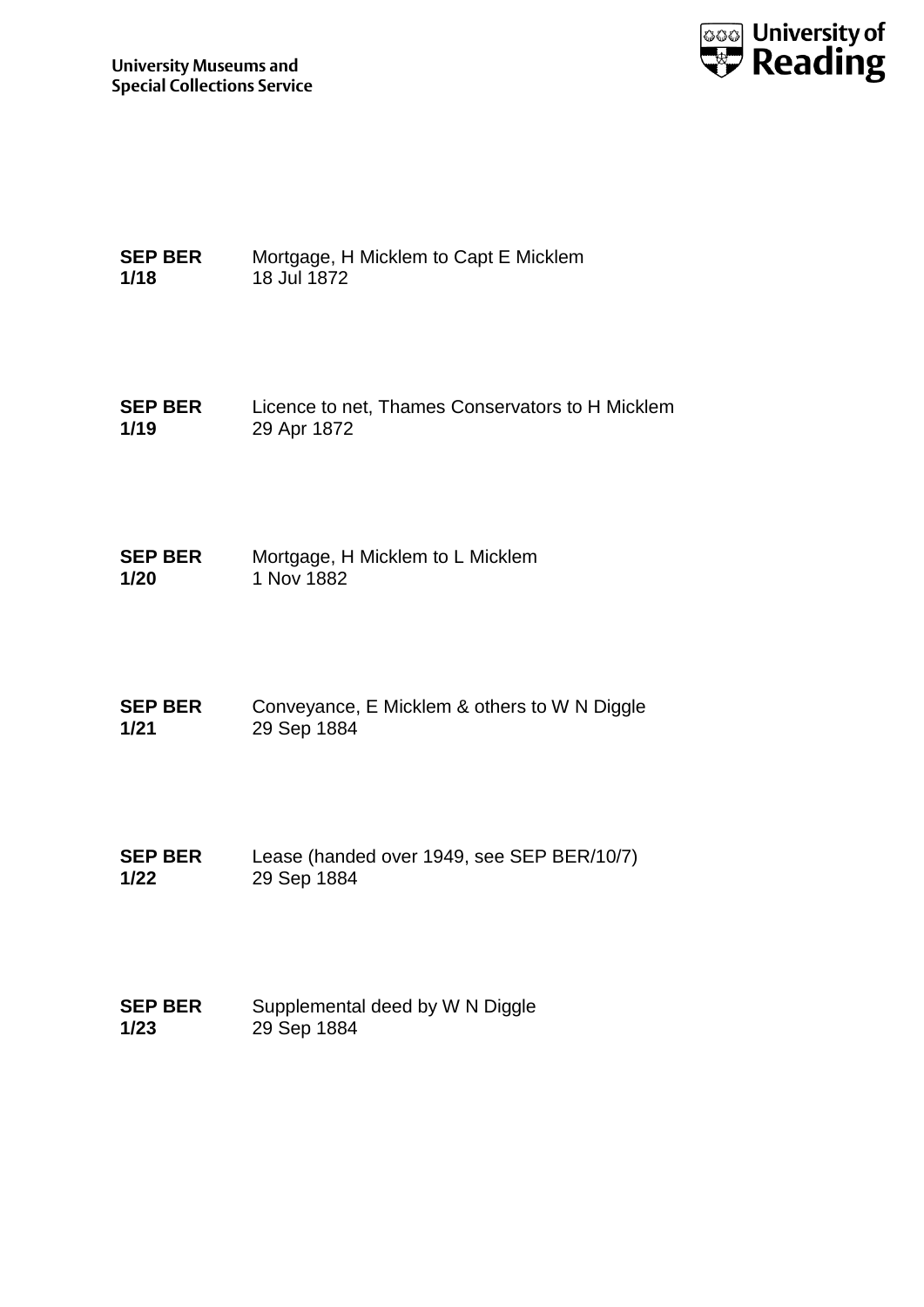**SEP BER 1/18** Mortgage, H Micklem to Capt E Micklem
18 Jul 1872

**SEP BER 1/19** Licence to net, Thames Conservators to H Micklem
29 Apr 1872

**SEP BER 1/20** Mortgage, H Micklem to L Micklem
1 Nov 1882

**SEP BER 1/21** Conveyance, E Micklem & others to W N Diggle
29 Sep 1884

**SEP BER 1/22** Lease (handed over 1949, see SEP BER/10/7)
29 Sep 1884

**SEP BER 1/23** Supplemental deed by W N Diggle
29 Sep 1884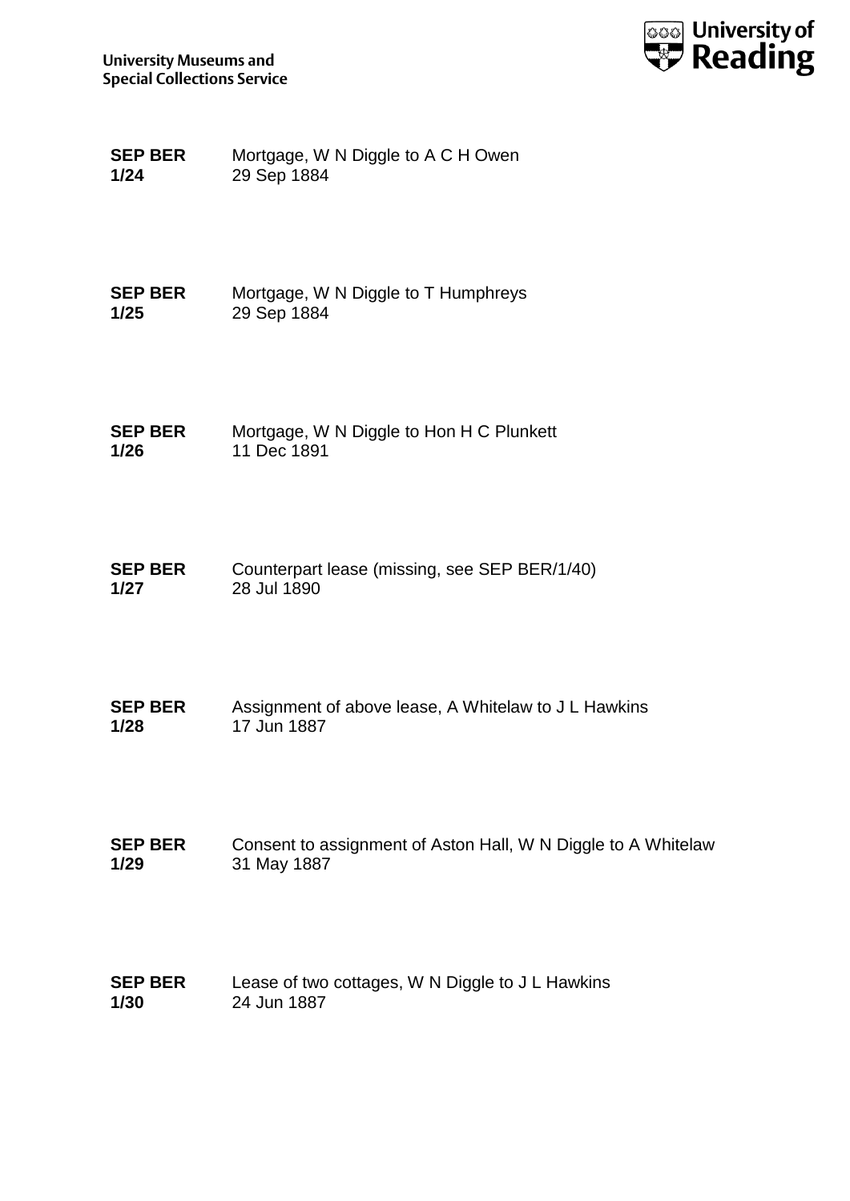**SEP BER 1/24** Mortgage, W N Diggle to A C H Owen
29 Sep 1884

**SEP BER 1/25** Mortgage, W N Diggle to T Humphreys
29 Sep 1884

**SEP BER 1/26** Mortgage, W N Diggle to Hon H C Plunkett
11 Dec 1891

**SEP BER 1/27** Counterpart lease (missing, see SEP BER/1/40)
28 Jul 1890

**SEP BER 1/28** Assignment of above lease, A Whitelaw to J L Hawkins
17 Jun 1887

**SEP BER 1/29** Consent to assignment of Aston Hall, W N Diggle to A Whitelaw
31 May 1887

**SEP BER 1/30** Lease of two cottages, W N Diggle to J L Hawkins
24 Jun 1887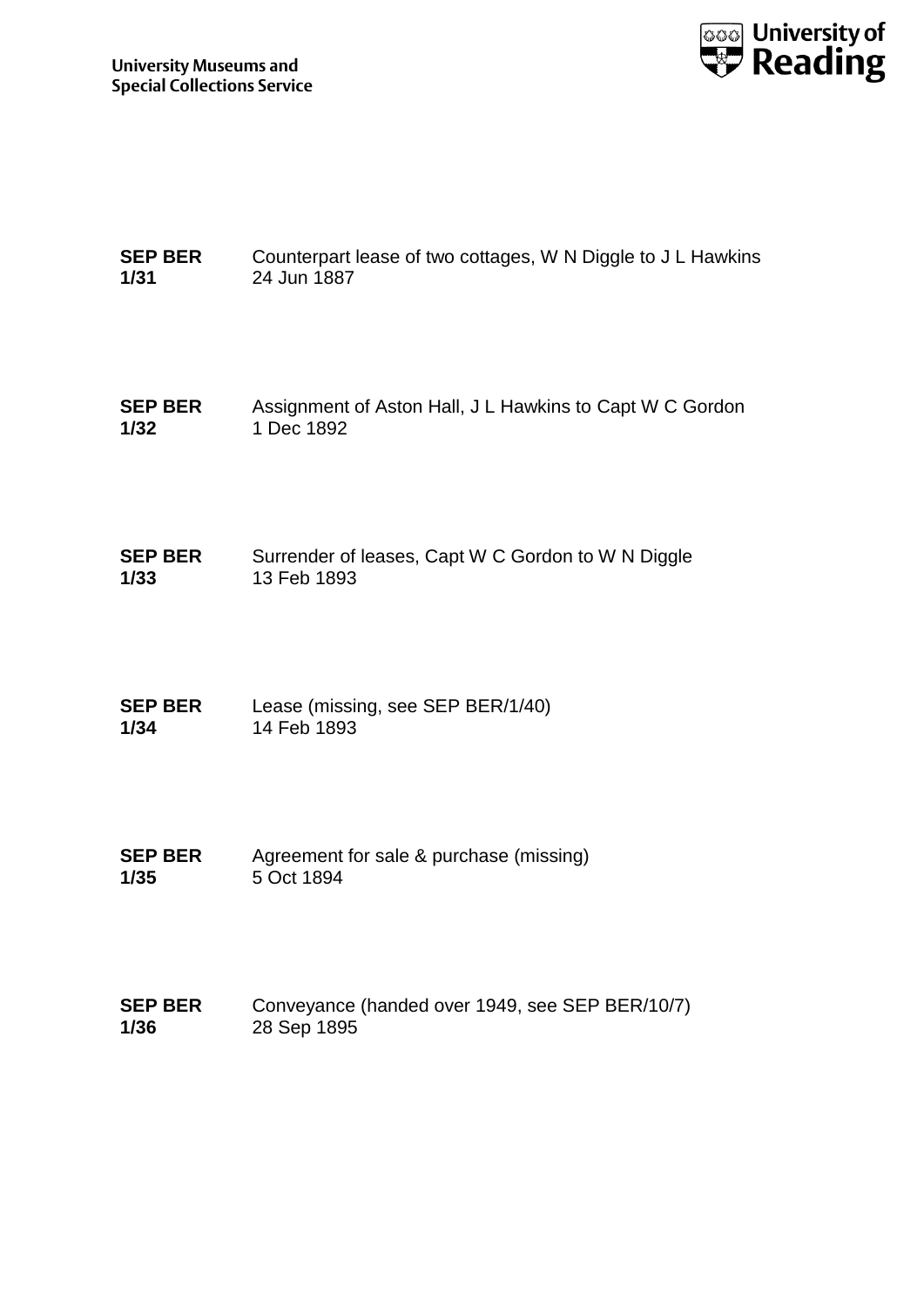**SEP BER 1/31** Counterpart lease of two cottages, W N Diggle to J L Hawkins
24 Jun 1887

**SEP BER 1/32** Assignment of Aston Hall, J L Hawkins to Capt W C Gordon
1 Dec 1892

**SEP BER 1/33** Surrender of leases, Capt W C Gordon to W N Diggle
13 Feb 1893

**SEP BER 1/34** Lease (missing, see SEP BER/1/40)
14 Feb 1893

**SEP BER 1/35** Agreement for sale & purchase (missing)
5 Oct 1894

**SEP BER 1/36** Conveyance (handed over 1949, see SEP BER/10/7)
28 Sep 1895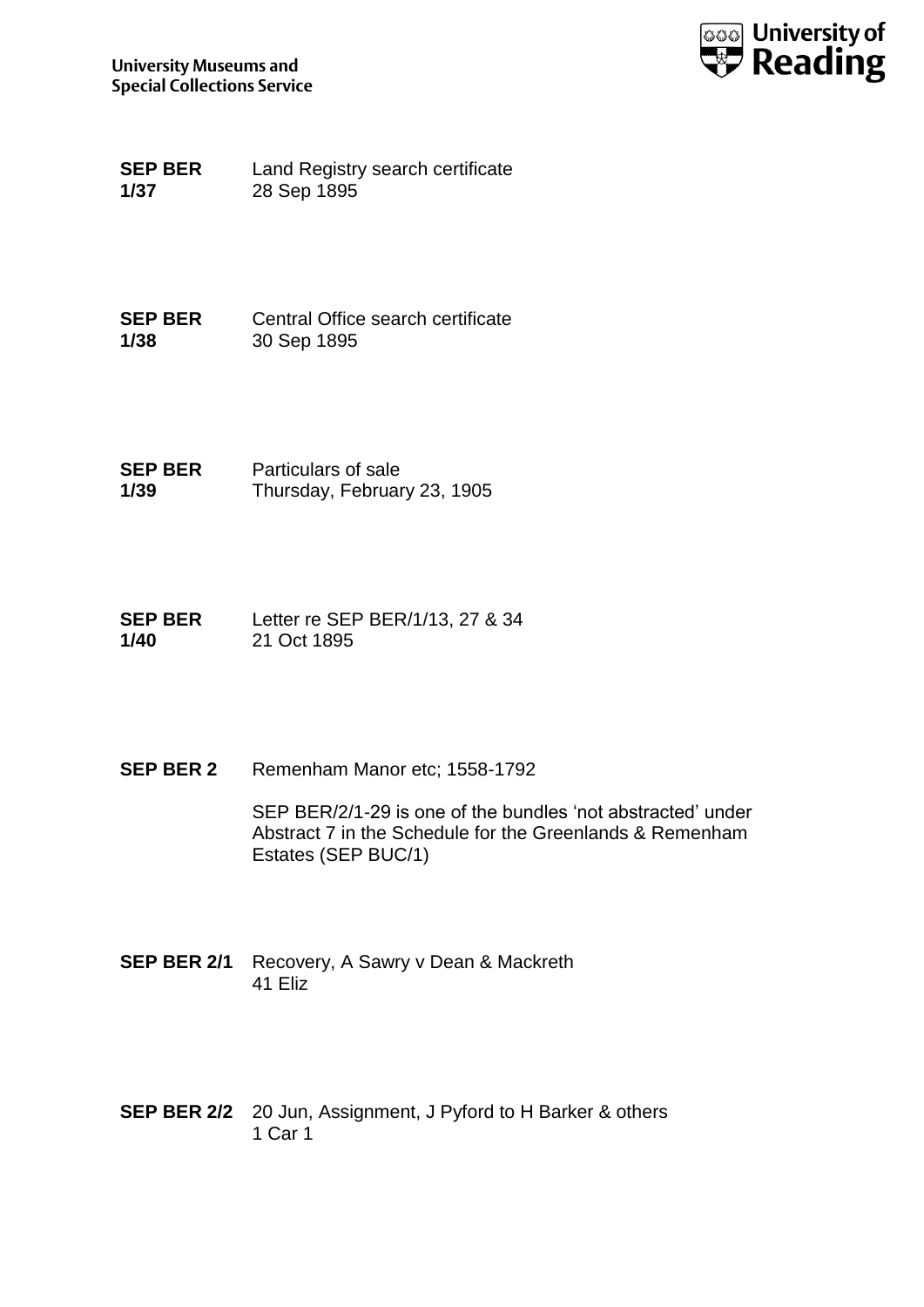**SEP BER 1/37** Land Registry search certificate
28 Sep 1895

**SEP BER 1/38** Central Office search certificate
30 Sep 1895

**SEP BER 1/39** Particulars of sale
Thursday, February 23, 1905

**SEP BER 1/40** Letter re SEP BER/1/13, 27 & 34
21 Oct 1895

**SEP BER 2** Remenham Manor etc; 1558-1792

SEP BER/2/1-29 is one of the bundles 'not abstracted' under Abstract 7 in the Schedule for the Greenlands & Remenham Estates (SEP BUC/1)

**SEP BER 2/1** Recovery, A Sawry v Dean & Mackreth
41 Eliz

**SEP BER 2/2** 20 Jun, Assignment, J Pyford to H Barker & others
1 Car 1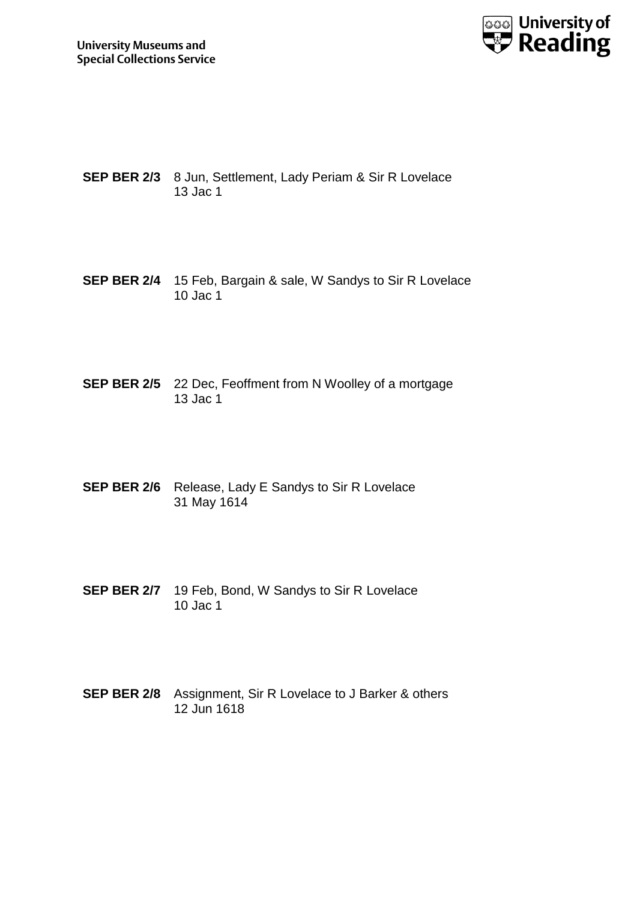**SEP BER 2/3** 8 Jun, Settlement, Lady Periam & Sir R Lovelace
13 Jac 1

**SEP BER 2/4** 15 Feb, Bargain & sale, W Sandys to Sir R Lovelace
10 Jac 1

**SEP BER 2/5** 22 Dec, Feoffment from N Woolley of a mortgage
13 Jac 1

**SEP BER 2/6** Release, Lady E Sandys to Sir R Lovelace
31 May 1614

**SEP BER 2/7** 19 Feb, Bond, W Sandys to Sir R Lovelace
10 Jac 1

**SEP BER 2/8** Assignment, Sir R Lovelace to J Barker & others
12 Jun 1618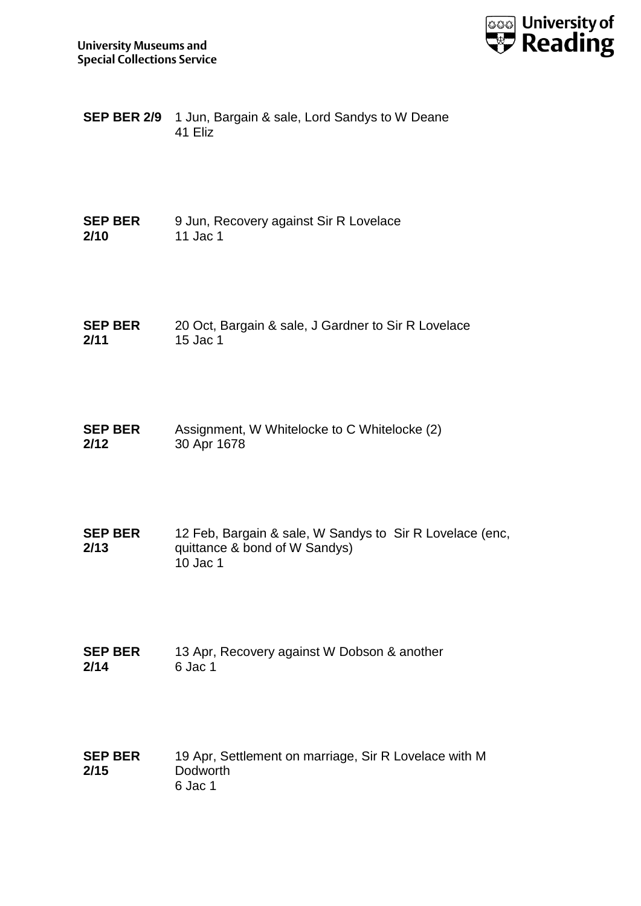**SEP BER 2/9** 1 Jun, Bargain & sale, Lord Sandys to W Deane
41 Eliz

**SEP BER 2/10** 9 Jun, Recovery against Sir R Lovelace
11 Jac 1

**SEP BER 2/11** 20 Oct, Bargain & sale, J Gardner to Sir R Lovelace
15 Jac 1

**SEP BER 2/12** Assignment, W Whitelocke to C Whitelocke (2)
30 Apr 1678

**SEP BER 2/13** 12 Feb, Bargain & sale, W Sandys to Sir R Lovelace (enc, quittance & bond of W Sandys)
10 Jac 1

**SEP BER 2/14** 13 Apr, Recovery against W Dobson & another
6 Jac 1

**SEP BER 2/15** 19 Apr, Settlement on marriage, Sir R Lovelace with M Dodworth
6 Jac 1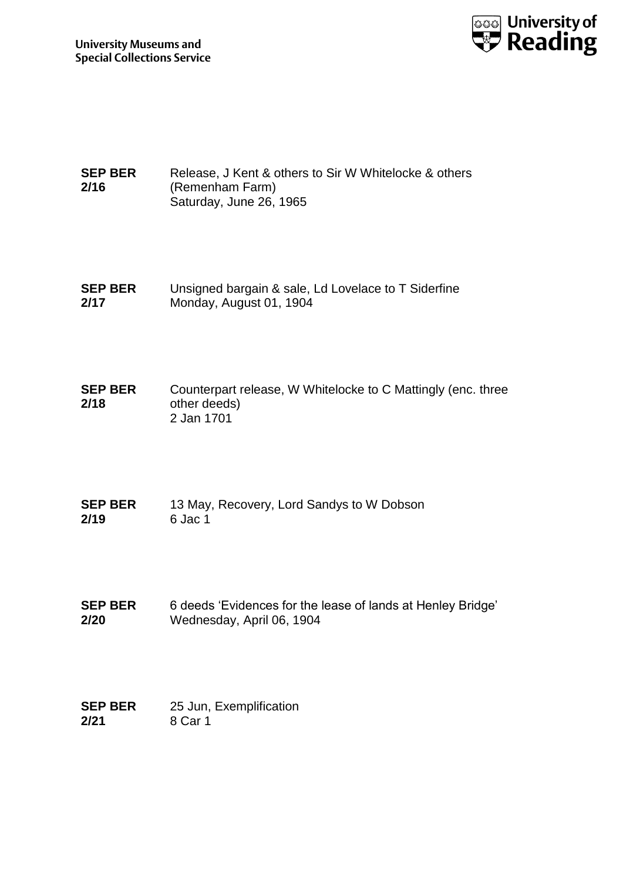| | |
|---|---|
| **SEP BER 2/16** | Release, J Kent & others to Sir W Whitelocke & others (Remenham Farm)<br>Saturday, June 26, 1965 |
| **SEP BER 2/17** | Unsigned bargain & sale, Ld Lovelace to T Siderfine<br>Monday, August 01, 1904 |
| **SEP BER 2/18** | Counterpart release, W Whitelocke to C Mattingly (enc. three other deeds)<br>2 Jan 1701 |
| **SEP BER 2/19** | 13 May, Recovery, Lord Sandys to W Dobson<br>6 Jac 1 |
| **SEP BER 2/20** | 6 deeds 'Evidences for the lease of lands at Henley Bridge'<br>Wednesday, April 06, 1904 |
| **SEP BER 2/21** | 25 Jun, Exemplification<br>8 Car 1 |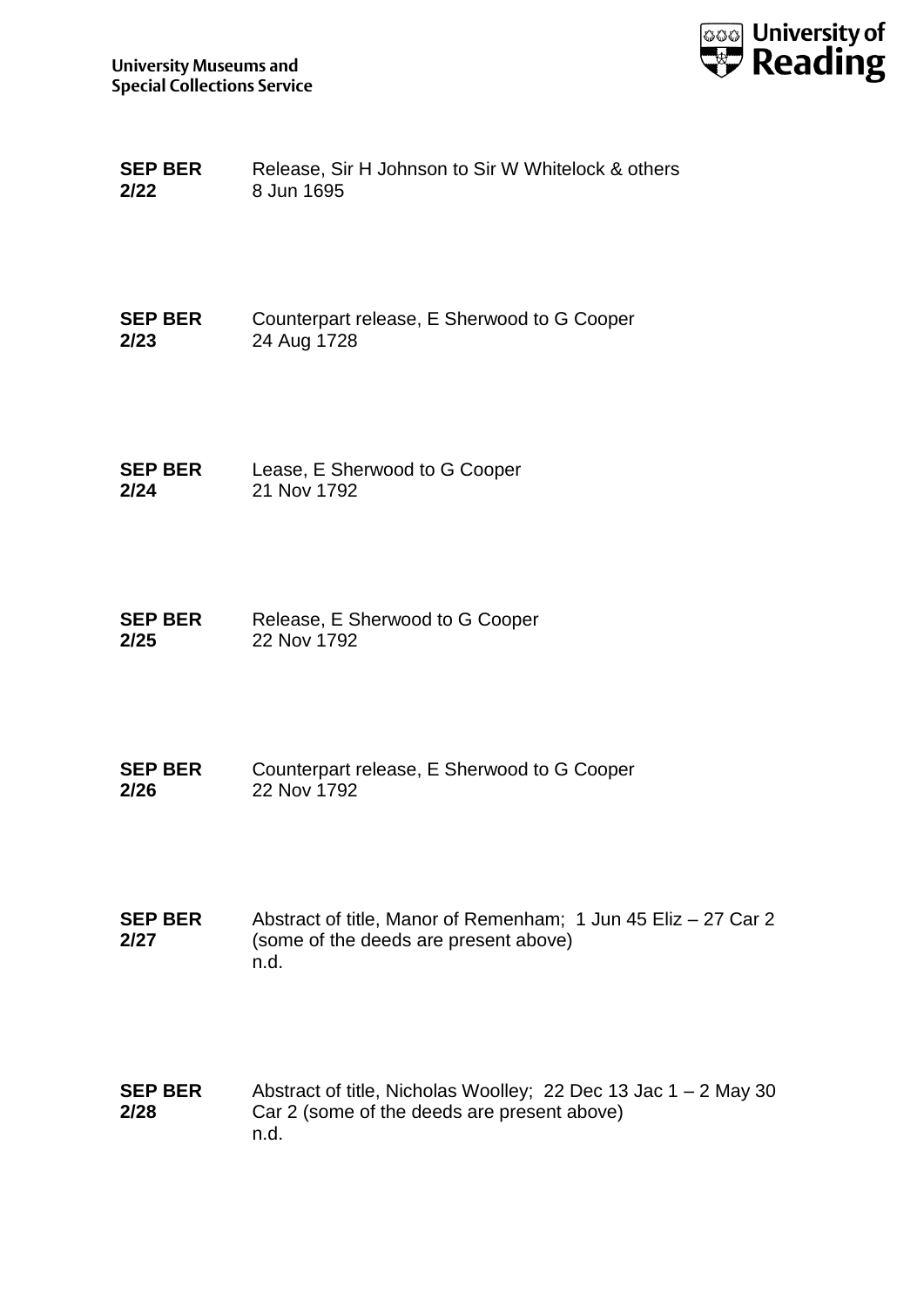**SEP BER 2/22** Release, Sir H Johnson to Sir W Whitelock & others
8 Jun 1695

**SEP BER 2/23** Counterpart release, E Sherwood to G Cooper
24 Aug 1728

**SEP BER 2/24** Lease, E Sherwood to G Cooper
21 Nov 1792

**SEP BER 2/25** Release, E Sherwood to G Cooper
22 Nov 1792

**SEP BER 2/26** Counterpart release, E Sherwood to G Cooper
22 Nov 1792

**SEP BER 2/27** Abstract of title, Manor of Remenham; 1 Jun 45 Eliz – 27 Car 2 (some of the deeds are present above)
n.d.

**SEP BER 2/28** Abstract of title, Nicholas Woolley; 22 Dec 13 Jac 1 – 2 May 30 Car 2 (some of the deeds are present above)
n.d.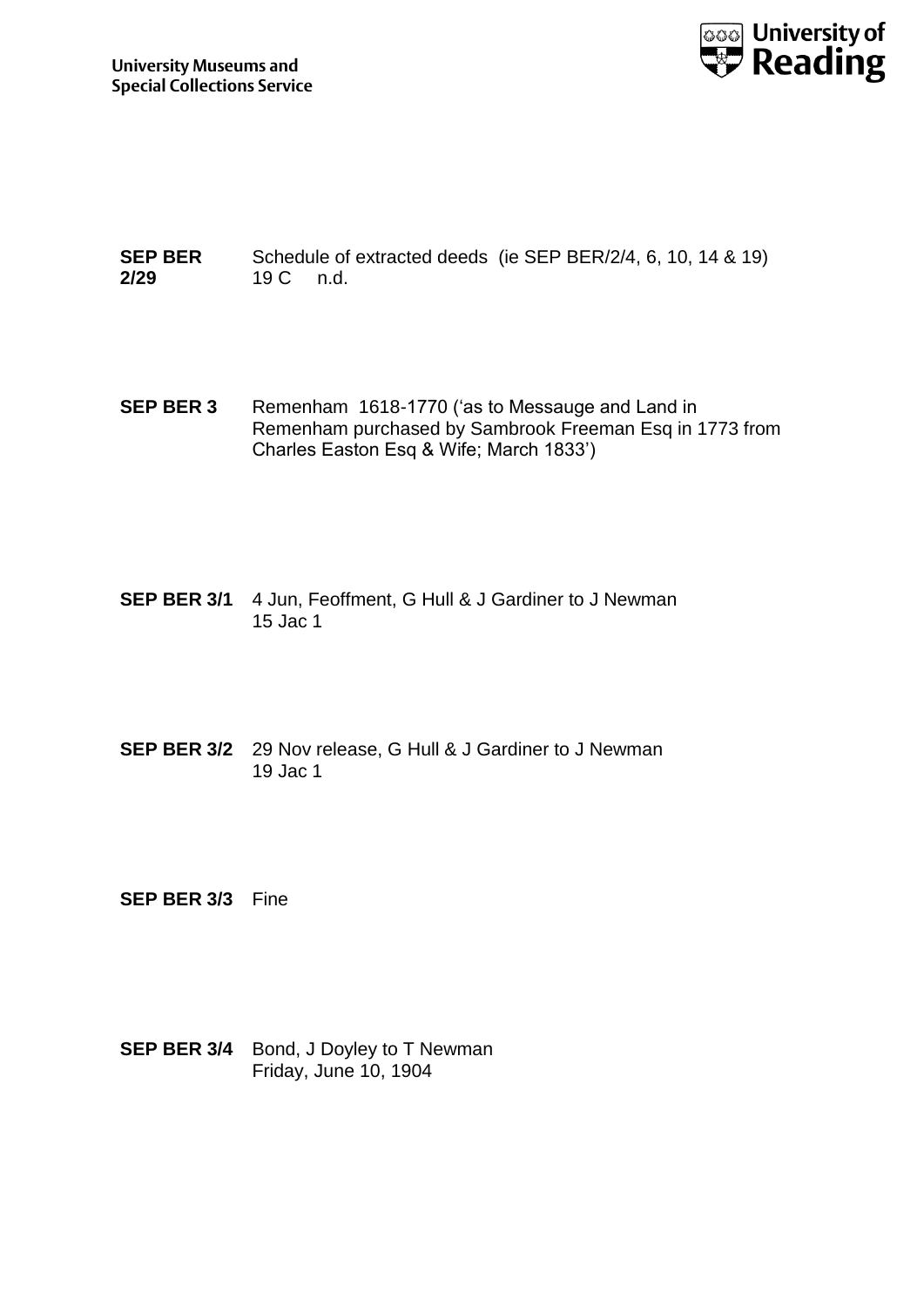**SEP BER 2/29** Schedule of extracted deeds (ie SEP BER/2/4, 6, 10, 14 & 19)
19 C n.d.

**SEP BER 3** Remenham 1618-1770 ('as to Messauge and Land in Remenham purchased by Sambrook Freeman Esq in 1773 from Charles Easton Esq & Wife; March 1833')

**SEP BER 3/1** 4 Jun, Feoffment, G Hull & J Gardiner to J Newman
15 Jac 1

**SEP BER 3/2** 29 Nov release, G Hull & J Gardiner to J Newman
19 Jac 1

**SEP BER 3/3** Fine

**SEP BER 3/4** Bond, J Doyley to T Newman
Friday, June 10, 1904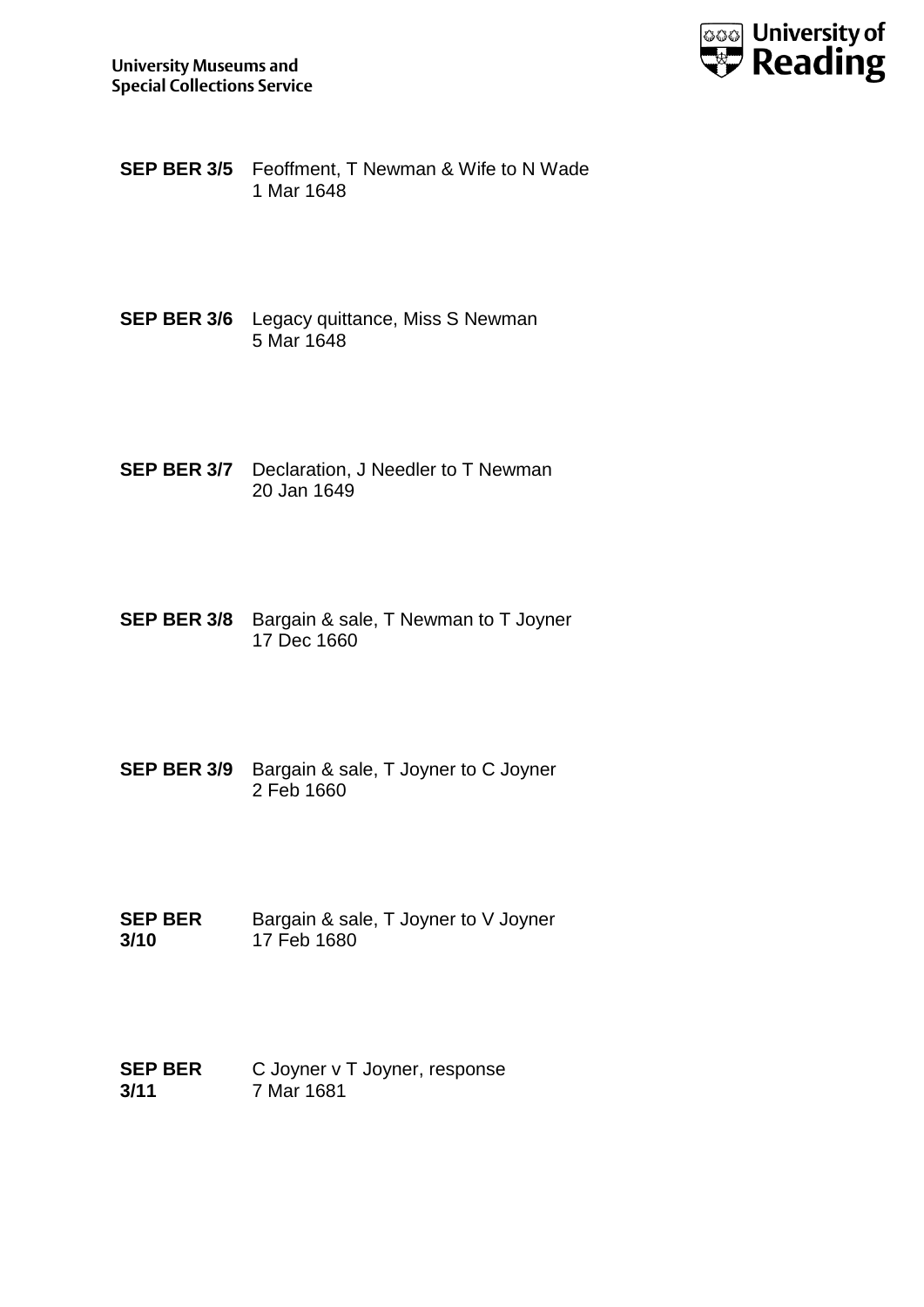**SEP BER 3/5** Feoffment, T Newman & Wife to N Wade
1 Mar 1648

**SEP BER 3/6** Legacy quittance, Miss S Newman
5 Mar 1648

**SEP BER 3/7** Declaration, J Needler to T Newman
20 Jan 1649

**SEP BER 3/8** Bargain & sale, T Newman to T Joyner
17 Dec 1660

**SEP BER 3/9** Bargain & sale, T Joyner to C Joyner
2 Feb 1660

**SEP BER 3/10** Bargain & sale, T Joyner to V Joyner
17 Feb 1680

**SEP BER 3/11** C Joyner v T Joyner, response
7 Mar 1681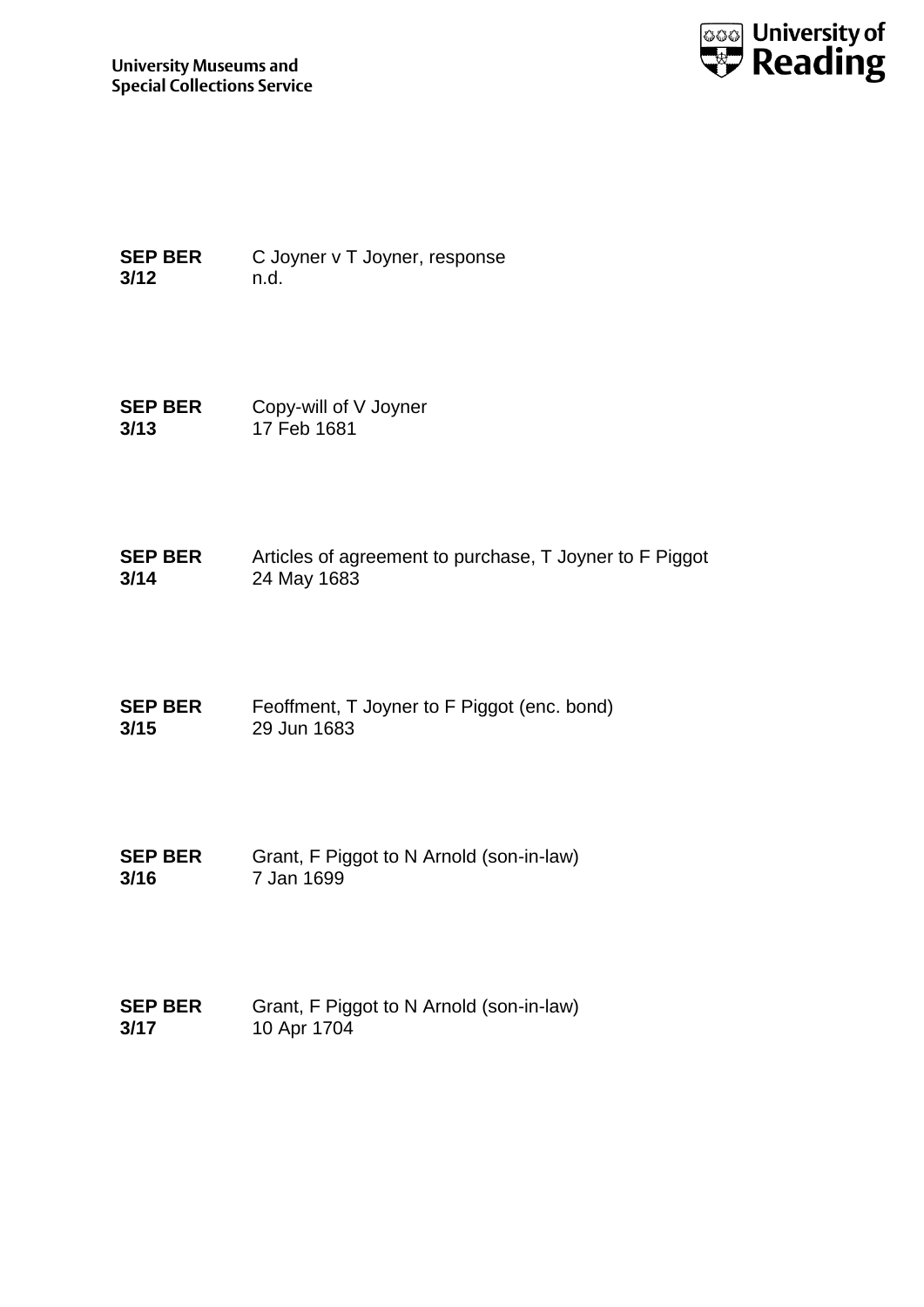**SEP BER 3/12** C Joyner v T Joyner, response
n.d.

**SEP BER 3/13** Copy-will of V Joyner
17 Feb 1681

**SEP BER 3/14** Articles of agreement to purchase, T Joyner to F Piggot
24 May 1683

**SEP BER 3/15** Feoffment, T Joyner to F Piggot (enc. bond)
29 Jun 1683

**SEP BER 3/16** Grant, F Piggot to N Arnold (son-in-law)
7 Jan 1699

**SEP BER 3/17** Grant, F Piggot to N Arnold (son-in-law)
10 Apr 1704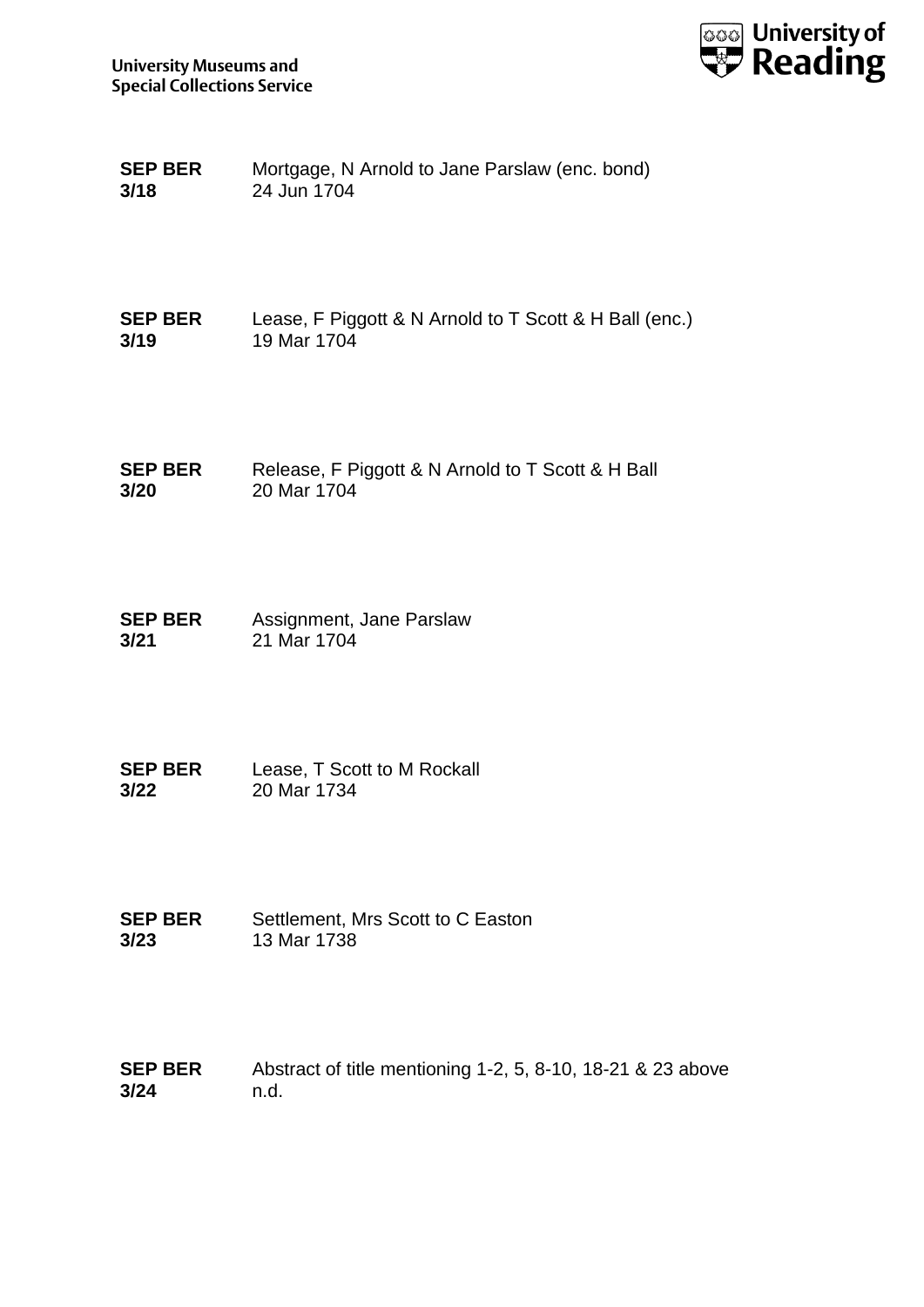| | |
|---|---|
| **SEP BER 3/18** | Mortgage, N Arnold to Jane Parslaw (enc. bond)<br>24 Jun 1704 |
| **SEP BER 3/19** | Lease, F Piggott & N Arnold to T Scott & H Ball (enc.)<br>19 Mar 1704 |
| **SEP BER 3/20** | Release, F Piggott & N Arnold to T Scott & H Ball<br>20 Mar 1704 |
| **SEP BER 3/21** | Assignment, Jane Parslaw<br>21 Mar 1704 |
| **SEP BER 3/22** | Lease, T Scott to M Rockall<br>20 Mar 1734 |
| **SEP BER 3/23** | Settlement, Mrs Scott to C Easton<br>13 Mar 1738 |
| **SEP BER 3/24** | Abstract of title mentioning 1-2, 5, 8-10, 18-21 & 23 above<br>n.d. |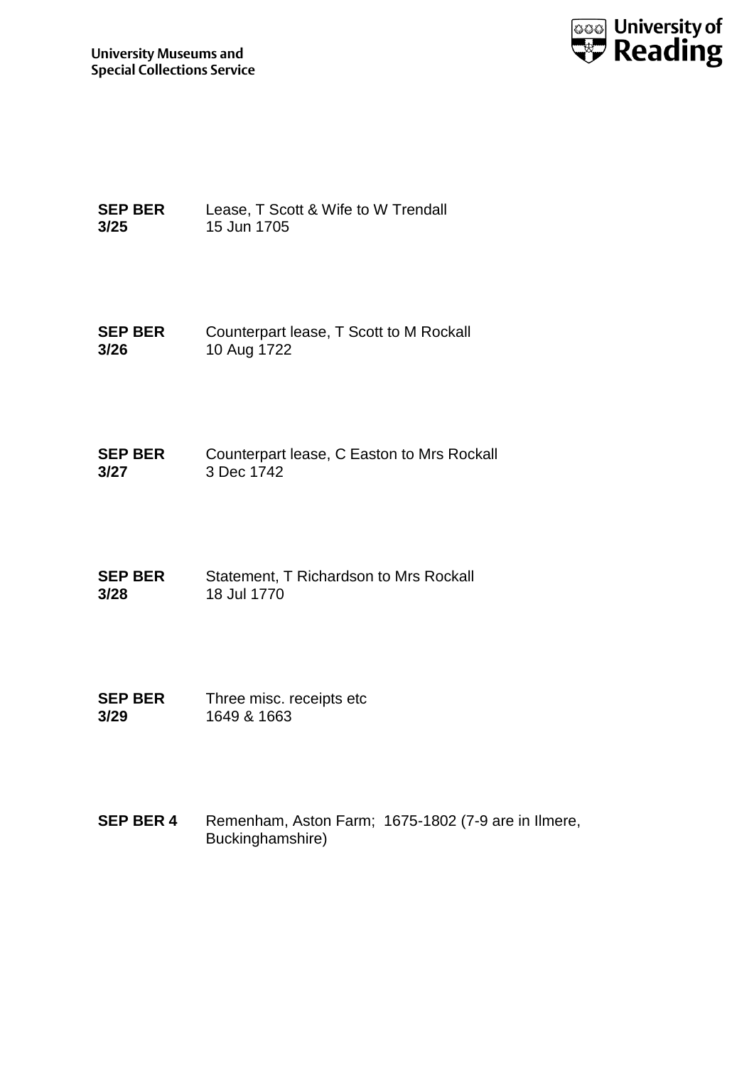**SEP BER 3/25** Lease, T Scott & Wife to W Trendall
15 Jun 1705

**SEP BER 3/26** Counterpart lease, T Scott to M Rockall
10 Aug 1722

**SEP BER 3/27** Counterpart lease, C Easton to Mrs Rockall
3 Dec 1742

**SEP BER 3/28** Statement, T Richardson to Mrs Rockall
18 Jul 1770

**SEP BER 3/29** Three misc. receipts etc
1649 & 1663

**SEP BER 4** Remenham, Aston Farm; 1675-1802 (7-9 are in Ilmere, Buckinghamshire)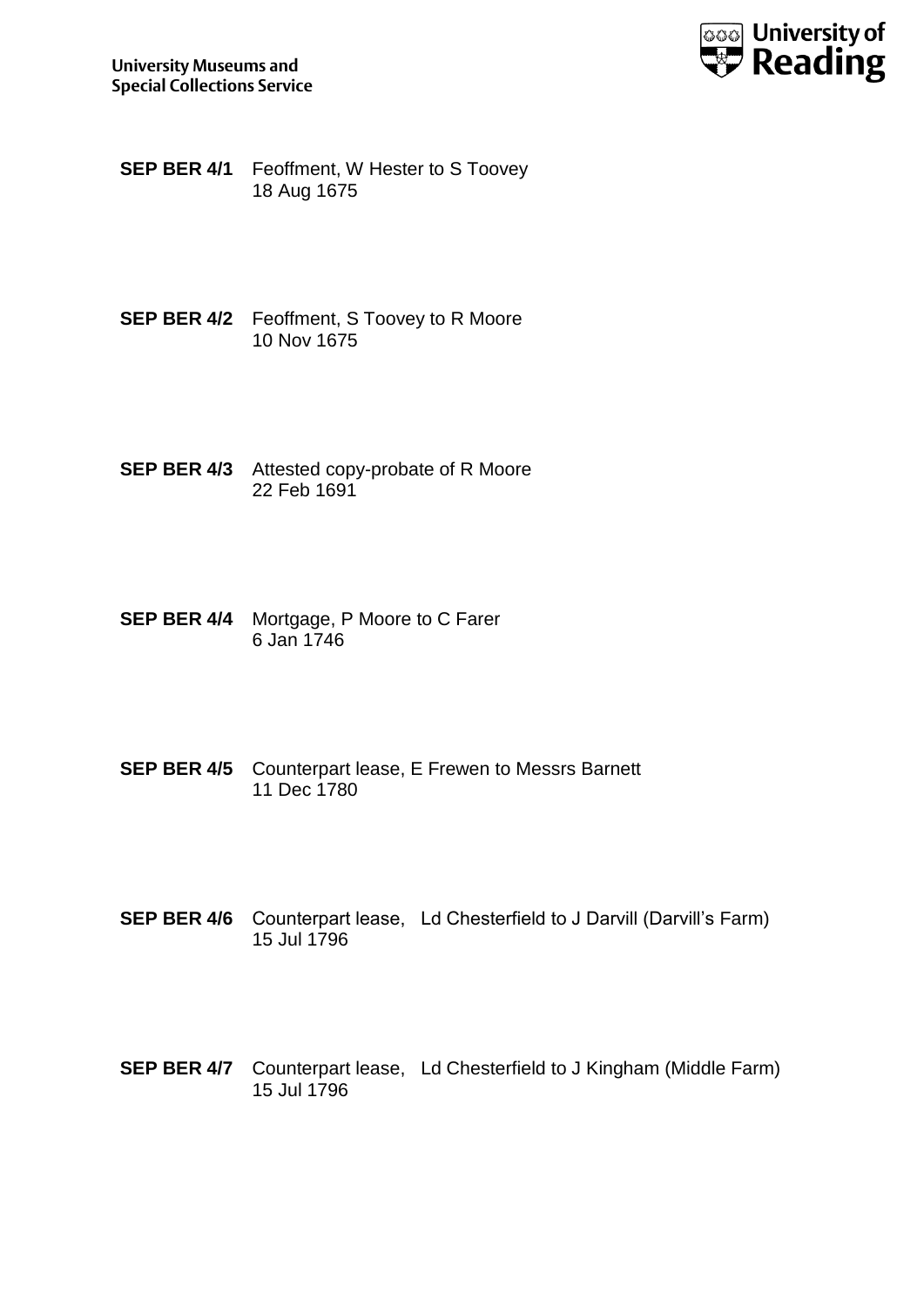**SEP BER 4/1** Feoffment, W Hester to S Toovey
18 Aug 1675

**SEP BER 4/2** Feoffment, S Toovey to R Moore
10 Nov 1675

**SEP BER 4/3** Attested copy-probate of R Moore
22 Feb 1691

**SEP BER 4/4** Mortgage, P Moore to C Farer
6 Jan 1746

**SEP BER 4/5** Counterpart lease, E Frewen to Messrs Barnett
11 Dec 1780

**SEP BER 4/6** Counterpart lease, Ld Chesterfield to J Darvill (Darvill's Farm)
15 Jul 1796

**SEP BER 4/7** Counterpart lease, Ld Chesterfield to J Kingham (Middle Farm)
15 Jul 1796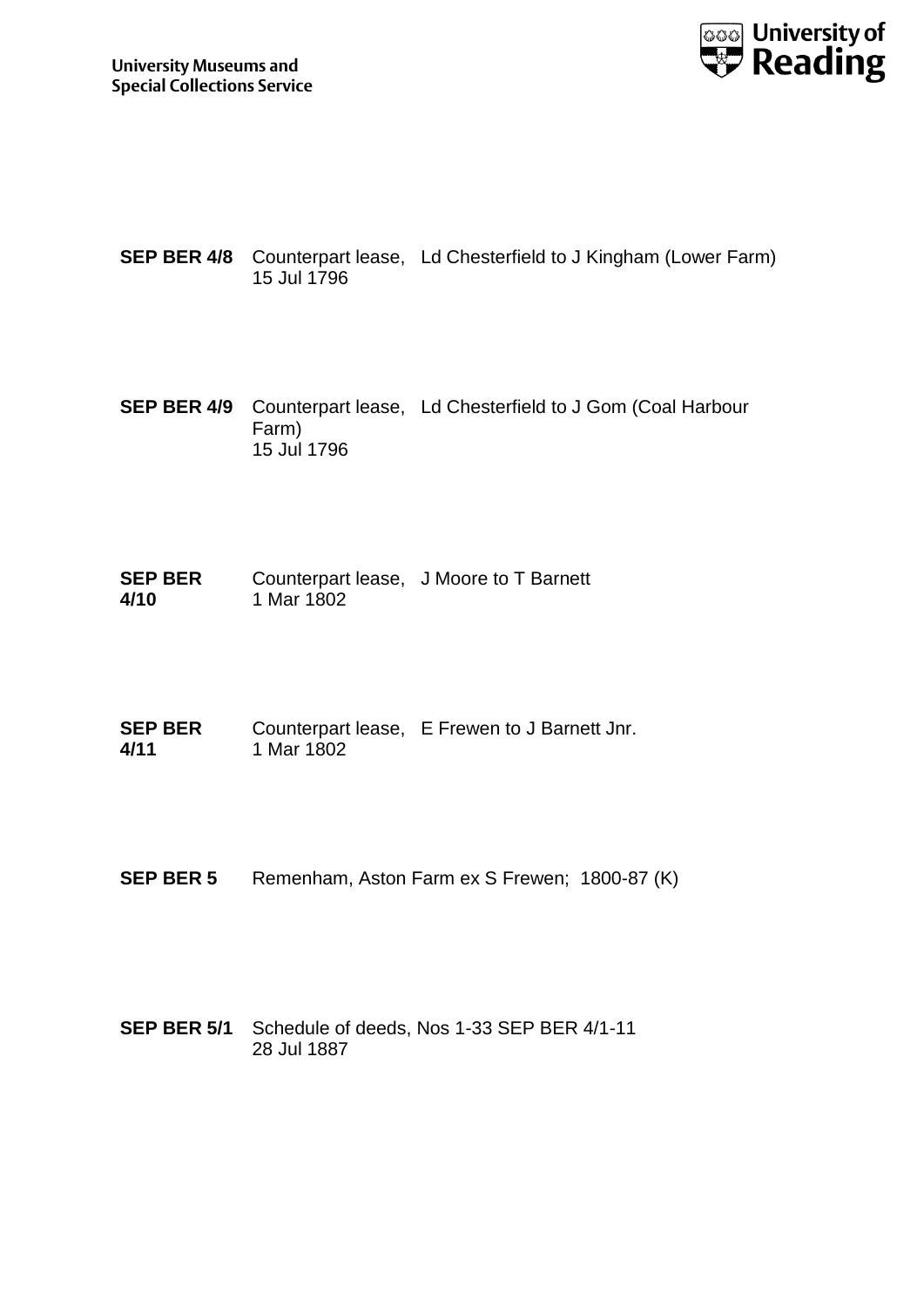**SEP BER 4/8** Counterpart lease, 15 Jul 1796 Ld Chesterfield to J Kingham (Lower Farm)

**SEP BER 4/9** Counterpart lease, 15 Jul 1796 Ld Chesterfield to J Gom (Coal Harbour Farm)

**SEP BER 4/10** Counterpart lease, 1 Mar 1802 J Moore to T Barnett

**SEP BER 4/11** Counterpart lease, 1 Mar 1802 E Frewen to J Barnett Jnr.

**SEP BER 5** Remenham, Aston Farm ex S Frewen; 1800-87 (K)

**SEP BER 5/1** Schedule of deeds, Nos 1-33 SEP BER 4/1-11 28 Jul 1887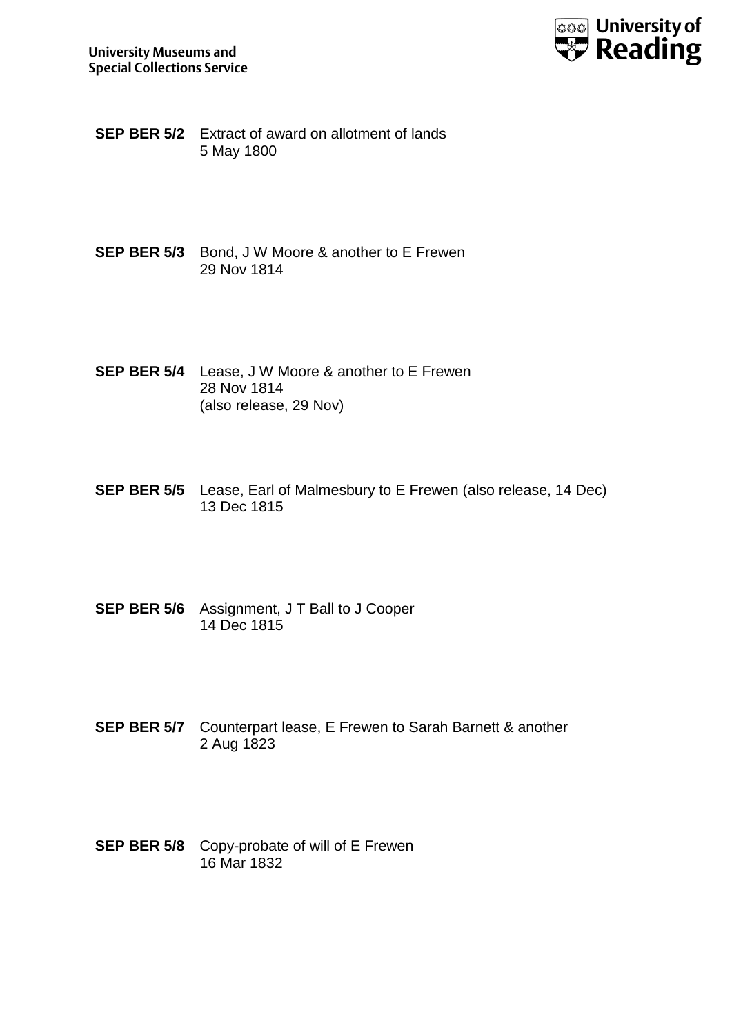**SEP BER 5/2** Extract of award on allotment of lands
5 May 1800

**SEP BER 5/3** Bond, J W Moore & another to E Frewen
29 Nov 1814

**SEP BER 5/4** Lease, J W Moore & another to E Frewen
28 Nov 1814
(also release, 29 Nov)

**SEP BER 5/5** Lease, Earl of Malmesbury to E Frewen (also release, 14 Dec)
13 Dec 1815

**SEP BER 5/6** Assignment, J T Ball to J Cooper
14 Dec 1815

**SEP BER 5/7** Counterpart lease, E Frewen to Sarah Barnett & another
2 Aug 1823

**SEP BER 5/8** Copy-probate of will of E Frewen
16 Mar 1832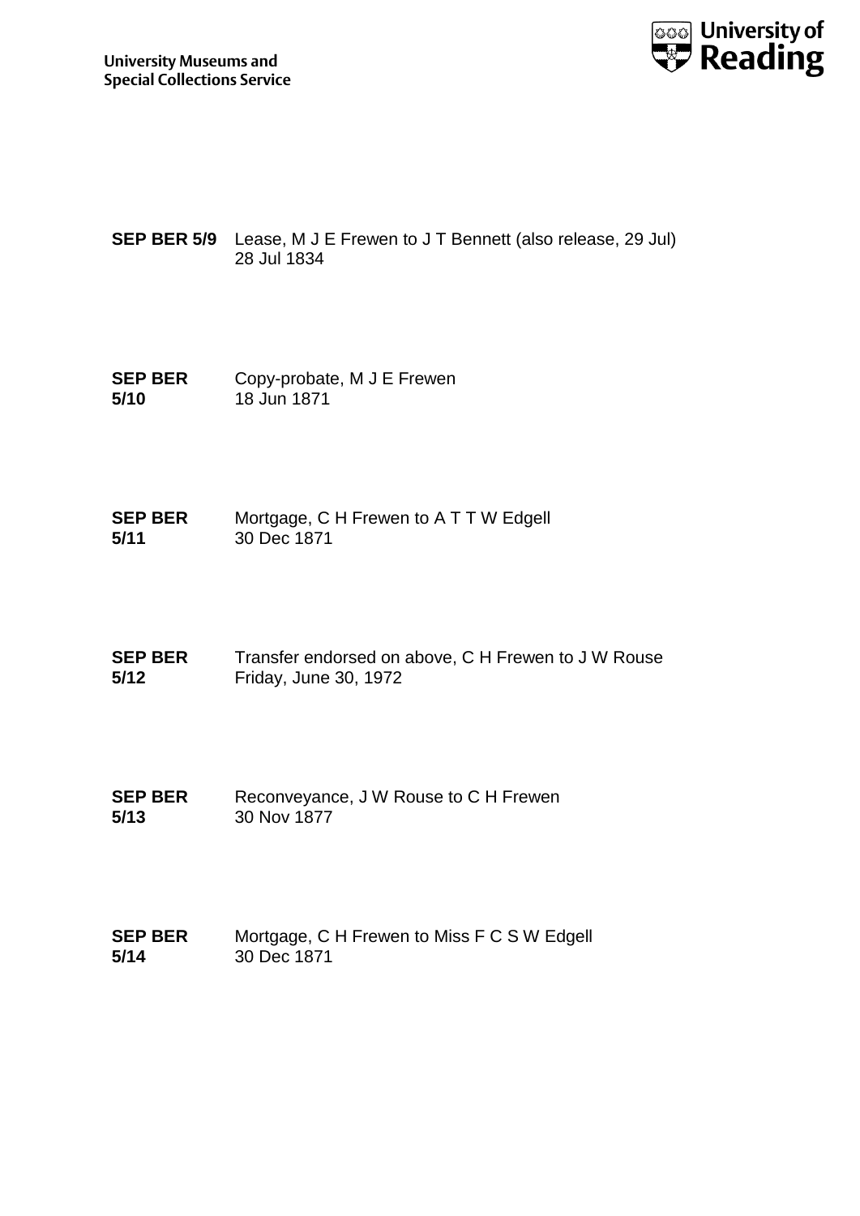**SEP BER 5/9** Lease, M J E Frewen to J T Bennett (also release, 29 Jul)
28 Jul 1834

**SEP BER 5/10** Copy-probate, M J E Frewen
18 Jun 1871

**SEP BER 5/11** Mortgage, C H Frewen to A T T W Edgell
30 Dec 1871

**SEP BER 5/12** Transfer endorsed on above, C H Frewen to J W Rouse
Friday, June 30, 1972

**SEP BER 5/13** Reconveyance, J W Rouse to C H Frewen
30 Nov 1877

**SEP BER 5/14** Mortgage, C H Frewen to Miss F C S W Edgell
30 Dec 1871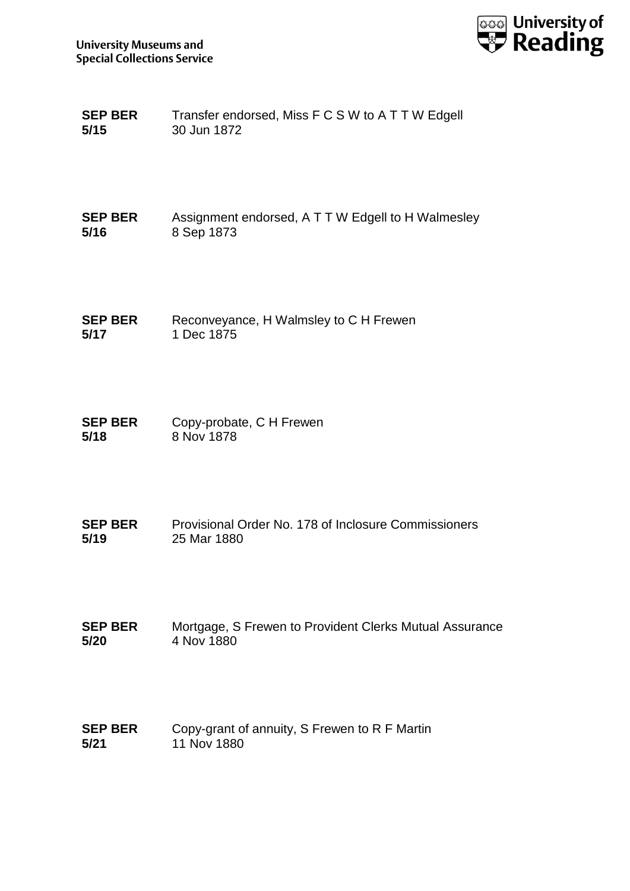| | |
|---|---|
| **SEP BER 5/15** | Transfer endorsed, Miss F C S W to A T T W Edgell<br>30 Jun 1872 |
| **SEP BER 5/16** | Assignment endorsed, A T T W Edgell to H Walmesley<br>8 Sep 1873 |
| **SEP BER 5/17** | Reconveyance, H Walmsley to C H Frewen<br>1 Dec 1875 |
| **SEP BER 5/18** | Copy-probate, C H Frewen<br>8 Nov 1878 |
| **SEP BER 5/19** | Provisional Order No. 178 of Inclosure Commissioners<br>25 Mar 1880 |
| **SEP BER 5/20** | Mortgage, S Frewen to Provident Clerks Mutual Assurance<br>4 Nov 1880 |
| **SEP BER 5/21** | Copy-grant of annuity, S Frewen to R F Martin<br>11 Nov 1880 |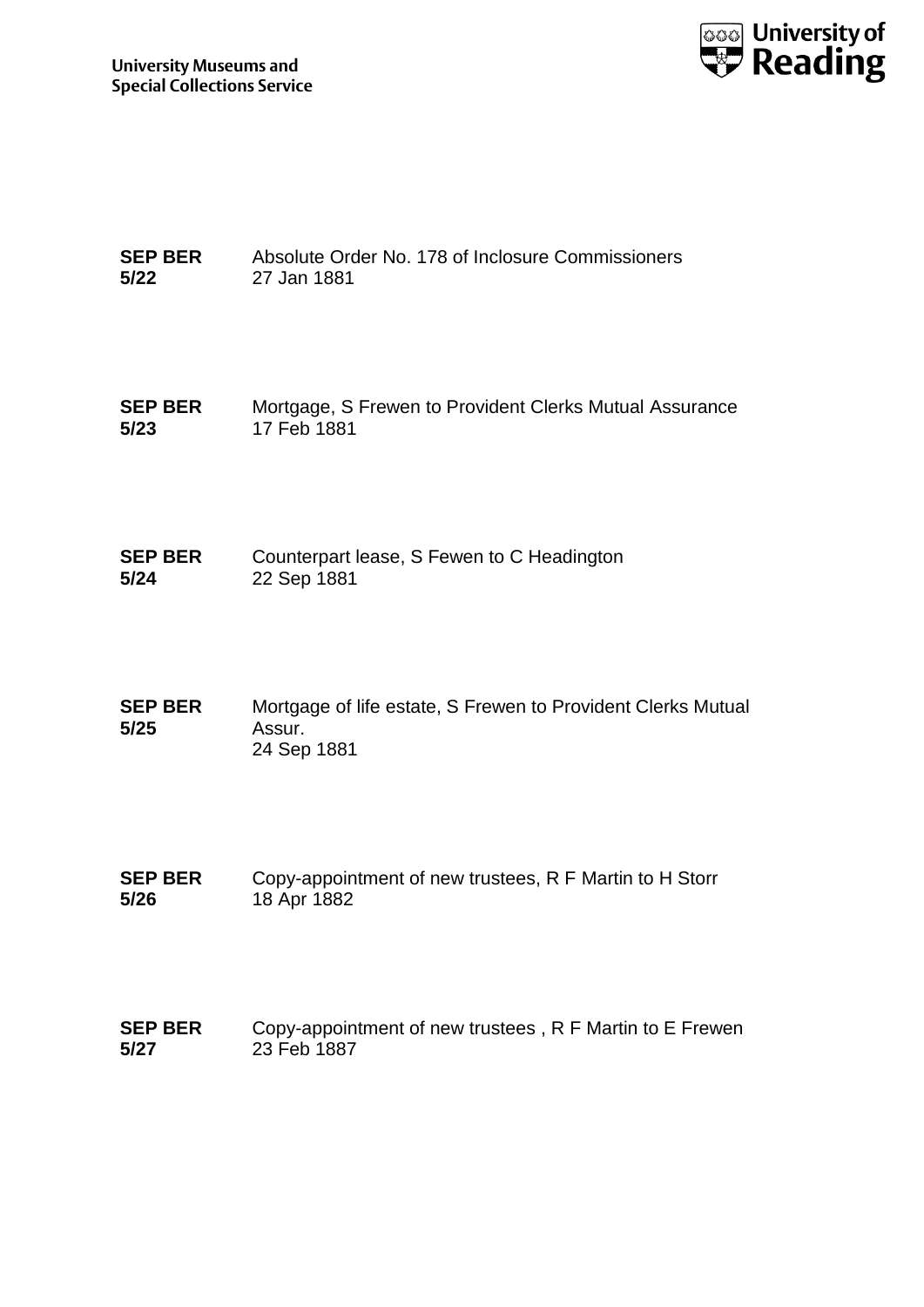**SEP BER 5/22** Absolute Order No. 178 of Inclosure Commissioners
27 Jan 1881

**SEP BER 5/23** Mortgage, S Frewen to Provident Clerks Mutual Assurance
17 Feb 1881

**SEP BER 5/24** Counterpart lease, S Fewen to C Headington
22 Sep 1881

**SEP BER 5/25** Mortgage of life estate, S Frewen to Provident Clerks Mutual Assur.
24 Sep 1881

**SEP BER 5/26** Copy-appointment of new trustees, R F Martin to H Storr
18 Apr 1882

**SEP BER 5/27** Copy-appointment of new trustees , R F Martin to E Frewen
23 Feb 1887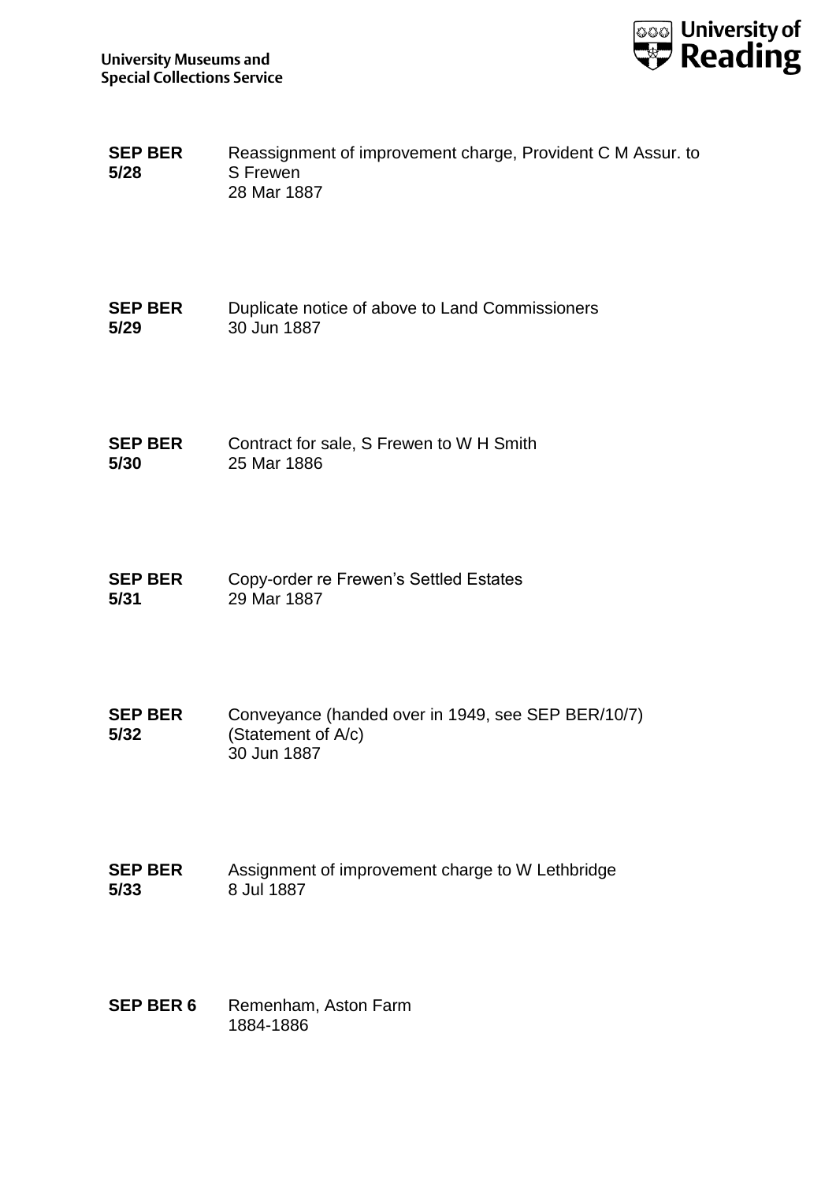**SEP BER 5/28** Reassignment of improvement charge, Provident C M Assur. to S Frewen
28 Mar 1887

**SEP BER 5/29** Duplicate notice of above to Land Commissioners
30 Jun 1887

**SEP BER 5/30** Contract for sale, S Frewen to W H Smith
25 Mar 1886

**SEP BER 5/31** Copy-order re Frewen's Settled Estates
29 Mar 1887

**SEP BER 5/32** Conveyance (handed over in 1949, see SEP BER/10/7)
(Statement of A/c)
30 Jun 1887

**SEP BER 5/33** Assignment of improvement charge to W Lethbridge
8 Jul 1887

**SEP BER 6** Remenham, Aston Farm
1884-1886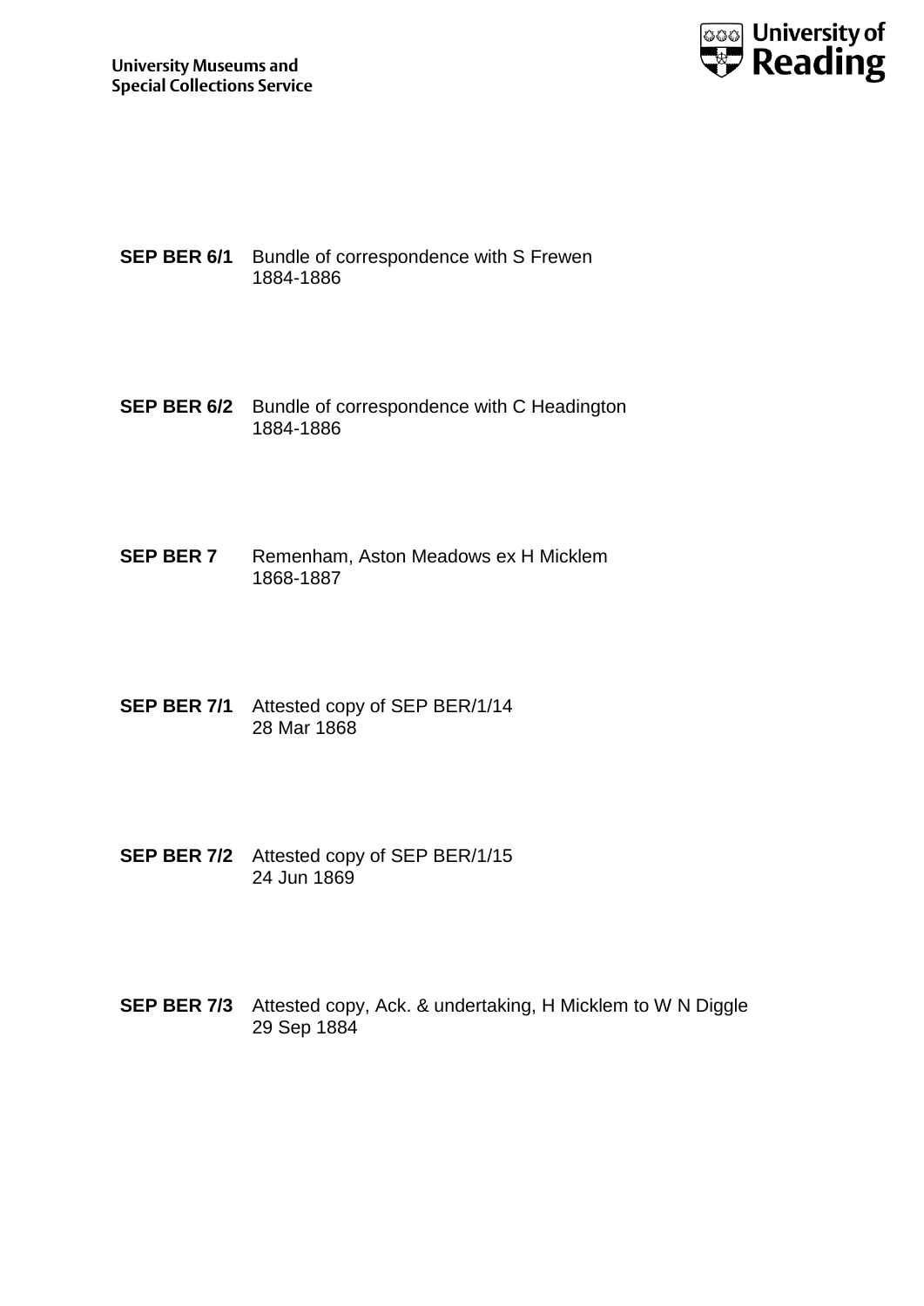**SEP BER 6/1** Bundle of correspondence with S Frewen
1884-1886

**SEP BER 6/2** Bundle of correspondence with C Headington
1884-1886

**SEP BER 7** Remenham, Aston Meadows ex H Micklem
1868-1887

**SEP BER 7/1** Attested copy of SEP BER/1/14
28 Mar 1868

**SEP BER 7/2** Attested copy of SEP BER/1/15
24 Jun 1869

**SEP BER 7/3** Attested copy, Ack. & undertaking, H Micklem to W N Diggle
29 Sep 1884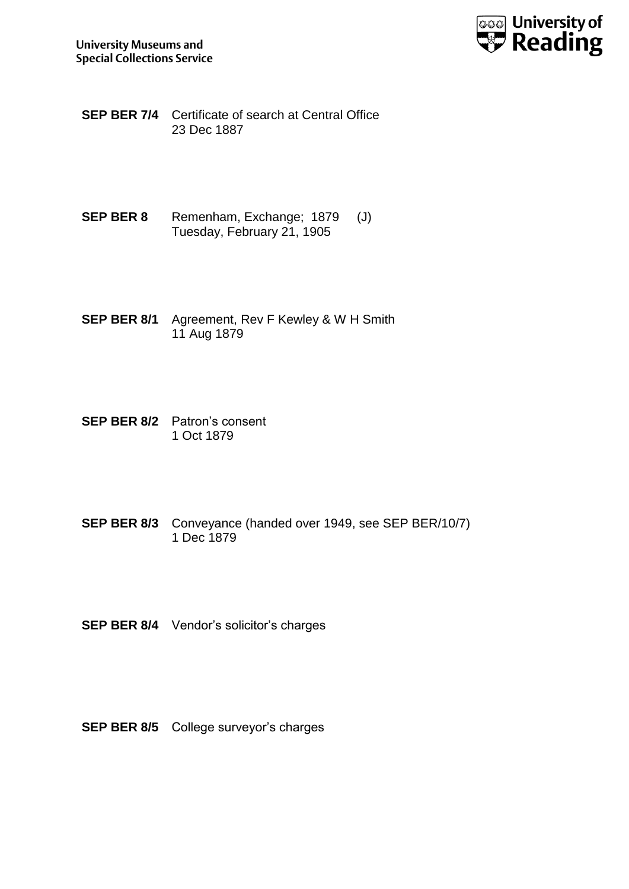**SEP BER 7/4** Certificate of search at Central Office
23 Dec 1887

**SEP BER 8** Remenham, Exchange; 1879 (J)
Tuesday, February 21, 1905

**SEP BER 8/1** Agreement, Rev F Kewley & W H Smith
11 Aug 1879

**SEP BER 8/2** Patron's consent
1 Oct 1879

**SEP BER 8/3** Conveyance (handed over 1949, see SEP BER/10/7)
1 Dec 1879

**SEP BER 8/4** Vendor's solicitor's charges

**SEP BER 8/5** College surveyor's charges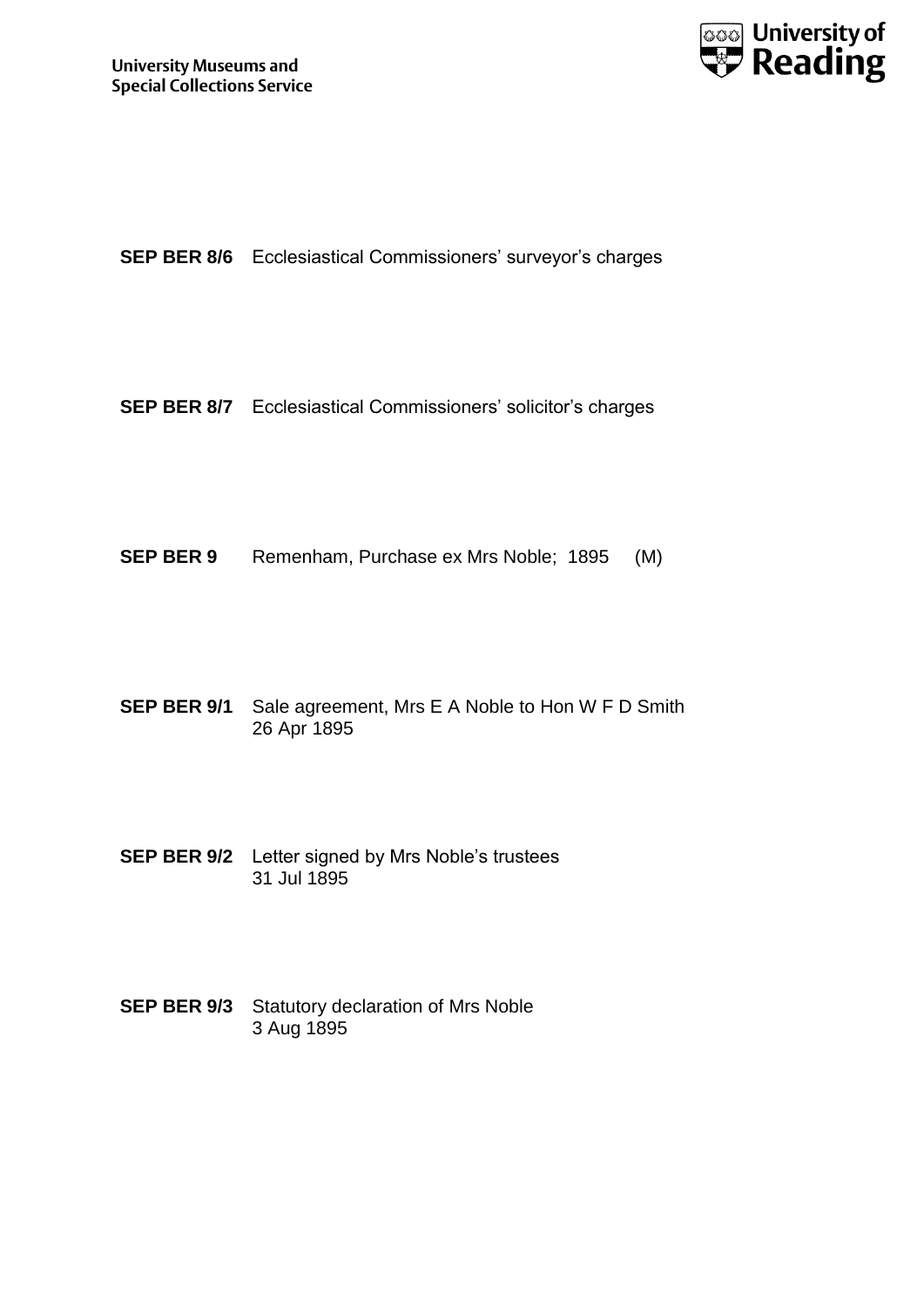**SEP BER 8/6** Ecclesiastical Commissioners' surveyor's charges

**SEP BER 8/7** Ecclesiastical Commissioners' solicitor's charges

**SEP BER 9** Remenham, Purchase ex Mrs Noble; 1895 (M)

**SEP BER 9/1** Sale agreement, Mrs E A Noble to Hon W F D Smith
26 Apr 1895

**SEP BER 9/2** Letter signed by Mrs Noble's trustees
31 Jul 1895

**SEP BER 9/3** Statutory declaration of Mrs Noble
3 Aug 1895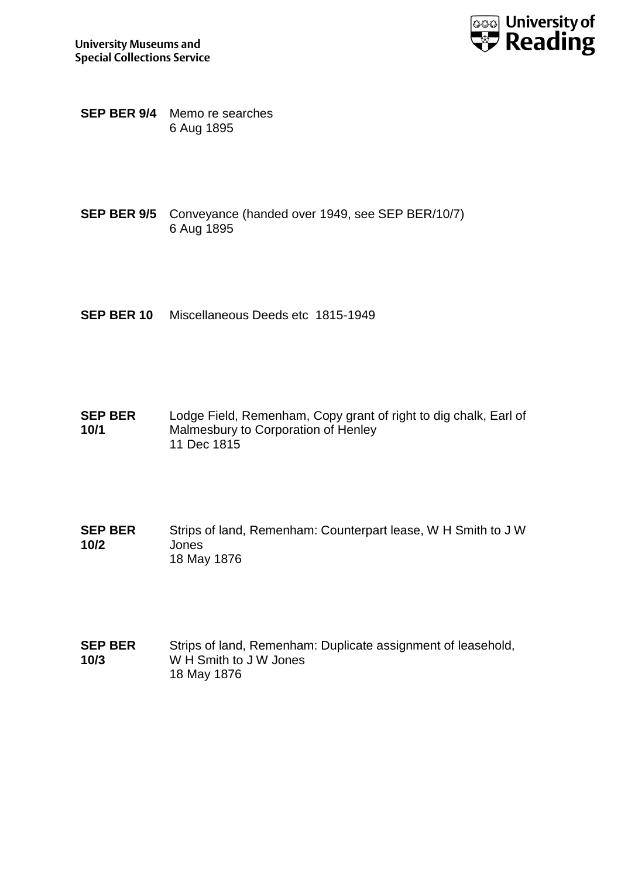**SEP BER 9/4** Memo re searches
6 Aug 1895

**SEP BER 9/5** Conveyance (handed over 1949, see SEP BER/10/7)
6 Aug 1895

**SEP BER 10** Miscellaneous Deeds etc 1815-1949

**SEP BER 10/1** Lodge Field, Remenham, Copy grant of right to dig chalk, Earl of Malmesbury to Corporation of Henley
11 Dec 1815

**SEP BER 10/2** Strips of land, Remenham: Counterpart lease, W H Smith to J W Jones
18 May 1876

**SEP BER 10/3** Strips of land, Remenham: Duplicate assignment of leasehold, W H Smith to J W Jones
18 May 1876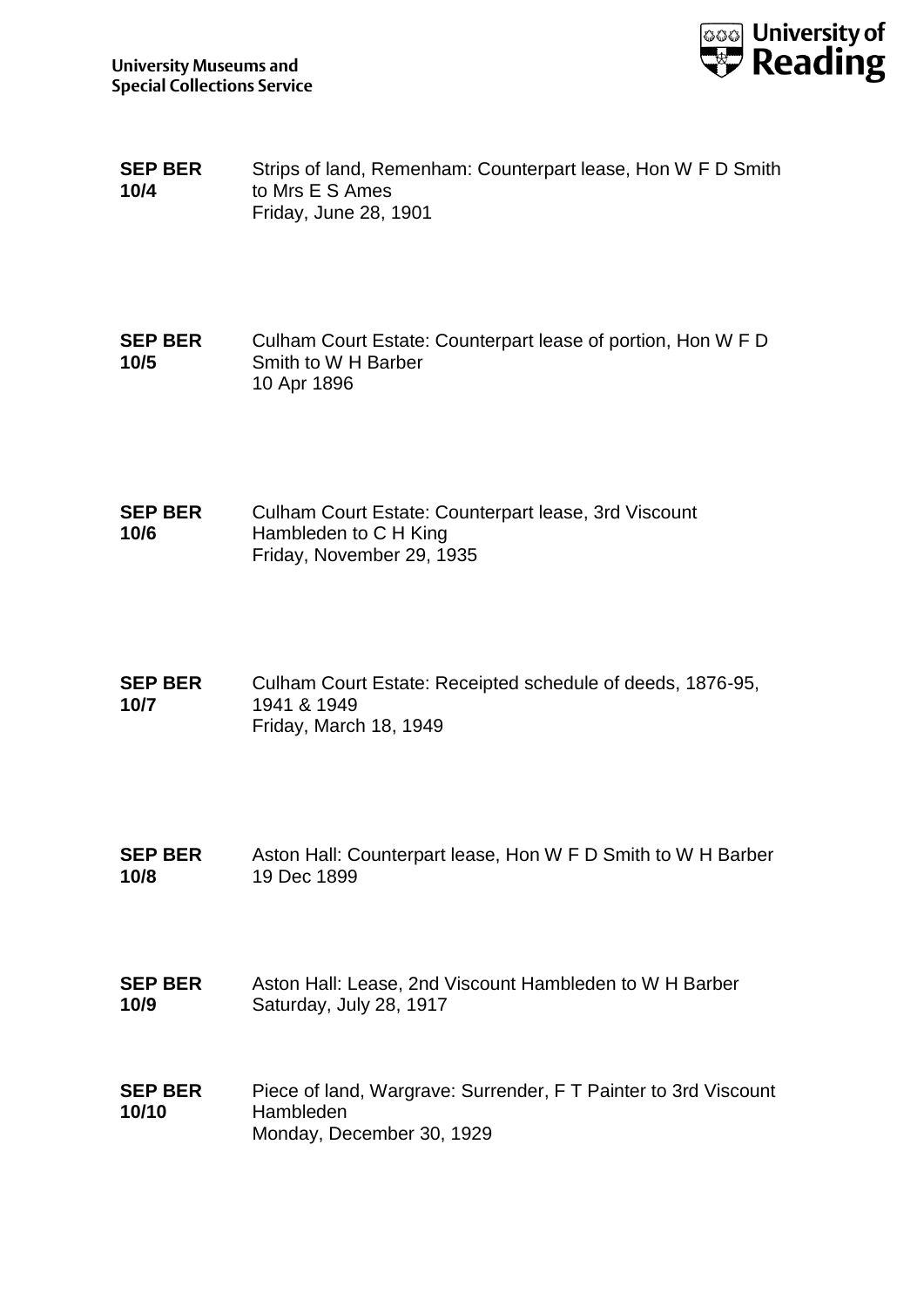**SEP BER 10/4** Strips of land, Remenham: Counterpart lease, Hon W F D Smith to Mrs E S Ames
Friday, June 28, 1901

**SEP BER 10/5** Culham Court Estate: Counterpart lease of portion, Hon W F D Smith to W H Barber
10 Apr 1896

**SEP BER 10/6** Culham Court Estate: Counterpart lease, 3rd Viscount Hambleden to C H King
Friday, November 29, 1935

**SEP BER 10/7** Culham Court Estate: Receipted schedule of deeds, 1876-95, 1941 & 1949
Friday, March 18, 1949

**SEP BER 10/8** Aston Hall: Counterpart lease, Hon W F D Smith to W H Barber
19 Dec 1899

**SEP BER 10/9** Aston Hall: Lease, 2nd Viscount Hambleden to W H Barber
Saturday, July 28, 1917

**SEP BER 10/10** Piece of land, Wargrave: Surrender, F T Painter to 3rd Viscount Hambleden
Monday, December 30, 1929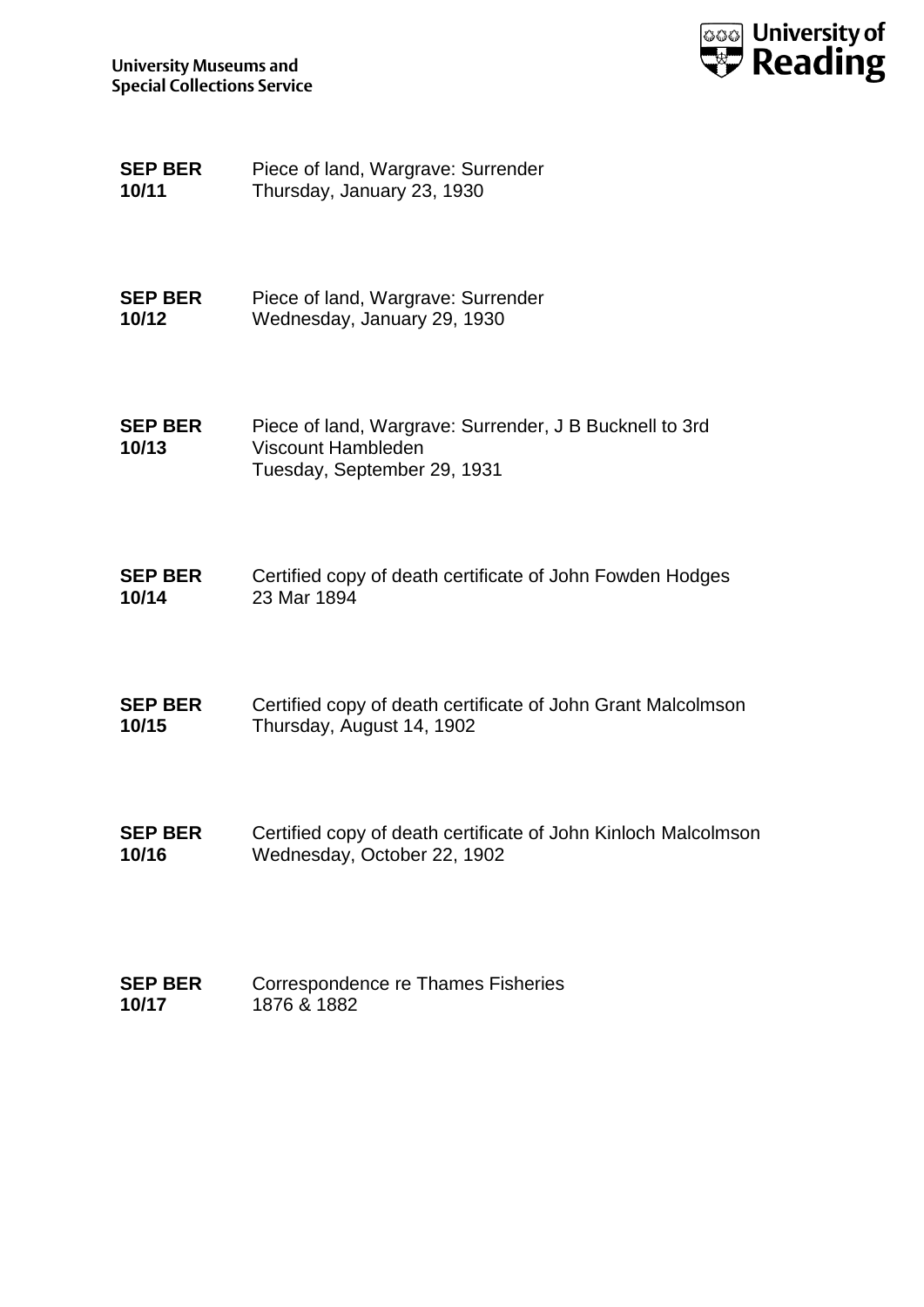**SEP BER 10/11** Piece of land, Wargrave: Surrender
Thursday, January 23, 1930

**SEP BER 10/12** Piece of land, Wargrave: Surrender
Wednesday, January 29, 1930

**SEP BER 10/13** Piece of land, Wargrave: Surrender, J B Bucknell to 3rd Viscount Hambleden
Tuesday, September 29, 1931

**SEP BER 10/14** Certified copy of death certificate of John Fowden Hodges
23 Mar 1894

**SEP BER 10/15** Certified copy of death certificate of John Grant Malcolmson
Thursday, August 14, 1902

**SEP BER 10/16** Certified copy of death certificate of John Kinloch Malcolmson
Wednesday, October 22, 1902

**SEP BER 10/17** Correspondence re Thames Fisheries
1876 & 1882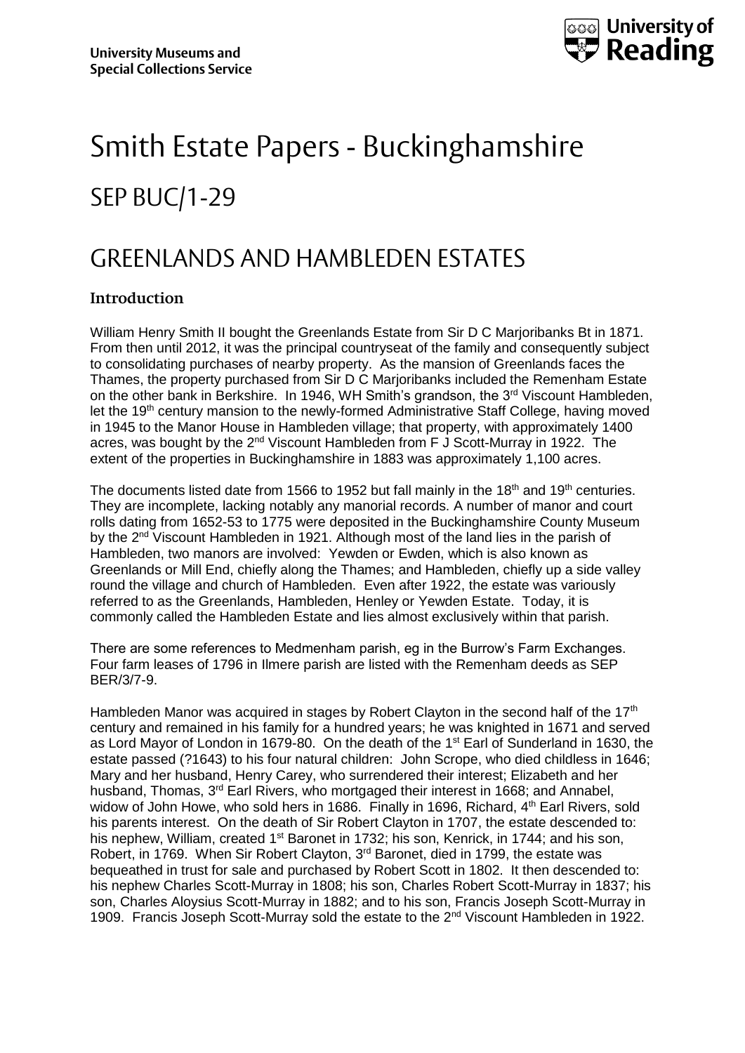**University Museums and Special Collections Service**

# Smith Estate Papers - Buckinghamshire

## SEP BUC/1-29

## GREENLANDS AND HAMBLEDEN ESTATES

### Introduction

William Henry Smith II bought the Greenlands Estate from Sir D C Marjoribanks Bt in 1871. From then until 2012, it was the principal countryseat of the family and consequently subject to consolidating purchases of nearby property. As the mansion of Greenlands faces the Thames, the property purchased from Sir D C Marjoribanks included the Remenham Estate on the other bank in Berkshire. In 1946, WH Smith's grandson, the 3rd Viscount Hambleden, let the 19th century mansion to the newly-formed Administrative Staff College, having moved in 1945 to the Manor House in Hambleden village; that property, with approximately 1400 acres, was bought by the 2nd Viscount Hambleden from F J Scott-Murray in 1922. The extent of the properties in Buckinghamshire in 1883 was approximately 1,100 acres.

The documents listed date from 1566 to 1952 but fall mainly in the 18th and 19th centuries. They are incomplete, lacking notably any manorial records. A number of manor and court rolls dating from 1652-53 to 1775 were deposited in the Buckinghamshire County Museum by the 2nd Viscount Hambleden in 1921. Although most of the land lies in the parish of Hambleden, two manors are involved: Yewden or Ewden, which is also known as Greenlands or Mill End, chiefly along the Thames; and Hambleden, chiefly up a side valley round the village and church of Hambleden. Even after 1922, the estate was variously referred to as the Greenlands, Hambleden, Henley or Yewden Estate. Today, it is commonly called the Hambleden Estate and lies almost exclusively within that parish.

There are some references to Medmenham parish, eg in the Burrow's Farm Exchanges. Four farm leases of 1796 in Ilmere parish are listed with the Remenham deeds as SEP BER/3/7-9.

Hambleden Manor was acquired in stages by Robert Clayton in the second half of the 17th century and remained in his family for a hundred years; he was knighted in 1671 and served as Lord Mayor of London in 1679-80. On the death of the 1st Earl of Sunderland in 1630, the estate passed (?1643) to his four natural children: John Scrope, who died childless in 1646; Mary and her husband, Henry Carey, who surrendered their interest; Elizabeth and her husband, Thomas, 3rd Earl Rivers, who mortgaged their interest in 1668; and Annabel, widow of John Howe, who sold hers in 1686. Finally in 1696, Richard, 4th Earl Rivers, sold his parents interest. On the death of Sir Robert Clayton in 1707, the estate descended to: his nephew, William, created 1st Baronet in 1732; his son, Kenrick, in 1744; and his son, Robert, in 1769. When Sir Robert Clayton, 3rd Baronet, died in 1799, the estate was bequeathed in trust for sale and purchased by Robert Scott in 1802. It then descended to: his nephew Charles Scott-Murray in 1808; his son, Charles Robert Scott-Murray in 1837; his son, Charles Aloysius Scott-Murray in 1882; and to his son, Francis Joseph Scott-Murray in 1909. Francis Joseph Scott-Murray sold the estate to the 2nd Viscount Hambleden in 1922.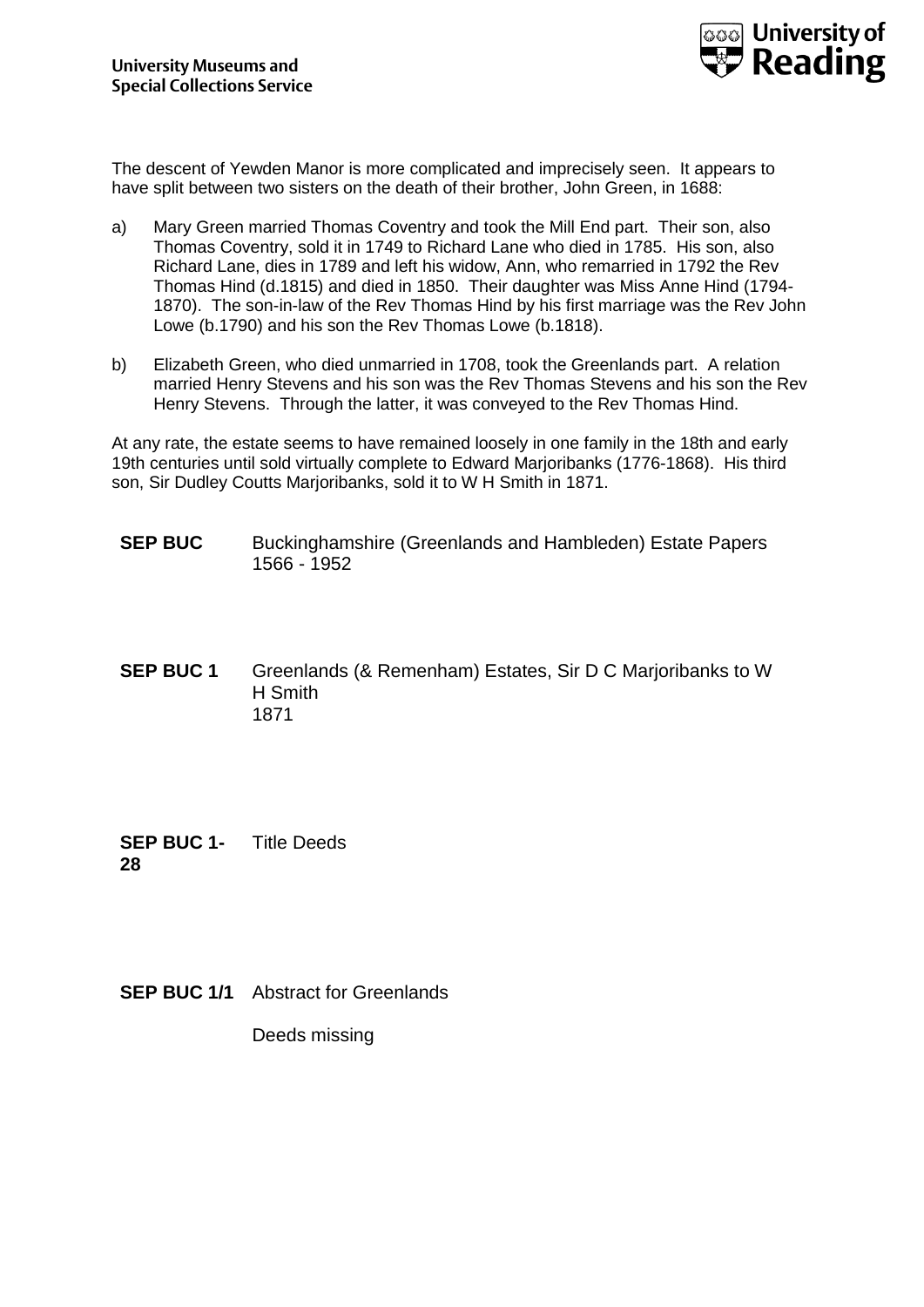The descent of Yewden Manor is more complicated and imprecisely seen. It appears to have split between two sisters on the death of their brother, John Green, in 1688:

a) Mary Green married Thomas Coventry and took the Mill End part. Their son, also Thomas Coventry, sold it in 1749 to Richard Lane who died in 1785. His son, also Richard Lane, dies in 1789 and left his widow, Ann, who remarried in 1792 the Rev Thomas Hind (d.1815) and died in 1850. Their daughter was Miss Anne Hind (1794-1870). The son-in-law of the Rev Thomas Hind by his first marriage was the Rev John Lowe (b.1790) and his son the Rev Thomas Lowe (b.1818).

b) Elizabeth Green, who died unmarried in 1708, took the Greenlands part. A relation married Henry Stevens and his son was the Rev Thomas Stevens and his son the Rev Henry Stevens. Through the latter, it was conveyed to the Rev Thomas Hind.

At any rate, the estate seems to have remained loosely in one family in the 18th and early 19th centuries until sold virtually complete to Edward Marjoribanks (1776-1868). His third son, Sir Dudley Coutts Marjoribanks, sold it to W H Smith in 1871.

**SEP BUC** Buckinghamshire (Greenlands and Hambleden) Estate Papers
1566 - 1952

**SEP BUC 1** Greenlands (& Remenham) Estates, Sir D C Marjoribanks to W H Smith
1871

**SEP BUC 1-28** Title Deeds

**SEP BUC 1/1** Abstract for Greenlands

Deeds missing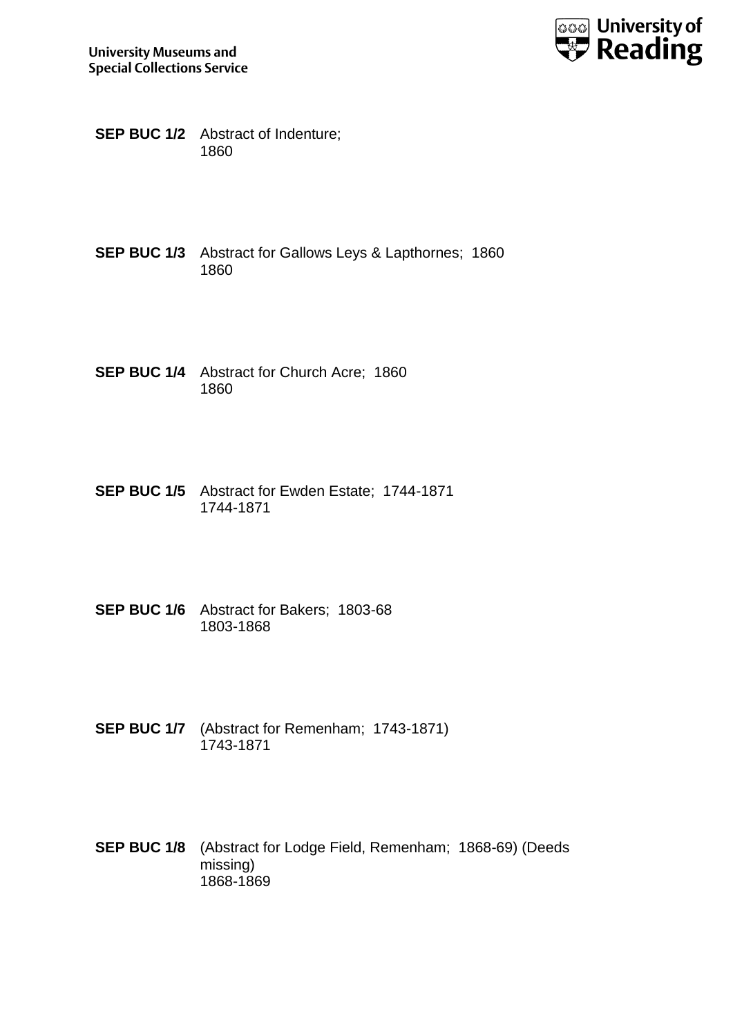**SEP BUC 1/2** Abstract of Indenture;
1860

**SEP BUC 1/3** Abstract for Gallows Leys & Lapthornes; 1860
1860

**SEP BUC 1/4** Abstract for Church Acre; 1860
1860

**SEP BUC 1/5** Abstract for Ewden Estate; 1744-1871
1744-1871

**SEP BUC 1/6** Abstract for Bakers; 1803-68
1803-1868

**SEP BUC 1/7** (Abstract for Remenham; 1743-1871)
1743-1871

**SEP BUC 1/8** (Abstract for Lodge Field, Remenham; 1868-69) (Deeds missing)
1868-1869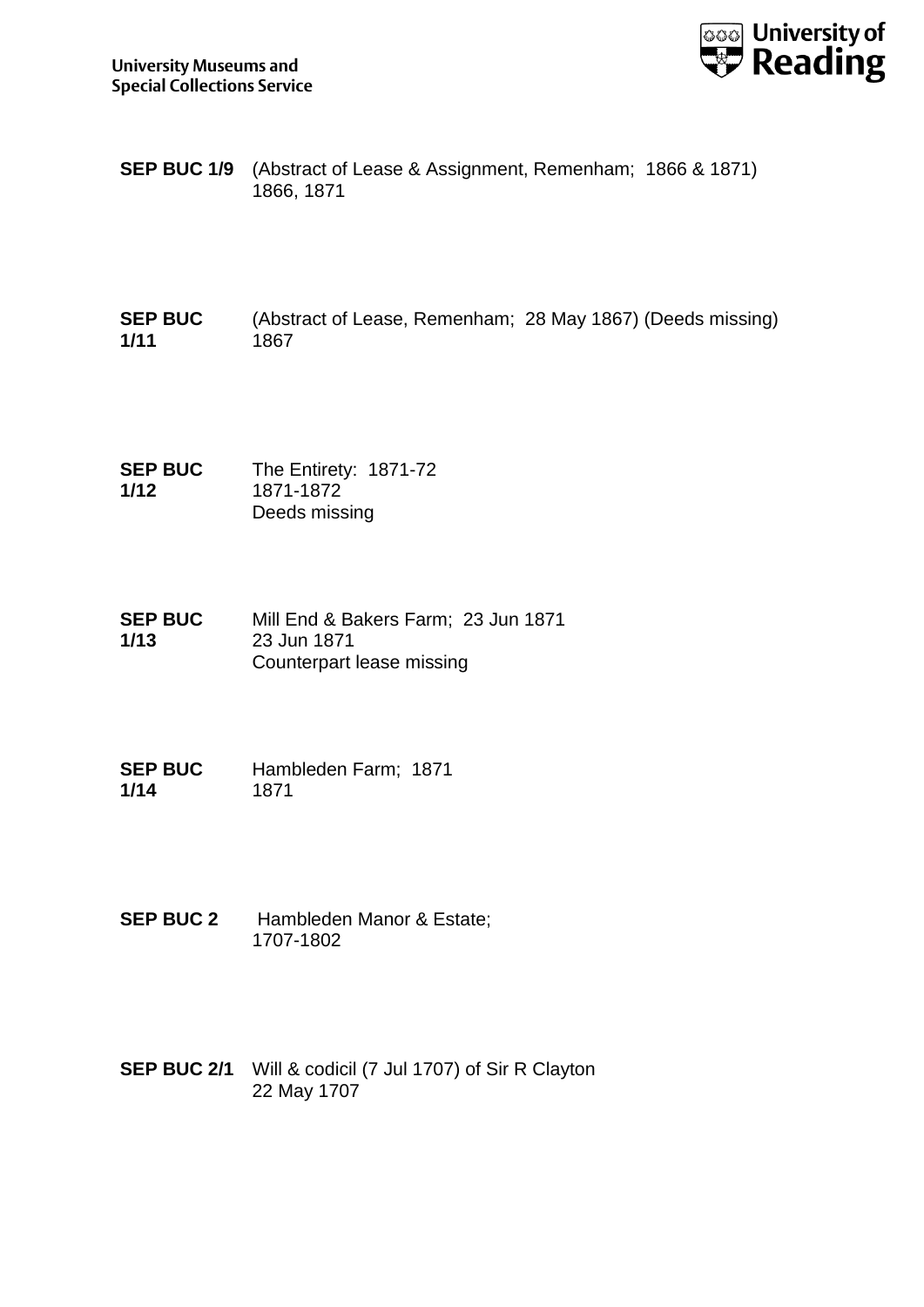**SEP BUC 1/9** (Abstract of Lease & Assignment, Remenham; 1866 & 1871)
1866, 1871

**SEP BUC 1/11** (Abstract of Lease, Remenham; 28 May 1867) (Deeds missing)
1867

**SEP BUC 1/12** The Entirety: 1871-72
1871-1872
Deeds missing

**SEP BUC 1/13** Mill End & Bakers Farm; 23 Jun 1871
23 Jun 1871
Counterpart lease missing

**SEP BUC 1/14** Hambleden Farm; 1871
1871

**SEP BUC 2** Hambleden Manor & Estate;
1707-1802

**SEP BUC 2/1** Will & codicil (7 Jul 1707) of Sir R Clayton
22 May 1707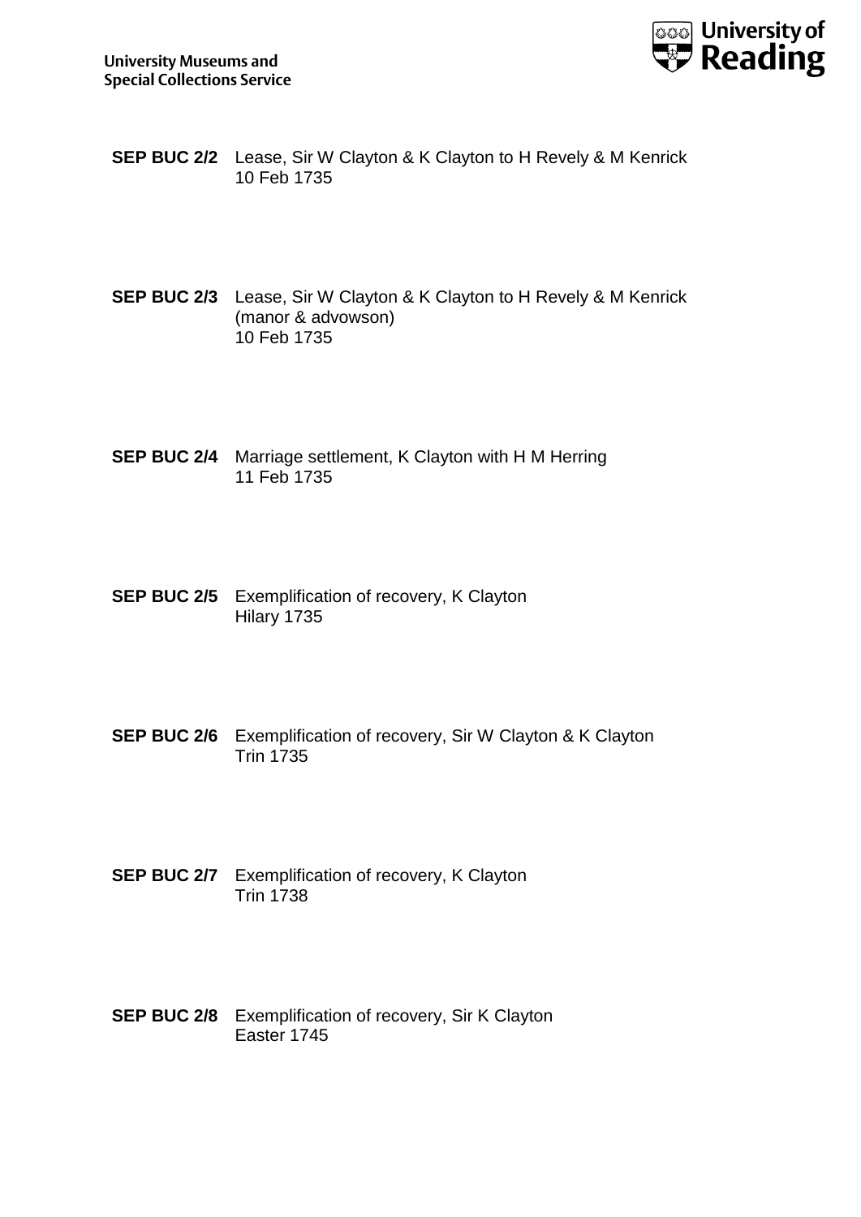**SEP BUC 2/2** Lease, Sir W Clayton & K Clayton to H Revely & M Kenrick
10 Feb 1735

**SEP BUC 2/3** Lease, Sir W Clayton & K Clayton to H Revely & M Kenrick (manor & advowson)
10 Feb 1735

**SEP BUC 2/4** Marriage settlement, K Clayton with H M Herring
11 Feb 1735

**SEP BUC 2/5** Exemplification of recovery, K Clayton
Hilary 1735

**SEP BUC 2/6** Exemplification of recovery, Sir W Clayton & K Clayton
Trin 1735

**SEP BUC 2/7** Exemplification of recovery, K Clayton
Trin 1738

**SEP BUC 2/8** Exemplification of recovery, Sir K Clayton
Easter 1745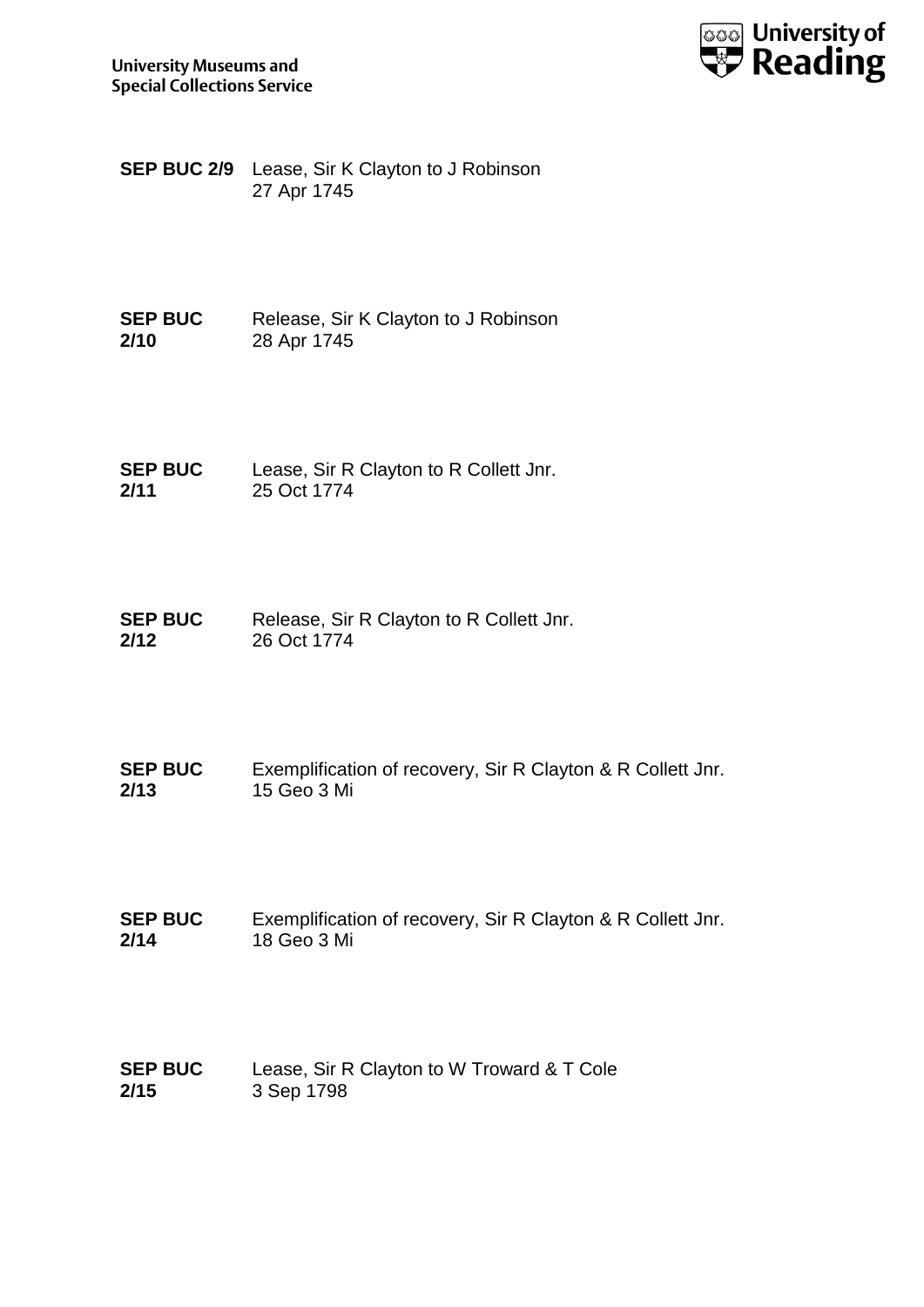**SEP BUC 2/9** Lease, Sir K Clayton to J Robinson
27 Apr 1745

**SEP BUC 2/10** Release, Sir K Clayton to J Robinson
28 Apr 1745

**SEP BUC 2/11** Lease, Sir R Clayton to R Collett Jnr.
25 Oct 1774

**SEP BUC 2/12** Release, Sir R Clayton to R Collett Jnr.
26 Oct 1774

**SEP BUC 2/13** Exemplification of recovery, Sir R Clayton & R Collett Jnr.
15 Geo 3 Mi

**SEP BUC 2/14** Exemplification of recovery, Sir R Clayton & R Collett Jnr.
18 Geo 3 Mi

**SEP BUC 2/15** Lease, Sir R Clayton to W Troward & T Cole
3 Sep 1798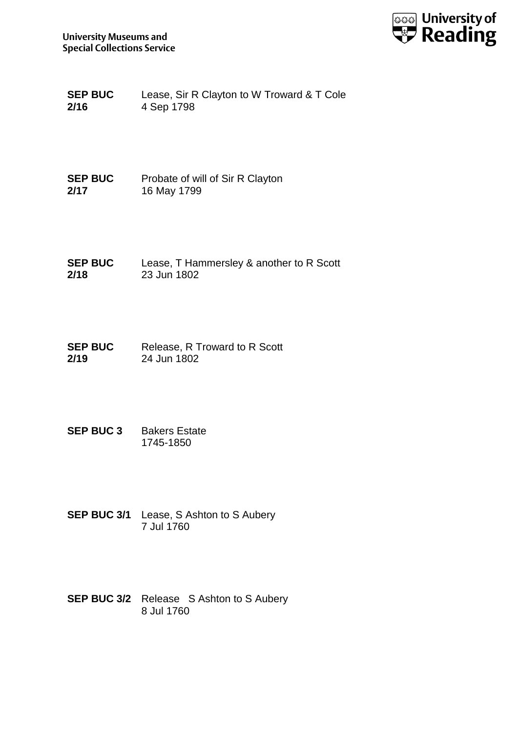**SEP BUC 2/16** Lease, Sir R Clayton to W Troward & T Cole
4 Sep 1798

**SEP BUC 2/17** Probate of will of Sir R Clayton
16 May 1799

**SEP BUC 2/18** Lease, T Hammersley & another to R Scott
23 Jun 1802

**SEP BUC 2/19** Release, R Troward to R Scott
24 Jun 1802

**SEP BUC 3** Bakers Estate
1745-1850

**SEP BUC 3/1** Lease, S Ashton to S Aubery
7 Jul 1760

**SEP BUC 3/2** Release S Ashton to S Aubery
8 Jul 1760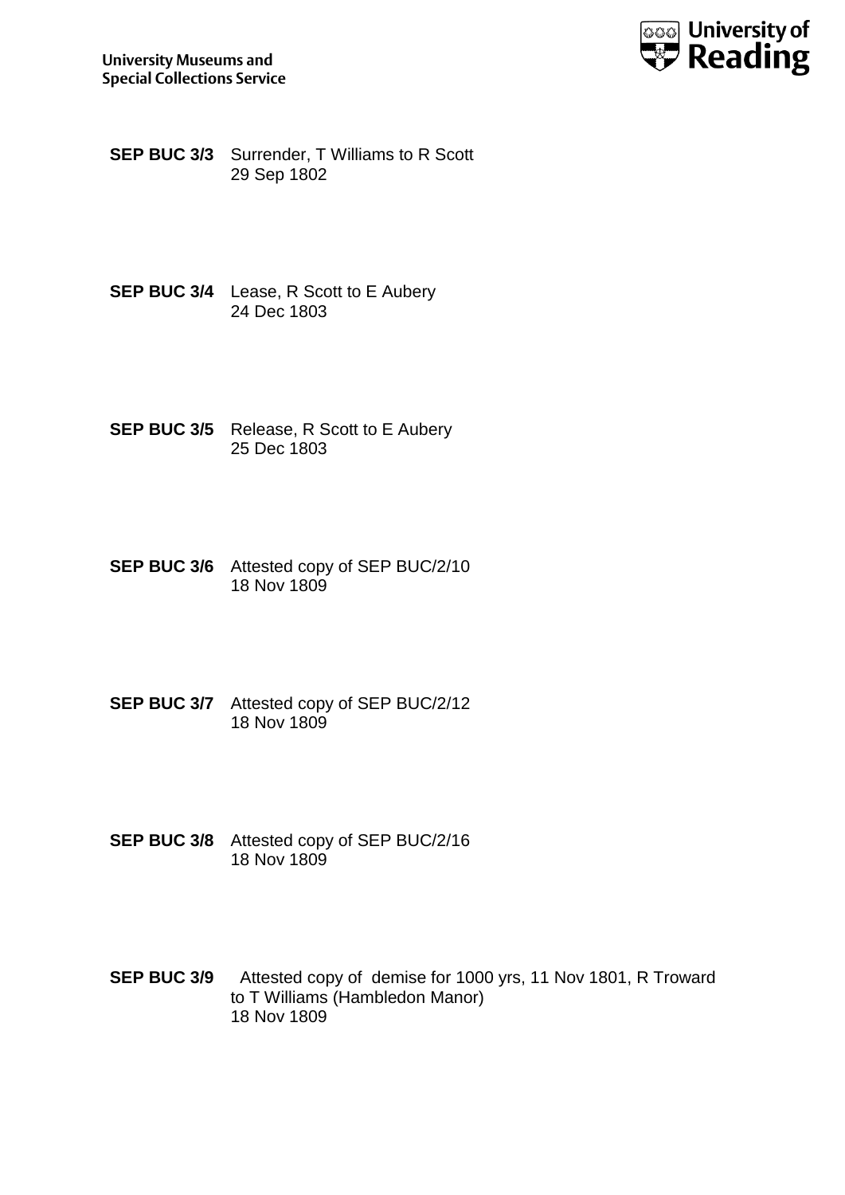**SEP BUC 3/3** Surrender, T Williams to R Scott
29 Sep 1802

**SEP BUC 3/4** Lease, R Scott to E Aubery
24 Dec 1803

**SEP BUC 3/5** Release, R Scott to E Aubery
25 Dec 1803

**SEP BUC 3/6** Attested copy of SEP BUC/2/10
18 Nov 1809

**SEP BUC 3/7** Attested copy of SEP BUC/2/12
18 Nov 1809

**SEP BUC 3/8** Attested copy of SEP BUC/2/16
18 Nov 1809

**SEP BUC 3/9** Attested copy of demise for 1000 yrs, 11 Nov 1801, R Troward to T Williams (Hambledon Manor)
18 Nov 1809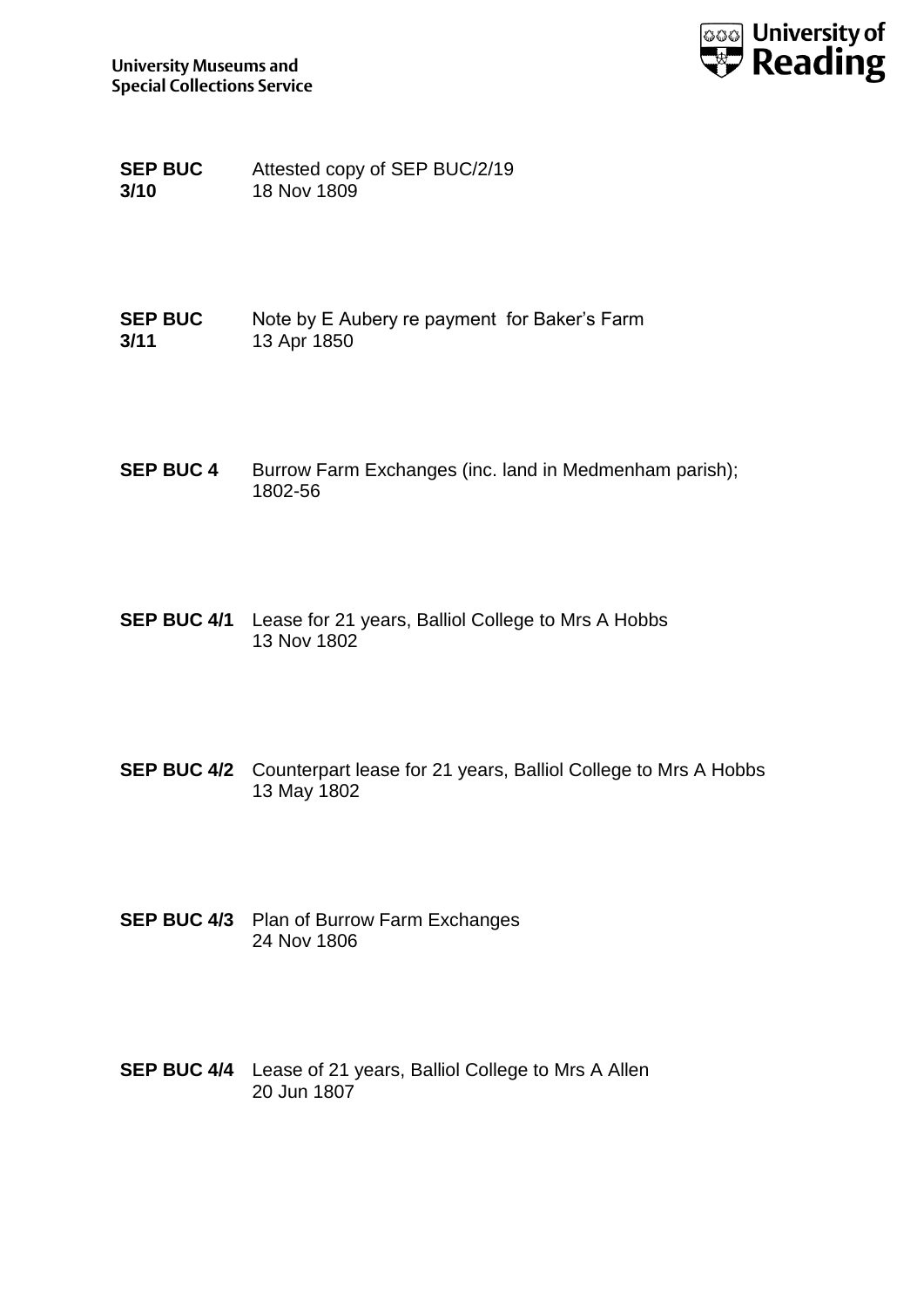**SEP BUC 3/10** Attested copy of SEP BUC/2/19
18 Nov 1809

**SEP BUC 3/11** Note by E Aubery re payment for Baker's Farm
13 Apr 1850

**SEP BUC 4** Burrow Farm Exchanges (inc. land in Medmenham parish); 1802-56

**SEP BUC 4/1** Lease for 21 years, Balliol College to Mrs A Hobbs
13 Nov 1802

**SEP BUC 4/2** Counterpart lease for 21 years, Balliol College to Mrs A Hobbs
13 May 1802

**SEP BUC 4/3** Plan of Burrow Farm Exchanges
24 Nov 1806

**SEP BUC 4/4** Lease of 21 years, Balliol College to Mrs A Allen
20 Jun 1807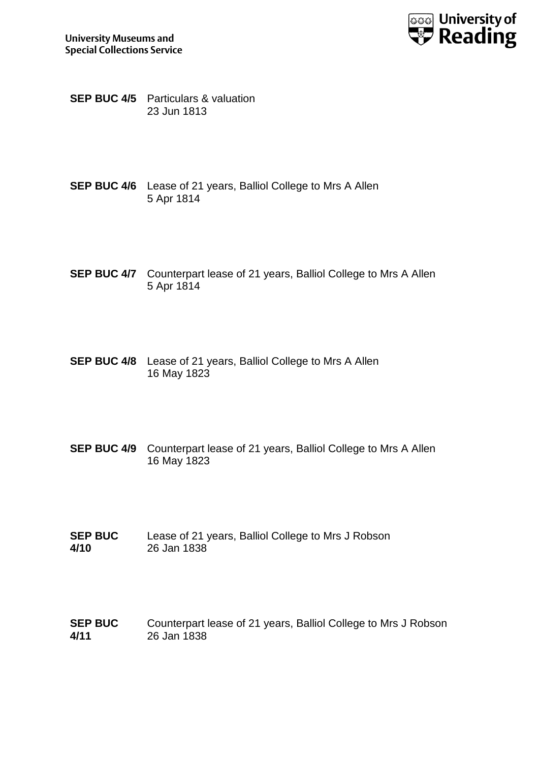**SEP BUC 4/5** Particulars & valuation
23 Jun 1813

**SEP BUC 4/6** Lease of 21 years, Balliol College to Mrs A Allen
5 Apr 1814

**SEP BUC 4/7** Counterpart lease of 21 years, Balliol College to Mrs A Allen
5 Apr 1814

**SEP BUC 4/8** Lease of 21 years, Balliol College to Mrs A Allen
16 May 1823

**SEP BUC 4/9** Counterpart lease of 21 years, Balliol College to Mrs A Allen
16 May 1823

**SEP BUC 4/10** Lease of 21 years, Balliol College to Mrs J Robson
26 Jan 1838

**SEP BUC 4/11** Counterpart lease of 21 years, Balliol College to Mrs J Robson
26 Jan 1838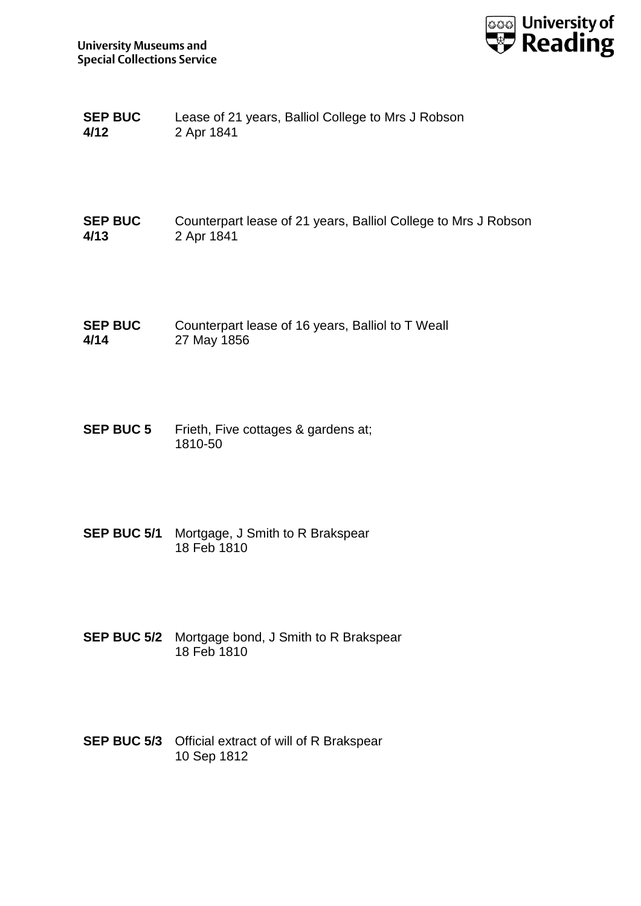**SEP BUC 4/12** Lease of 21 years, Balliol College to Mrs J Robson
2 Apr 1841

**SEP BUC 4/13** Counterpart lease of 21 years, Balliol College to Mrs J Robson
2 Apr 1841

**SEP BUC 4/14** Counterpart lease of 16 years, Balliol to T Weall
27 May 1856

**SEP BUC 5** Frieth, Five cottages & gardens at;
1810-50

**SEP BUC 5/1** Mortgage, J Smith to R Brakspear
18 Feb 1810

**SEP BUC 5/2** Mortgage bond, J Smith to R Brakspear
18 Feb 1810

**SEP BUC 5/3** Official extract of will of R Brakspear
10 Sep 1812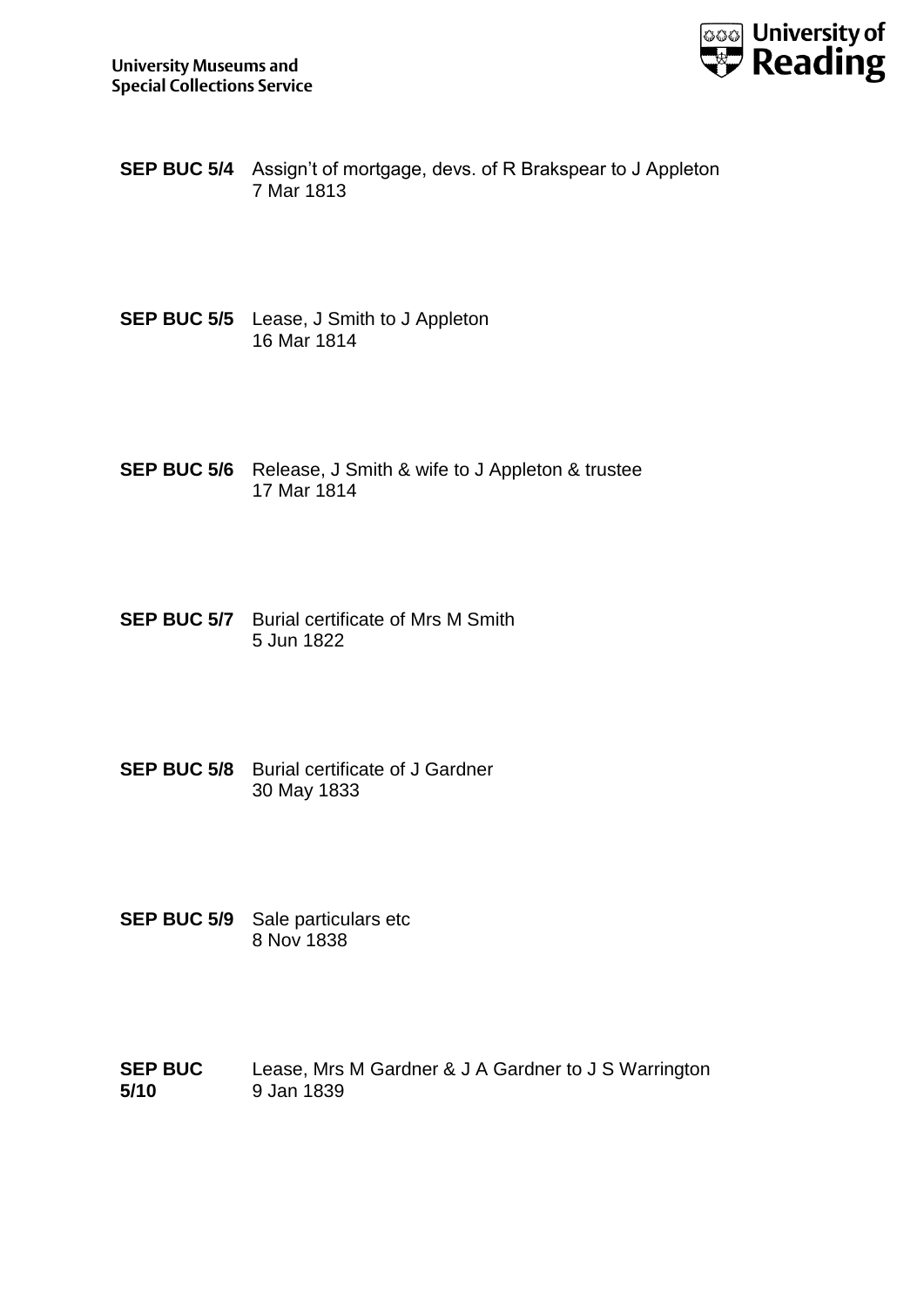**SEP BUC 5/4** Assign't of mortgage, devs. of R Brakspear to J Appleton
7 Mar 1813

**SEP BUC 5/5** Lease, J Smith to J Appleton
16 Mar 1814

**SEP BUC 5/6** Release, J Smith & wife to J Appleton & trustee
17 Mar 1814

**SEP BUC 5/7** Burial certificate of Mrs M Smith
5 Jun 1822

**SEP BUC 5/8** Burial certificate of J Gardner
30 May 1833

**SEP BUC 5/9** Sale particulars etc
8 Nov 1838

**SEP BUC 5/10** Lease, Mrs M Gardner & J A Gardner to J S Warrington
9 Jan 1839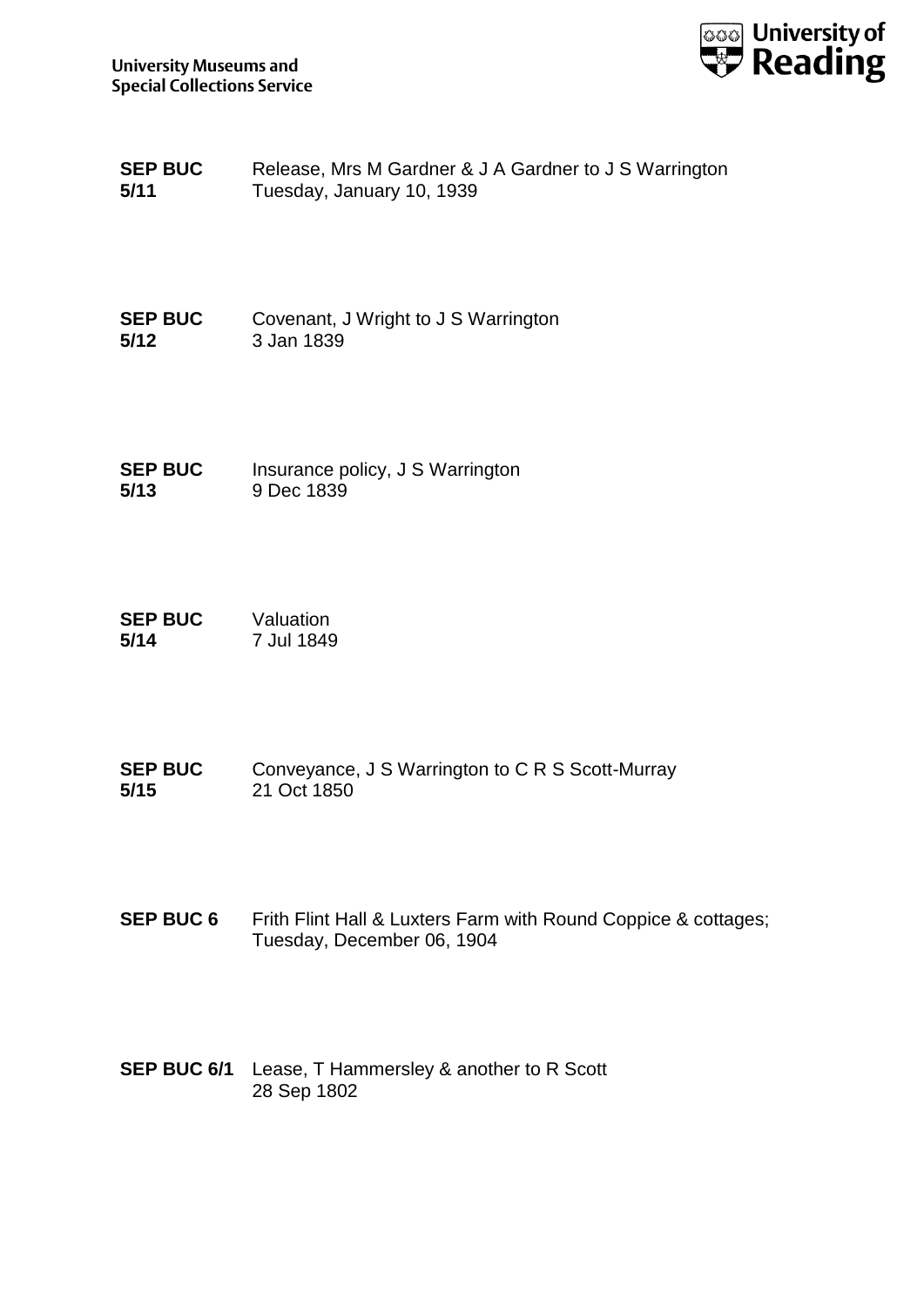**SEP BUC 5/11** Release, Mrs M Gardner & J A Gardner to J S Warrington
Tuesday, January 10, 1939

**SEP BUC 5/12** Covenant, J Wright to J S Warrington
3 Jan 1839

**SEP BUC 5/13** Insurance policy, J S Warrington
9 Dec 1839

**SEP BUC 5/14** Valuation
7 Jul 1849

**SEP BUC 5/15** Conveyance, J S Warrington to C R S Scott-Murray
21 Oct 1850

**SEP BUC 6** Frith Flint Hall & Luxters Farm with Round Coppice & cottages;
Tuesday, December 06, 1904

**SEP BUC 6/1** Lease, T Hammersley & another to R Scott
28 Sep 1802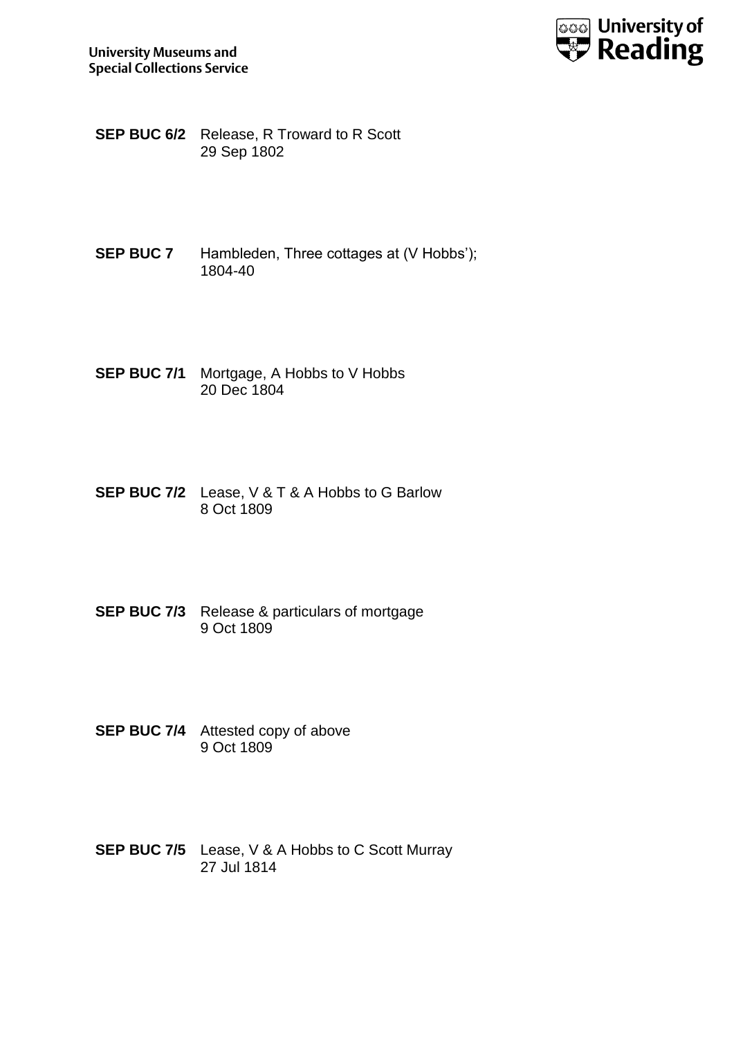**SEP BUC 6/2** Release, R Troward to R Scott
29 Sep 1802

**SEP BUC 7** Hambleden, Three cottages at (V Hobbs');
1804-40

**SEP BUC 7/1** Mortgage, A Hobbs to V Hobbs
20 Dec 1804

**SEP BUC 7/2** Lease, V & T & A Hobbs to G Barlow
8 Oct 1809

**SEP BUC 7/3** Release & particulars of mortgage
9 Oct 1809

**SEP BUC 7/4** Attested copy of above
9 Oct 1809

**SEP BUC 7/5** Lease, V & A Hobbs to C Scott Murray
27 Jul 1814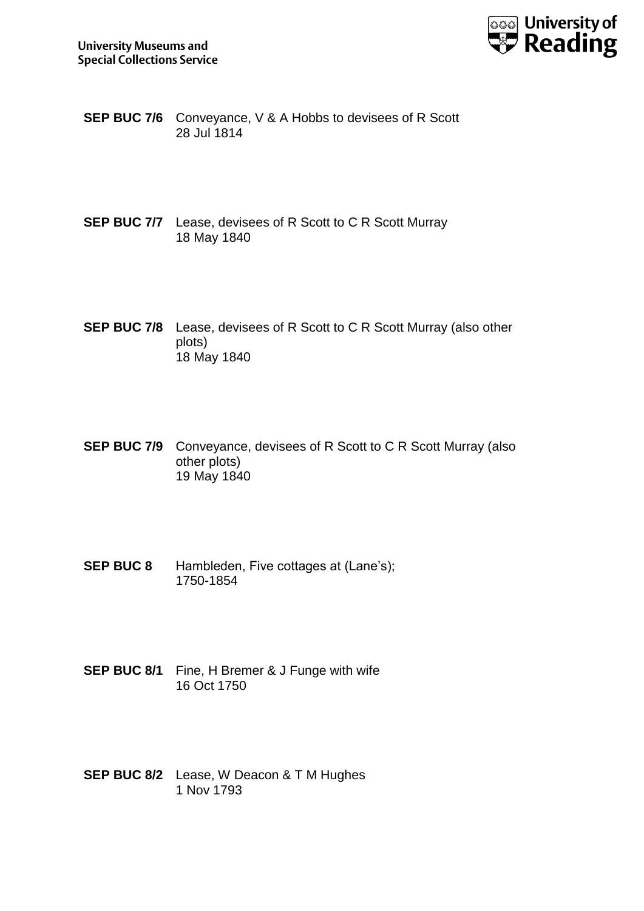**SEP BUC 7/6** Conveyance, V & A Hobbs to devisees of R Scott
28 Jul 1814

**SEP BUC 7/7** Lease, devisees of R Scott to C R Scott Murray
18 May 1840

**SEP BUC 7/8** Lease, devisees of R Scott to C R Scott Murray (also other plots)
18 May 1840

**SEP BUC 7/9** Conveyance, devisees of R Scott to C R Scott Murray (also other plots)
19 May 1840

**SEP BUC 8** Hambleden, Five cottages at (Lane's);
1750-1854

**SEP BUC 8/1** Fine, H Bremer & J Funge with wife
16 Oct 1750

**SEP BUC 8/2** Lease, W Deacon & T M Hughes
1 Nov 1793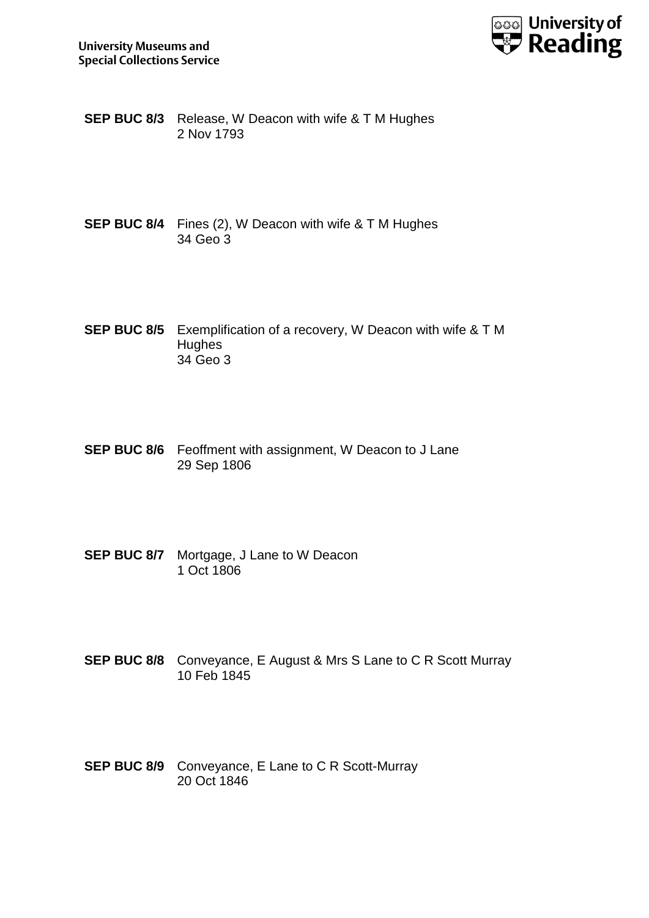**SEP BUC 8/3** Release, W Deacon with wife & T M Hughes
2 Nov 1793

**SEP BUC 8/4** Fines (2), W Deacon with wife & T M Hughes
34 Geo 3

**SEP BUC 8/5** Exemplification of a recovery, W Deacon with wife & T M Hughes
34 Geo 3

**SEP BUC 8/6** Feoffment with assignment, W Deacon to J Lane
29 Sep 1806

**SEP BUC 8/7** Mortgage, J Lane to W Deacon
1 Oct 1806

**SEP BUC 8/8** Conveyance, E August & Mrs S Lane to C R Scott Murray
10 Feb 1845

**SEP BUC 8/9** Conveyance, E Lane to C R Scott-Murray
20 Oct 1846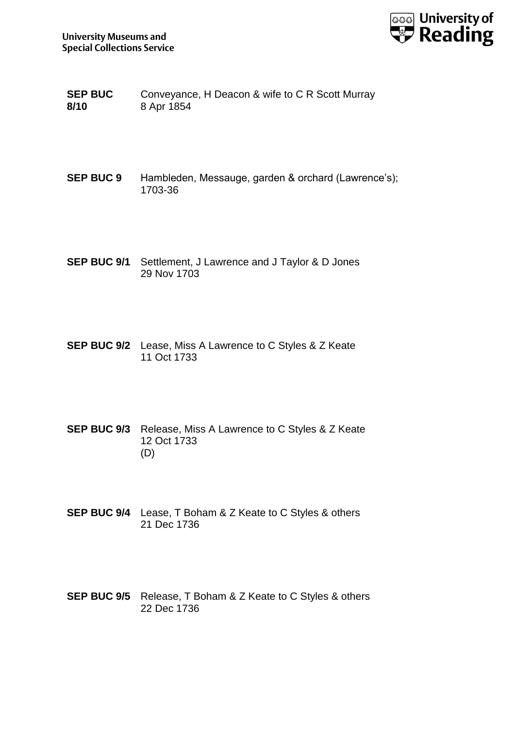**SEP BUC 8/10** Conveyance, H Deacon & wife to C R Scott Murray
8 Apr 1854

**SEP BUC 9** Hambleden, Messauge, garden & orchard (Lawrence's); 1703-36

**SEP BUC 9/1** Settlement, J Lawrence and J Taylor & D Jones
29 Nov 1703

**SEP BUC 9/2** Lease, Miss A Lawrence to C Styles & Z Keate
11 Oct 1733

**SEP BUC 9/3** Release, Miss A Lawrence to C Styles & Z Keate
12 Oct 1733
(D)

**SEP BUC 9/4** Lease, T Boham & Z Keate to C Styles & others
21 Dec 1736

**SEP BUC 9/5** Release, T Boham & Z Keate to C Styles & others
22 Dec 1736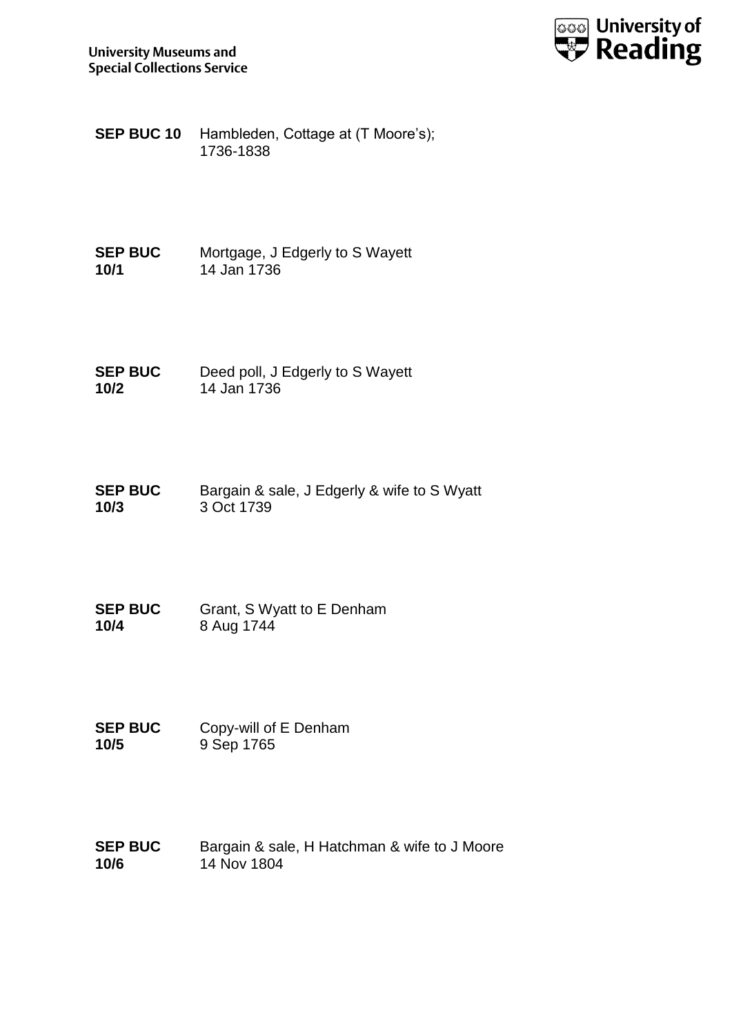**SEP BUC 10** Hambleden, Cottage at (T Moore's);
1736-1838

**SEP BUC 10/1** Mortgage, J Edgerly to S Wayett
14 Jan 1736

**SEP BUC 10/2** Deed poll, J Edgerly to S Wayett
14 Jan 1736

**SEP BUC 10/3** Bargain & sale, J Edgerly & wife to S Wyatt
3 Oct 1739

**SEP BUC 10/4** Grant, S Wyatt to E Denham
8 Aug 1744

**SEP BUC 10/5** Copy-will of E Denham
9 Sep 1765

**SEP BUC 10/6** Bargain & sale, H Hatchman & wife to J Moore
14 Nov 1804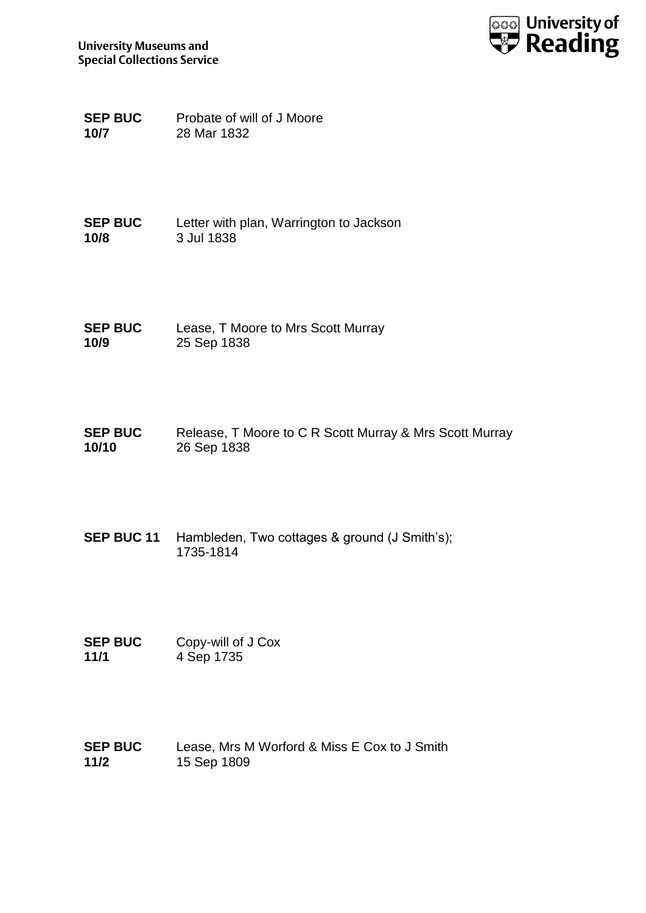**SEP BUC 10/7** Probate of will of J Moore
28 Mar 1832

**SEP BUC 10/8** Letter with plan, Warrington to Jackson
3 Jul 1838

**SEP BUC 10/9** Lease, T Moore to Mrs Scott Murray
25 Sep 1838

**SEP BUC 10/10** Release, T Moore to C R Scott Murray & Mrs Scott Murray
26 Sep 1838

**SEP BUC 11** Hambleden, Two cottages & ground (J Smith's);
1735-1814

**SEP BUC 11/1** Copy-will of J Cox
4 Sep 1735

**SEP BUC 11/2** Lease, Mrs M Worford & Miss E Cox to J Smith
15 Sep 1809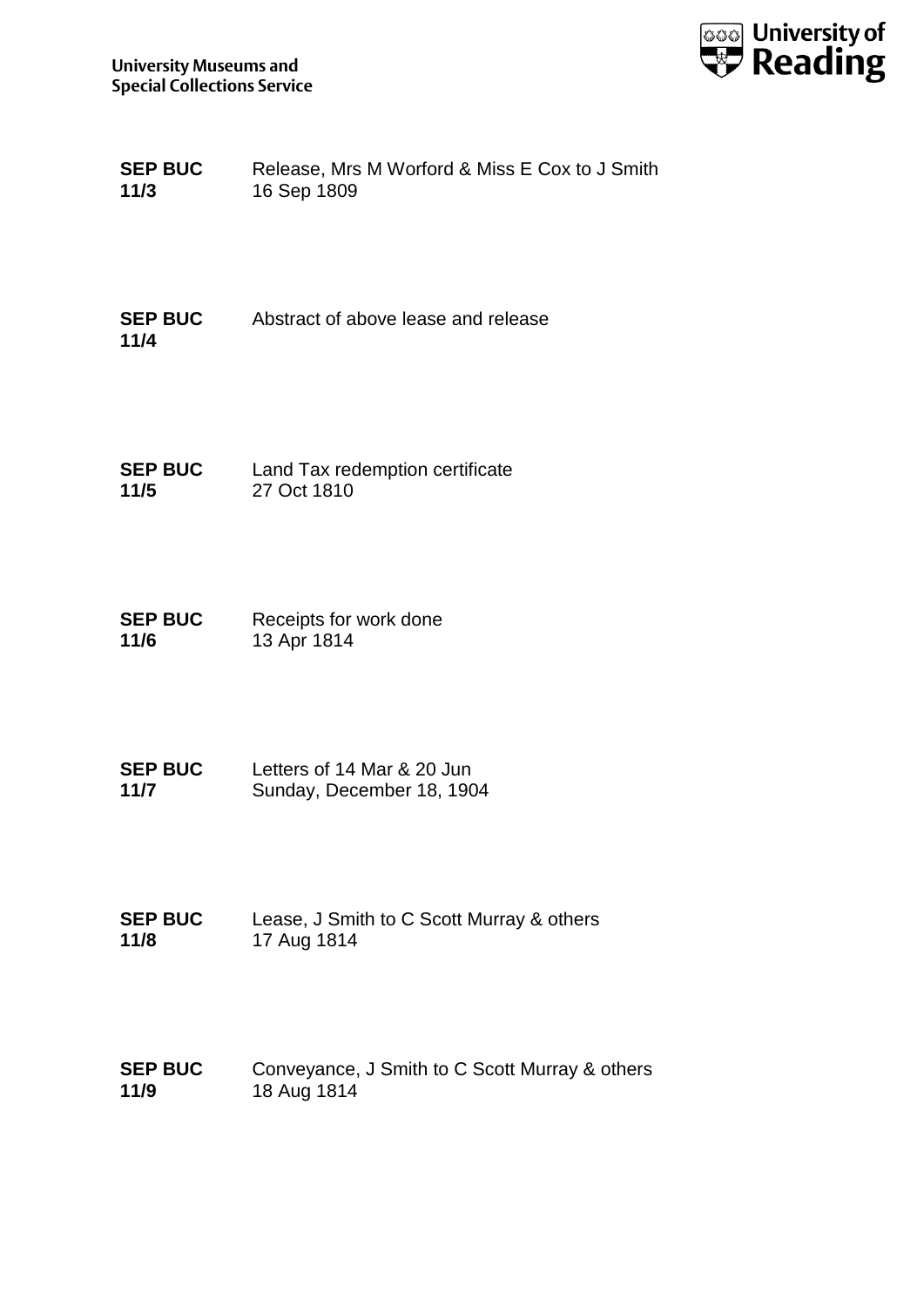| | |
|---|---|
| **SEP BUC 11/3** | Release, Mrs M Worford & Miss E Cox to J Smith<br>16 Sep 1809 |
| **SEP BUC 11/4** | Abstract of above lease and release |
| **SEP BUC 11/5** | Land Tax redemption certificate<br>27 Oct 1810 |
| **SEP BUC 11/6** | Receipts for work done<br>13 Apr 1814 |
| **SEP BUC 11/7** | Letters of 14 Mar & 20 Jun<br>Sunday, December 18, 1904 |
| **SEP BUC 11/8** | Lease, J Smith to C Scott Murray & others<br>17 Aug 1814 |
| **SEP BUC 11/9** | Conveyance, J Smith to C Scott Murray & others<br>18 Aug 1814 |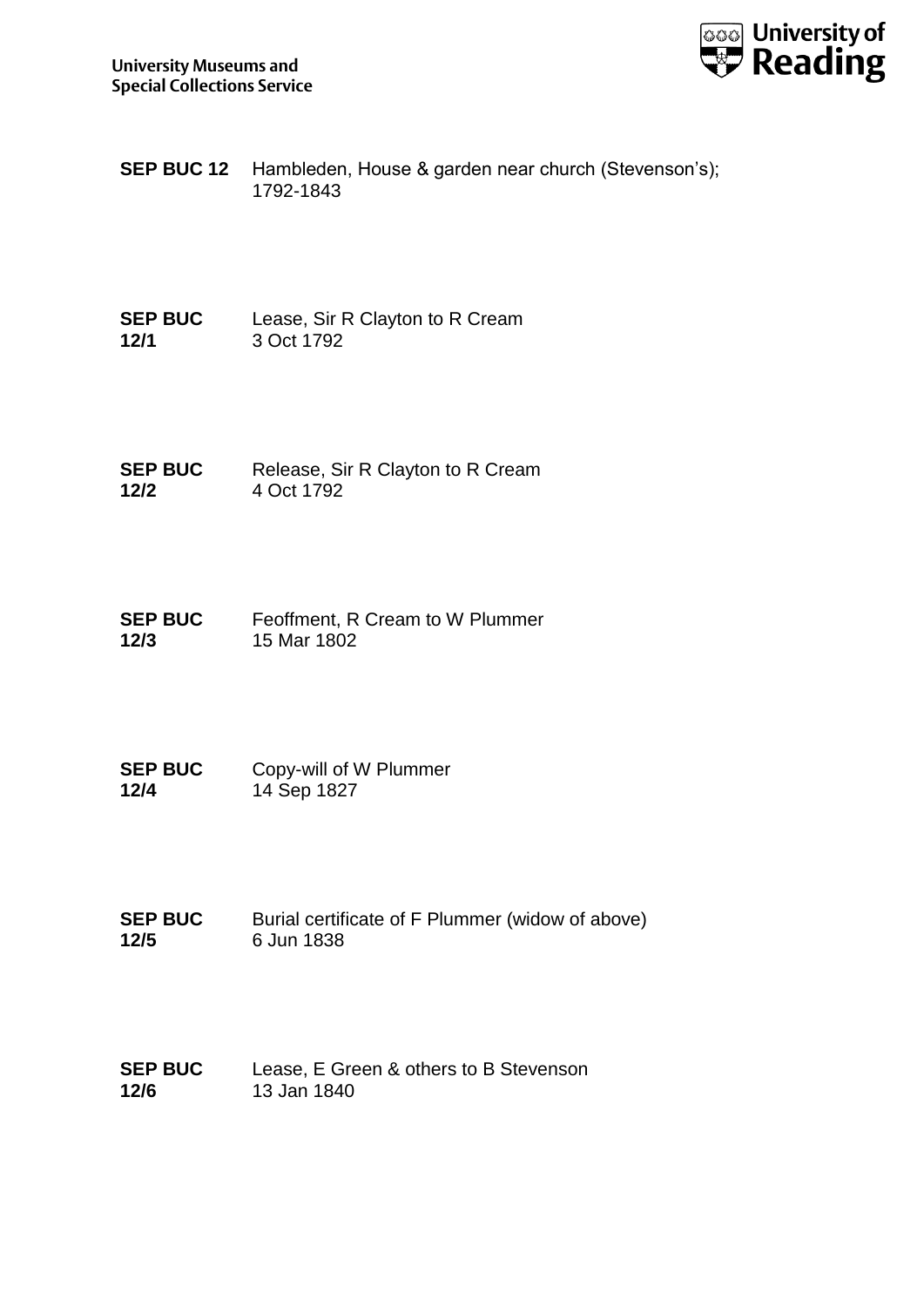**SEP BUC 12** Hambleden, House & garden near church (Stevenson's); 1792-1843

**SEP BUC 12/1** Lease, Sir R Clayton to R Cream
3 Oct 1792

**SEP BUC 12/2** Release, Sir R Clayton to R Cream
4 Oct 1792

**SEP BUC 12/3** Feoffment, R Cream to W Plummer
15 Mar 1802

**SEP BUC 12/4** Copy-will of W Plummer
14 Sep 1827

**SEP BUC 12/5** Burial certificate of F Plummer (widow of above)
6 Jun 1838

**SEP BUC 12/6** Lease, E Green & others to B Stevenson
13 Jan 1840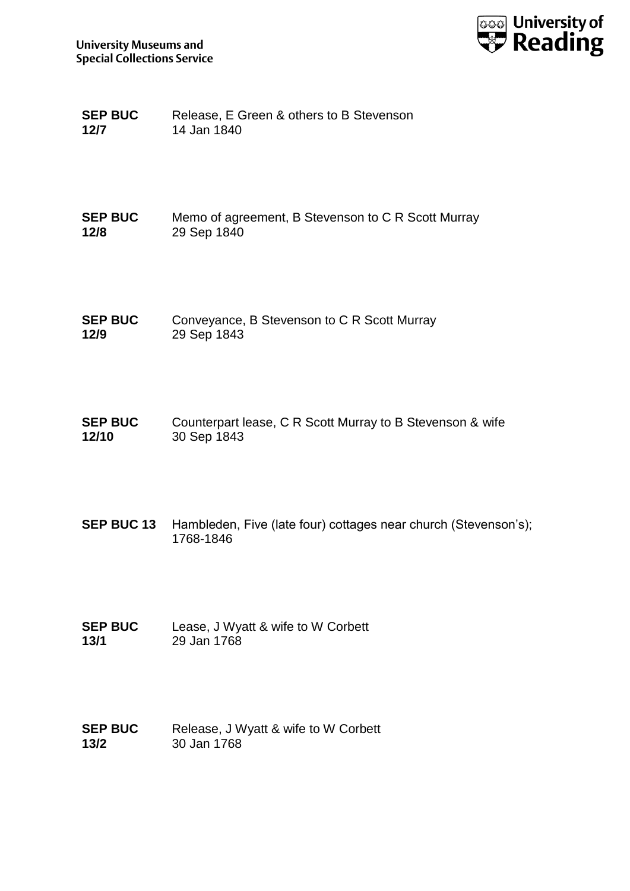**SEP BUC 12/7** Release, E Green & others to B Stevenson
14 Jan 1840

**SEP BUC 12/8** Memo of agreement, B Stevenson to C R Scott Murray
29 Sep 1840

**SEP BUC 12/9** Conveyance, B Stevenson to C R Scott Murray
29 Sep 1843

**SEP BUC 12/10** Counterpart lease, C R Scott Murray to B Stevenson & wife
30 Sep 1843

**SEP BUC 13** Hambleden, Five (late four) cottages near church (Stevenson's); 1768-1846

**SEP BUC 13/1** Lease, J Wyatt & wife to W Corbett
29 Jan 1768

**SEP BUC 13/2** Release, J Wyatt & wife to W Corbett
30 Jan 1768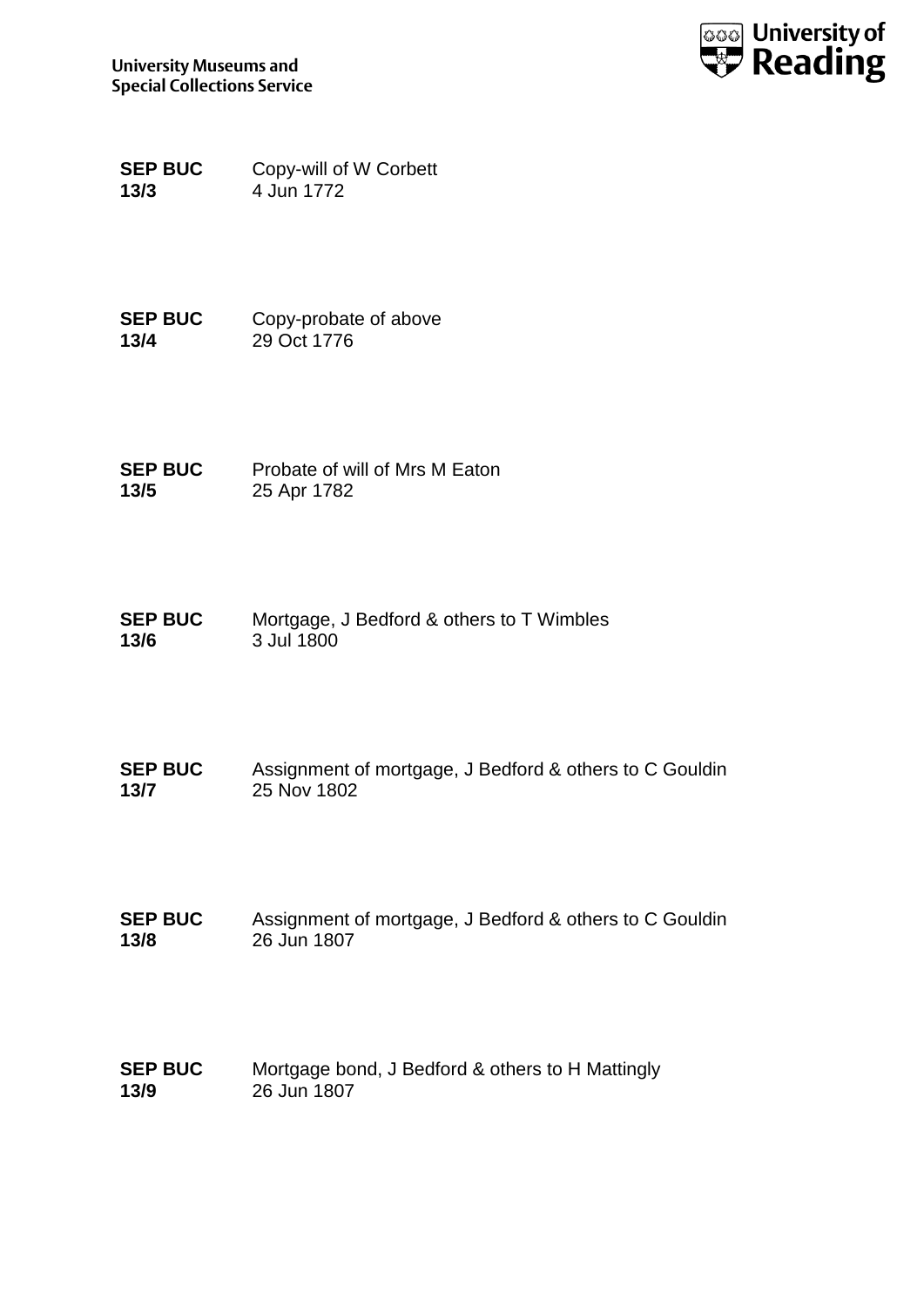**SEP BUC 13/3** Copy-will of W Corbett
4 Jun 1772

**SEP BUC 13/4** Copy-probate of above
29 Oct 1776

**SEP BUC 13/5** Probate of will of Mrs M Eaton
25 Apr 1782

**SEP BUC 13/6** Mortgage, J Bedford & others to T Wimbles
3 Jul 1800

**SEP BUC 13/7** Assignment of mortgage, J Bedford & others to C Gouldin
25 Nov 1802

**SEP BUC 13/8** Assignment of mortgage, J Bedford & others to C Gouldin
26 Jun 1807

**SEP BUC 13/9** Mortgage bond, J Bedford & others to H Mattingly
26 Jun 1807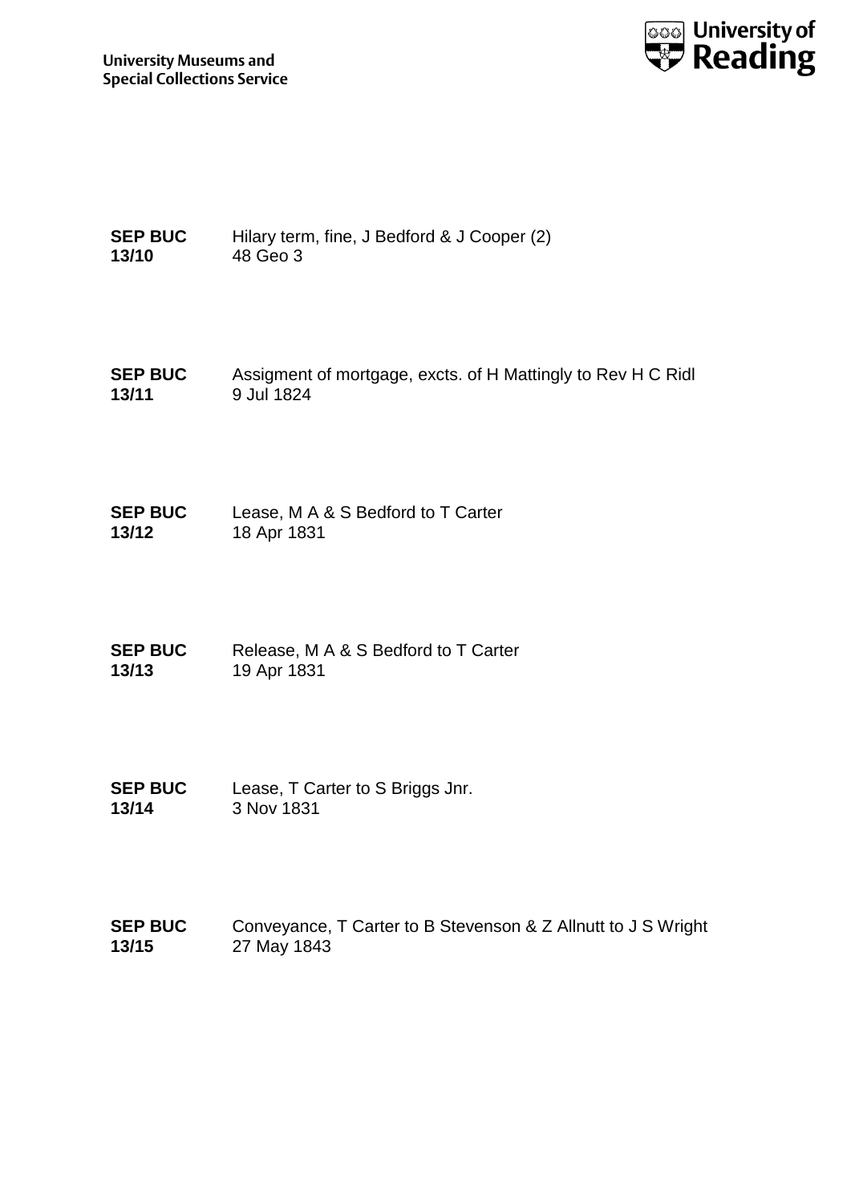**SEP BUC 13/10** Hilary term, fine, J Bedford & J Cooper (2)
48 Geo 3

**SEP BUC 13/11** Assigment of mortgage, excts. of H Mattingly to Rev H C Ridl
9 Jul 1824

**SEP BUC 13/12** Lease, M A & S Bedford to T Carter
18 Apr 1831

**SEP BUC 13/13** Release, M A & S Bedford to T Carter
19 Apr 1831

**SEP BUC 13/14** Lease, T Carter to S Briggs Jnr.
3 Nov 1831

**SEP BUC 13/15** Conveyance, T Carter to B Stevenson & Z Allnutt to J S Wright
27 May 1843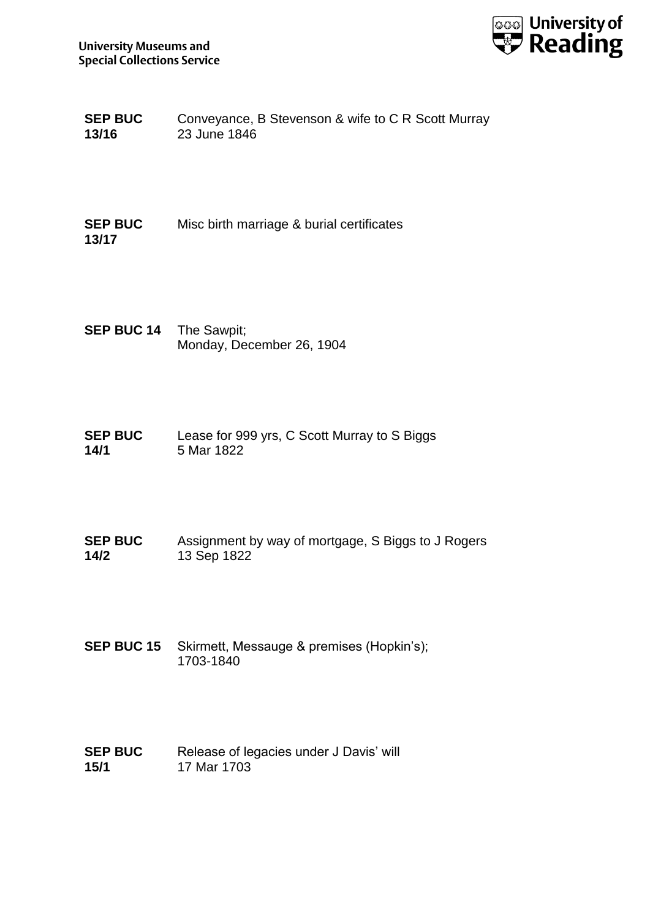**SEP BUC 13/16** Conveyance, B Stevenson & wife to C R Scott Murray
23 June 1846

**SEP BUC 13/17** Misc birth marriage & burial certificates

**SEP BUC 14** The Sawpit;
Monday, December 26, 1904

**SEP BUC 14/1** Lease for 999 yrs, C Scott Murray to S Biggs
5 Mar 1822

**SEP BUC 14/2** Assignment by way of mortgage, S Biggs to J Rogers
13 Sep 1822

**SEP BUC 15** Skirmett, Messauge & premises (Hopkin's);
1703-1840

**SEP BUC 15/1** Release of legacies under J Davis' will
17 Mar 1703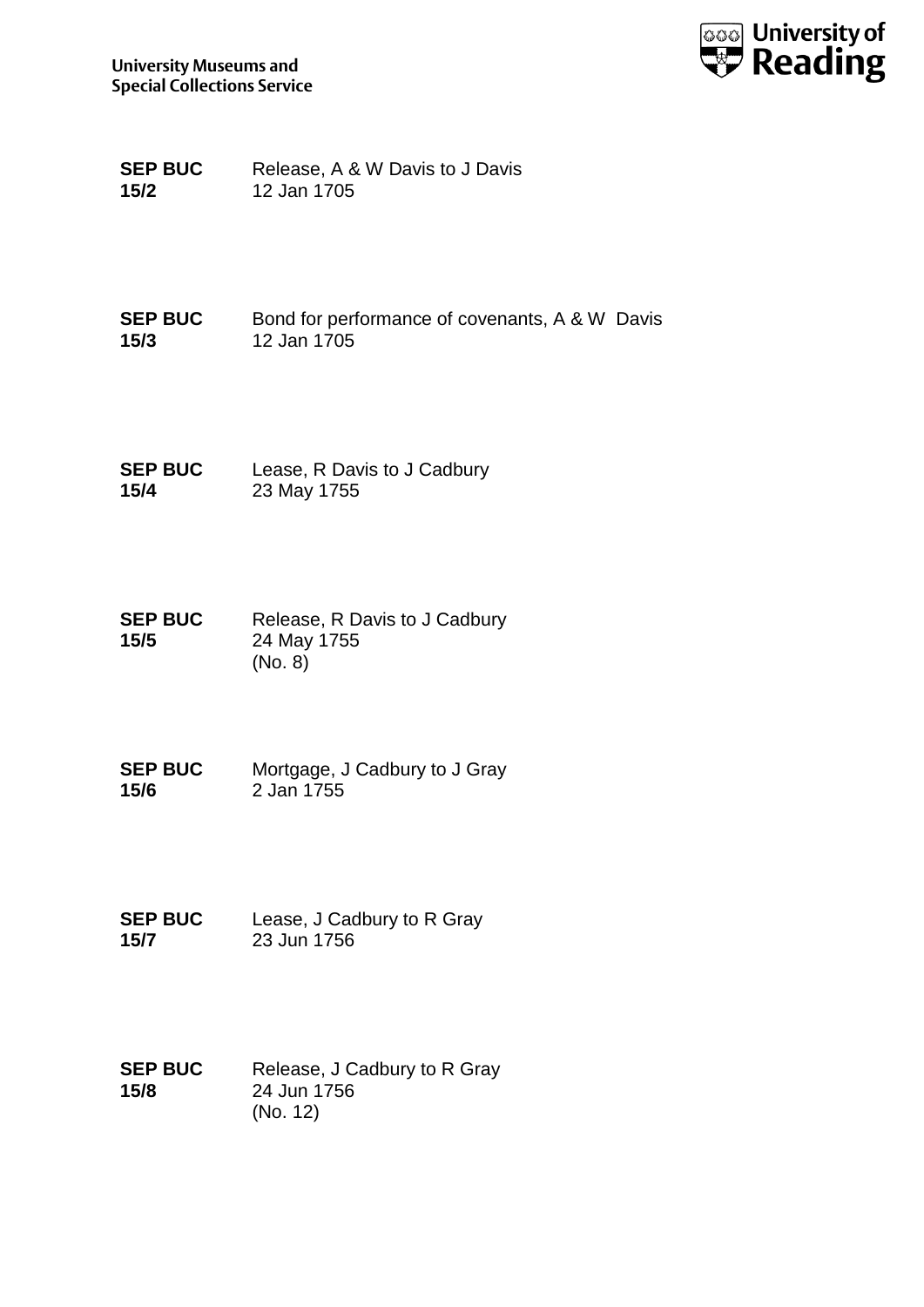**SEP BUC 15/2** Release, A & W Davis to J Davis
12 Jan 1705

**SEP BUC 15/3** Bond for performance of covenants, A & W Davis
12 Jan 1705

**SEP BUC 15/4** Lease, R Davis to J Cadbury
23 May 1755

**SEP BUC 15/5** Release, R Davis to J Cadbury
24 May 1755
(No. 8)

**SEP BUC 15/6** Mortgage, J Cadbury to J Gray
2 Jan 1755

**SEP BUC 15/7** Lease, J Cadbury to R Gray
23 Jun 1756

**SEP BUC 15/8** Release, J Cadbury to R Gray
24 Jun 1756
(No. 12)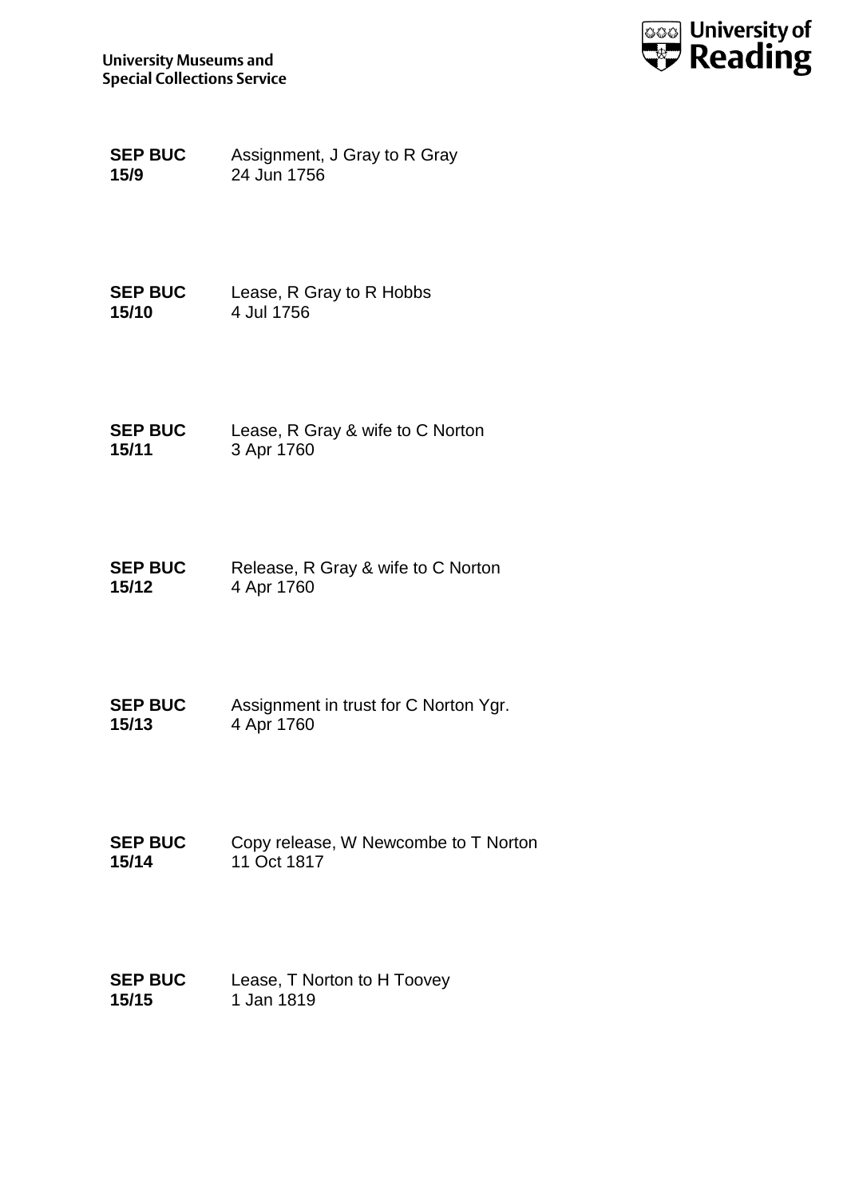**SEP BUC 15/9** Assignment, J Gray to R Gray
24 Jun 1756

**SEP BUC 15/10** Lease, R Gray to R Hobbs
4 Jul 1756

**SEP BUC 15/11** Lease, R Gray & wife to C Norton
3 Apr 1760

**SEP BUC 15/12** Release, R Gray & wife to C Norton
4 Apr 1760

**SEP BUC 15/13** Assignment in trust for C Norton Ygr.
4 Apr 1760

**SEP BUC 15/14** Copy release, W Newcombe to T Norton
11 Oct 1817

**SEP BUC 15/15** Lease, T Norton to H Toovey
1 Jan 1819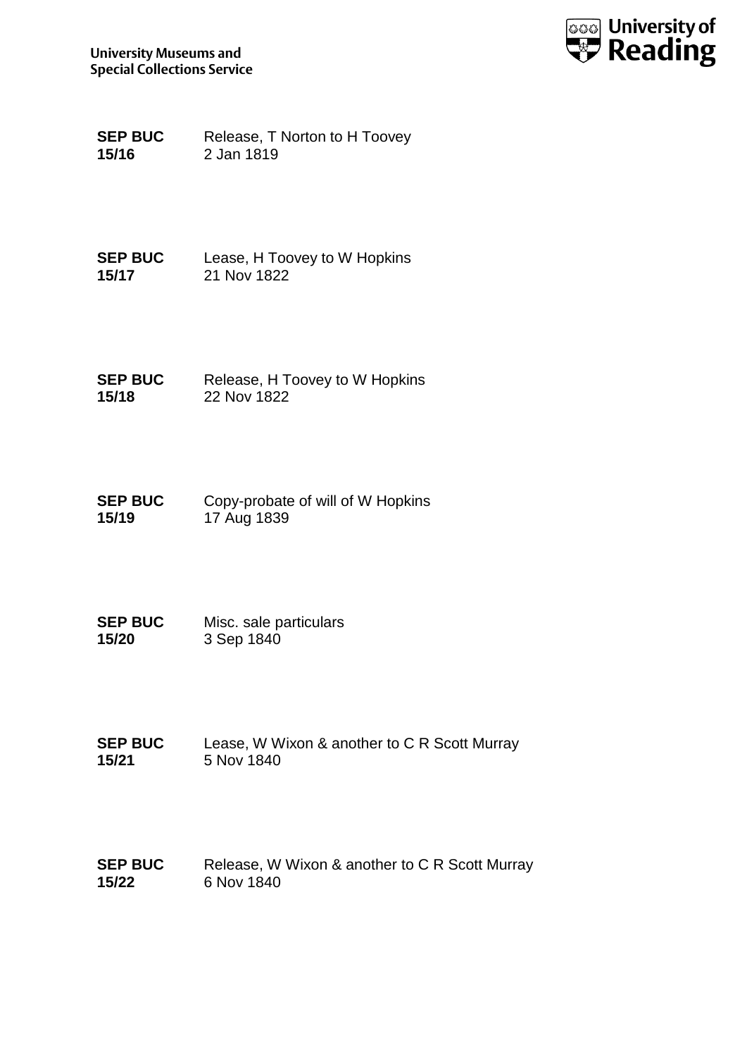**SEP BUC 15/16** Release, T Norton to H Toovey
2 Jan 1819

**SEP BUC 15/17** Lease, H Toovey to W Hopkins
21 Nov 1822

**SEP BUC 15/18** Release, H Toovey to W Hopkins
22 Nov 1822

**SEP BUC 15/19** Copy-probate of will of W Hopkins
17 Aug 1839

**SEP BUC 15/20** Misc. sale particulars
3 Sep 1840

**SEP BUC 15/21** Lease, W Wixon & another to C R Scott Murray
5 Nov 1840

**SEP BUC 15/22** Release, W Wixon & another to C R Scott Murray
6 Nov 1840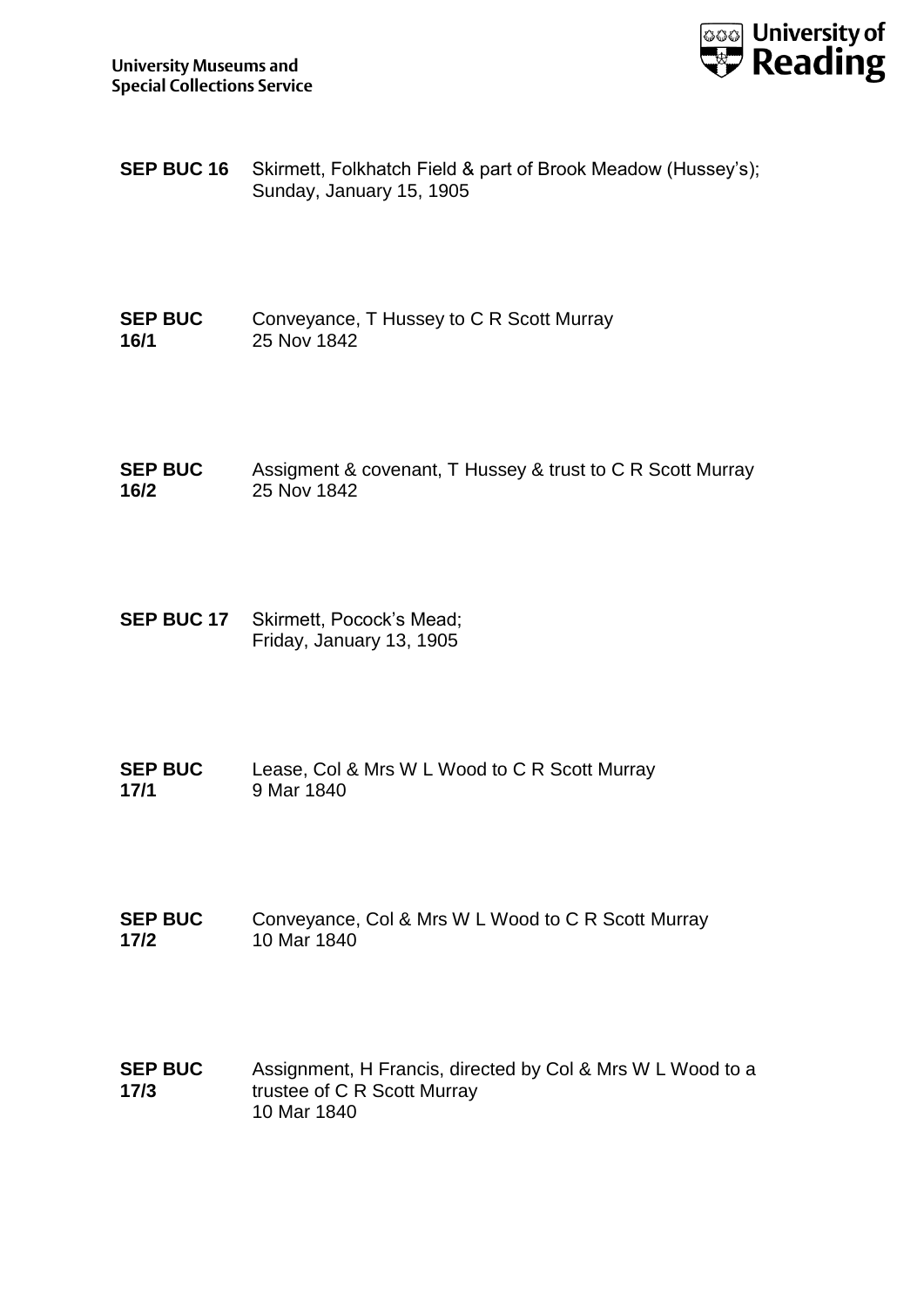**SEP BUC 16** Skirmett, Folkhatch Field & part of Brook Meadow (Hussey's); Sunday, January 15, 1905

**SEP BUC 16/1** Conveyance, T Hussey to C R Scott Murray
25 Nov 1842

**SEP BUC 16/2** Assigment & covenant, T Hussey & trust to C R Scott Murray
25 Nov 1842

**SEP BUC 17** Skirmett, Pocock's Mead;
Friday, January 13, 1905

**SEP BUC 17/1** Lease, Col & Mrs W L Wood to C R Scott Murray
9 Mar 1840

**SEP BUC 17/2** Conveyance, Col & Mrs W L Wood to C R Scott Murray
10 Mar 1840

**SEP BUC 17/3** Assignment, H Francis, directed by Col & Mrs W L Wood to a trustee of C R Scott Murray
10 Mar 1840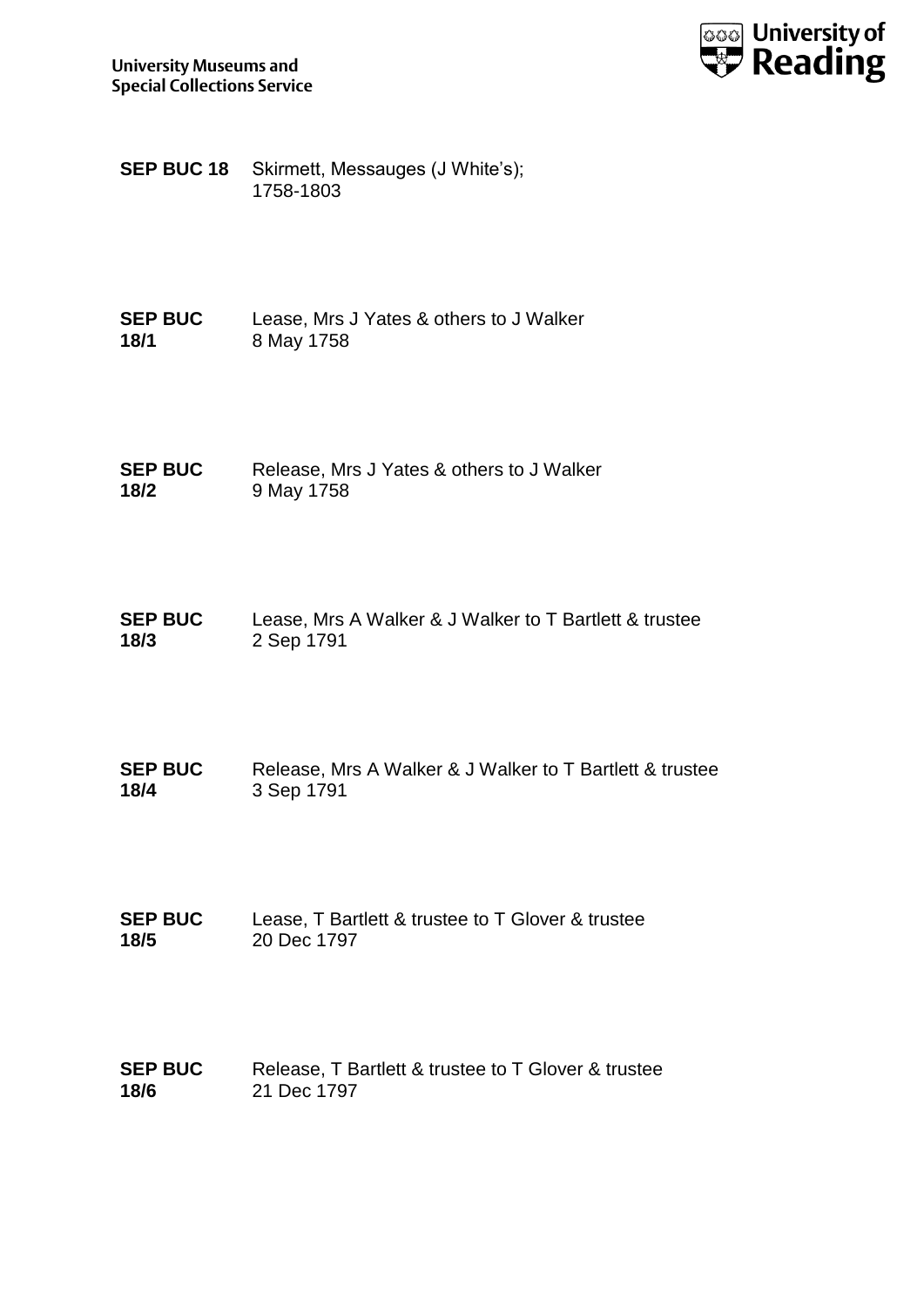**SEP BUC 18** Skirmett, Messauges (J White's);
1758-1803

**SEP BUC 18/1** Lease, Mrs J Yates & others to J Walker
8 May 1758

**SEP BUC 18/2** Release, Mrs J Yates & others to J Walker
9 May 1758

**SEP BUC 18/3** Lease, Mrs A Walker & J Walker to T Bartlett & trustee
2 Sep 1791

**SEP BUC 18/4** Release, Mrs A Walker & J Walker to T Bartlett & trustee
3 Sep 1791

**SEP BUC 18/5** Lease, T Bartlett & trustee to T Glover & trustee
20 Dec 1797

**SEP BUC 18/6** Release, T Bartlett & trustee to T Glover & trustee
21 Dec 1797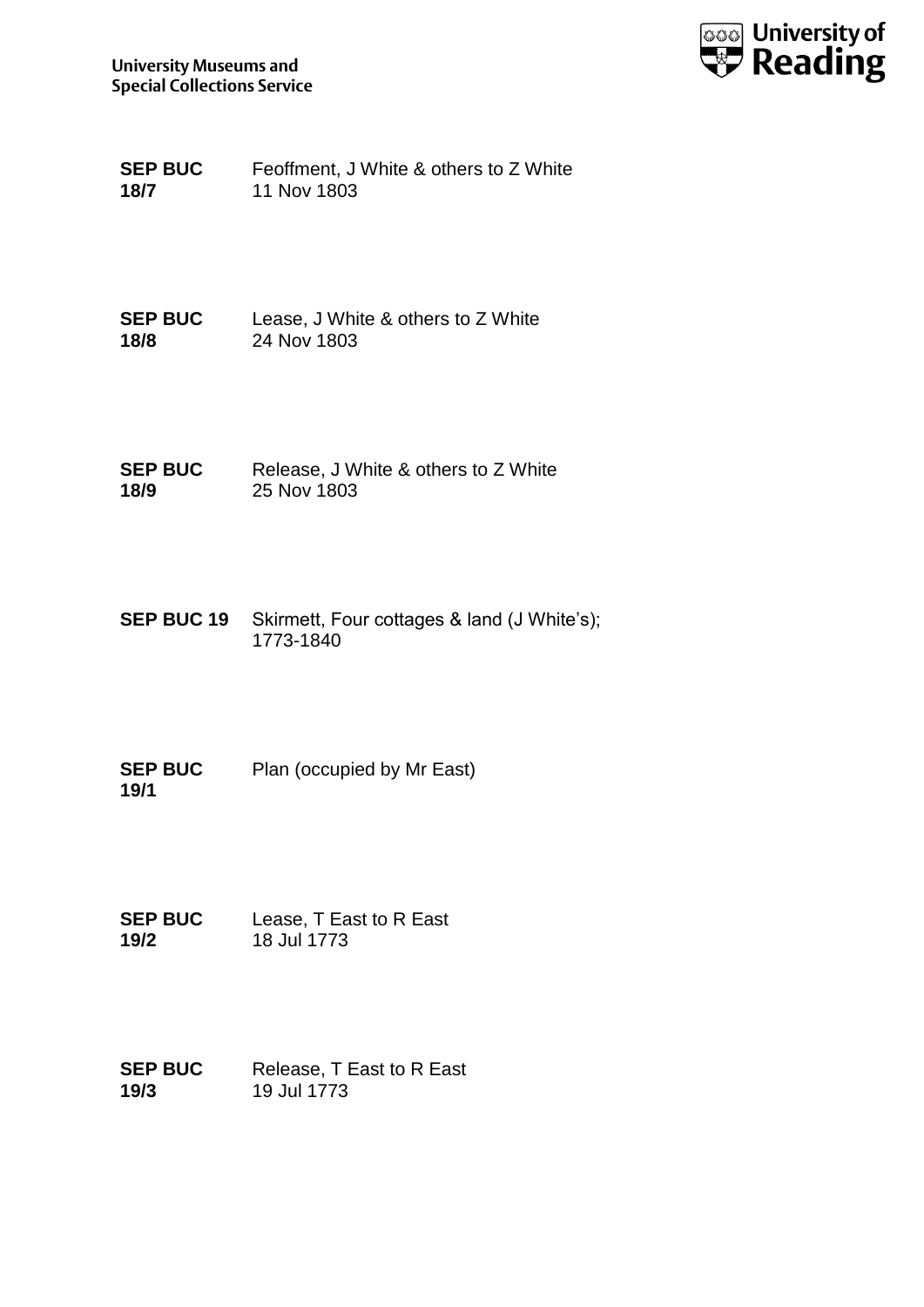**SEP BUC 18/7** Feoffment, J White & others to Z White
11 Nov 1803

**SEP BUC 18/8** Lease, J White & others to Z White
24 Nov 1803

**SEP BUC 18/9** Release, J White & others to Z White
25 Nov 1803

**SEP BUC 19** Skirmett, Four cottages & land (J White's);
1773-1840

**SEP BUC 19/1** Plan (occupied by Mr East)

**SEP BUC 19/2** Lease, T East to R East
18 Jul 1773

**SEP BUC 19/3** Release, T East to R East
19 Jul 1773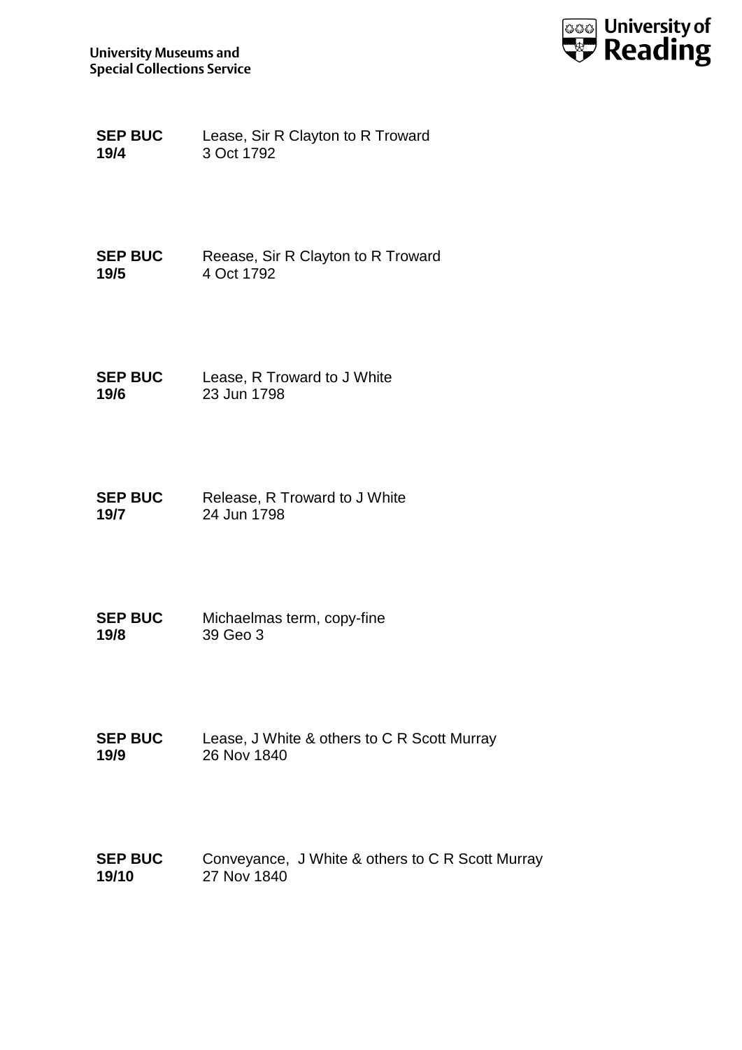**SEP BUC 19/4** Lease, Sir R Clayton to R Troward
3 Oct 1792

**SEP BUC 19/5** Reease, Sir R Clayton to R Troward
4 Oct 1792

**SEP BUC 19/6** Lease, R Troward to J White
23 Jun 1798

**SEP BUC 19/7** Release, R Troward to J White
24 Jun 1798

**SEP BUC 19/8** Michaelmas term, copy-fine
39 Geo 3

**SEP BUC 19/9** Lease, J White & others to C R Scott Murray
26 Nov 1840

**SEP BUC 19/10** Conveyance, J White & others to C R Scott Murray
27 Nov 1840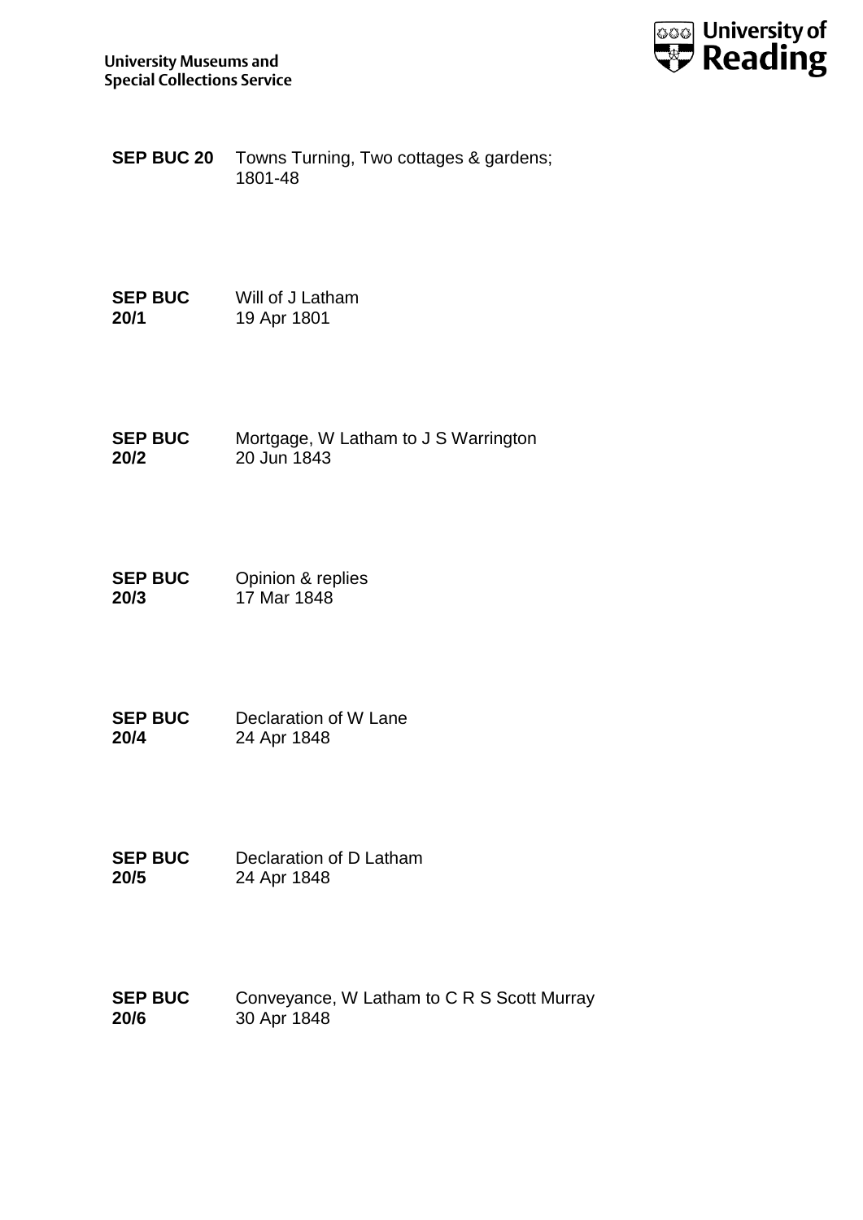**SEP BUC 20** Towns Turning, Two cottages & gardens; 1801-48

**SEP BUC 20/1** Will of J Latham
19 Apr 1801

**SEP BUC 20/2** Mortgage, W Latham to J S Warrington
20 Jun 1843

**SEP BUC 20/3** Opinion & replies
17 Mar 1848

**SEP BUC 20/4** Declaration of W Lane
24 Apr 1848

**SEP BUC 20/5** Declaration of D Latham
24 Apr 1848

**SEP BUC 20/6** Conveyance, W Latham to C R S Scott Murray
30 Apr 1848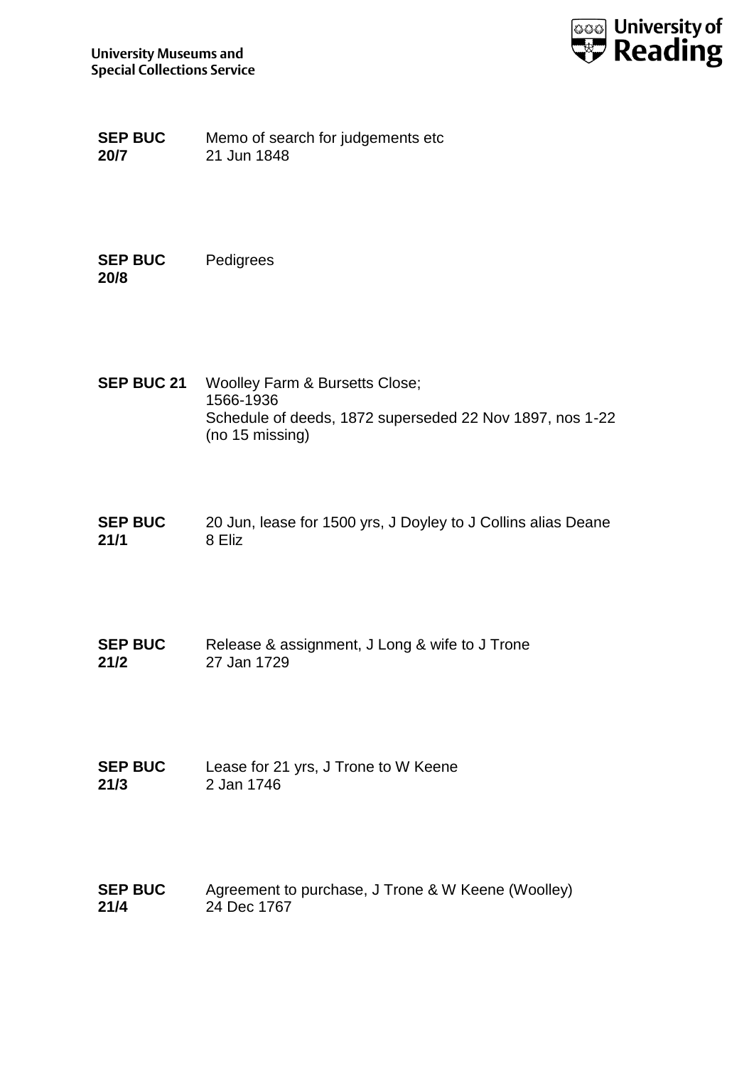**SEP BUC 20/7** Memo of search for judgements etc
21 Jun 1848

**SEP BUC 20/8** Pedigrees

**SEP BUC 21** Woolley Farm & Bursetts Close;
1566-1936
Schedule of deeds, 1872 superseded 22 Nov 1897, nos 1-22 (no 15 missing)

**SEP BUC 21/1** 20 Jun, lease for 1500 yrs, J Doyley to J Collins alias Deane
8 Eliz

**SEP BUC 21/2** Release & assignment, J Long & wife to J Trone
27 Jan 1729

**SEP BUC 21/3** Lease for 21 yrs, J Trone to W Keene
2 Jan 1746

**SEP BUC 21/4** Agreement to purchase, J Trone & W Keene (Woolley)
24 Dec 1767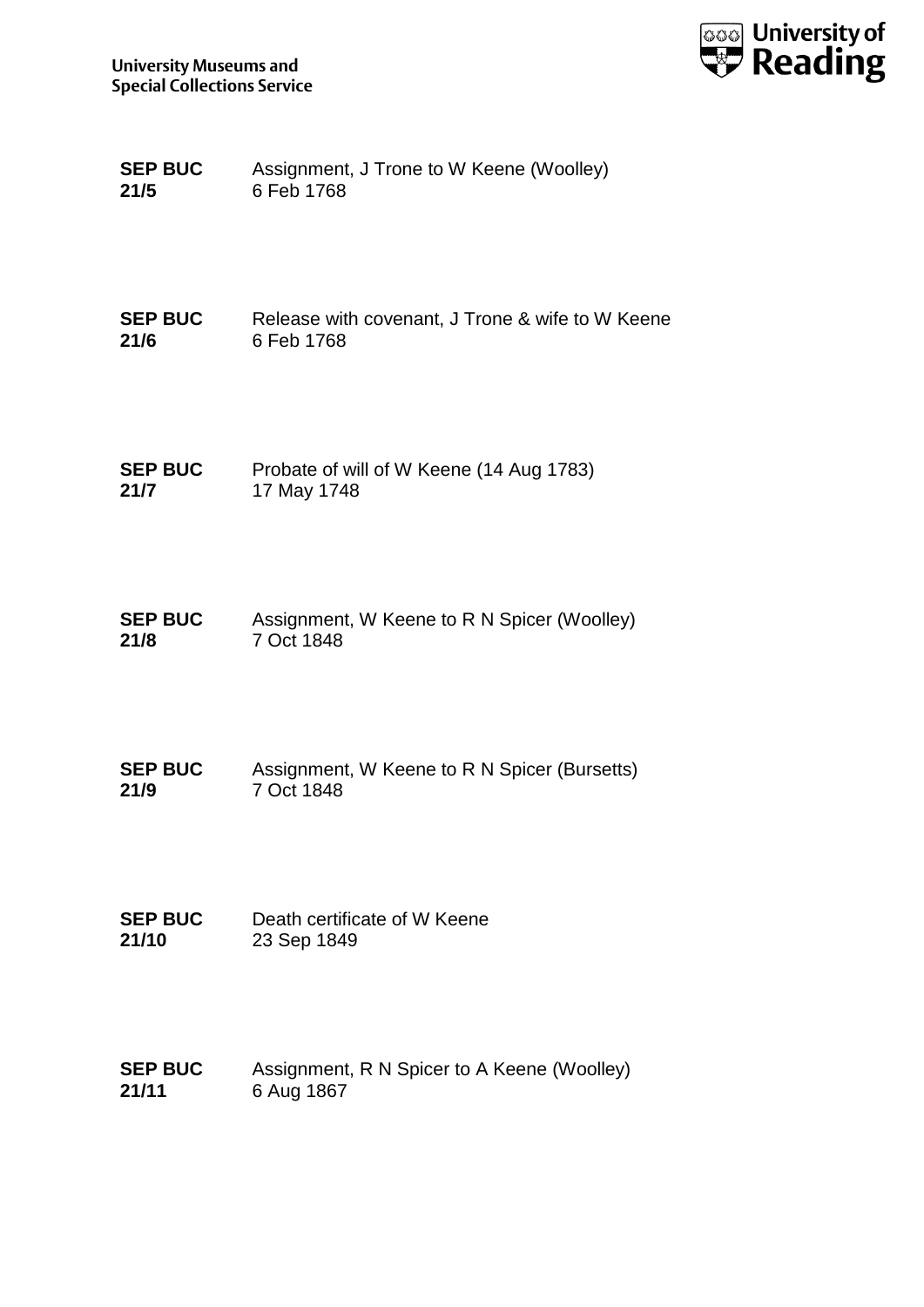**SEP BUC 21/5** Assignment, J Trone to W Keene (Woolley)
6 Feb 1768

**SEP BUC 21/6** Release with covenant, J Trone & wife to W Keene
6 Feb 1768

**SEP BUC 21/7** Probate of will of W Keene (14 Aug 1783)
17 May 1748

**SEP BUC 21/8** Assignment, W Keene to R N Spicer (Woolley)
7 Oct 1848

**SEP BUC 21/9** Assignment, W Keene to R N Spicer (Bursetts)
7 Oct 1848

**SEP BUC 21/10** Death certificate of W Keene
23 Sep 1849

**SEP BUC 21/11** Assignment, R N Spicer to A Keene (Woolley)
6 Aug 1867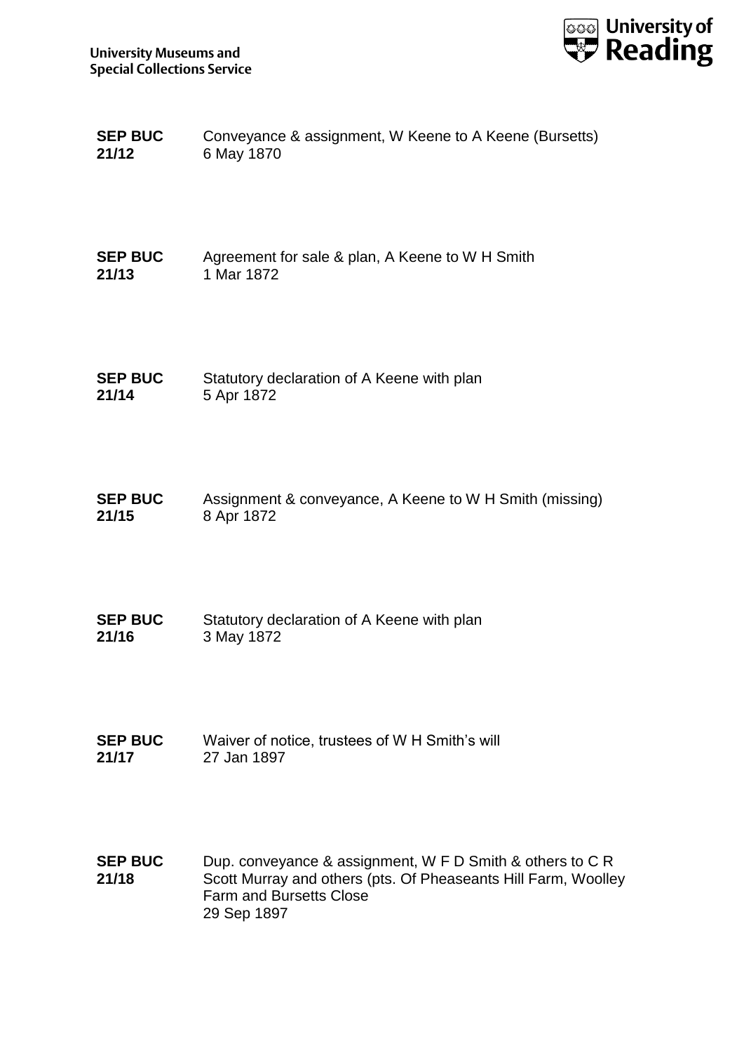| | |
|---|---|
| **SEP BUC 21/12** | Conveyance & assignment, W Keene to A Keene (Bursetts)<br>6 May 1870 |
| **SEP BUC 21/13** | Agreement for sale & plan, A Keene to W H Smith<br>1 Mar 1872 |
| **SEP BUC 21/14** | Statutory declaration of A Keene with plan<br>5 Apr 1872 |
| **SEP BUC 21/15** | Assignment & conveyance, A Keene to W H Smith (missing)<br>8 Apr 1872 |
| **SEP BUC 21/16** | Statutory declaration of A Keene with plan<br>3 May 1872 |
| **SEP BUC 21/17** | Waiver of notice, trustees of W H Smith's will<br>27 Jan 1897 |
| **SEP BUC 21/18** | Dup. conveyance & assignment, W F D Smith & others to C R Scott Murray and others (pts. Of Pheaseants Hill Farm, Woolley Farm and Bursetts Close<br>29 Sep 1897 |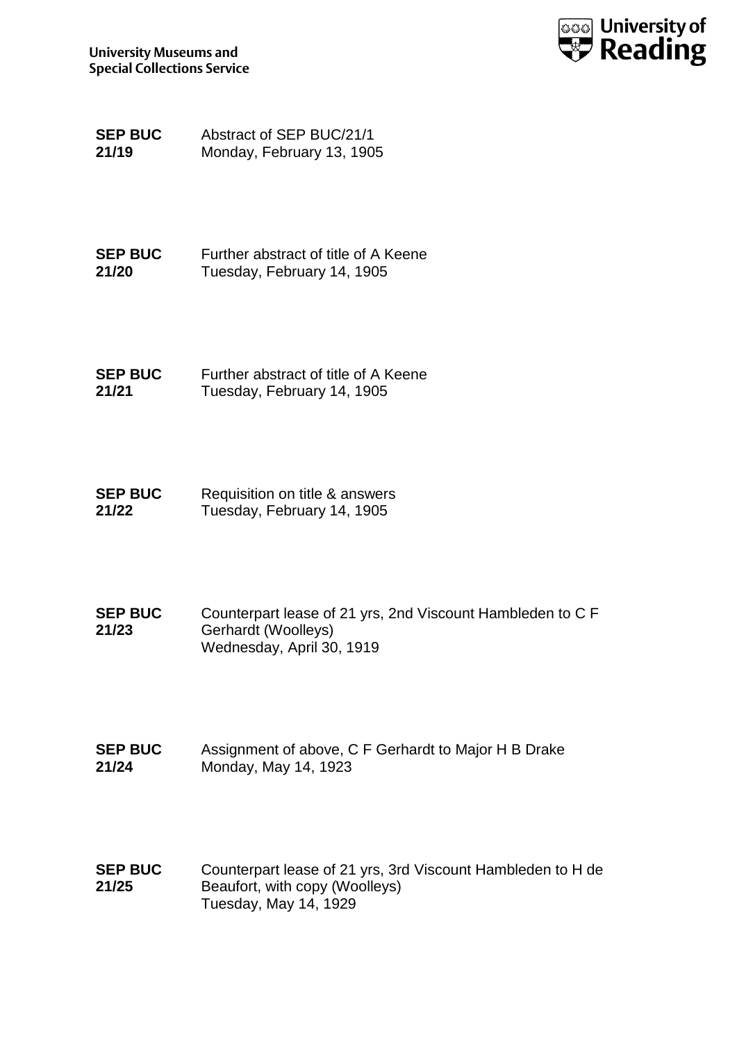**SEP BUC 21/19**
Abstract of SEP BUC/21/1
Monday, February 13, 1905

**SEP BUC 21/20**
Further abstract of title of A Keene
Tuesday, February 14, 1905

**SEP BUC 21/21**
Further abstract of title of A Keene
Tuesday, February 14, 1905

**SEP BUC 21/22**
Requisition on title & answers
Tuesday, February 14, 1905

**SEP BUC 21/23**
Counterpart lease of 21 yrs, 2nd Viscount Hambleden to C F Gerhardt (Woolleys)
Wednesday, April 30, 1919

**SEP BUC 21/24**
Assignment of above, C F Gerhardt to Major H B Drake
Monday, May 14, 1923

**SEP BUC 21/25**
Counterpart lease of 21 yrs, 3rd Viscount Hambleden to H de Beaufort, with copy (Woolleys)
Tuesday, May 14, 1929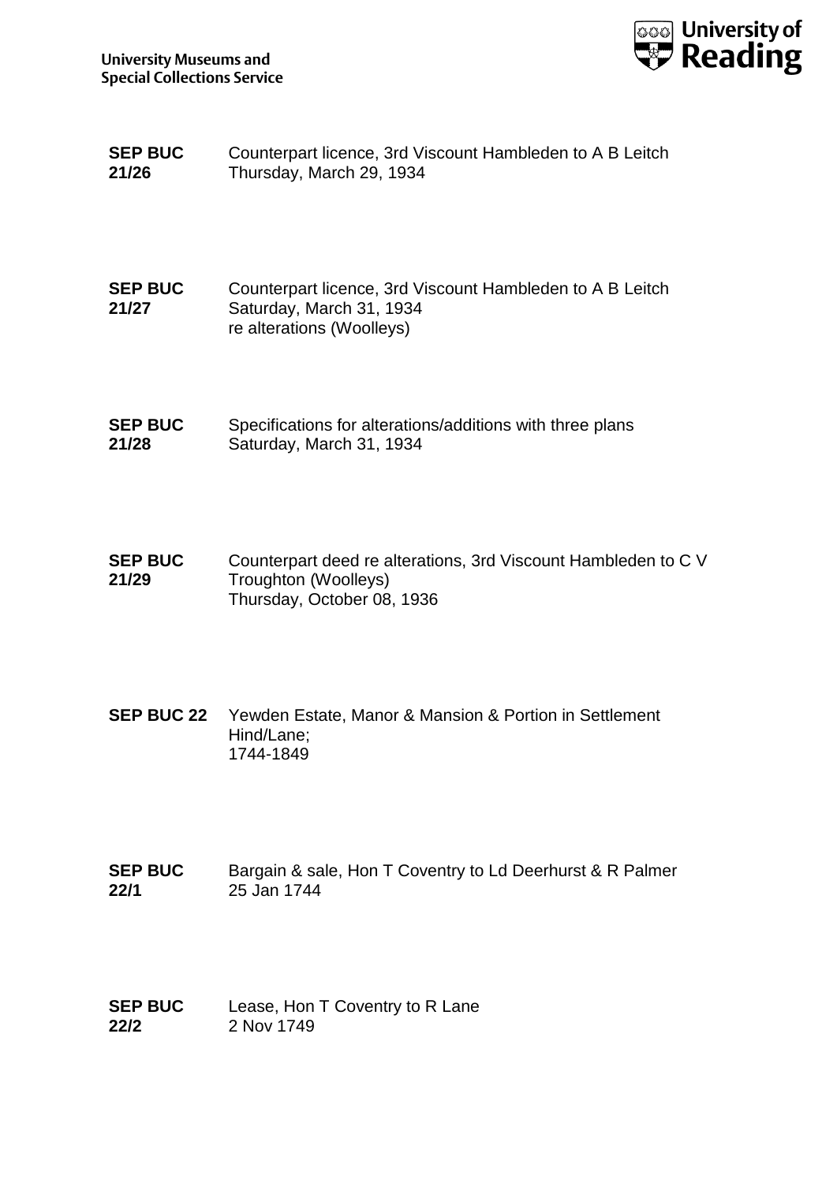**SEP BUC 21/26** Counterpart licence, 3rd Viscount Hambleden to A B Leitch
Thursday, March 29, 1934

**SEP BUC 21/27** Counterpart licence, 3rd Viscount Hambleden to A B Leitch
Saturday, March 31, 1934
re alterations (Woolleys)

**SEP BUC 21/28** Specifications for alterations/additions with three plans
Saturday, March 31, 1934

**SEP BUC 21/29** Counterpart deed re alterations, 3rd Viscount Hambleden to C V Troughton (Woolleys)
Thursday, October 08, 1936

**SEP BUC 22** Yewden Estate, Manor & Mansion & Portion in Settlement Hind/Lane;
1744-1849

**SEP BUC 22/1** Bargain & sale, Hon T Coventry to Ld Deerhurst & R Palmer
25 Jan 1744

**SEP BUC 22/2** Lease, Hon T Coventry to R Lane
2 Nov 1749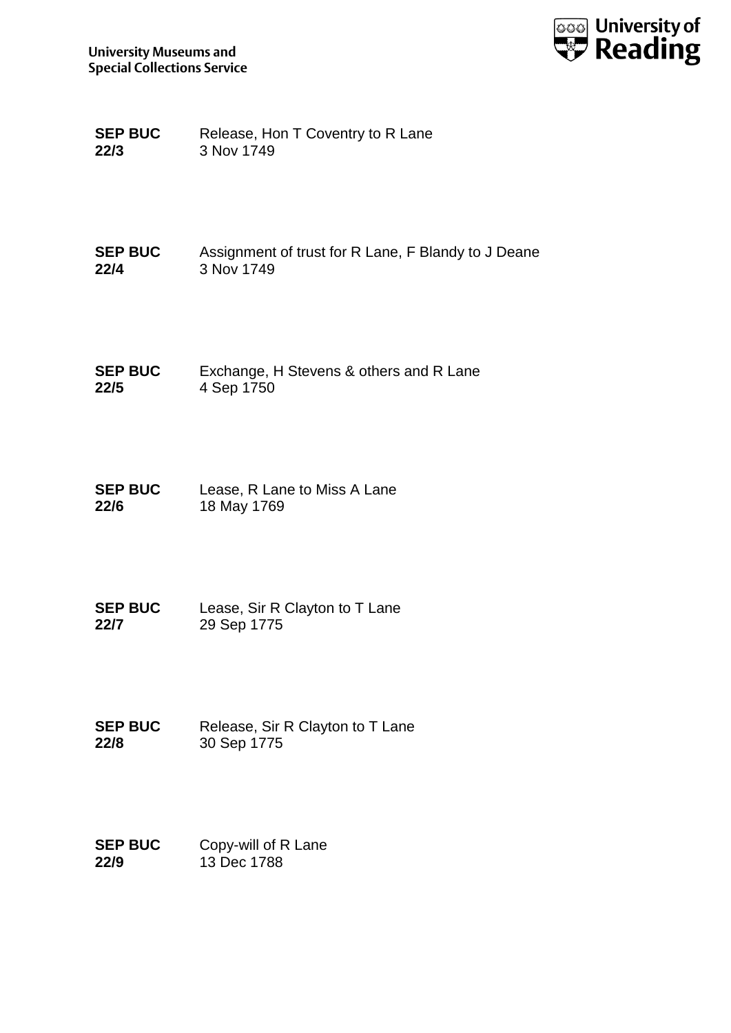**SEP BUC 22/3** Release, Hon T Coventry to R Lane
3 Nov 1749

**SEP BUC 22/4** Assignment of trust for R Lane, F Blandy to J Deane
3 Nov 1749

**SEP BUC 22/5** Exchange, H Stevens & others and R Lane
4 Sep 1750

**SEP BUC 22/6** Lease, R Lane to Miss A Lane
18 May 1769

**SEP BUC 22/7** Lease, Sir R Clayton to T Lane
29 Sep 1775

**SEP BUC 22/8** Release, Sir R Clayton to T Lane
30 Sep 1775

**SEP BUC 22/9** Copy-will of R Lane
13 Dec 1788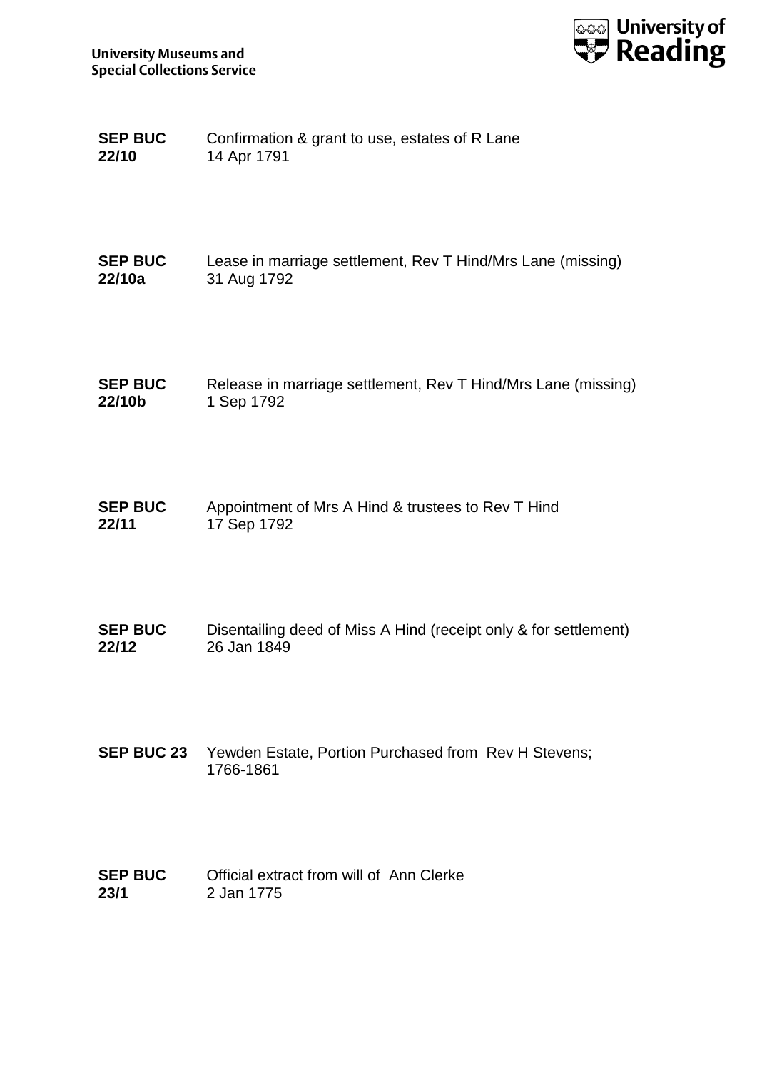| | |
|---|---|
| **SEP BUC 22/10** | Confirmation & grant to use, estates of R Lane<br>14 Apr 1791 |
| **SEP BUC 22/10a** | Lease in marriage settlement, Rev T Hind/Mrs Lane (missing)<br>31 Aug 1792 |
| **SEP BUC 22/10b** | Release in marriage settlement, Rev T Hind/Mrs Lane (missing)<br>1 Sep 1792 |
| **SEP BUC 22/11** | Appointment of Mrs A Hind & trustees to Rev T Hind<br>17 Sep 1792 |
| **SEP BUC 22/12** | Disentailing deed of Miss A Hind (receipt only & for settlement)<br>26 Jan 1849 |
| **SEP BUC 23** | Yewden Estate, Portion Purchased from Rev H Stevens;<br>1766-1861 |
| **SEP BUC 23/1** | Official extract from will of Ann Clerke<br>2 Jan 1775 |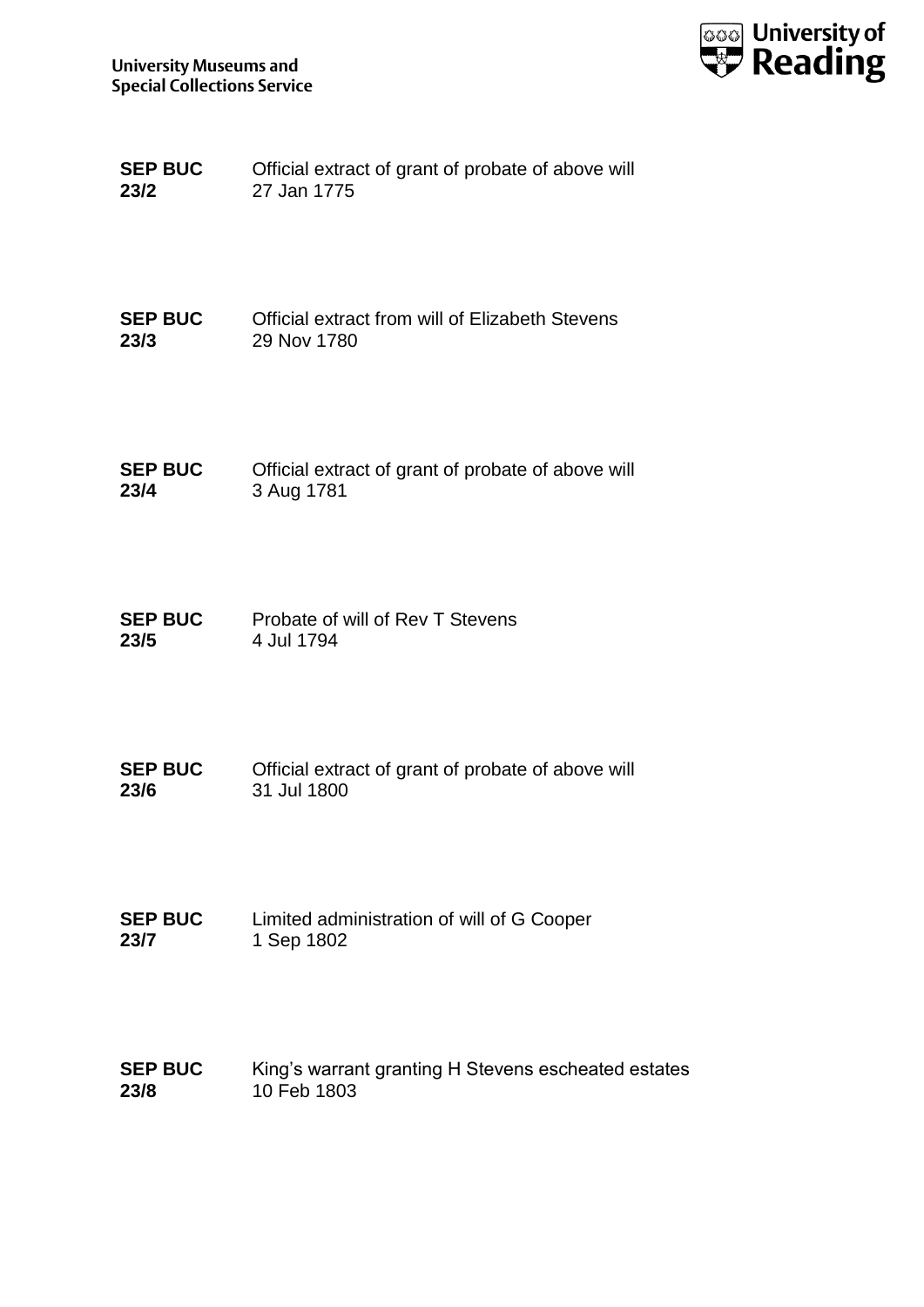**SEP BUC 23/2** Official extract of grant of probate of above will
27 Jan 1775

**SEP BUC 23/3** Official extract from will of Elizabeth Stevens
29 Nov 1780

**SEP BUC 23/4** Official extract of grant of probate of above will
3 Aug 1781

**SEP BUC 23/5** Probate of will of Rev T Stevens
4 Jul 1794

**SEP BUC 23/6** Official extract of grant of probate of above will
31 Jul 1800

**SEP BUC 23/7** Limited administration of will of G Cooper
1 Sep 1802

**SEP BUC 23/8** King's warrant granting H Stevens escheated estates
10 Feb 1803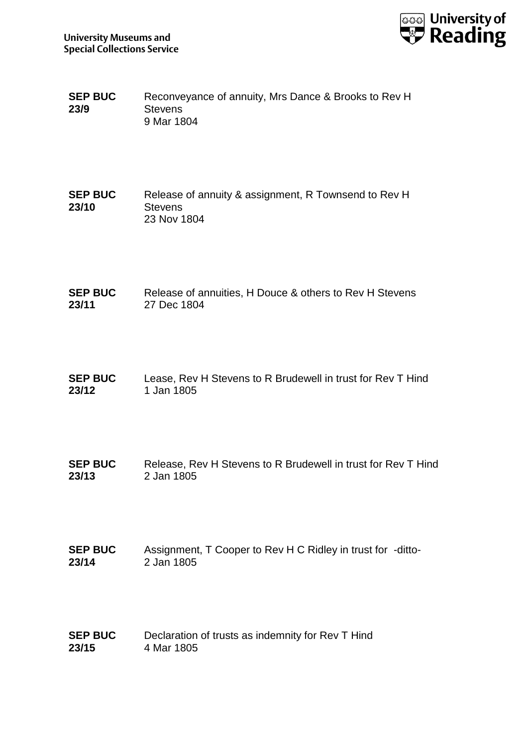**SEP BUC 23/9**
Reconveyance of annuity, Mrs Dance & Brooks to Rev H Stevens
9 Mar 1804

**SEP BUC 23/10**
Release of annuity & assignment, R Townsend to Rev H Stevens
23 Nov 1804

**SEP BUC 23/11**
Release of annuities, H Douce & others to Rev H Stevens
27 Dec 1804

**SEP BUC 23/12**
Lease, Rev H Stevens to R Brudewell in trust for Rev T Hind
1 Jan 1805

**SEP BUC 23/13**
Release, Rev H Stevens to R Brudewell in trust for Rev T Hind
2 Jan 1805

**SEP BUC 23/14**
Assignment, T Cooper to Rev H C Ridley in trust for -ditto-
2 Jan 1805

**SEP BUC 23/15**
Declaration of trusts as indemnity for Rev T Hind
4 Mar 1805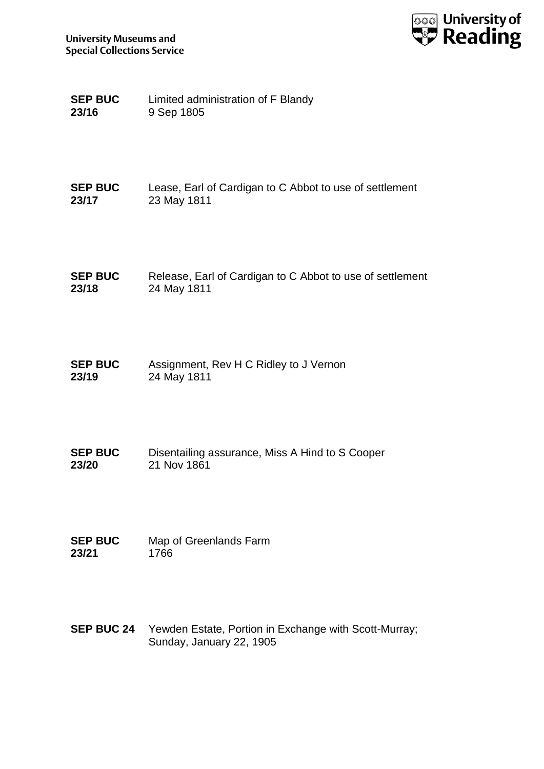**SEP BUC 23/16** Limited administration of F Blandy
9 Sep 1805

**SEP BUC 23/17** Lease, Earl of Cardigan to C Abbot to use of settlement
23 May 1811

**SEP BUC 23/18** Release, Earl of Cardigan to C Abbot to use of settlement
24 May 1811

**SEP BUC 23/19** Assignment, Rev H C Ridley to J Vernon
24 May 1811

**SEP BUC 23/20** Disentailing assurance, Miss A Hind to S Cooper
21 Nov 1861

**SEP BUC 23/21** Map of Greenlands Farm
1766

**SEP BUC 24** Yewden Estate, Portion in Exchange with Scott-Murray;
Sunday, January 22, 1905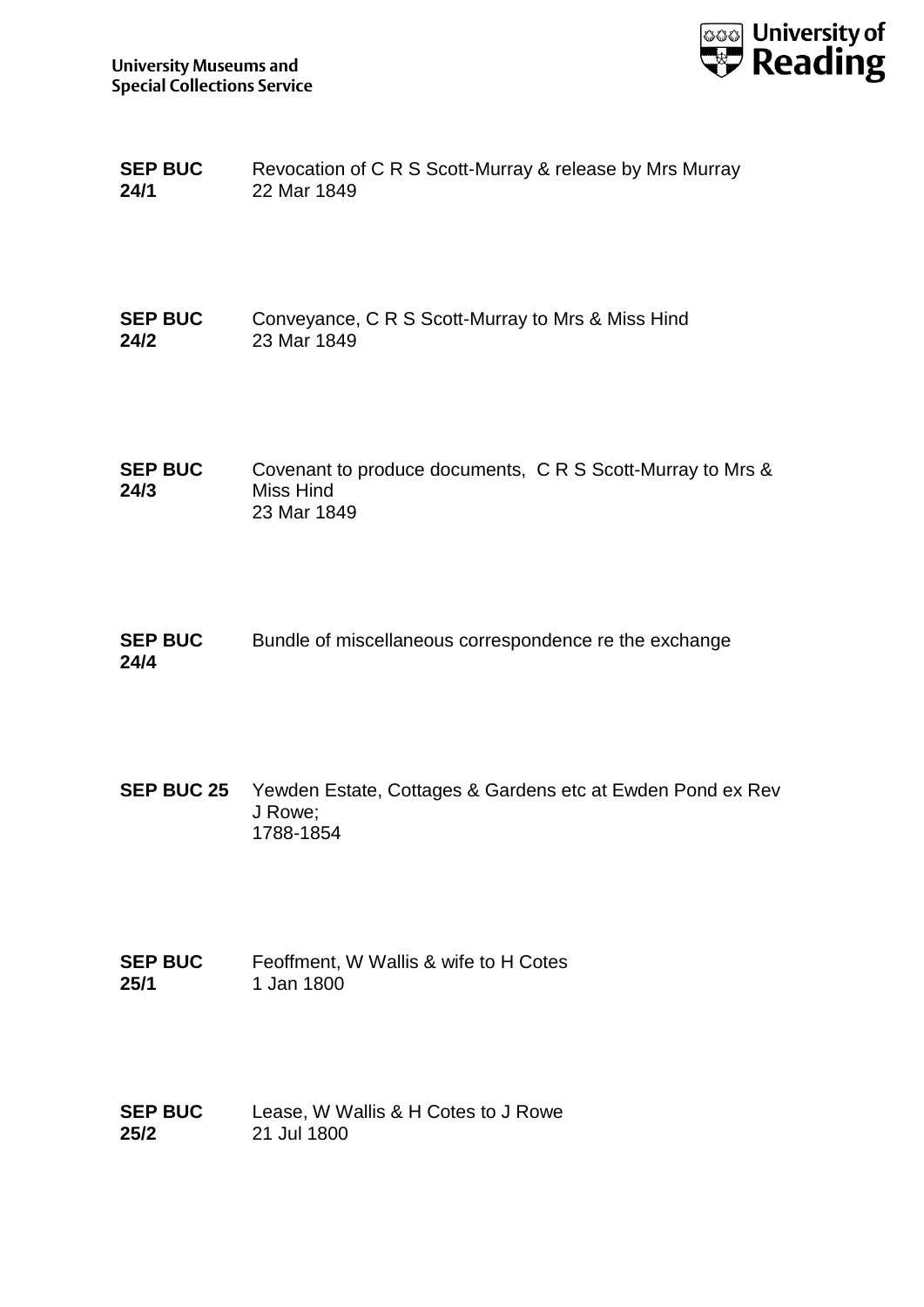| | |
|---|---|
| **SEP BUC 24/1** | Revocation of C R S Scott-Murray & release by Mrs Murray<br>22 Mar 1849 |
| **SEP BUC 24/2** | Conveyance, C R S Scott-Murray to Mrs & Miss Hind<br>23 Mar 1849 |
| **SEP BUC 24/3** | Covenant to produce documents, C R S Scott-Murray to Mrs & Miss Hind<br>23 Mar 1849 |
| **SEP BUC 24/4** | Bundle of miscellaneous correspondence re the exchange |
| **SEP BUC 25** | Yewden Estate, Cottages & Gardens etc at Ewden Pond ex Rev J Rowe;<br>1788-1854 |
| **SEP BUC 25/1** | Feoffment, W Wallis & wife to H Cotes<br>1 Jan 1800 |
| **SEP BUC 25/2** | Lease, W Wallis & H Cotes to J Rowe<br>21 Jul 1800 |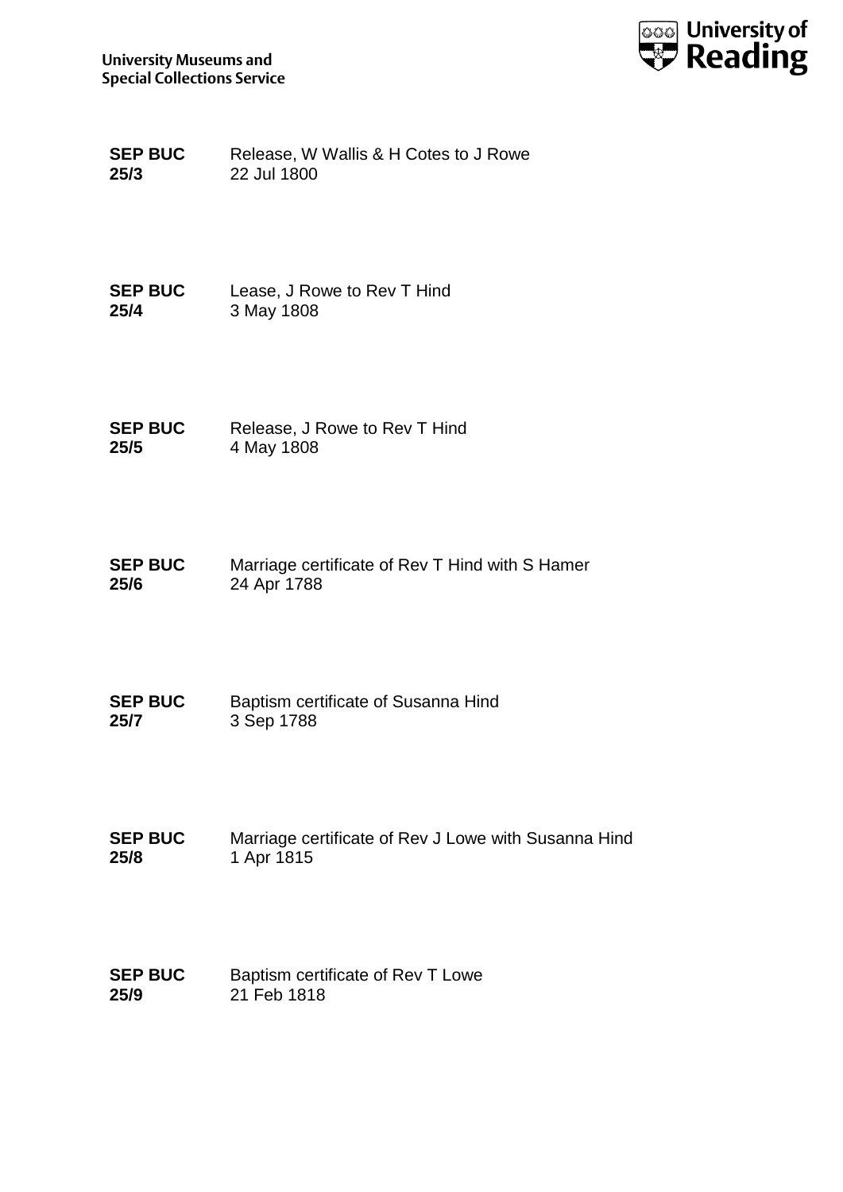| | |
|---|---|
| **SEP BUC 25/3** | Release, W Wallis & H Cotes to J Rowe<br>22 Jul 1800 |
| **SEP BUC 25/4** | Lease, J Rowe to Rev T Hind<br>3 May 1808 |
| **SEP BUC 25/5** | Release, J Rowe to Rev T Hind<br>4 May 1808 |
| **SEP BUC 25/6** | Marriage certificate of Rev T Hind with S Hamer<br>24 Apr 1788 |
| **SEP BUC 25/7** | Baptism certificate of Susanna Hind<br>3 Sep 1788 |
| **SEP BUC 25/8** | Marriage certificate of Rev J Lowe with Susanna Hind<br>1 Apr 1815 |
| **SEP BUC 25/9** | Baptism certificate of Rev T Lowe<br>21 Feb 1818 |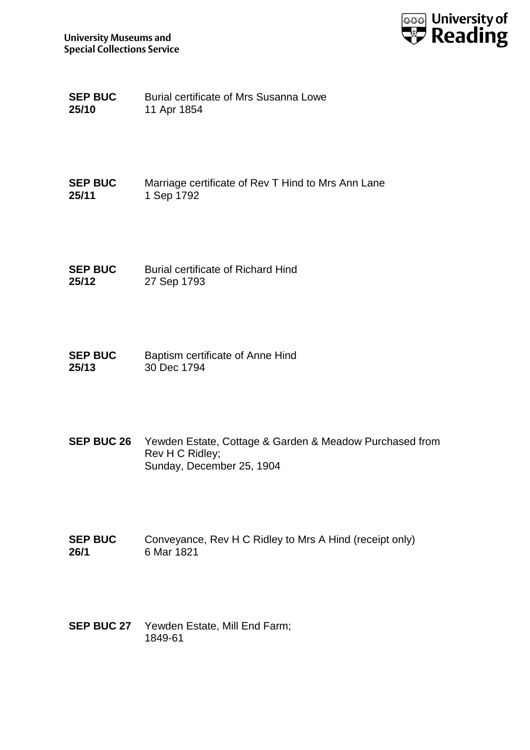**SEP BUC 25/10** Burial certificate of Mrs Susanna Lowe
11 Apr 1854

**SEP BUC 25/11** Marriage certificate of Rev T Hind to Mrs Ann Lane
1 Sep 1792

**SEP BUC 25/12** Burial certificate of Richard Hind
27 Sep 1793

**SEP BUC 25/13** Baptism certificate of Anne Hind
30 Dec 1794

**SEP BUC 26** Yewden Estate, Cottage & Garden & Meadow Purchased from Rev H C Ridley;
Sunday, December 25, 1904

**SEP BUC 26/1** Conveyance, Rev H C Ridley to Mrs A Hind (receipt only)
6 Mar 1821

**SEP BUC 27** Yewden Estate, Mill End Farm;
1849-61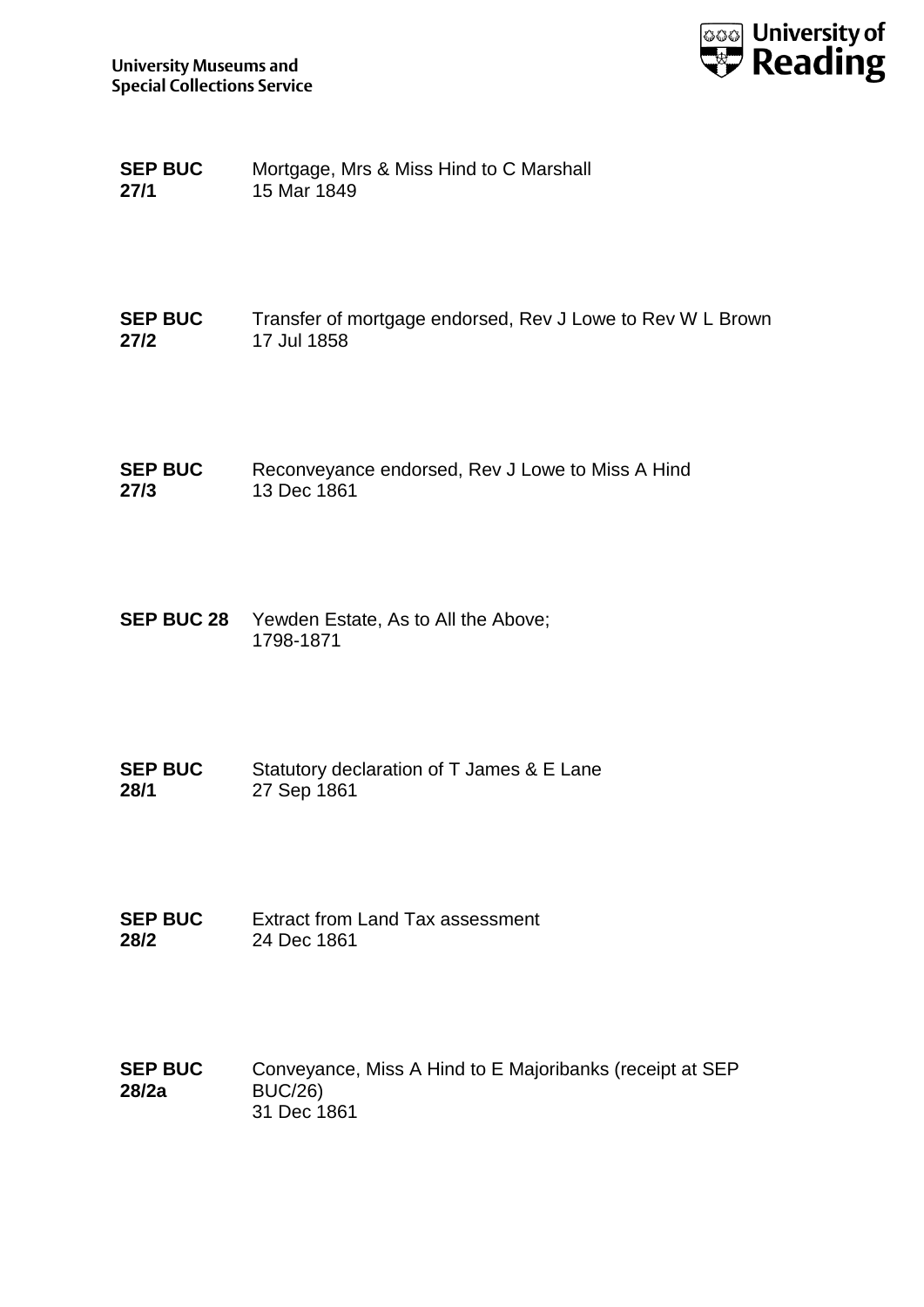**SEP BUC 27/1** Mortgage, Mrs & Miss Hind to C Marshall
15 Mar 1849

**SEP BUC 27/2** Transfer of mortgage endorsed, Rev J Lowe to Rev W L Brown
17 Jul 1858

**SEP BUC 27/3** Reconveyance endorsed, Rev J Lowe to Miss A Hind
13 Dec 1861

**SEP BUC 28** Yewden Estate, As to All the Above;
1798-1871

**SEP BUC 28/1** Statutory declaration of T James & E Lane
27 Sep 1861

**SEP BUC 28/2** Extract from Land Tax assessment
24 Dec 1861

**SEP BUC 28/2a** Conveyance, Miss A Hind to E Majoribanks (receipt at SEP BUC/26)
31 Dec 1861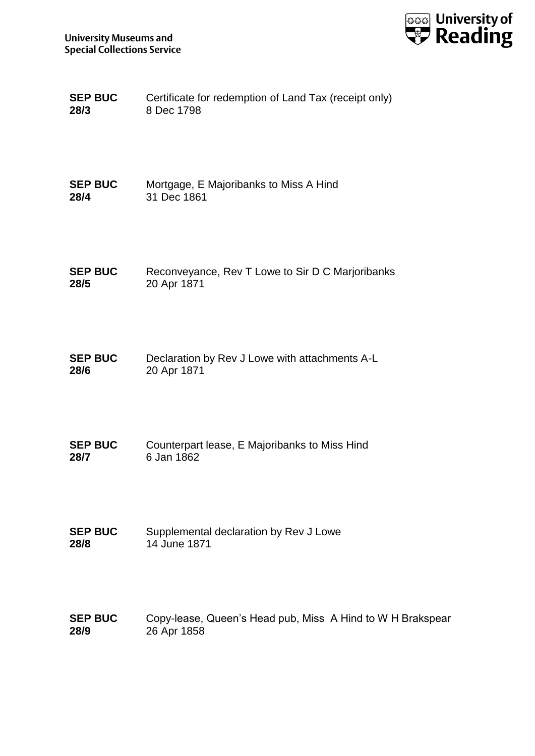**SEP BUC 28/3** Certificate for redemption of Land Tax (receipt only)
8 Dec 1798

**SEP BUC 28/4** Mortgage, E Majoribanks to Miss A Hind
31 Dec 1861

**SEP BUC 28/5** Reconveyance, Rev T Lowe to Sir D C Marjoribanks
20 Apr 1871

**SEP BUC 28/6** Declaration by Rev J Lowe with attachments A-L
20 Apr 1871

**SEP BUC 28/7** Counterpart lease, E Majoribanks to Miss Hind
6 Jan 1862

**SEP BUC 28/8** Supplemental declaration by Rev J Lowe
14 June 1871

**SEP BUC 28/9** Copy-lease, Queen's Head pub, Miss A Hind to W H Brakspear
26 Apr 1858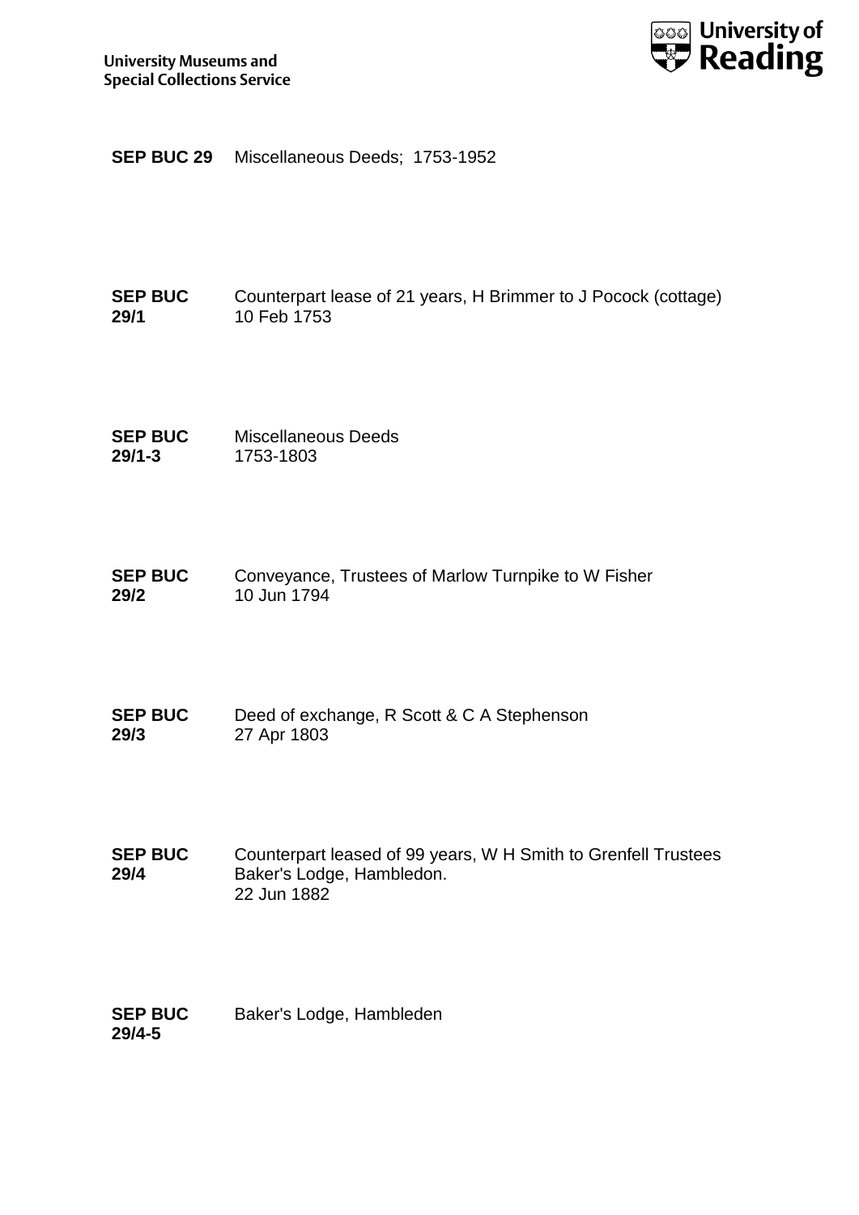**SEP BUC 29** Miscellaneous Deeds; 1753-1952

**SEP BUC 29/1** Counterpart lease of 21 years, H Brimmer to J Pocock (cottage)
10 Feb 1753

**SEP BUC 29/1-3** Miscellaneous Deeds
1753-1803

**SEP BUC 29/2** Conveyance, Trustees of Marlow Turnpike to W Fisher
10 Jun 1794

**SEP BUC 29/3** Deed of exchange, R Scott & C A Stephenson
27 Apr 1803

**SEP BUC 29/4** Counterpart leased of 99 years, W H Smith to Grenfell Trustees
Baker's Lodge, Hambledon.
22 Jun 1882

**SEP BUC 29/4-5** Baker's Lodge, Hambleden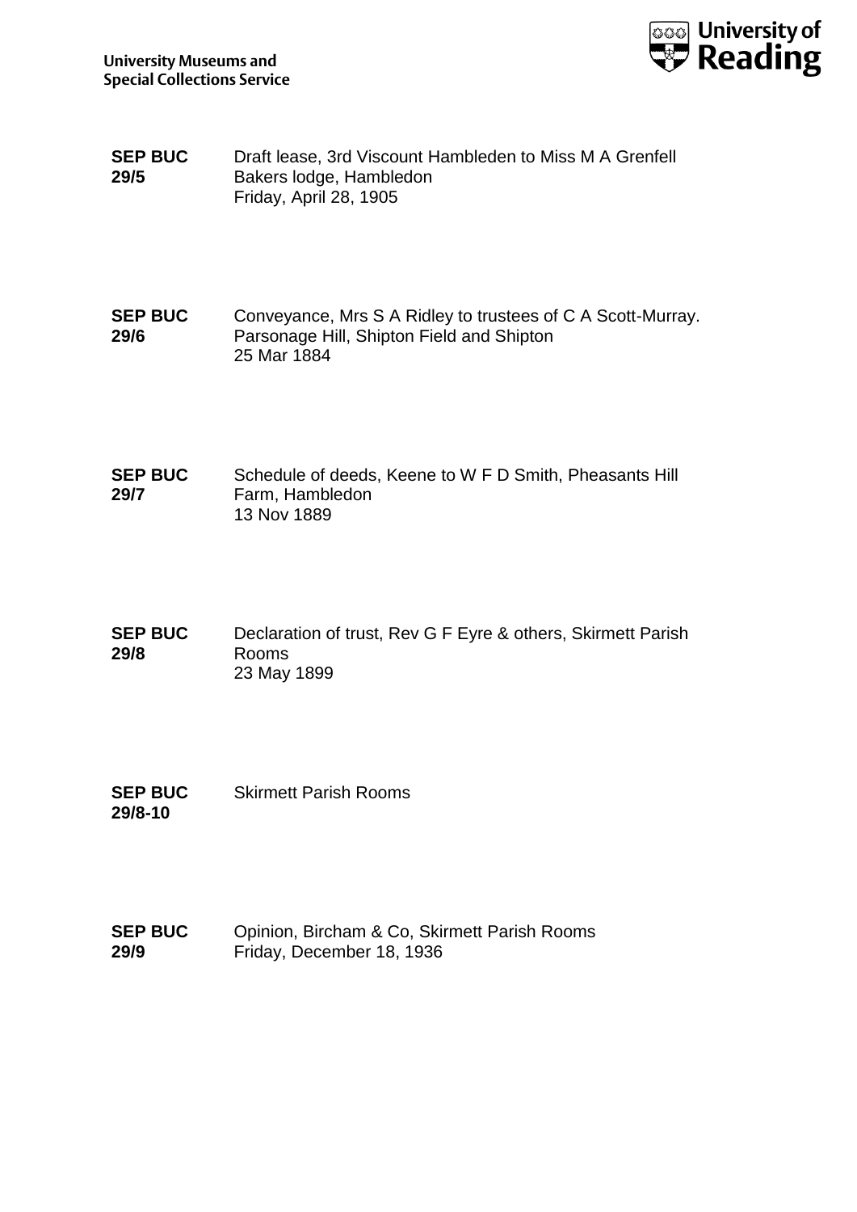**SEP BUC 29/5** Draft lease, 3rd Viscount Hambleden to Miss M A Grenfell
Bakers lodge, Hambledon
Friday, April 28, 1905

**SEP BUC 29/6** Conveyance, Mrs S A Ridley to trustees of C A Scott-Murray.
Parsonage Hill, Shipton Field and Shipton
25 Mar 1884

**SEP BUC 29/7** Schedule of deeds, Keene to W F D Smith, Pheasants Hill Farm, Hambledon
13 Nov 1889

**SEP BUC 29/8** Declaration of trust, Rev G F Eyre & others, Skirmett Parish Rooms
23 May 1899

**SEP BUC 29/8-10** Skirmett Parish Rooms

**SEP BUC 29/9** Opinion, Bircham & Co, Skirmett Parish Rooms
Friday, December 18, 1936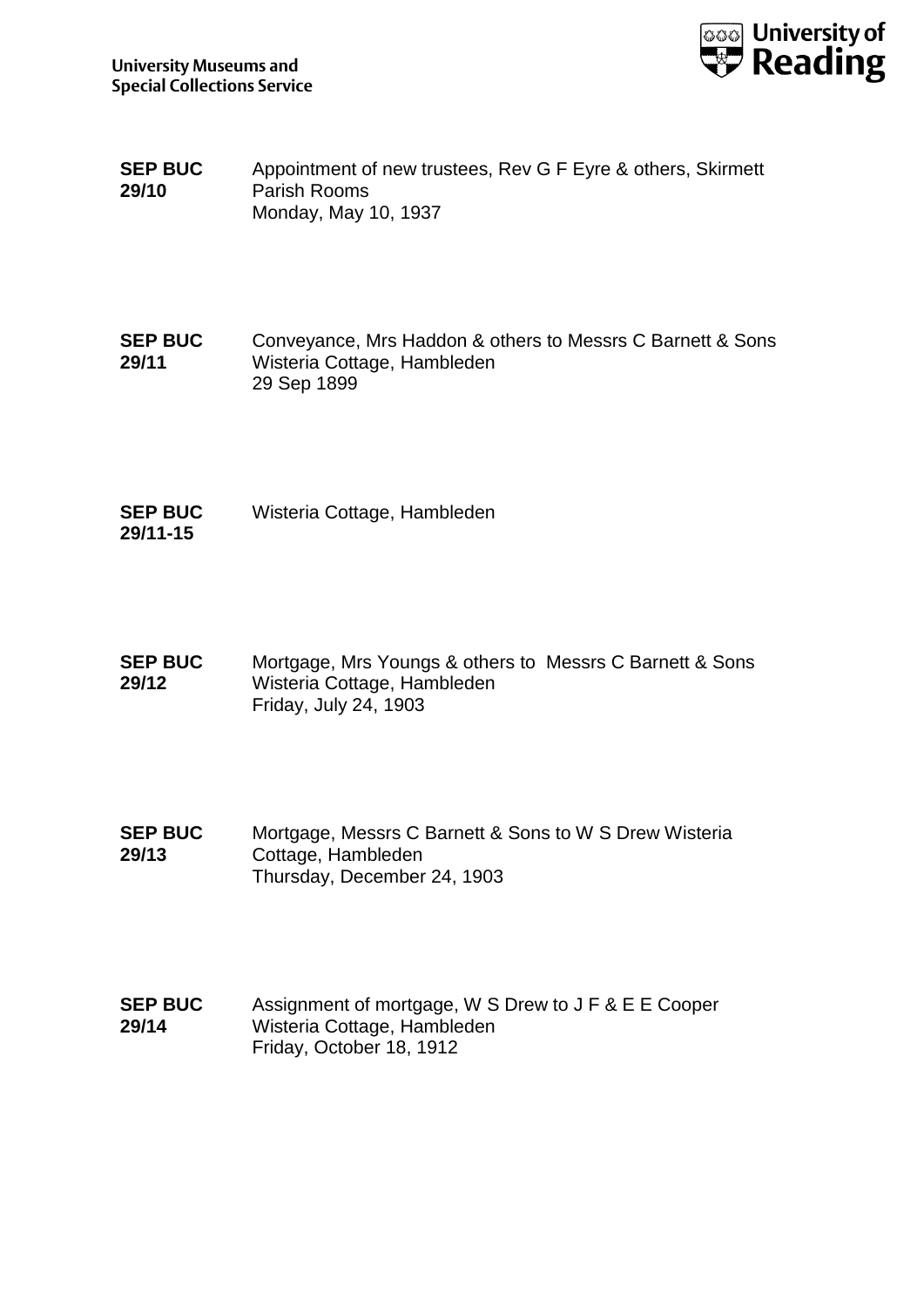**SEP BUC 29/10** Appointment of new trustees, Rev G F Eyre & others, Skirmett Parish Rooms
Monday, May 10, 1937

**SEP BUC 29/11** Conveyance, Mrs Haddon & others to Messrs C Barnett & Sons Wisteria Cottage, Hambleden
29 Sep 1899

**SEP BUC 29/11-15** Wisteria Cottage, Hambleden

**SEP BUC 29/12** Mortgage, Mrs Youngs & others to Messrs C Barnett & Sons Wisteria Cottage, Hambleden
Friday, July 24, 1903

**SEP BUC 29/13** Mortgage, Messrs C Barnett & Sons to W S Drew Wisteria Cottage, Hambleden
Thursday, December 24, 1903

**SEP BUC 29/14** Assignment of mortgage, W S Drew to J F & E E Cooper Wisteria Cottage, Hambleden
Friday, October 18, 1912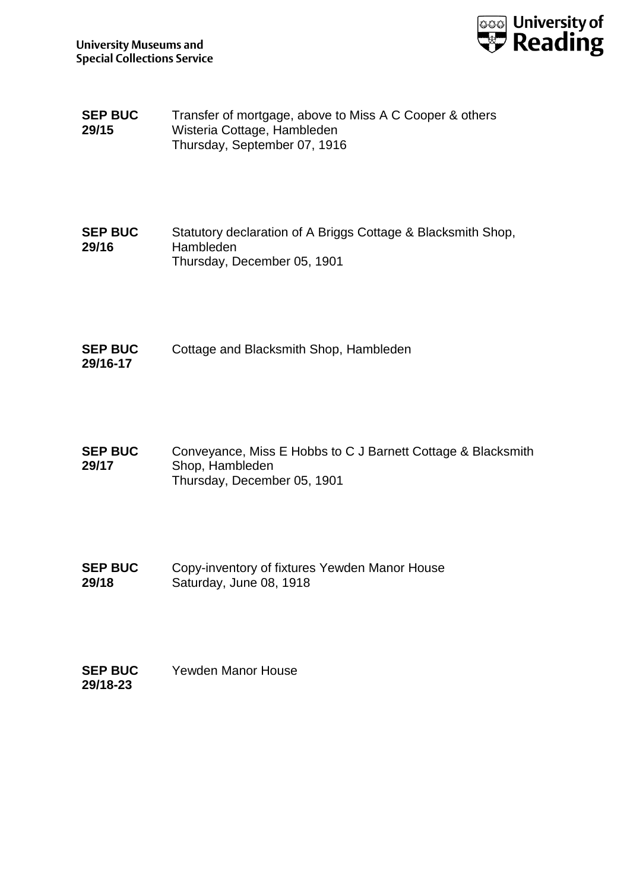**SEP BUC 29/15** Transfer of mortgage, above to Miss A C Cooper & others
Wisteria Cottage, Hambleden
Thursday, September 07, 1916

**SEP BUC 29/16** Statutory declaration of A Briggs Cottage & Blacksmith Shop, Hambleden
Thursday, December 05, 1901

**SEP BUC 29/16-17** Cottage and Blacksmith Shop, Hambleden

**SEP BUC 29/17** Conveyance, Miss E Hobbs to C J Barnett Cottage & Blacksmith Shop, Hambleden
Thursday, December 05, 1901

**SEP BUC 29/18** Copy-inventory of fixtures Yewden Manor House
Saturday, June 08, 1918

**SEP BUC 29/18-23** Yewden Manor House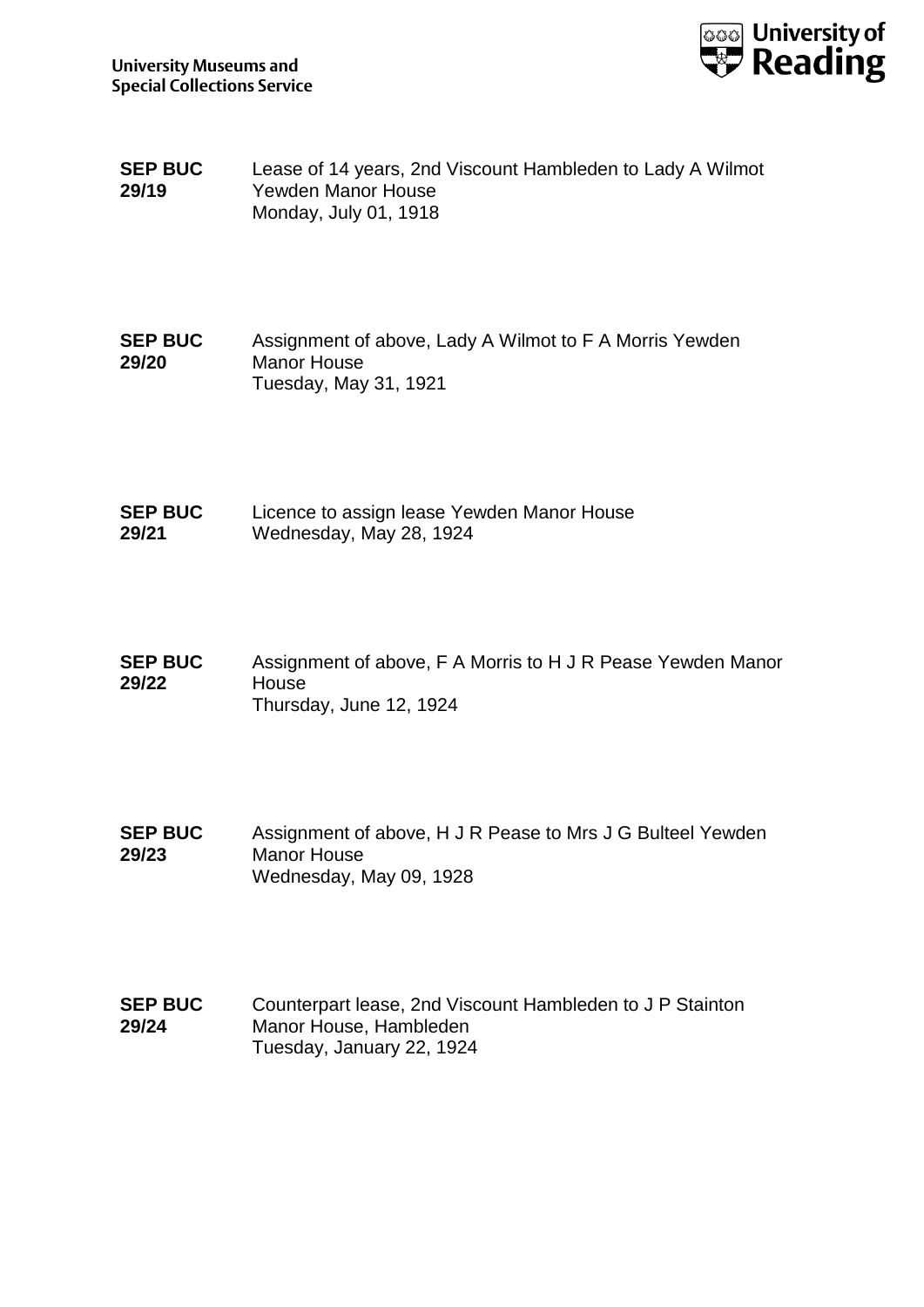**SEP BUC 29/19** Lease of 14 years, 2nd Viscount Hambleden to Lady A Wilmot Yewden Manor House
Monday, July 01, 1918

**SEP BUC 29/20** Assignment of above, Lady A Wilmot to F A Morris Yewden Manor House
Tuesday, May 31, 1921

**SEP BUC 29/21** Licence to assign lease Yewden Manor House
Wednesday, May 28, 1924

**SEP BUC 29/22** Assignment of above, F A Morris to H J R Pease Yewden Manor House
Thursday, June 12, 1924

**SEP BUC 29/23** Assignment of above, H J R Pease to Mrs J G Bulteel Yewden Manor House
Wednesday, May 09, 1928

**SEP BUC 29/24** Counterpart lease, 2nd Viscount Hambleden to J P Stainton Manor House, Hambleden
Tuesday, January 22, 1924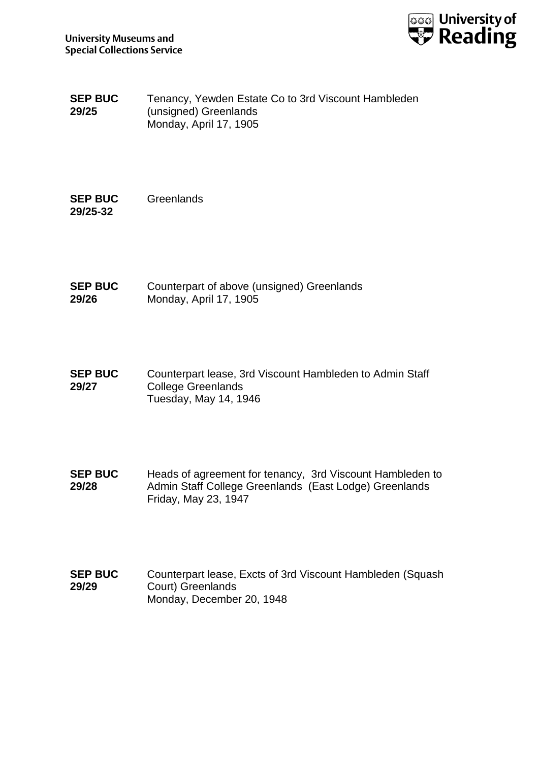**SEP BUC 29/25** Tenancy, Yewden Estate Co to 3rd Viscount Hambleden (unsigned) Greenlands
Monday, April 17, 1905

**SEP BUC 29/25-32** Greenlands

**SEP BUC 29/26** Counterpart of above (unsigned) Greenlands
Monday, April 17, 1905

**SEP BUC 29/27** Counterpart lease, 3rd Viscount Hambleden to Admin Staff College Greenlands
Tuesday, May 14, 1946

**SEP BUC 29/28** Heads of agreement for tenancy, 3rd Viscount Hambleden to Admin Staff College Greenlands (East Lodge) Greenlands
Friday, May 23, 1947

**SEP BUC 29/29** Counterpart lease, Excts of 3rd Viscount Hambleden (Squash Court) Greenlands
Monday, December 20, 1948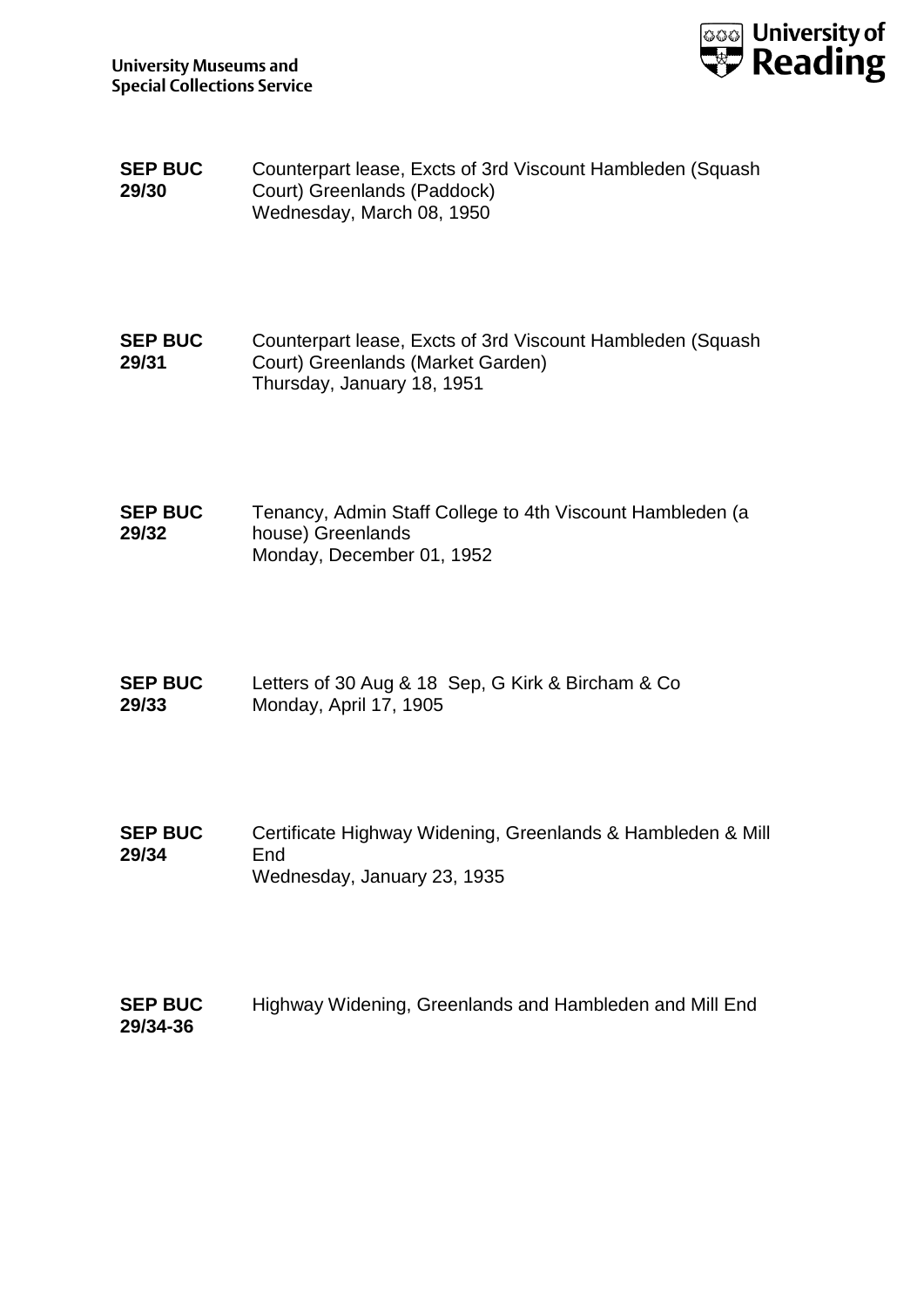**SEP BUC 29/30** Counterpart lease, Excts of 3rd Viscount Hambleden (Squash Court) Greenlands (Paddock)
Wednesday, March 08, 1950

**SEP BUC 29/31** Counterpart lease, Excts of 3rd Viscount Hambleden (Squash Court) Greenlands (Market Garden)
Thursday, January 18, 1951

**SEP BUC 29/32** Tenancy, Admin Staff College to 4th Viscount Hambleden (a house) Greenlands
Monday, December 01, 1952

**SEP BUC 29/33** Letters of 30 Aug & 18 Sep, G Kirk & Bircham & Co
Monday, April 17, 1905

**SEP BUC 29/34** Certificate Highway Widening, Greenlands & Hambleden & Mill End
Wednesday, January 23, 1935

**SEP BUC 29/34-36** Highway Widening, Greenlands and Hambleden and Mill End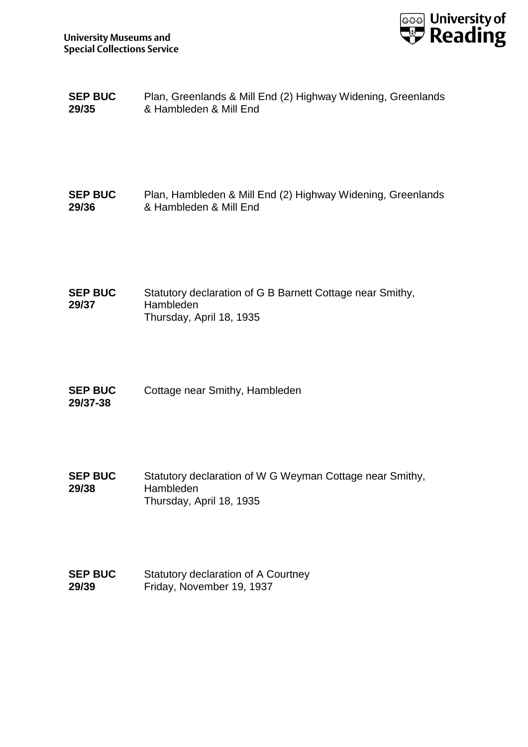**SEP BUC 29/35** Plan, Greenlands & Mill End (2) Highway Widening, Greenlands & Hambleden & Mill End

**SEP BUC 29/36** Plan, Hambleden & Mill End (2) Highway Widening, Greenlands & Hambleden & Mill End

**SEP BUC 29/37** Statutory declaration of G B Barnett Cottage near Smithy, Hambleden
Thursday, April 18, 1935

**SEP BUC 29/37-38** Cottage near Smithy, Hambleden

**SEP BUC 29/38** Statutory declaration of W G Weyman Cottage near Smithy, Hambleden
Thursday, April 18, 1935

**SEP BUC 29/39** Statutory declaration of A Courtney
Friday, November 19, 1937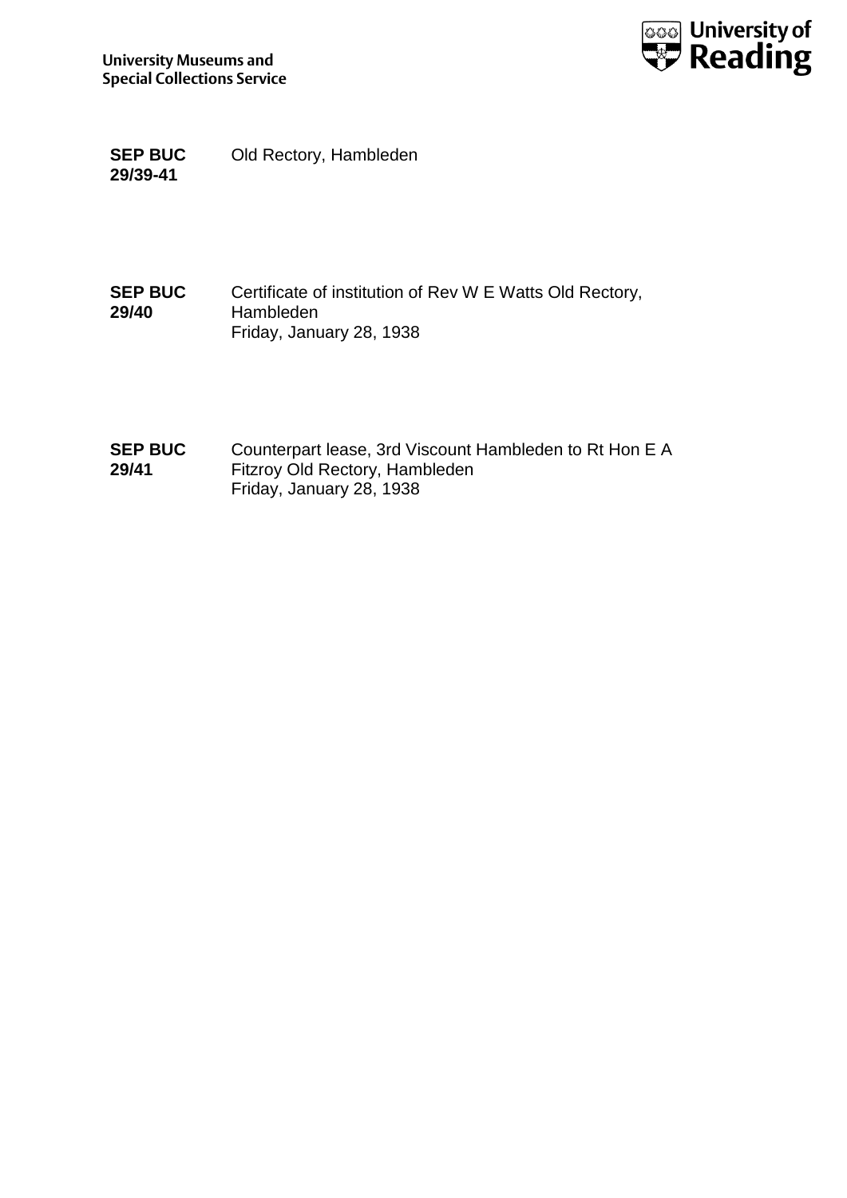**SEP BUC 29/39-41** Old Rectory, Hambleden

**SEP BUC 29/40** Certificate of institution of Rev W E Watts Old Rectory, Hambleden
Friday, January 28, 1938

**SEP BUC 29/41** Counterpart lease, 3rd Viscount Hambleden to Rt Hon E A Fitzroy Old Rectory, Hambleden
Friday, January 28, 1938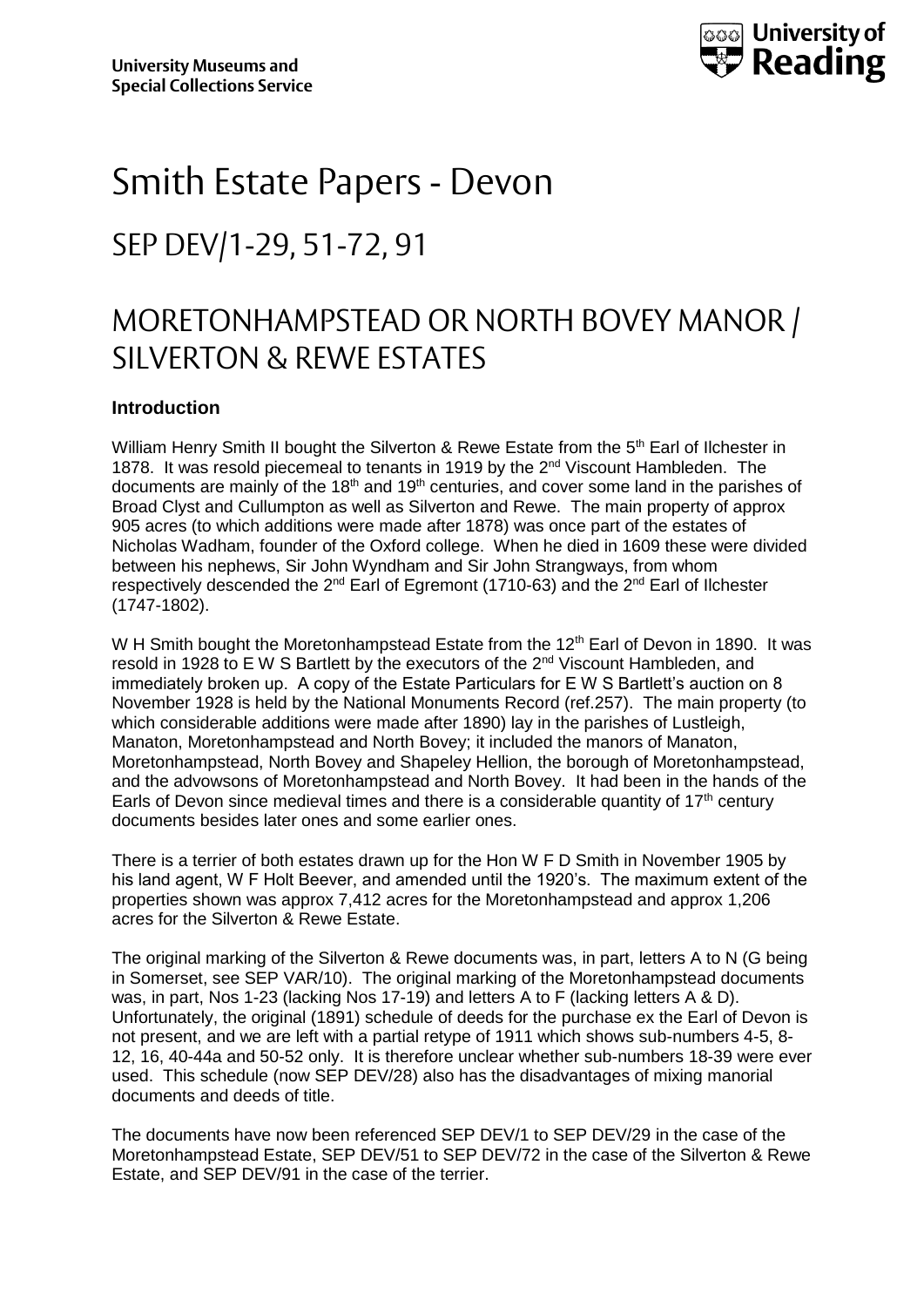University Museums and Special Collections Service

# Smith Estate Papers - Devon

## SEP DEV/1-29, 51-72, 91

## MORETONHAMPSTEAD OR NORTH BOVEY MANOR / SILVERTON & REWE ESTATES

### Introduction

William Henry Smith II bought the Silverton & Rewe Estate from the 5th Earl of Ilchester in 1878. It was resold piecemeal to tenants in 1919 by the 2nd Viscount Hambleden. The documents are mainly of the 18th and 19th centuries, and cover some land in the parishes of Broad Clyst and Cullumpton as well as Silverton and Rewe. The main property of approx 905 acres (to which additions were made after 1878) was once part of the estates of Nicholas Wadham, founder of the Oxford college. When he died in 1609 these were divided between his nephews, Sir John Wyndham and Sir John Strangways, from whom respectively descended the 2nd Earl of Egremont (1710-63) and the 2nd Earl of Ilchester (1747-1802).

W H Smith bought the Moretonhampstead Estate from the 12th Earl of Devon in 1890. It was resold in 1928 to E W S Bartlett by the executors of the 2nd Viscount Hambleden, and immediately broken up. A copy of the Estate Particulars for E W S Bartlett's auction on 8 November 1928 is held by the National Monuments Record (ref.257). The main property (to which considerable additions were made after 1890) lay in the parishes of Lustleigh, Manaton, Moretonhampstead and North Bovey; it included the manors of Manaton, Moretonhampstead, North Bovey and Shapeley Hellion, the borough of Moretonhampstead, and the advowsons of Moretonhampstead and North Bovey. It had been in the hands of the Earls of Devon since medieval times and there is a considerable quantity of 17th century documents besides later ones and some earlier ones.

There is a terrier of both estates drawn up for the Hon W F D Smith in November 1905 by his land agent, W F Holt Beever, and amended until the 1920's. The maximum extent of the properties shown was approx 7,412 acres for the Moretonhampstead and approx 1,206 acres for the Silverton & Rewe Estate.

The original marking of the Silverton & Rewe documents was, in part, letters A to N (G being in Somerset, see SEP VAR/10). The original marking of the Moretonhampstead documents was, in part, Nos 1-23 (lacking Nos 17-19) and letters A to F (lacking letters A & D). Unfortunately, the original (1891) schedule of deeds for the purchase ex the Earl of Devon is not present, and we are left with a partial retype of 1911 which shows sub-numbers 4-5, 8-12, 16, 40-44a and 50-52 only. It is therefore unclear whether sub-numbers 18-39 were ever used. This schedule (now SEP DEV/28) also has the disadvantages of mixing manorial documents and deeds of title.

The documents have now been referenced SEP DEV/1 to SEP DEV/29 in the case of the Moretonhampstead Estate, SEP DEV/51 to SEP DEV/72 in the case of the Silverton & Rewe Estate, and SEP DEV/91 in the case of the terrier.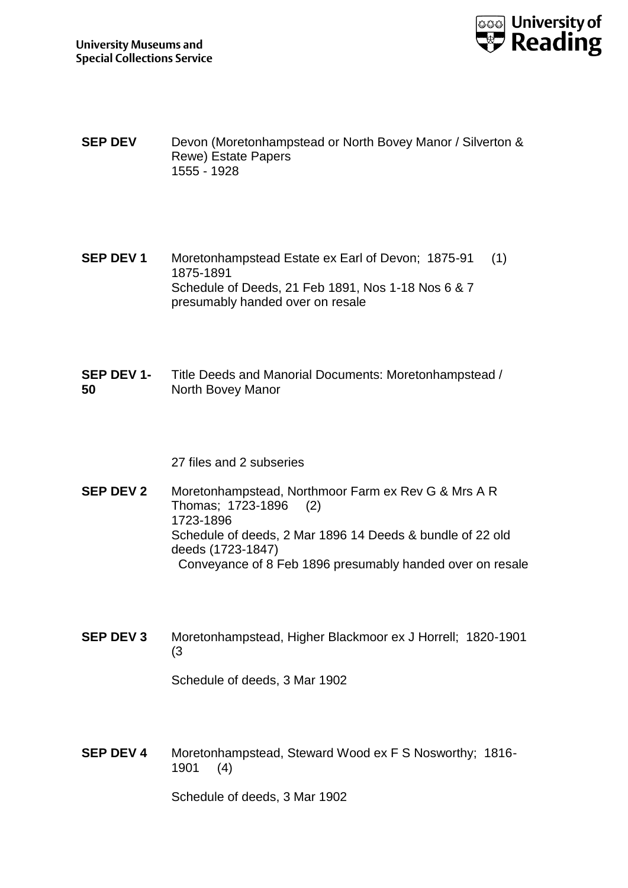| | |
|---|---|
| **SEP DEV** | Devon (Moretonhampstead or North Bovey Manor / Silverton & Rewe) Estate Papers<br>1555 - 1928 |
| **SEP DEV 1** | Moretonhampstead Estate ex Earl of Devon; 1875-91 (1)<br>1875-1891<br>Schedule of Deeds, 21 Feb 1891, Nos 1-18 Nos 6 & 7 presumably handed over on resale |
| **SEP DEV 1-50** | Title Deeds and Manorial Documents: Moretonhampstead / North Bovey Manor<br><br>27 files and 2 subseries |
| **SEP DEV 2** | Moretonhampstead, Northmoor Farm ex Rev G & Mrs A R Thomas; 1723-1896 (2)<br>1723-1896<br>Schedule of deeds, 2 Mar 1896 14 Deeds & bundle of 22 old deeds (1723-1847)<br>Conveyance of 8 Feb 1896 presumably handed over on resale |
| **SEP DEV 3** | Moretonhampstead, Higher Blackmoor ex J Horrell; 1820-1901 (3<br><br>Schedule of deeds, 3 Mar 1902 |
| **SEP DEV 4** | Moretonhampstead, Steward Wood ex F S Nosworthy; 1816-1901 (4)<br><br>Schedule of deeds, 3 Mar 1902 |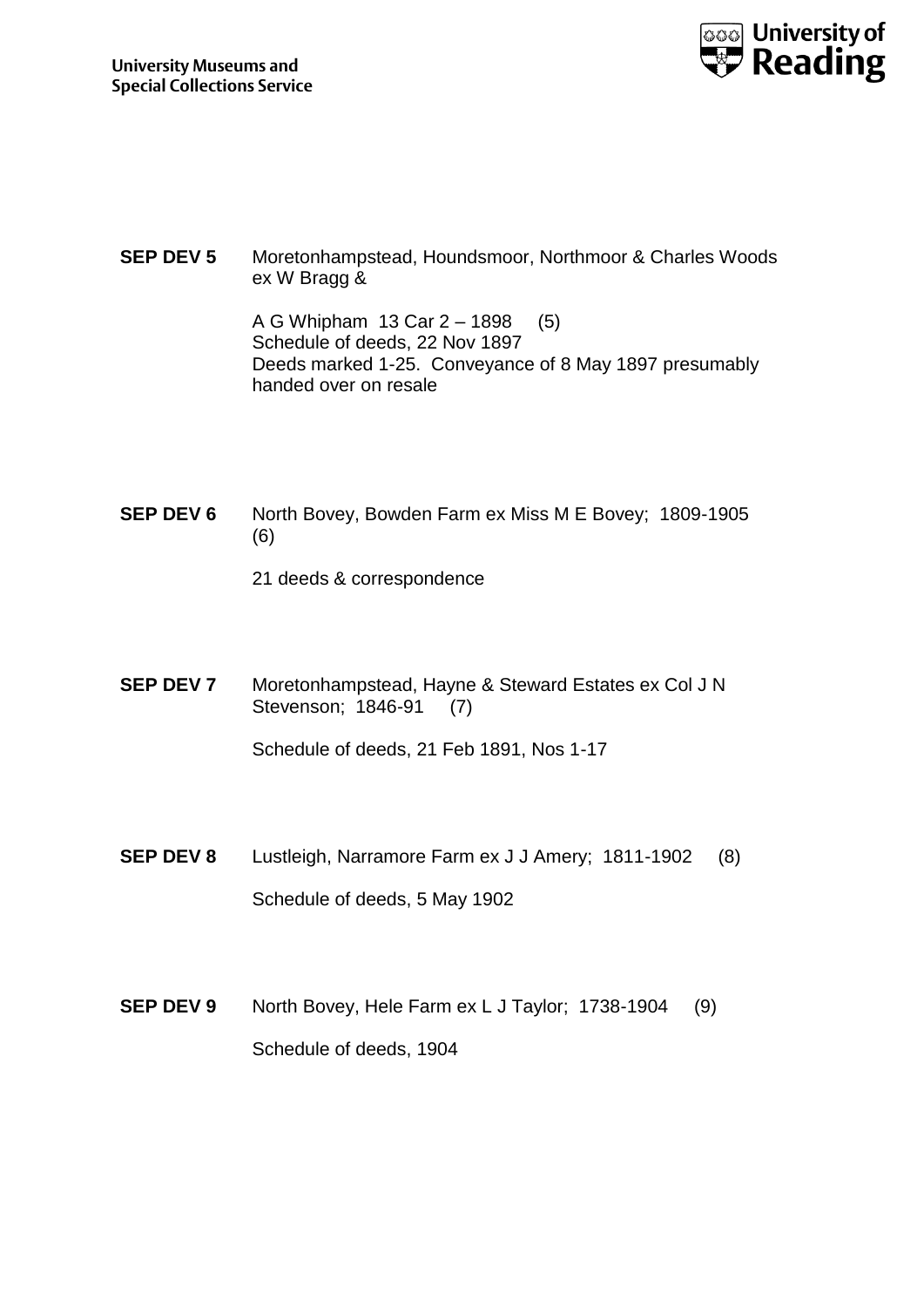**SEP DEV 5** Moretonhampstead, Houndsmoor, Northmoor & Charles Woods ex W Bragg &

A G Whipham 13 Car 2 – 1898 (5)
Schedule of deeds, 22 Nov 1897
Deeds marked 1-25. Conveyance of 8 May 1897 presumably handed over on resale

**SEP DEV 6** North Bovey, Bowden Farm ex Miss M E Bovey; 1809-1905 (6)

21 deeds & correspondence

**SEP DEV 7** Moretonhampstead, Hayne & Steward Estates ex Col J N Stevenson; 1846-91 (7)

Schedule of deeds, 21 Feb 1891, Nos 1-17

**SEP DEV 8** Lustleigh, Narramore Farm ex J J Amery; 1811-1902 (8)

Schedule of deeds, 5 May 1902

**SEP DEV 9** North Bovey, Hele Farm ex L J Taylor; 1738-1904 (9)

Schedule of deeds, 1904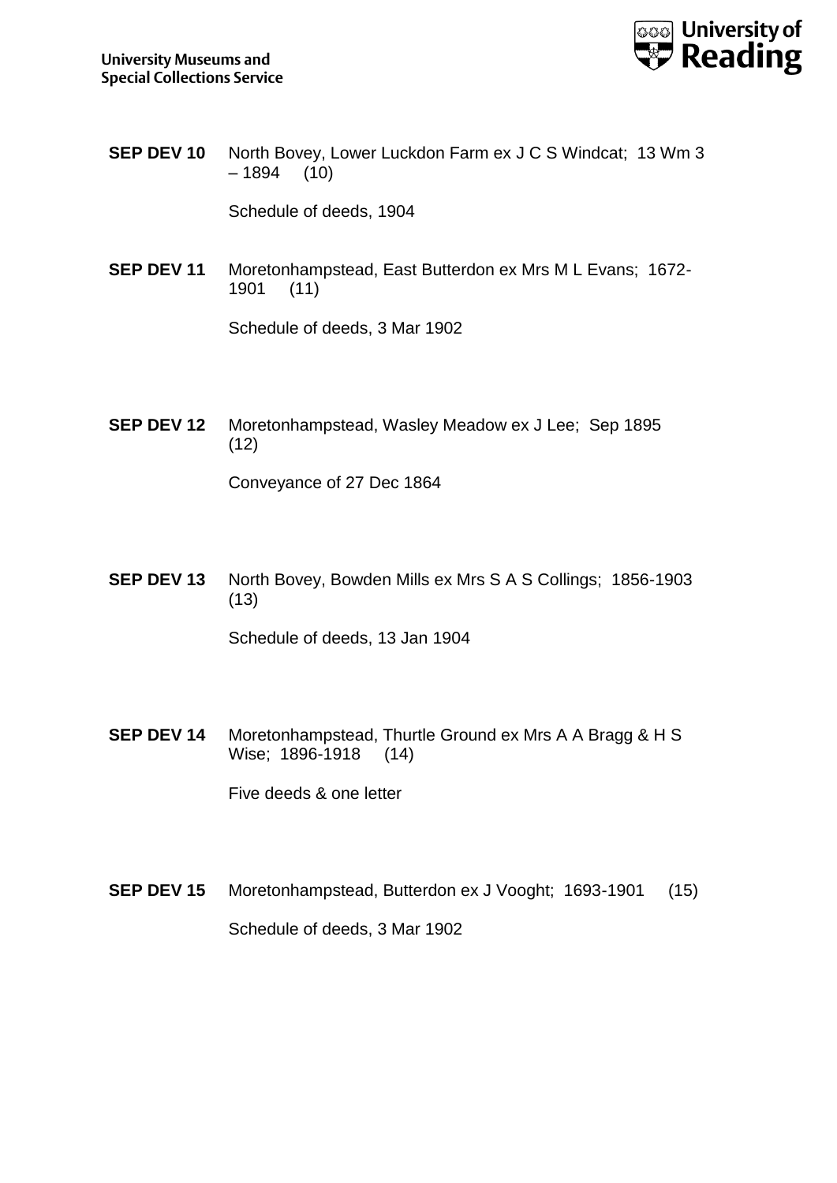**SEP DEV 10** North Bovey, Lower Luckdon Farm ex J C S Windcat; 13 Wm 3 – 1894 (10)

Schedule of deeds, 1904

**SEP DEV 11** Moretonhampstead, East Butterdon ex Mrs M L Evans; 1672-1901 (11)

Schedule of deeds, 3 Mar 1902

**SEP DEV 12** Moretonhampstead, Wasley Meadow ex J Lee; Sep 1895 (12)

Conveyance of 27 Dec 1864

**SEP DEV 13** North Bovey, Bowden Mills ex Mrs S A S Collings; 1856-1903 (13)

Schedule of deeds, 13 Jan 1904

**SEP DEV 14** Moretonhampstead, Thurtle Ground ex Mrs A A Bragg & H S Wise; 1896-1918 (14)

Five deeds & one letter

**SEP DEV 15** Moretonhampstead, Butterdon ex J Vooght; 1693-1901 (15)

Schedule of deeds, 3 Mar 1902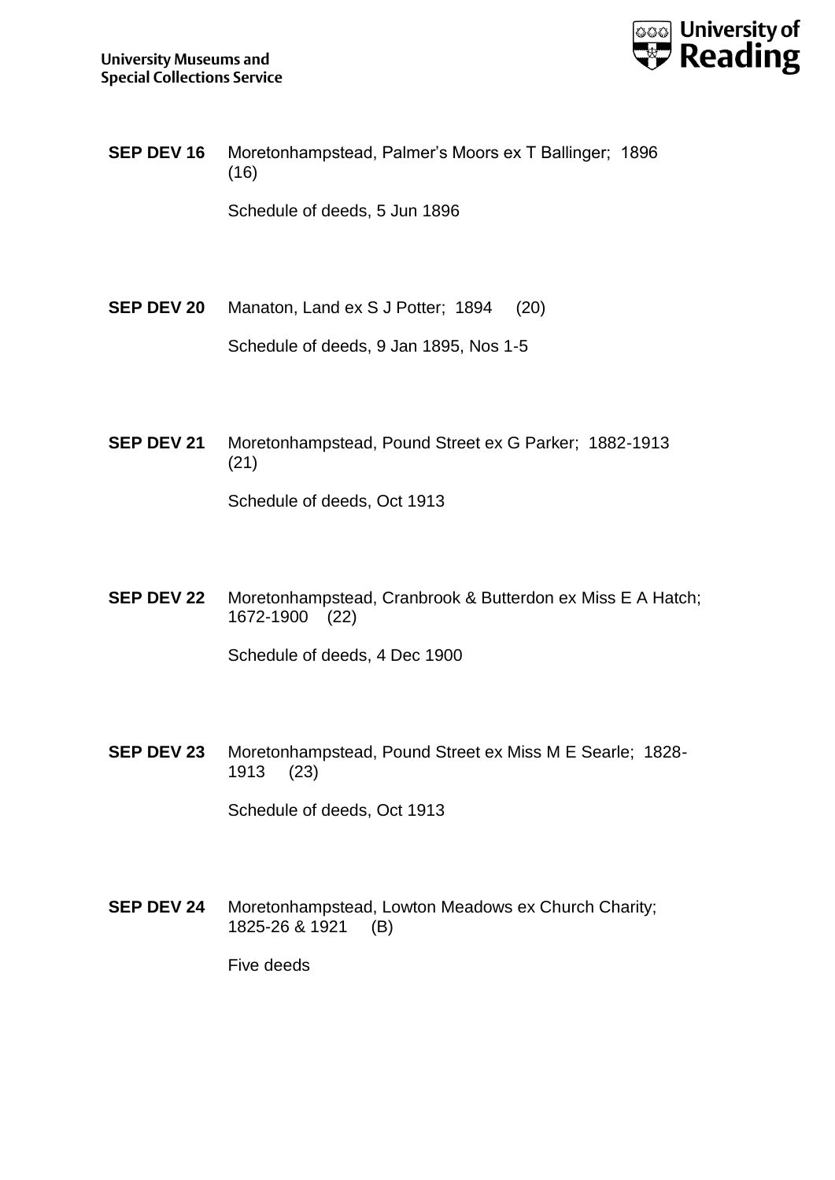**SEP DEV 16** Moretonhampstead, Palmer's Moors ex T Ballinger; 1896 (16)

Schedule of deeds, 5 Jun 1896

**SEP DEV 20** Manaton, Land ex S J Potter; 1894 (20)

Schedule of deeds, 9 Jan 1895, Nos 1-5

**SEP DEV 21** Moretonhampstead, Pound Street ex G Parker; 1882-1913 (21)

Schedule of deeds, Oct 1913

**SEP DEV 22** Moretonhampstead, Cranbrook & Butterdon ex Miss E A Hatch; 1672-1900 (22)

Schedule of deeds, 4 Dec 1900

**SEP DEV 23** Moretonhampstead, Pound Street ex Miss M E Searle; 1828-1913 (23)

Schedule of deeds, Oct 1913

**SEP DEV 24** Moretonhampstead, Lowton Meadows ex Church Charity; 1825-26 & 1921 (B)

Five deeds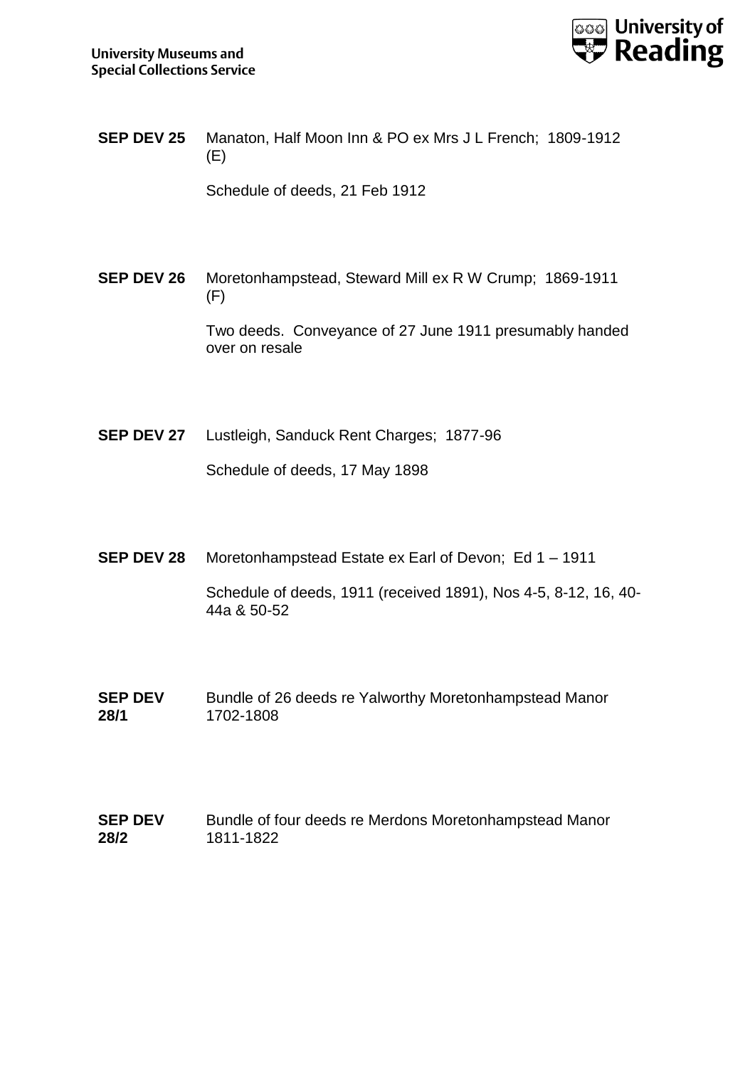**SEP DEV 25** Manaton, Half Moon Inn & PO ex Mrs J L French; 1809-1912 (E)

Schedule of deeds, 21 Feb 1912

**SEP DEV 26** Moretonhampstead, Steward Mill ex R W Crump; 1869-1911 (F)

Two deeds. Conveyance of 27 June 1911 presumably handed over on resale

**SEP DEV 27** Lustleigh, Sanduck Rent Charges; 1877-96

Schedule of deeds, 17 May 1898

**SEP DEV 28** Moretonhampstead Estate ex Earl of Devon; Ed 1 – 1911

Schedule of deeds, 1911 (received 1891), Nos 4-5, 8-12, 16, 40-44a & 50-52

**SEP DEV 28/1** Bundle of 26 deeds re Yalworthy Moretonhampstead Manor 1702-1808

**SEP DEV 28/2** Bundle of four deeds re Merdons Moretonhampstead Manor 1811-1822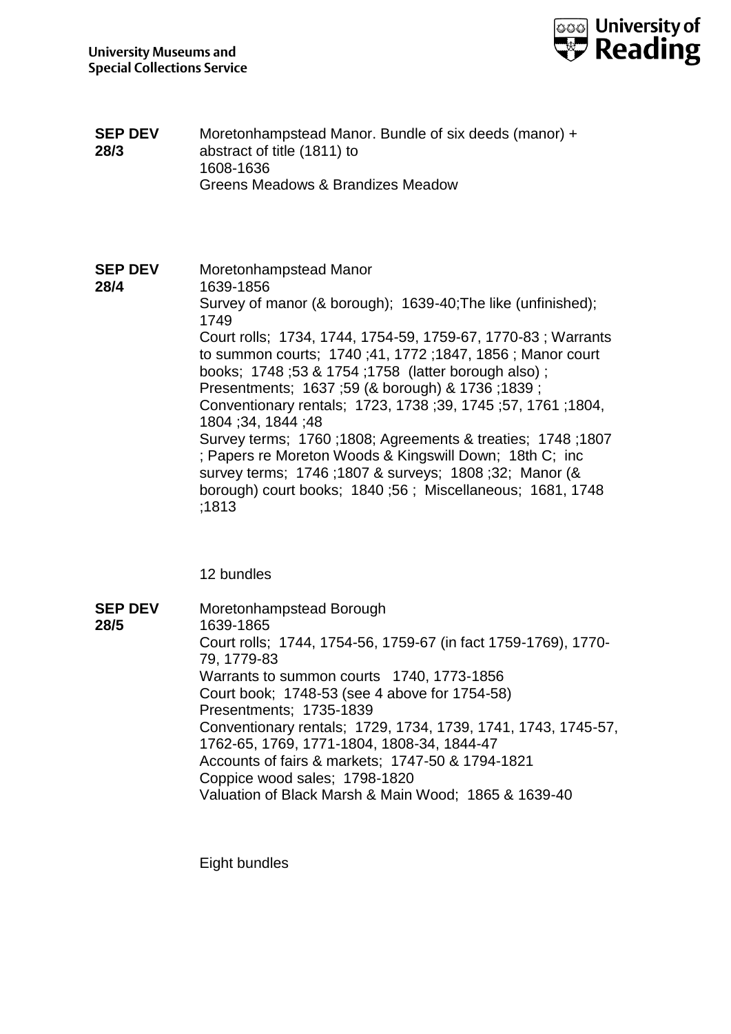**SEP DEV 28/3**

Moretonhampstead Manor. Bundle of six deeds (manor) + abstract of title (1811) to
1608-1636
Greens Meadows & Brandizes Meadow

**SEP DEV 28/4**

Moretonhampstead Manor
1639-1856
Survey of manor (& borough); 1639-40;The like (unfinished); 1749
Court rolls; 1734, 1744, 1754-59, 1759-67, 1770-83 ; Warrants to summon courts; 1740 ;41, 1772 ;1847, 1856 ; Manor court books; 1748 ;53 & 1754 ;1758 (latter borough also) ; Presentments; 1637 ;59 (& borough) & 1736 ;1839 ; Conventionary rentals; 1723, 1738 ;39, 1745 ;57, 1761 ;1804, 1804 ;34, 1844 ;48
Survey terms; 1760 ;1808; Agreements & treaties; 1748 ;1807 ; Papers re Moreton Woods & Kingswill Down; 18th C; inc survey terms; 1746 ;1807 & surveys; 1808 ;32; Manor (& borough) court books; 1840 ;56 ; Miscellaneous; 1681, 1748 ;1813

12 bundles

**SEP DEV 28/5**

Moretonhampstead Borough
1639-1865
Court rolls; 1744, 1754-56, 1759-67 (in fact 1759-1769), 1770-79, 1779-83
Warrants to summon courts 1740, 1773-1856
Court book; 1748-53 (see 4 above for 1754-58)
Presentments; 1735-1839
Conventionary rentals; 1729, 1734, 1739, 1741, 1743, 1745-57, 1762-65, 1769, 1771-1804, 1808-34, 1844-47
Accounts of fairs & markets; 1747-50 & 1794-1821
Coppice wood sales; 1798-1820
Valuation of Black Marsh & Main Wood; 1865 & 1639-40

Eight bundles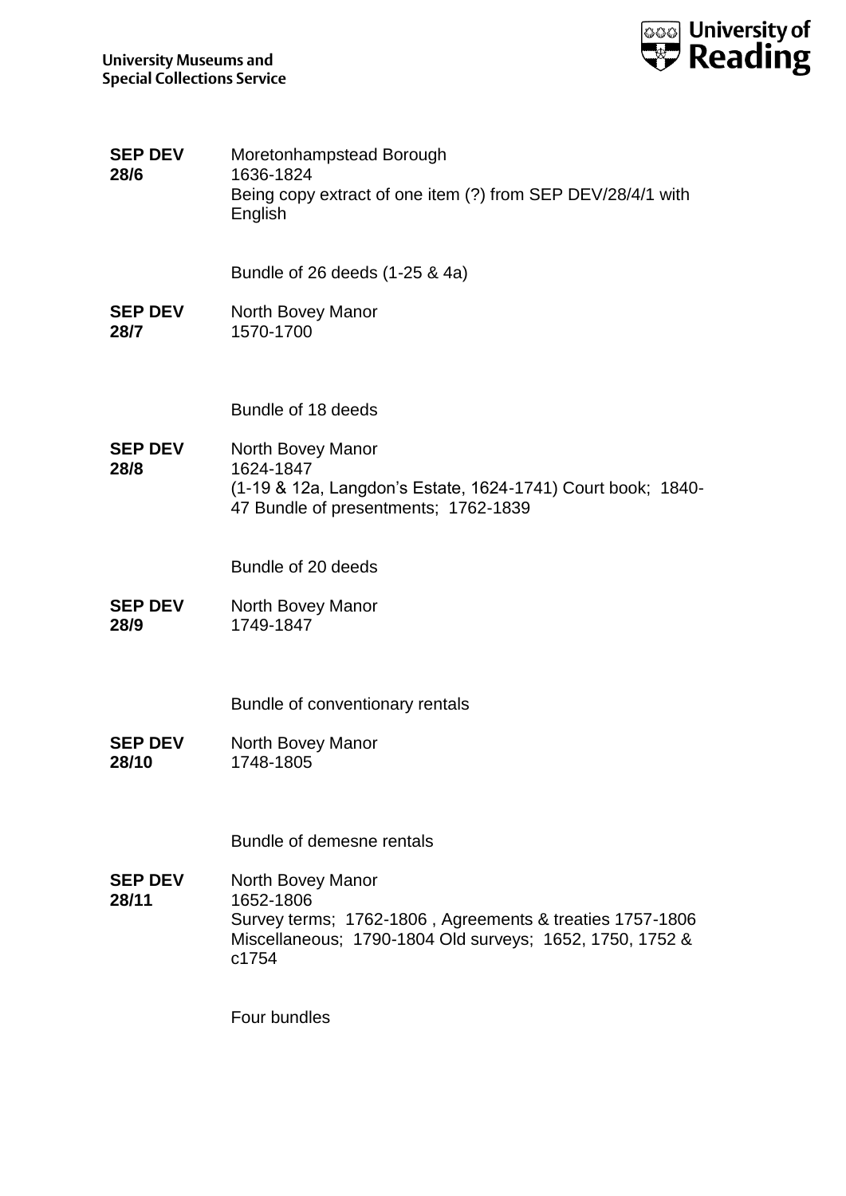**SEP DEV 28/6**

Moretonhampstead Borough
1636-1824
Being copy extract of one item (?) from SEP DEV/28/4/1 with English

Bundle of 26 deeds (1-25 & 4a)

**SEP DEV 28/7**

North Bovey Manor
1570-1700

Bundle of 18 deeds

**SEP DEV 28/8**

North Bovey Manor
1624-1847
(1-19 & 12a, Langdon's Estate, 1624-1741) Court book; 1840-47 Bundle of presentments; 1762-1839

Bundle of 20 deeds

**SEP DEV 28/9**

North Bovey Manor
1749-1847

Bundle of conventionary rentals

**SEP DEV 28/10**

North Bovey Manor
1748-1805

Bundle of demesne rentals

**SEP DEV 28/11**

North Bovey Manor
1652-1806
Survey terms; 1762-1806 , Agreements & treaties 1757-1806 Miscellaneous; 1790-1804 Old surveys; 1652, 1750, 1752 & c1754

Four bundles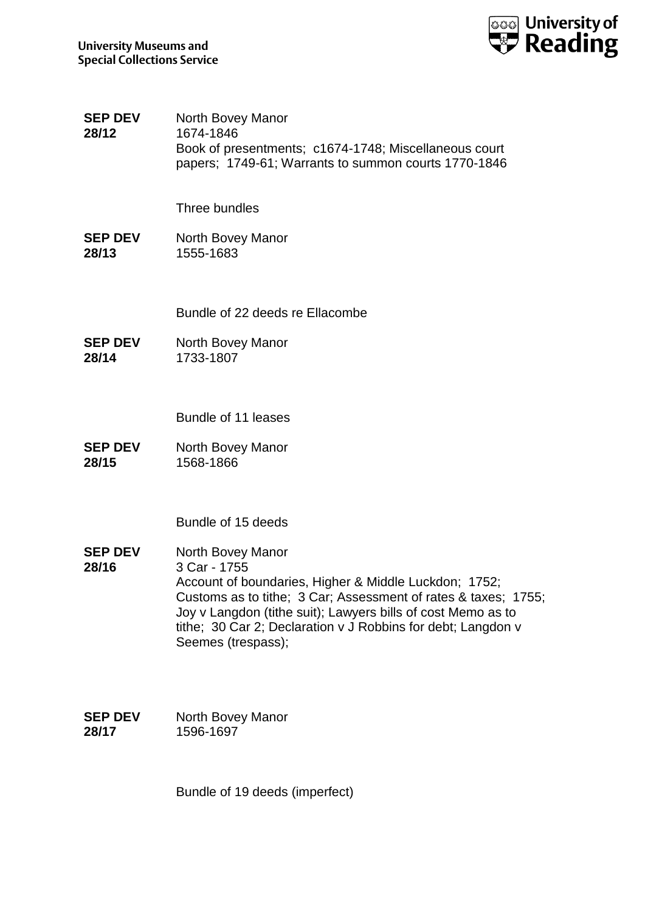**SEP DEV 28/12**

North Bovey Manor
1674-1846
Book of presentments; c1674-1748; Miscellaneous court papers; 1749-61; Warrants to summon courts 1770-1846

Three bundles

**SEP DEV 28/13**

North Bovey Manor
1555-1683

Bundle of 22 deeds re Ellacombe

**SEP DEV 28/14**

North Bovey Manor
1733-1807

Bundle of 11 leases

**SEP DEV 28/15**

North Bovey Manor
1568-1866

Bundle of 15 deeds

**SEP DEV 28/16**

North Bovey Manor
3 Car - 1755
Account of boundaries, Higher & Middle Luckdon; 1752; Customs as to tithe; 3 Car; Assessment of rates & taxes; 1755; Joy v Langdon (tithe suit); Lawyers bills of cost Memo as to tithe; 30 Car 2; Declaration v J Robbins for debt; Langdon v Seemes (trespass);

**SEP DEV 28/17**

North Bovey Manor
1596-1697

Bundle of 19 deeds (imperfect)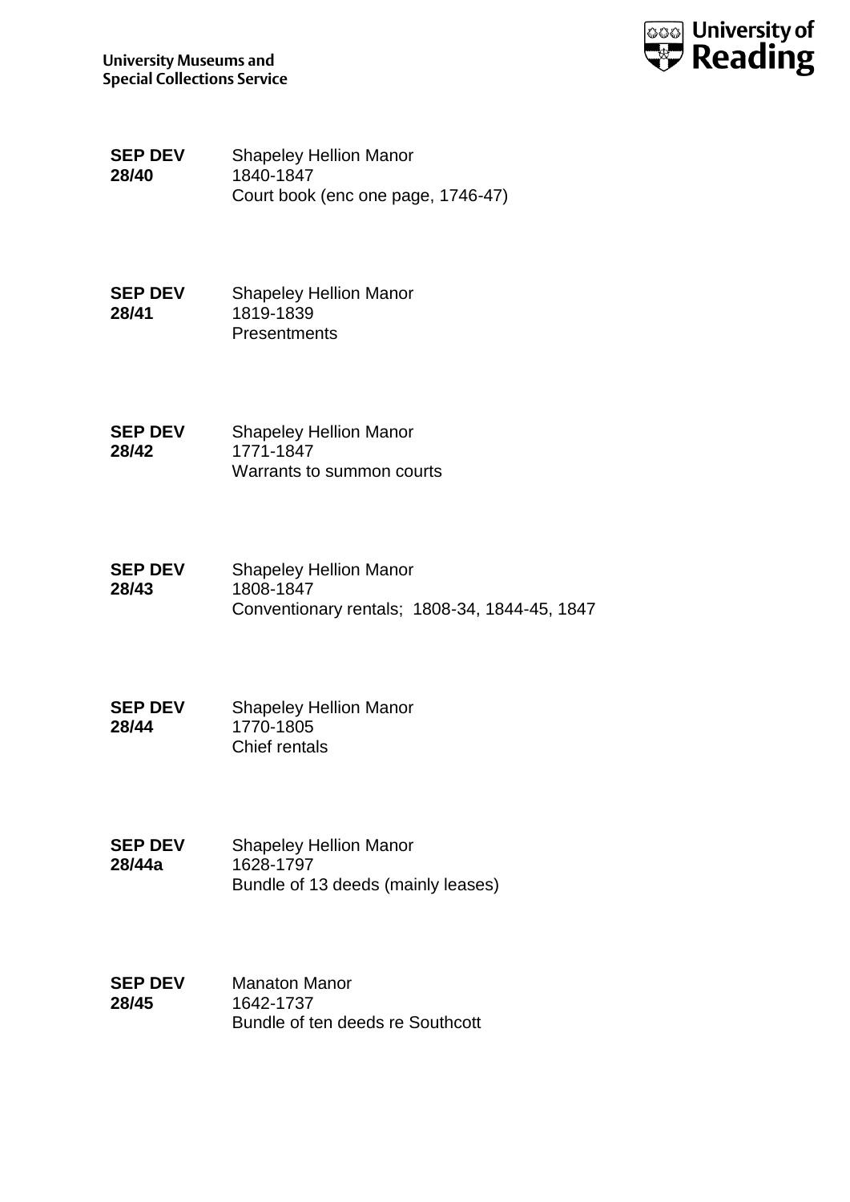| | |
|---|---|
| **SEP DEV 28/40** | Shapeley Hellion Manor<br>1840-1847<br>Court book (enc one page, 1746-47) |
| **SEP DEV 28/41** | Shapeley Hellion Manor<br>1819-1839<br>Presentments |
| **SEP DEV 28/42** | Shapeley Hellion Manor<br>1771-1847<br>Warrants to summon courts |
| **SEP DEV 28/43** | Shapeley Hellion Manor<br>1808-1847<br>Conventionary rentals; 1808-34, 1844-45, 1847 |
| **SEP DEV 28/44** | Shapeley Hellion Manor<br>1770-1805<br>Chief rentals |
| **SEP DEV 28/44a** | Shapeley Hellion Manor<br>1628-1797<br>Bundle of 13 deeds (mainly leases) |
| **SEP DEV 28/45** | Manaton Manor<br>1642-1737<br>Bundle of ten deeds re Southcott |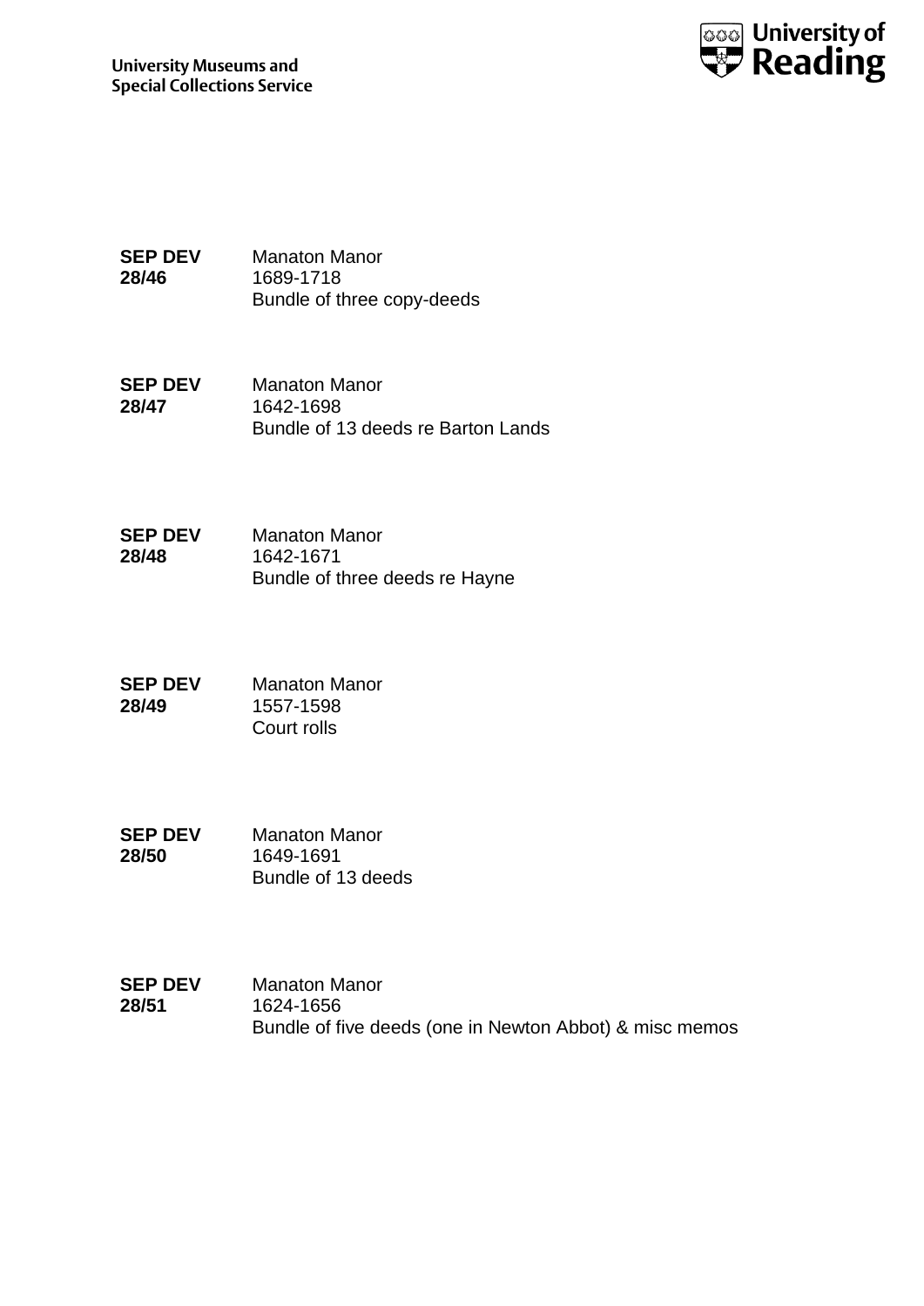**SEP DEV 28/46**
Manaton Manor
1689-1718
Bundle of three copy-deeds

**SEP DEV 28/47**
Manaton Manor
1642-1698
Bundle of 13 deeds re Barton Lands

**SEP DEV 28/48**
Manaton Manor
1642-1671
Bundle of three deeds re Hayne

**SEP DEV 28/49**
Manaton Manor
1557-1598
Court rolls

**SEP DEV 28/50**
Manaton Manor
1649-1691
Bundle of 13 deeds

**SEP DEV 28/51**
Manaton Manor
1624-1656
Bundle of five deeds (one in Newton Abbot) & misc memos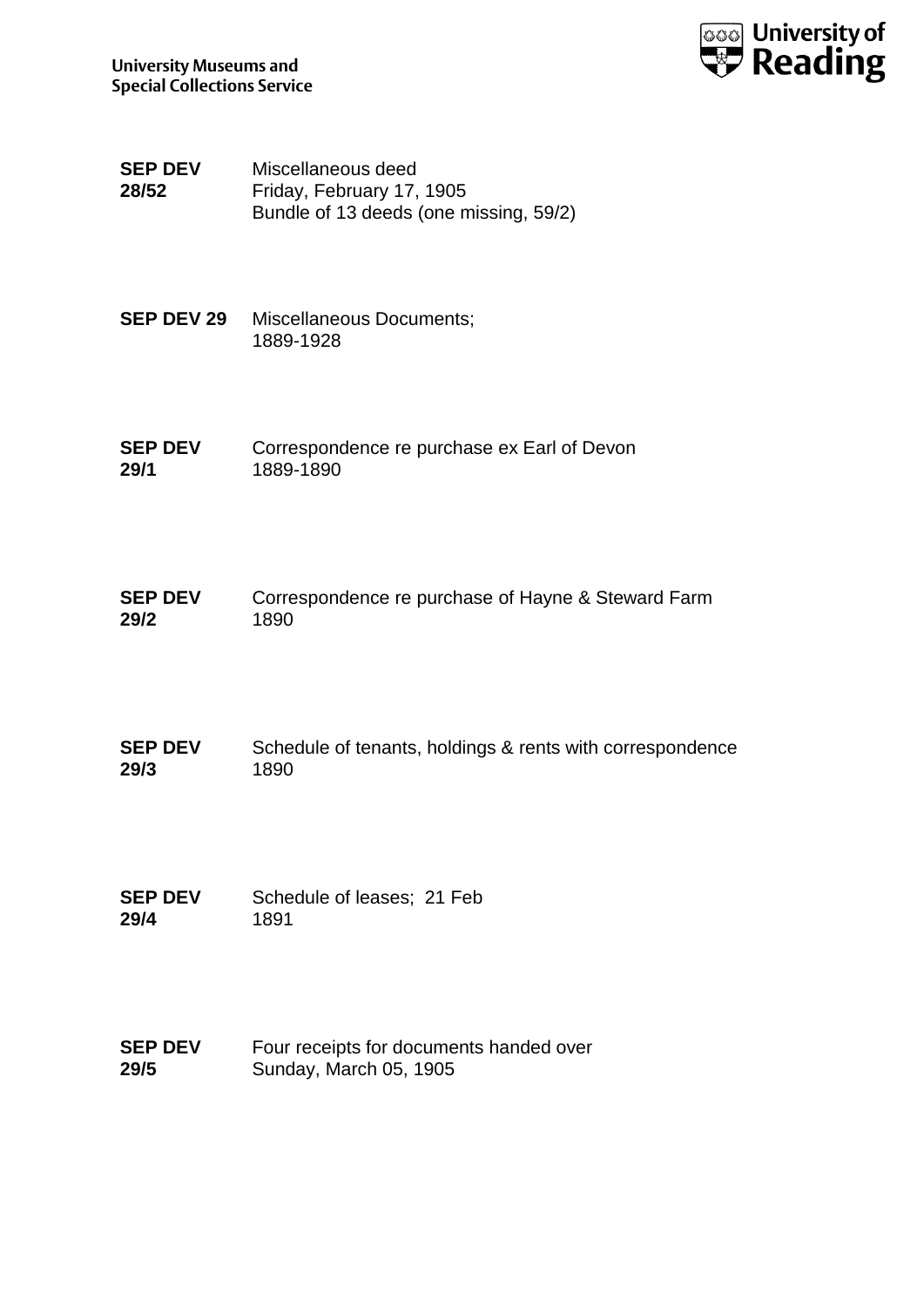**SEP DEV 28/52** Miscellaneous deed
Friday, February 17, 1905
Bundle of 13 deeds (one missing, 59/2)

**SEP DEV 29** Miscellaneous Documents;
1889-1928

**SEP DEV 29/1** Correspondence re purchase ex Earl of Devon
1889-1890

**SEP DEV 29/2** Correspondence re purchase of Hayne & Steward Farm
1890

**SEP DEV 29/3** Schedule of tenants, holdings & rents with correspondence
1890

**SEP DEV 29/4** Schedule of leases; 21 Feb
1891

**SEP DEV 29/5** Four receipts for documents handed over
Sunday, March 05, 1905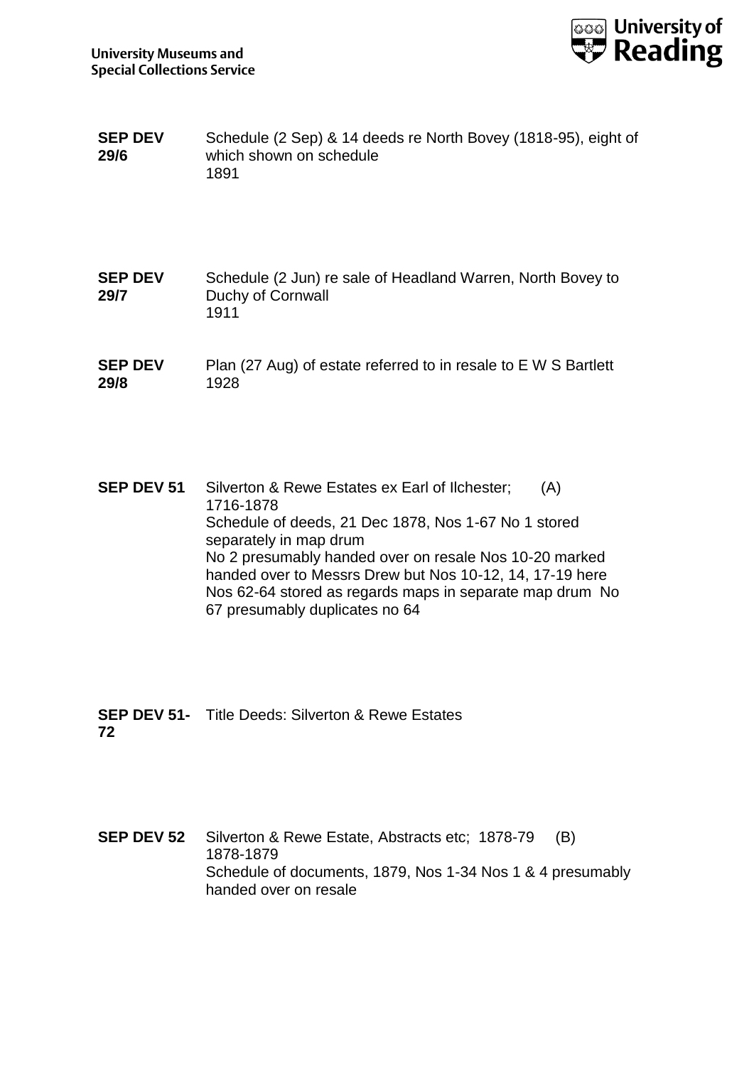**SEP DEV 29/6** Schedule (2 Sep) & 14 deeds re North Bovey (1818-95), eight of which shown on schedule
1891

**SEP DEV 29/7** Schedule (2 Jun) re sale of Headland Warren, North Bovey to Duchy of Cornwall
1911

**SEP DEV 29/8** Plan (27 Aug) of estate referred to in resale to E W S Bartlett
1928

**SEP DEV 51** Silverton & Rewe Estates ex Earl of Ilchester; (A)
1716-1878
Schedule of deeds, 21 Dec 1878, Nos 1-67 No 1 stored separately in map drum
No 2 presumably handed over on resale Nos 10-20 marked handed over to Messrs Drew but Nos 10-12, 14, 17-19 here Nos 62-64 stored as regards maps in separate map drum No 67 presumably duplicates no 64

**SEP DEV 51-72** Title Deeds: Silverton & Rewe Estates

**SEP DEV 52** Silverton & Rewe Estate, Abstracts etc; 1878-79 (B)
1878-1879
Schedule of documents, 1879, Nos 1-34 Nos 1 & 4 presumably handed over on resale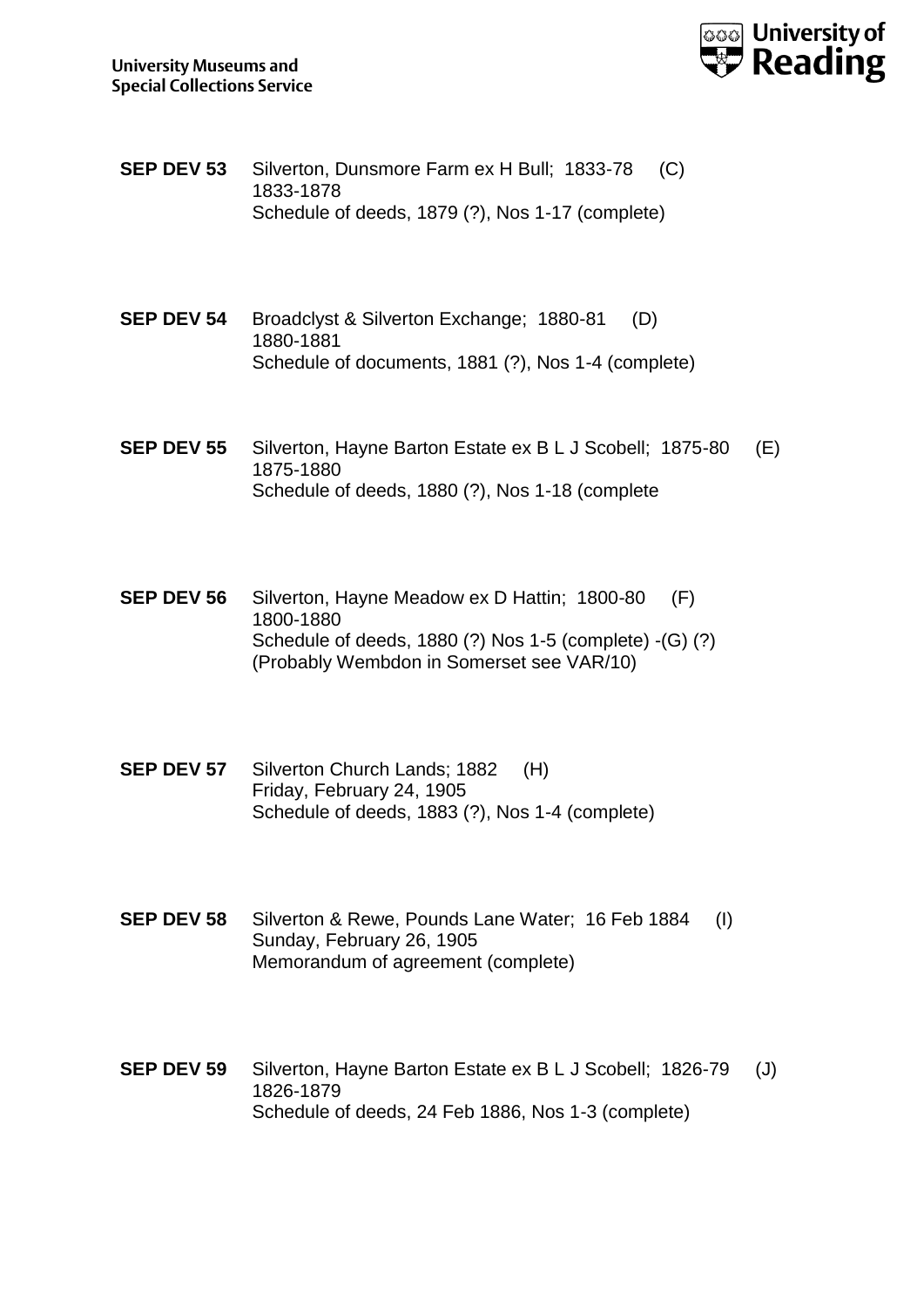**SEP DEV 53** Silverton, Dunsmore Farm ex H Bull; 1833-78 (C)
1833-1878
Schedule of deeds, 1879 (?), Nos 1-17 (complete)

**SEP DEV 54** Broadclyst & Silverton Exchange; 1880-81 (D)
1880-1881
Schedule of documents, 1881 (?), Nos 1-4 (complete)

**SEP DEV 55** Silverton, Hayne Barton Estate ex B L J Scobell; 1875-80 (E)
1875-1880
Schedule of deeds, 1880 (?), Nos 1-18 (complete

**SEP DEV 56** Silverton, Hayne Meadow ex D Hattin; 1800-80 (F)
1800-1880
Schedule of deeds, 1880 (?) Nos 1-5 (complete) -(G) (?)
(Probably Wembdon in Somerset see VAR/10)

**SEP DEV 57** Silverton Church Lands; 1882 (H)
Friday, February 24, 1905
Schedule of deeds, 1883 (?), Nos 1-4 (complete)

**SEP DEV 58** Silverton & Rewe, Pounds Lane Water; 16 Feb 1884 (I)
Sunday, February 26, 1905
Memorandum of agreement (complete)

**SEP DEV 59** Silverton, Hayne Barton Estate ex B L J Scobell; 1826-79 (J)
1826-1879
Schedule of deeds, 24 Feb 1886, Nos 1-3 (complete)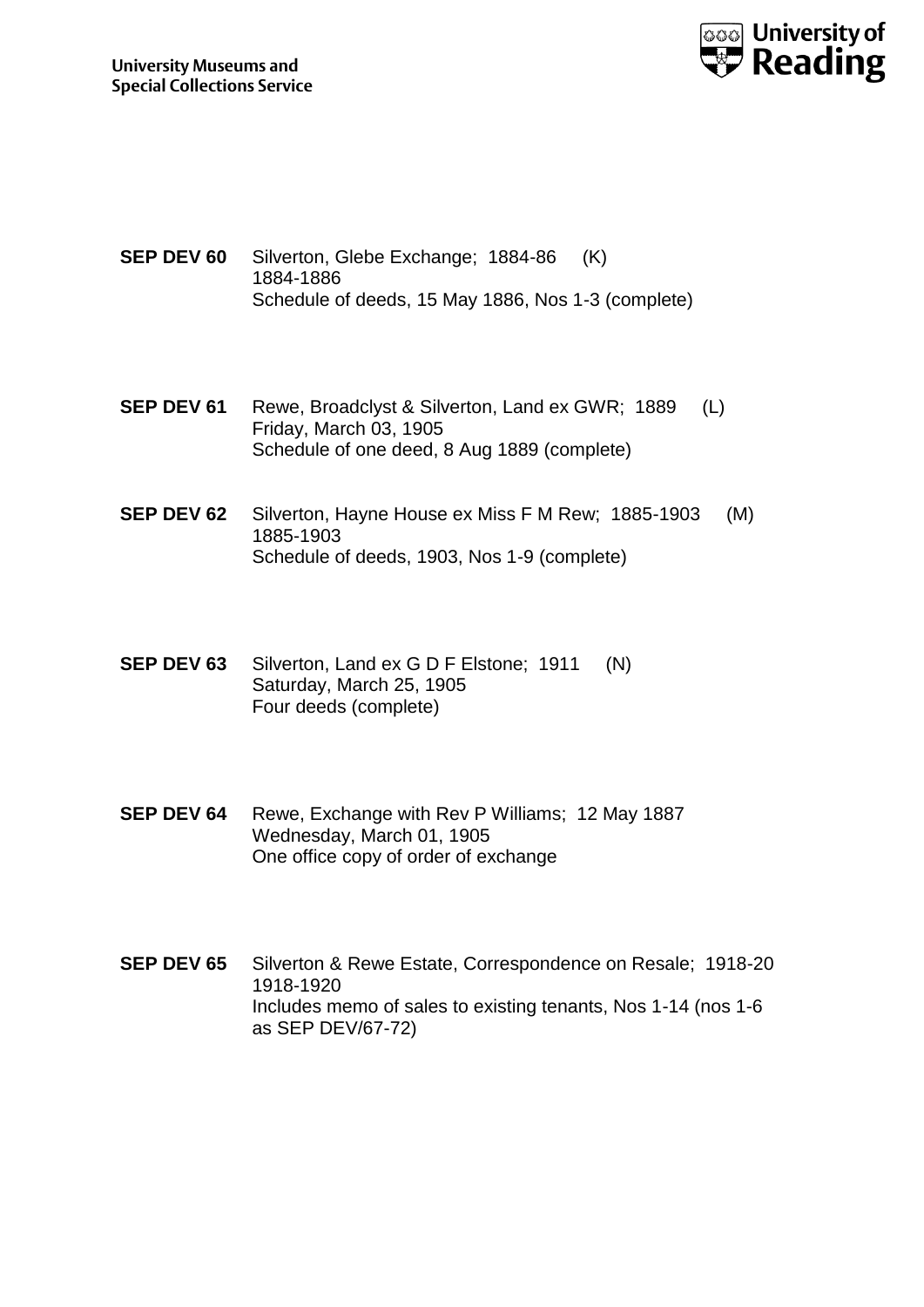**SEP DEV 60** Silverton, Glebe Exchange; 1884-86 (K)
1884-1886
Schedule of deeds, 15 May 1886, Nos 1-3 (complete)

**SEP DEV 61** Rewe, Broadclyst & Silverton, Land ex GWR; 1889 (L)
Friday, March 03, 1905
Schedule of one deed, 8 Aug 1889 (complete)

**SEP DEV 62** Silverton, Hayne House ex Miss F M Rew; 1885-1903 (M)
1885-1903
Schedule of deeds, 1903, Nos 1-9 (complete)

**SEP DEV 63** Silverton, Land ex G D F Elstone; 1911 (N)
Saturday, March 25, 1905
Four deeds (complete)

**SEP DEV 64** Rewe, Exchange with Rev P Williams; 12 May 1887
Wednesday, March 01, 1905
One office copy of order of exchange

**SEP DEV 65** Silverton & Rewe Estate, Correspondence on Resale; 1918-20
1918-1920
Includes memo of sales to existing tenants, Nos 1-14 (nos 1-6 as SEP DEV/67-72)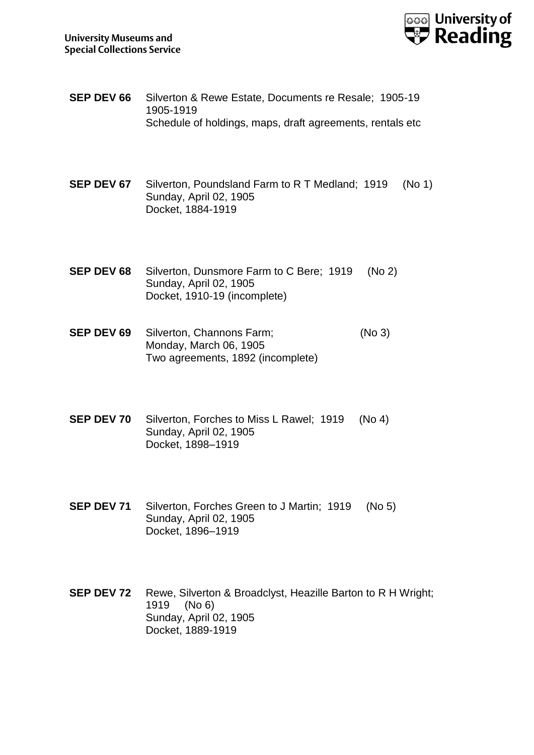**SEP DEV 66** Silverton & Rewe Estate, Documents re Resale; 1905-19
1905-1919
Schedule of holdings, maps, draft agreements, rentals etc

**SEP DEV 67** Silverton, Poundsland Farm to R T Medland; 1919 (No 1)
Sunday, April 02, 1905
Docket, 1884-1919

**SEP DEV 68** Silverton, Dunsmore Farm to C Bere; 1919 (No 2)
Sunday, April 02, 1905
Docket, 1910-19 (incomplete)

**SEP DEV 69** Silverton, Channons Farm; (No 3)
Monday, March 06, 1905
Two agreements, 1892 (incomplete)

**SEP DEV 70** Silverton, Forches to Miss L Rawel; 1919 (No 4)
Sunday, April 02, 1905
Docket, 1898–1919

**SEP DEV 71** Silverton, Forches Green to J Martin; 1919 (No 5)
Sunday, April 02, 1905
Docket, 1896–1919

**SEP DEV 72** Rewe, Silverton & Broadclyst, Heazille Barton to R H Wright; 1919 (No 6)
Sunday, April 02, 1905
Docket, 1889-1919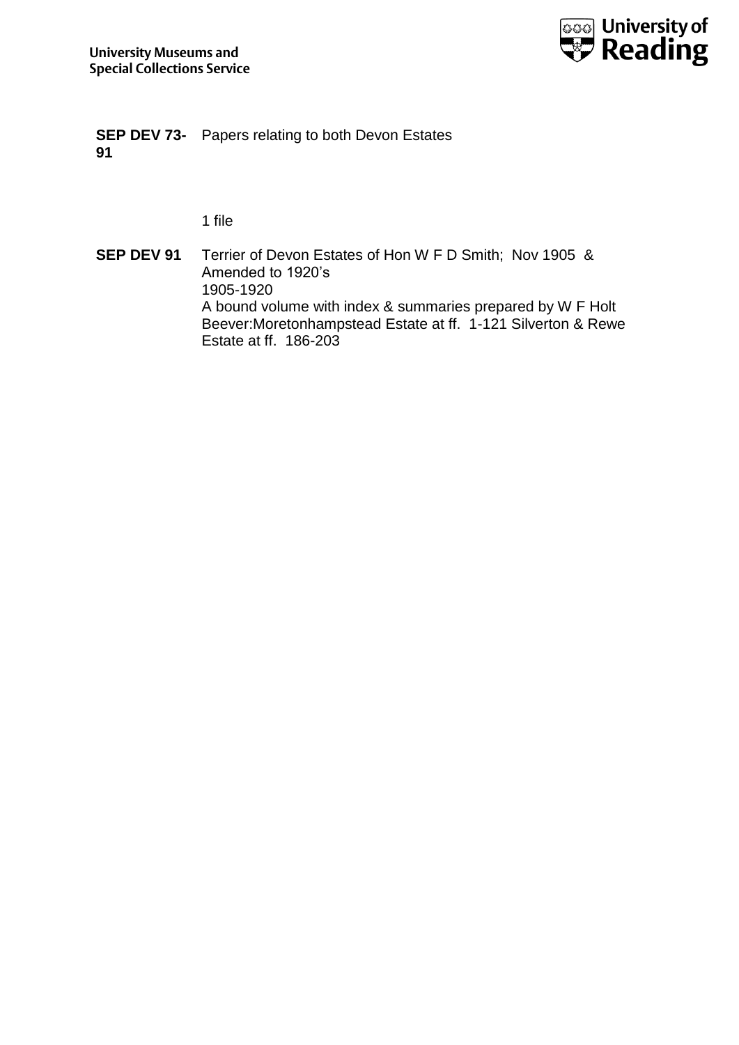**SEP DEV 73-91** Papers relating to both Devon Estates

1 file

**SEP DEV 91** Terrier of Devon Estates of Hon W F D Smith; Nov 1905 & Amended to 1920’s
1905-1920
A bound volume with index & summaries prepared by W F Holt Beever:Moretonhampstead Estate at ff. 1-121 Silverton & Rewe Estate at ff. 186-203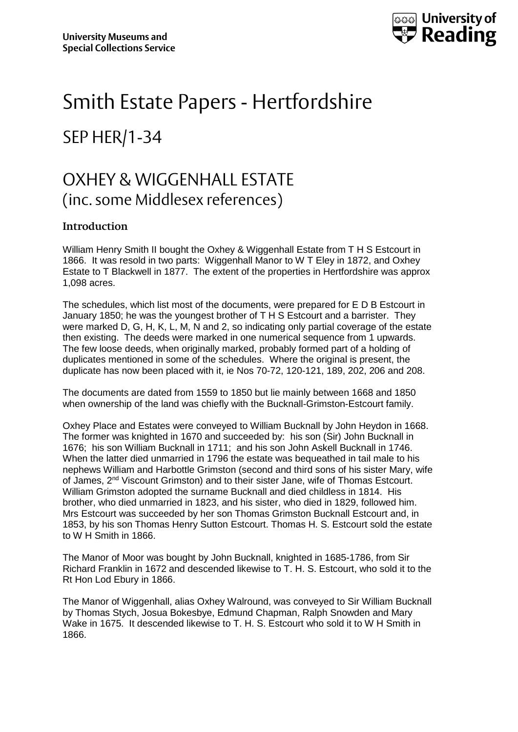University Museums and Special Collections Service

University of Reading

# Smith Estate Papers - Hertfordshire

## SEP HER/1-34

## OXHEY & WIGGENHALL ESTATE
(inc. some Middlesex references)

### Introduction

William Henry Smith II bought the Oxhey & Wiggenhall Estate from T H S Estcourt in 1866. It was resold in two parts: Wiggenhall Manor to W T Eley in 1872, and Oxhey Estate to T Blackwell in 1877. The extent of the properties in Hertfordshire was approx 1,098 acres.

The schedules, which list most of the documents, were prepared for E D B Estcourt in January 1850; he was the youngest brother of T H S Estcourt and a barrister. They were marked D, G, H, K, L, M, N and 2, so indicating only partial coverage of the estate then existing. The deeds were marked in one numerical sequence from 1 upwards. The few loose deeds, when originally marked, probably formed part of a holding of duplicates mentioned in some of the schedules. Where the original is present, the duplicate has now been placed with it, ie Nos 70-72, 120-121, 189, 202, 206 and 208.

The documents are dated from 1559 to 1850 but lie mainly between 1668 and 1850 when ownership of the land was chiefly with the Bucknall-Grimston-Estcourt family.

Oxhey Place and Estates were conveyed to William Bucknall by John Heydon in 1668. The former was knighted in 1670 and succeeded by: his son (Sir) John Bucknall in 1676; his son William Bucknall in 1711; and his son John Askell Bucknall in 1746. When the latter died unmarried in 1796 the estate was bequeathed in tail male to his nephews William and Harbottle Grimston (second and third sons of his sister Mary, wife of James, 2nd Viscount Grimston) and to their sister Jane, wife of Thomas Estcourt. William Grimston adopted the surname Bucknall and died childless in 1814. His brother, who died unmarried in 1823, and his sister, who died in 1829, followed him. Mrs Estcourt was succeeded by her son Thomas Grimston Bucknall Estcourt and, in 1853, by his son Thomas Henry Sutton Estcourt. Thomas H. S. Estcourt sold the estate to W H Smith in 1866.

The Manor of Moor was bought by John Bucknall, knighted in 1685-1786, from Sir Richard Franklin in 1672 and descended likewise to T. H. S. Estcourt, who sold it to the Rt Hon Lod Ebury in 1866.

The Manor of Wiggenhall, alias Oxhey Walround, was conveyed to Sir William Bucknall by Thomas Stych, Josua Bokesbye, Edmund Chapman, Ralph Snowden and Mary Wake in 1675. It descended likewise to T. H. S. Estcourt who sold it to W H Smith in 1866.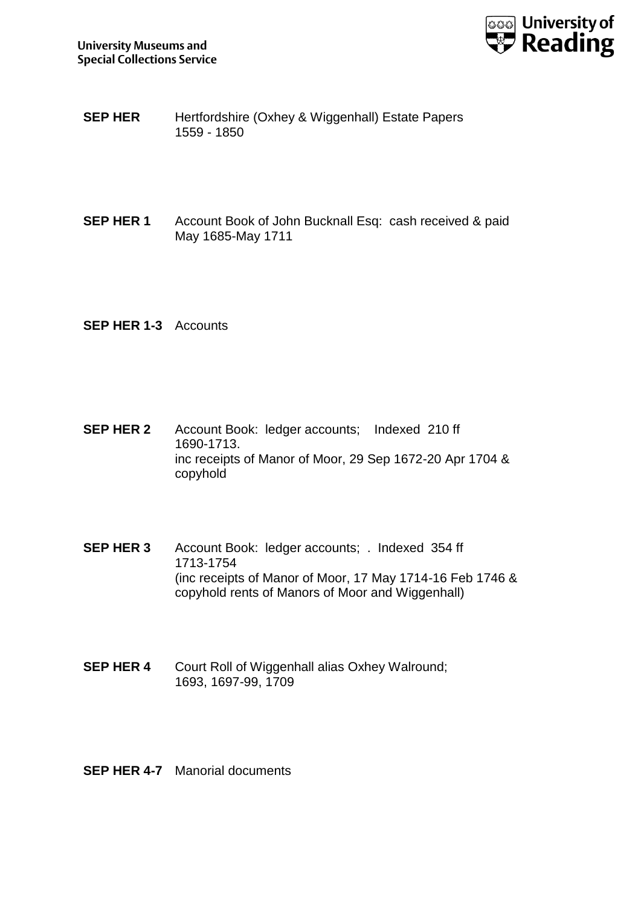**SEP HER** Hertfordshire (Oxhey & Wiggenhall) Estate Papers
1559 - 1850

**SEP HER 1** Account Book of John Bucknall Esq: cash received & paid
May 1685-May 1711

**SEP HER 1-3** Accounts

**SEP HER 2** Account Book: ledger accounts; Indexed 210 ff
1690-1713.
inc receipts of Manor of Moor, 29 Sep 1672-20 Apr 1704 & copyhold

**SEP HER 3** Account Book: ledger accounts; . Indexed 354 ff
1713-1754
(inc receipts of Manor of Moor, 17 May 1714-16 Feb 1746 & copyhold rents of Manors of Moor and Wiggenhall)

**SEP HER 4** Court Roll of Wiggenhall alias Oxhey Walround;
1693, 1697-99, 1709

**SEP HER 4-7** Manorial documents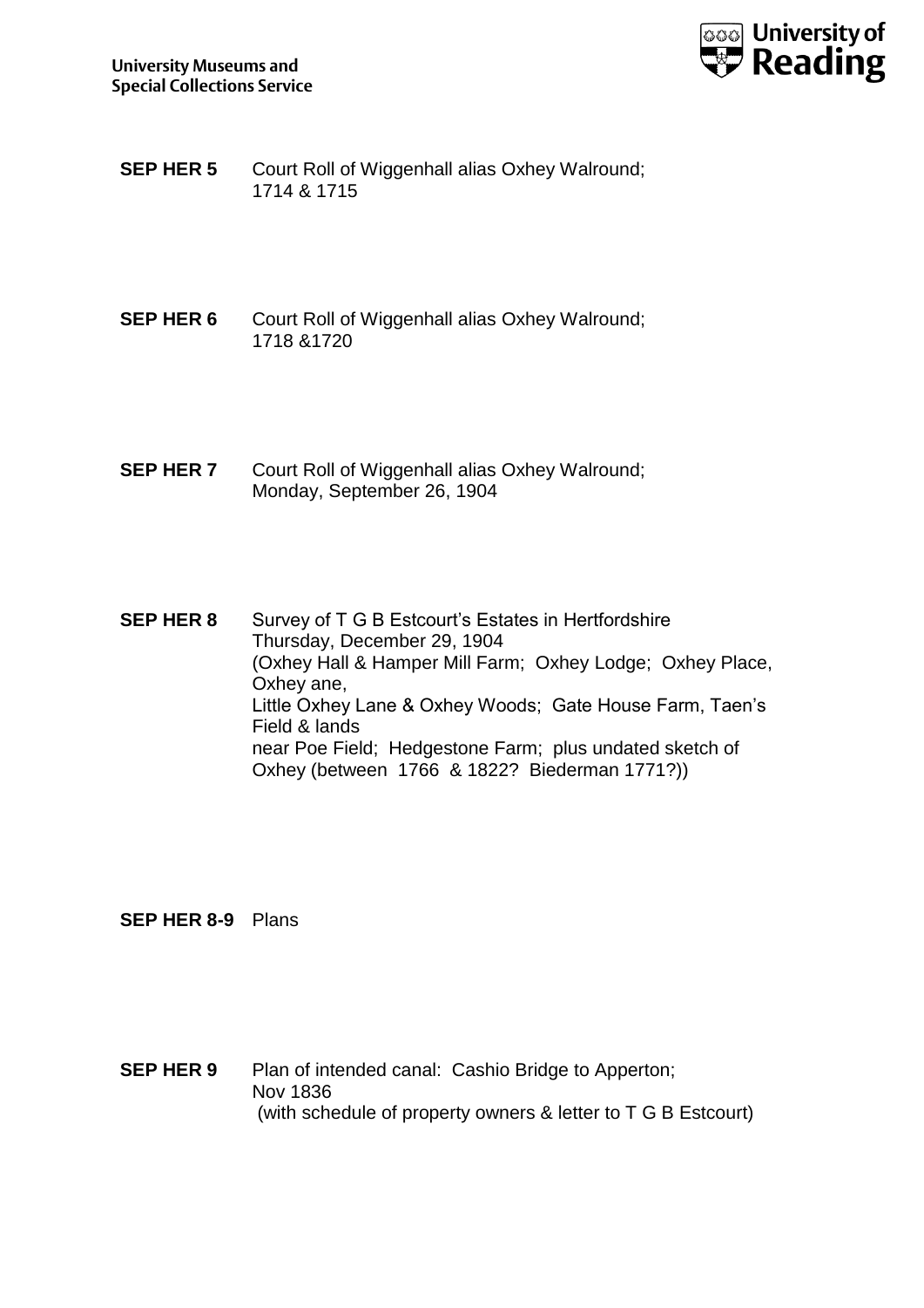**SEP HER 5** Court Roll of Wiggenhall alias Oxhey Walround;
1714 & 1715

**SEP HER 6** Court Roll of Wiggenhall alias Oxhey Walround;
1718 &1720

**SEP HER 7** Court Roll of Wiggenhall alias Oxhey Walround;
Monday, September 26, 1904

**SEP HER 8** Survey of T G B Estcourt's Estates in Hertfordshire
Thursday, December 29, 1904
(Oxhey Hall & Hamper Mill Farm; Oxhey Lodge; Oxhey Place, Oxhey ane,
Little Oxhey Lane & Oxhey Woods; Gate House Farm, Taen's Field & lands
near Poe Field; Hedgestone Farm; plus undated sketch of Oxhey (between 1766 & 1822? Biederman 1771?))

**SEP HER 8-9** Plans

**SEP HER 9** Plan of intended canal: Cashio Bridge to Apperton;
Nov 1836
(with schedule of property owners & letter to T G B Estcourt)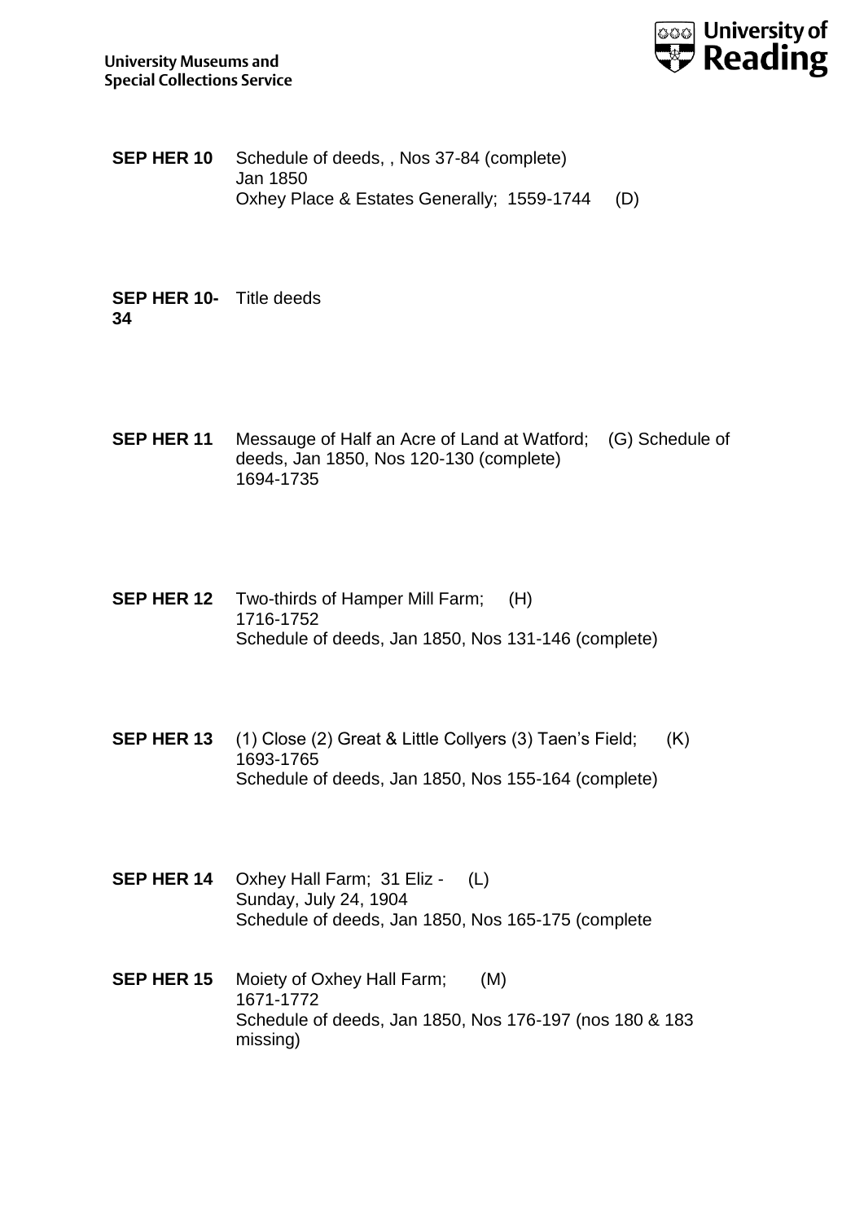**SEP HER 10** Schedule of deeds, , Nos 37-84 (complete)
Jan 1850
Oxhey Place & Estates Generally; 1559-1744 (D)

**SEP HER 10-34** Title deeds

**SEP HER 11** Messauge of Half an Acre of Land at Watford; (G) Schedule of deeds, Jan 1850, Nos 120-130 (complete)
1694-1735

**SEP HER 12** Two-thirds of Hamper Mill Farm; (H)
1716-1752
Schedule of deeds, Jan 1850, Nos 131-146 (complete)

**SEP HER 13** (1) Close (2) Great & Little Collyers (3) Taen's Field; (K)
1693-1765
Schedule of deeds, Jan 1850, Nos 155-164 (complete)

**SEP HER 14** Oxhey Hall Farm; 31 Eliz - (L)
Sunday, July 24, 1904
Schedule of deeds, Jan 1850, Nos 165-175 (complete

**SEP HER 15** Moiety of Oxhey Hall Farm; (M)
1671-1772
Schedule of deeds, Jan 1850, Nos 176-197 (nos 180 & 183 missing)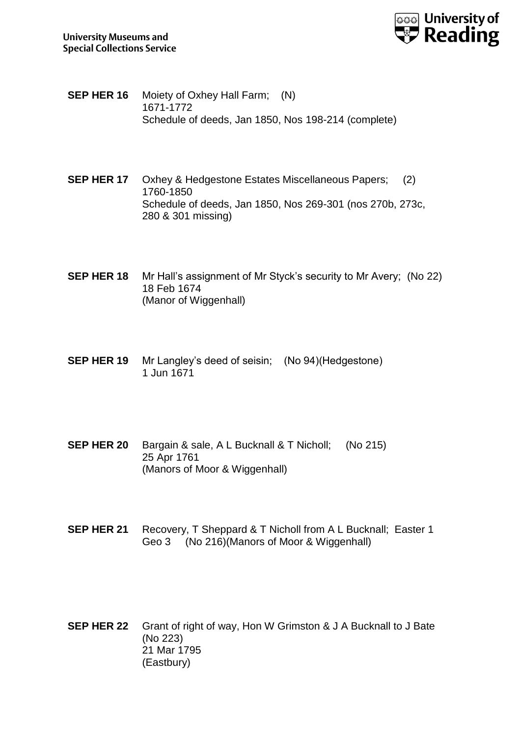**SEP HER 16** Moiety of Oxhey Hall Farm; (N)
1671-1772
Schedule of deeds, Jan 1850, Nos 198-214 (complete)

**SEP HER 17** Oxhey & Hedgestone Estates Miscellaneous Papers; (2)
1760-1850
Schedule of deeds, Jan 1850, Nos 269-301 (nos 270b, 273c, 280 & 301 missing)

**SEP HER 18** Mr Hall's assignment of Mr Styck's security to Mr Avery; (No 22)
18 Feb 1674
(Manor of Wiggenhall)

**SEP HER 19** Mr Langley's deed of seisin; (No 94)(Hedgestone)
1 Jun 1671

**SEP HER 20** Bargain & sale, A L Bucknall & T Nicholl; (No 215)
25 Apr 1761
(Manors of Moor & Wiggenhall)

**SEP HER 21** Recovery, T Sheppard & T Nicholl from A L Bucknall; Easter 1 Geo 3 (No 216)(Manors of Moor & Wiggenhall)

**SEP HER 22** Grant of right of way, Hon W Grimston & J A Bucknall to J Bate (No 223)
21 Mar 1795
(Eastbury)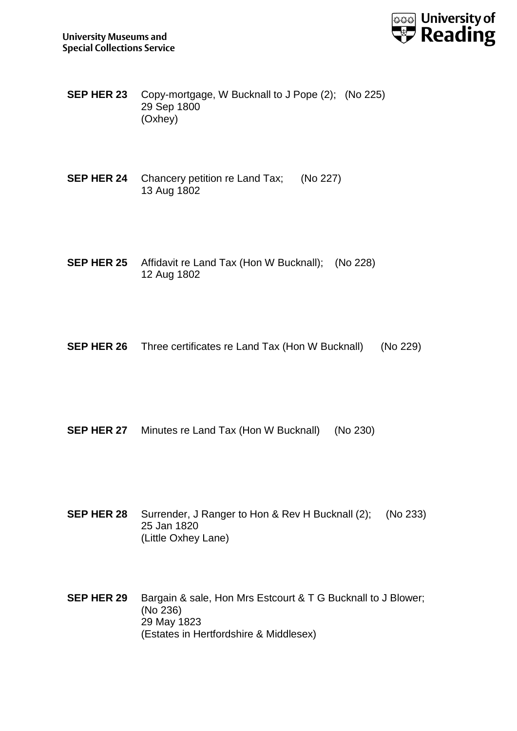**SEP HER 23** Copy-mortgage, W Bucknall to J Pope (2); (No 225)
29 Sep 1800
(Oxhey)

**SEP HER 24** Chancery petition re Land Tax; (No 227)
13 Aug 1802

**SEP HER 25** Affidavit re Land Tax (Hon W Bucknall); (No 228)
12 Aug 1802

**SEP HER 26** Three certificates re Land Tax (Hon W Bucknall) (No 229)

**SEP HER 27** Minutes re Land Tax (Hon W Bucknall) (No 230)

**SEP HER 28** Surrender, J Ranger to Hon & Rev H Bucknall (2); (No 233)
25 Jan 1820
(Little Oxhey Lane)

**SEP HER 29** Bargain & sale, Hon Mrs Estcourt & T G Bucknall to J Blower;
(No 236)
29 May 1823
(Estates in Hertfordshire & Middlesex)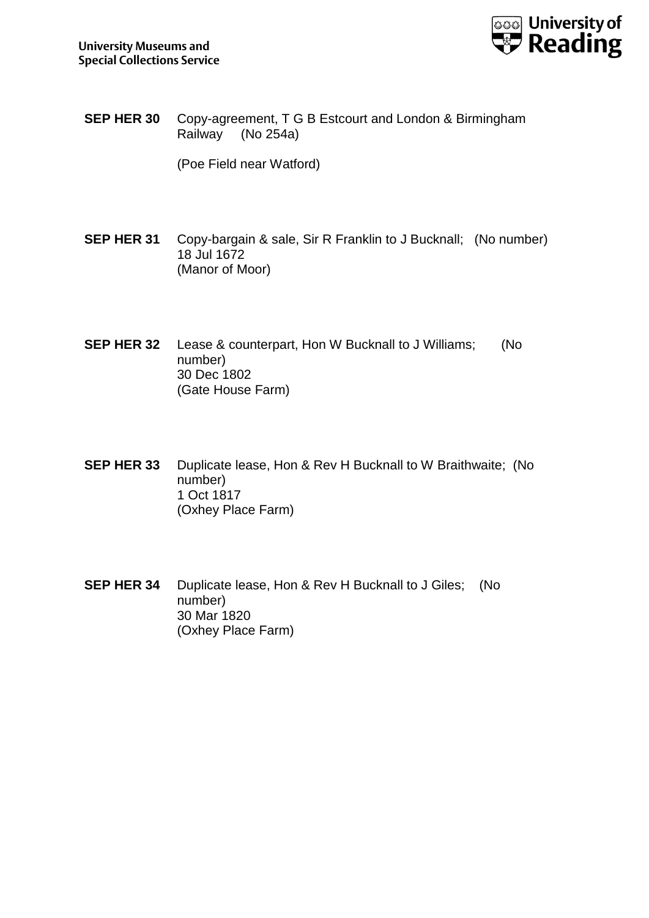**SEP HER 30** Copy-agreement, T G B Estcourt and London & Birmingham Railway (No 254a)

(Poe Field near Watford)

**SEP HER 31** Copy-bargain & sale, Sir R Franklin to J Bucknall; (No number)
18 Jul 1672
(Manor of Moor)

**SEP HER 32** Lease & counterpart, Hon W Bucknall to J Williams; (No number)
30 Dec 1802
(Gate House Farm)

**SEP HER 33** Duplicate lease, Hon & Rev H Bucknall to W Braithwaite; (No number)
1 Oct 1817
(Oxhey Place Farm)

**SEP HER 34** Duplicate lease, Hon & Rev H Bucknall to J Giles; (No number)
30 Mar 1820
(Oxhey Place Farm)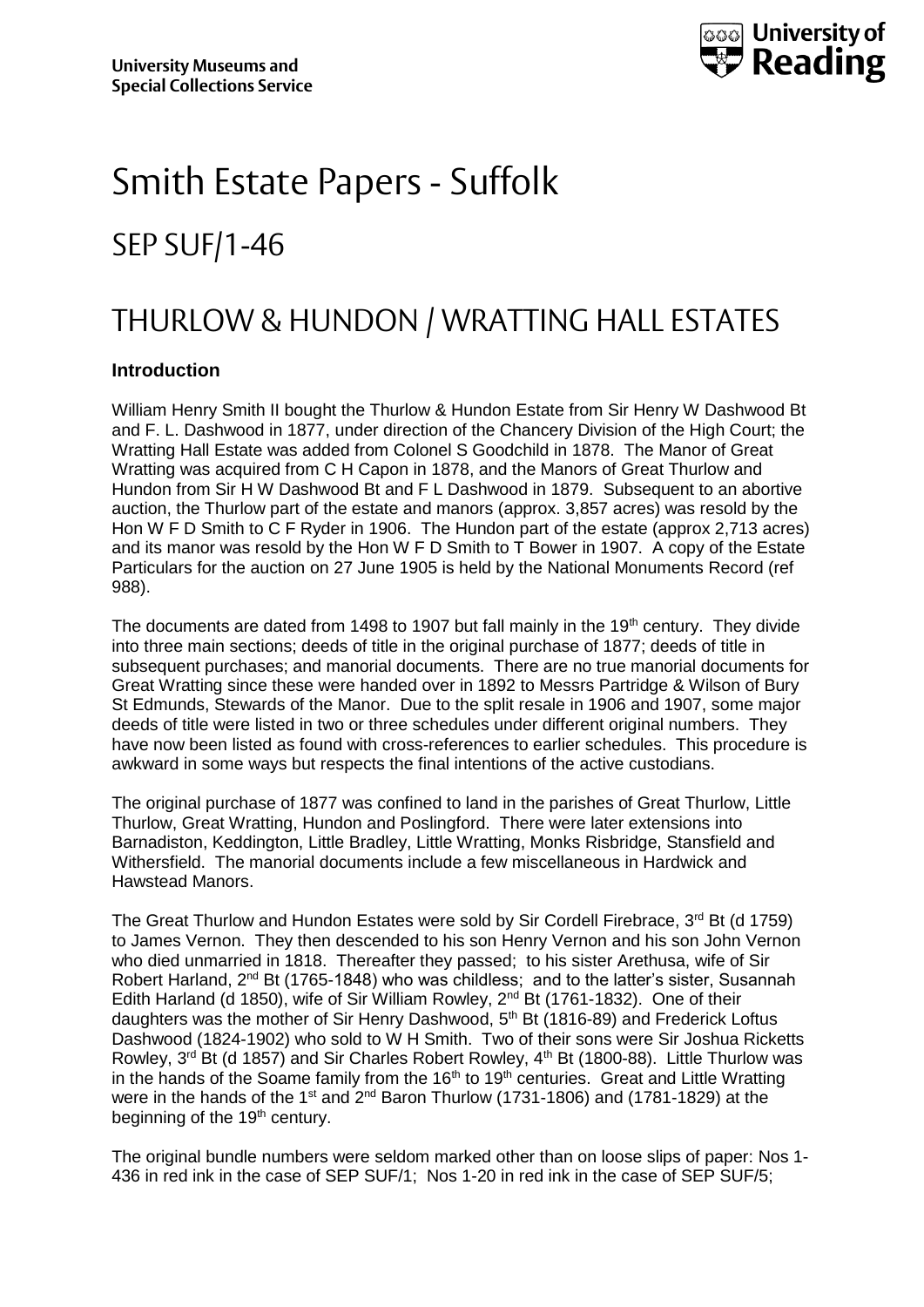University Museums and Special Collections Service

University of Reading

# Smith Estate Papers - Suffolk

## SEP SUF/1-46

## THURLOW & HUNDON / WRATTING HALL ESTATES

### Introduction

William Henry Smith II bought the Thurlow & Hundon Estate from Sir Henry W Dashwood Bt and F. L. Dashwood in 1877, under direction of the Chancery Division of the High Court; the Wratting Hall Estate was added from Colonel S Goodchild in 1878. The Manor of Great Wratting was acquired from C H Capon in 1878, and the Manors of Great Thurlow and Hundon from Sir H W Dashwood Bt and F L Dashwood in 1879. Subsequent to an abortive auction, the Thurlow part of the estate and manors (approx. 3,857 acres) was resold by the Hon W F D Smith to C F Ryder in 1906. The Hundon part of the estate (approx 2,713 acres) and its manor was resold by the Hon W F D Smith to T Bower in 1907. A copy of the Estate Particulars for the auction on 27 June 1905 is held by the National Monuments Record (ref 988).

The documents are dated from 1498 to 1907 but fall mainly in the 19th century. They divide into three main sections; deeds of title in the original purchase of 1877; deeds of title in subsequent purchases; and manorial documents. There are no true manorial documents for Great Wratting since these were handed over in 1892 to Messrs Partridge & Wilson of Bury St Edmunds, Stewards of the Manor. Due to the split resale in 1906 and 1907, some major deeds of title were listed in two or three schedules under different original numbers. They have now been listed as found with cross-references to earlier schedules. This procedure is awkward in some ways but respects the final intentions of the active custodians.

The original purchase of 1877 was confined to land in the parishes of Great Thurlow, Little Thurlow, Great Wratting, Hundon and Poslingford. There were later extensions into Barnadiston, Keddington, Little Bradley, Little Wratting, Monks Risbridge, Stansfield and Withersfield. The manorial documents include a few miscellaneous in Hardwick and Hawstead Manors.

The Great Thurlow and Hundon Estates were sold by Sir Cordell Firebrace, 3rd Bt (d 1759) to James Vernon. They then descended to his son Henry Vernon and his son John Vernon who died unmarried in 1818. Thereafter they passed; to his sister Arethusa, wife of Sir Robert Harland, 2nd Bt (1765-1848) who was childless; and to the latter's sister, Susannah Edith Harland (d 1850), wife of Sir William Rowley, 2nd Bt (1761-1832). One of their daughters was the mother of Sir Henry Dashwood, 5th Bt (1816-89) and Frederick Loftus Dashwood (1824-1902) who sold to W H Smith. Two of their sons were Sir Joshua Ricketts Rowley, 3rd Bt (d 1857) and Sir Charles Robert Rowley, 4th Bt (1800-88). Little Thurlow was in the hands of the Soame family from the 16th to 19th centuries. Great and Little Wratting were in the hands of the 1st and 2nd Baron Thurlow (1731-1806) and (1781-1829) at the beginning of the 19th century.

The original bundle numbers were seldom marked other than on loose slips of paper: Nos 1-436 in red ink in the case of SEP SUF/1; Nos 1-20 in red ink in the case of SEP SUF/5;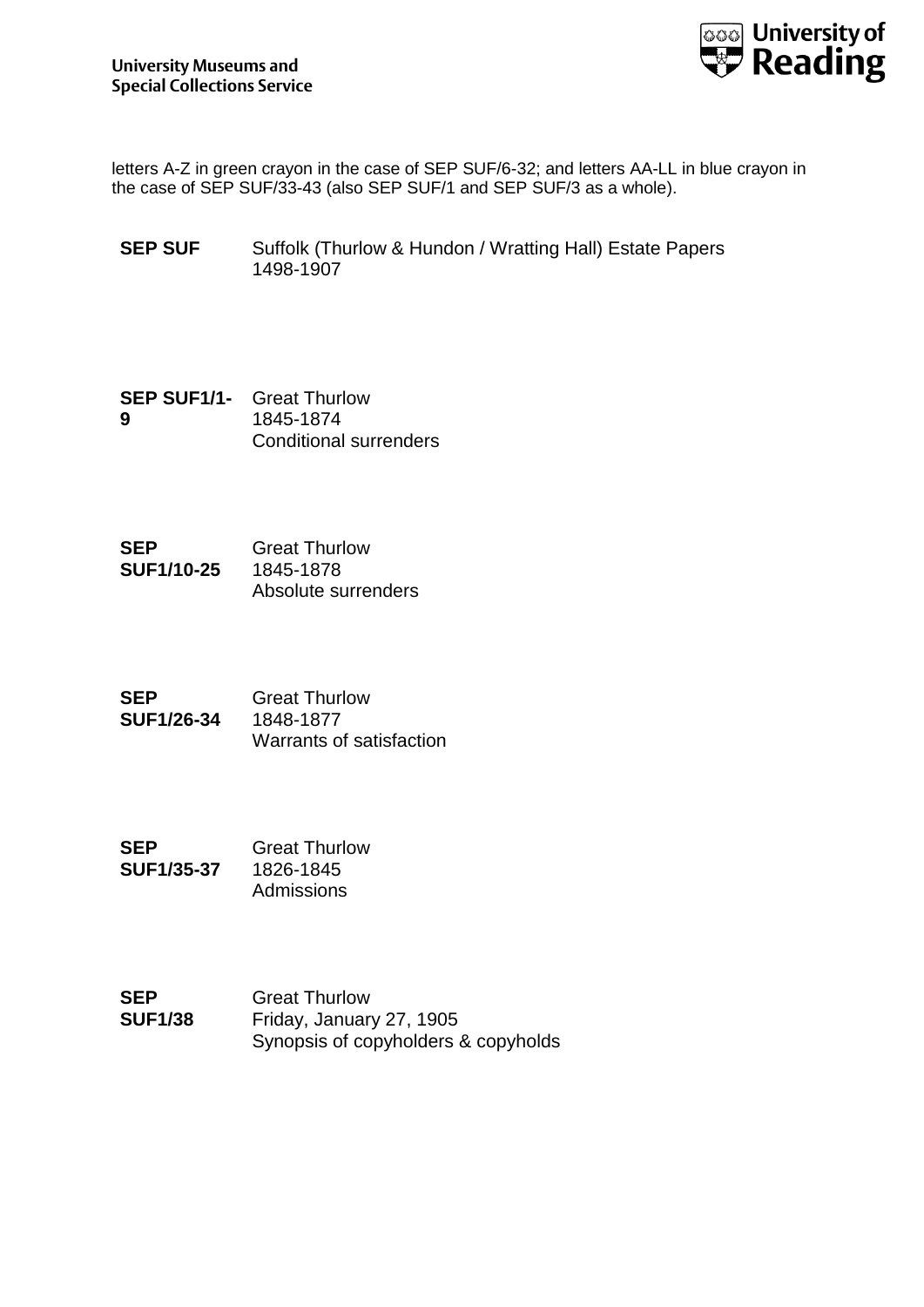letters A-Z in green crayon in the case of SEP SUF/6-32; and letters AA-LL in blue crayon in the case of SEP SUF/33-43 (also SEP SUF/1 and SEP SUF/3 as a whole).

| | |
|---|---|
| **SEP SUF** | Suffolk (Thurlow & Hundon / Wratting Hall) Estate Papers<br>1498-1907 |
| **SEP SUF1/1-9** | Great Thurlow<br>1845-1874<br>Conditional surrenders |
| **SEP SUF1/10-25** | Great Thurlow<br>1845-1878<br>Absolute surrenders |
| **SEP SUF1/26-34** | Great Thurlow<br>1848-1877<br>Warrants of satisfaction |
| **SEP SUF1/35-37** | Great Thurlow<br>1826-1845<br>Admissions |
| **SEP SUF1/38** | Great Thurlow<br>Friday, January 27, 1905<br>Synopsis of copyholders & copyholds |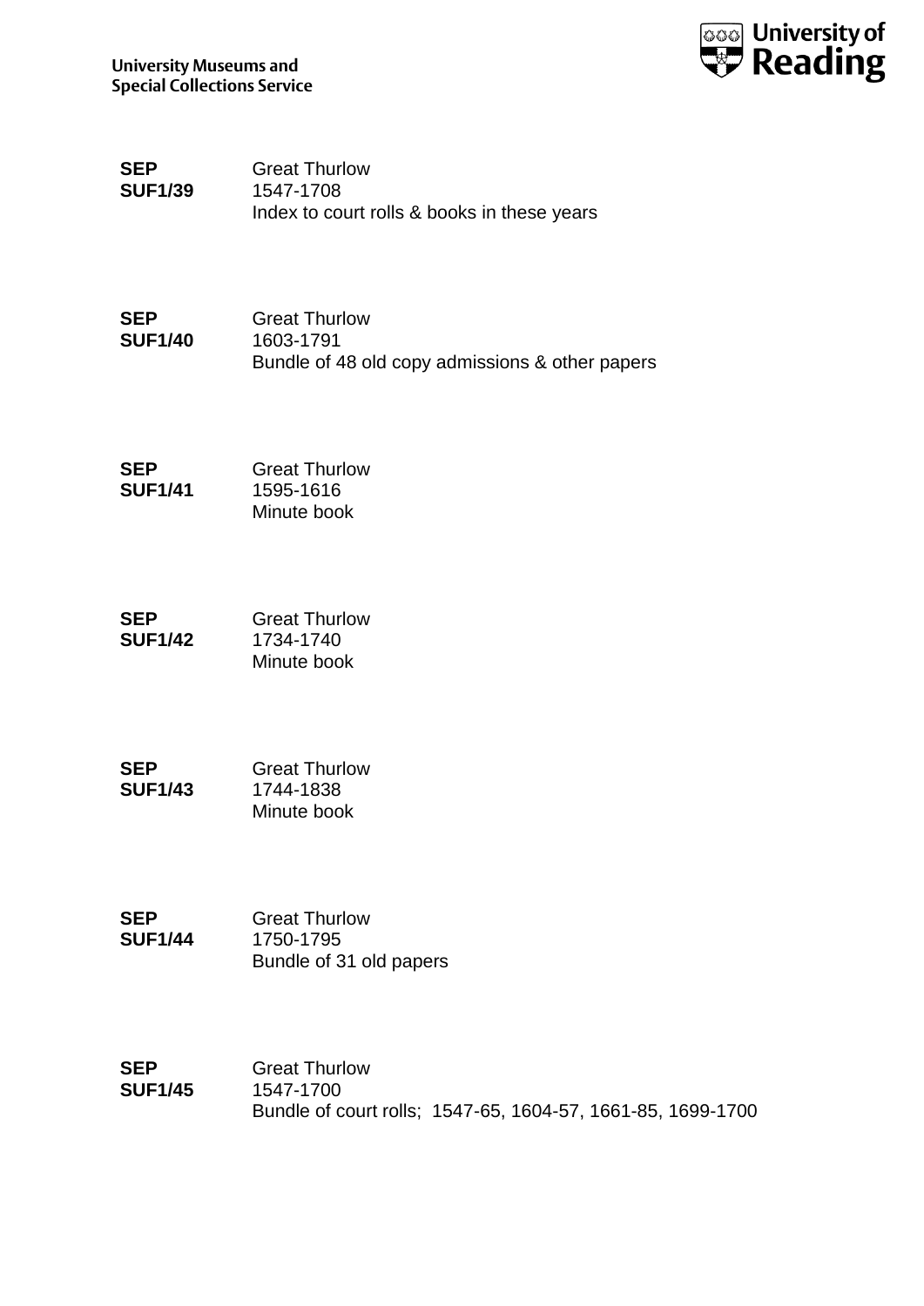**SEP SUF1/39**
Great Thurlow
1547-1708
Index to court rolls & books in these years

**SEP SUF1/40**
Great Thurlow
1603-1791
Bundle of 48 old copy admissions & other papers

**SEP SUF1/41**
Great Thurlow
1595-1616
Minute book

**SEP SUF1/42**
Great Thurlow
1734-1740
Minute book

**SEP SUF1/43**
Great Thurlow
1744-1838
Minute book

**SEP SUF1/44**
Great Thurlow
1750-1795
Bundle of 31 old papers

**SEP SUF1/45**
Great Thurlow
1547-1700
Bundle of court rolls; 1547-65, 1604-57, 1661-85, 1699-1700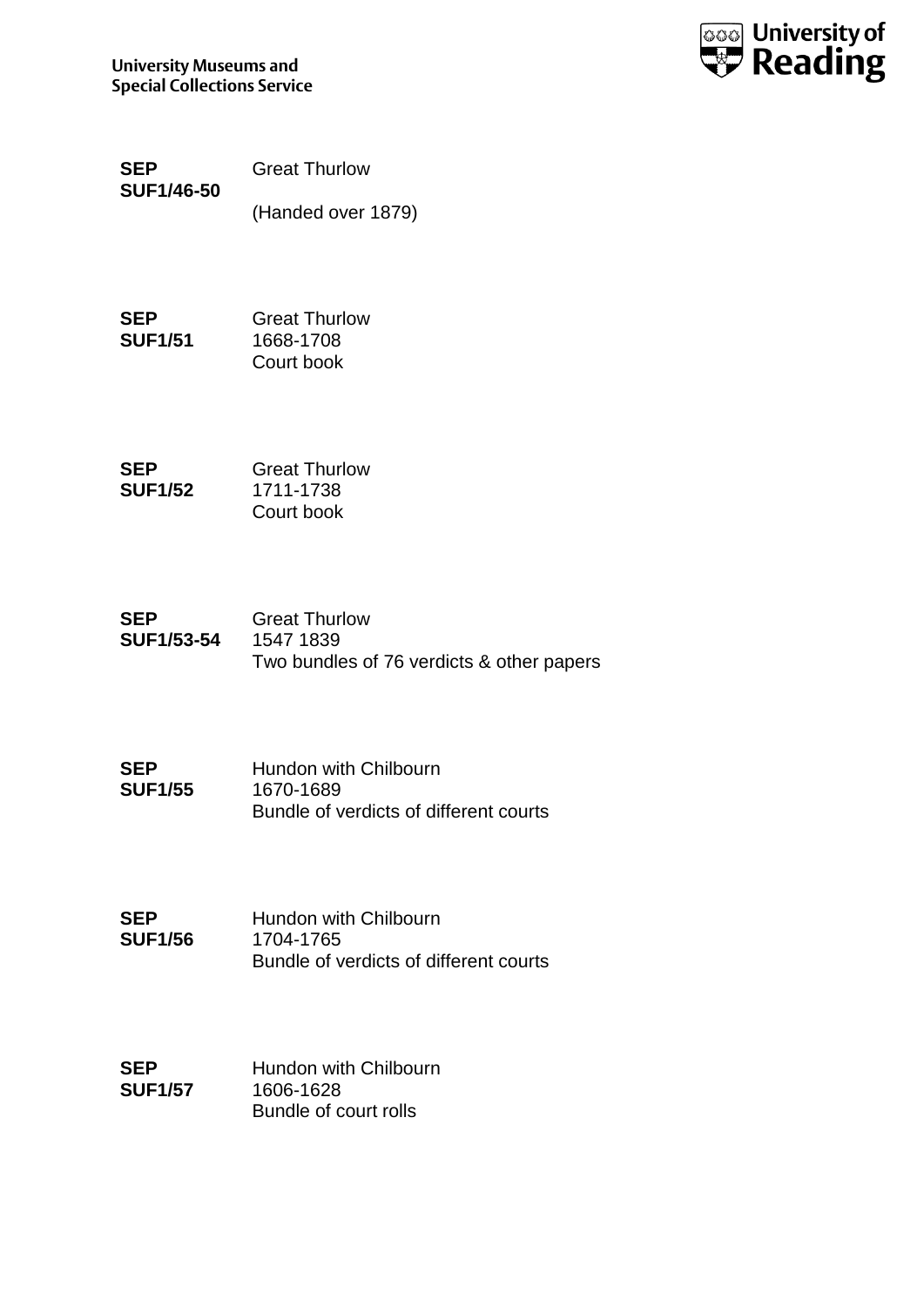**SEP SUF1/46-50**

Great Thurlow

(Handed over 1879)

**SEP SUF1/51**

Great Thurlow
1668-1708
Court book

**SEP SUF1/52**

Great Thurlow
1711-1738
Court book

**SEP SUF1/53-54**

Great Thurlow
1547 1839
Two bundles of 76 verdicts & other papers

**SEP SUF1/55**

Hundon with Chilbourn
1670-1689
Bundle of verdicts of different courts

**SEP SUF1/56**

Hundon with Chilbourn
1704-1765
Bundle of verdicts of different courts

**SEP SUF1/57**

Hundon with Chilbourn
1606-1628
Bundle of court rolls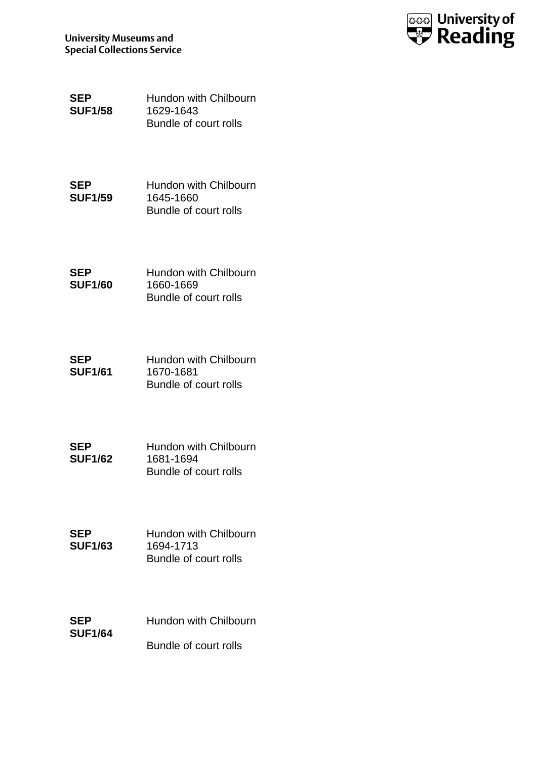**SEP SUF1/58**
Hundon with Chilbourn
1629-1643
Bundle of court rolls

**SEP SUF1/59**
Hundon with Chilbourn
1645-1660
Bundle of court rolls

**SEP SUF1/60**
Hundon with Chilbourn
1660-1669
Bundle of court rolls

**SEP SUF1/61**
Hundon with Chilbourn
1670-1681
Bundle of court rolls

**SEP SUF1/62**
Hundon with Chilbourn
1681-1694
Bundle of court rolls

**SEP SUF1/63**
Hundon with Chilbourn
1694-1713
Bundle of court rolls

**SEP SUF1/64**
Hundon with Chilbourn

Bundle of court rolls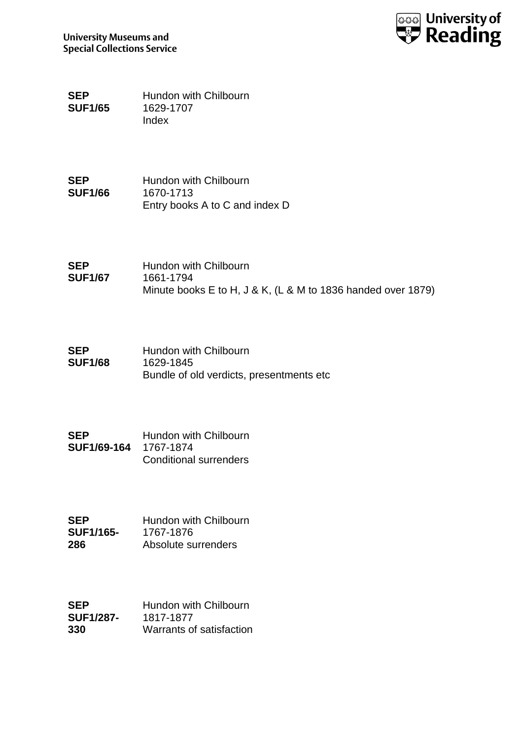**SEP SUF1/65** Hundon with Chilbourn
1629-1707
Index

**SEP SUF1/66** Hundon with Chilbourn
1670-1713
Entry books A to C and index D

**SEP SUF1/67** Hundon with Chilbourn
1661-1794
Minute books E to H, J & K, (L & M to 1836 handed over 1879)

**SEP SUF1/68** Hundon with Chilbourn
1629-1845
Bundle of old verdicts, presentments etc

**SEP SUF1/69-164** Hundon with Chilbourn
1767-1874
Conditional surrenders

**SEP SUF1/165-286** Hundon with Chilbourn
1767-1876
Absolute surrenders

**SEP SUF1/287-330** Hundon with Chilbourn
1817-1877
Warrants of satisfaction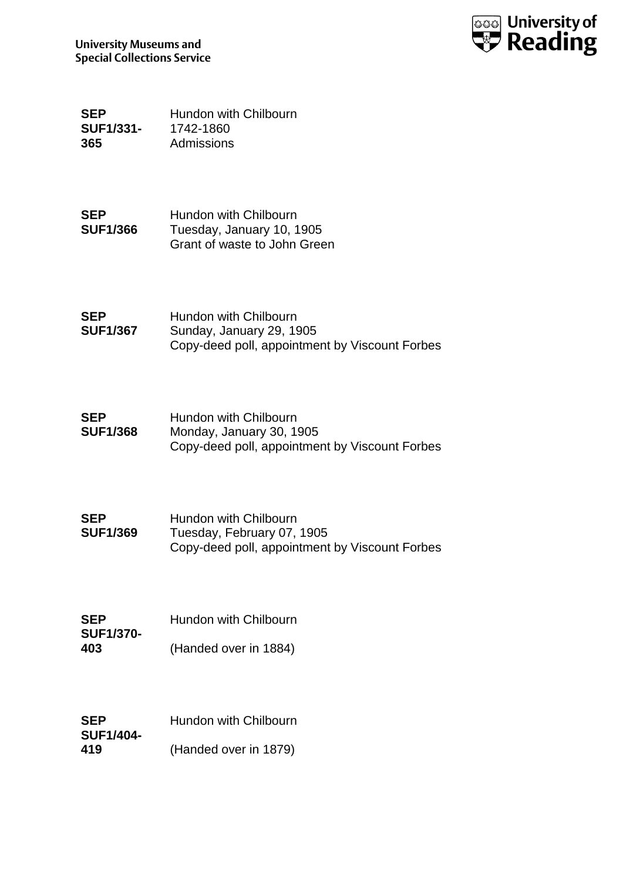**SEP SUF1/331-365** Hundon with Chilbourn
1742-1860
Admissions

**SEP SUF1/366** Hundon with Chilbourn
Tuesday, January 10, 1905
Grant of waste to John Green

**SEP SUF1/367** Hundon with Chilbourn
Sunday, January 29, 1905
Copy-deed poll, appointment by Viscount Forbes

**SEP SUF1/368** Hundon with Chilbourn
Monday, January 30, 1905
Copy-deed poll, appointment by Viscount Forbes

**SEP SUF1/369** Hundon with Chilbourn
Tuesday, February 07, 1905
Copy-deed poll, appointment by Viscount Forbes

**SEP SUF1/370-403** Hundon with Chilbourn

(Handed over in 1884)

**SEP SUF1/404-419** Hundon with Chilbourn

(Handed over in 1879)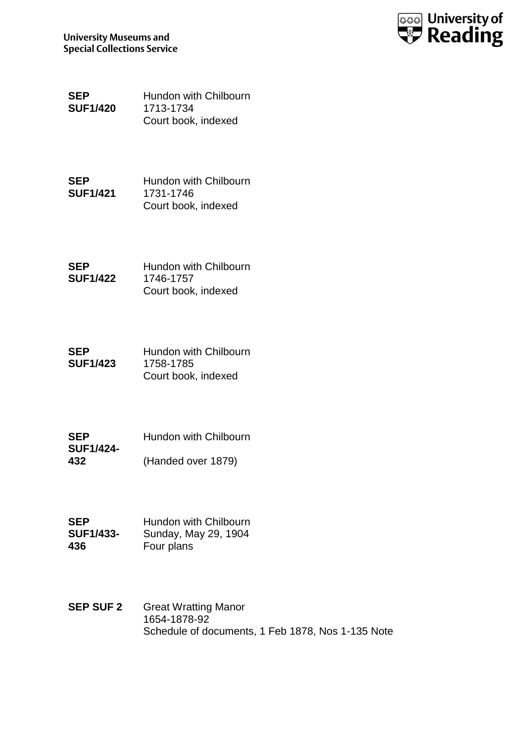**SEP SUF1/420**
Hundon with Chilbourn
1713-1734
Court book, indexed

**SEP SUF1/421**
Hundon with Chilbourn
1731-1746
Court book, indexed

**SEP SUF1/422**
Hundon with Chilbourn
1746-1757
Court book, indexed

**SEP SUF1/423**
Hundon with Chilbourn
1758-1785
Court book, indexed

**SEP SUF1/424-432**
Hundon with Chilbourn

(Handed over 1879)

**SEP SUF1/433-436**
Hundon with Chilbourn
Sunday, May 29, 1904
Four plans

**SEP SUF 2**
Great Wratting Manor
1654-1878-92
Schedule of documents, 1 Feb 1878, Nos 1-135 Note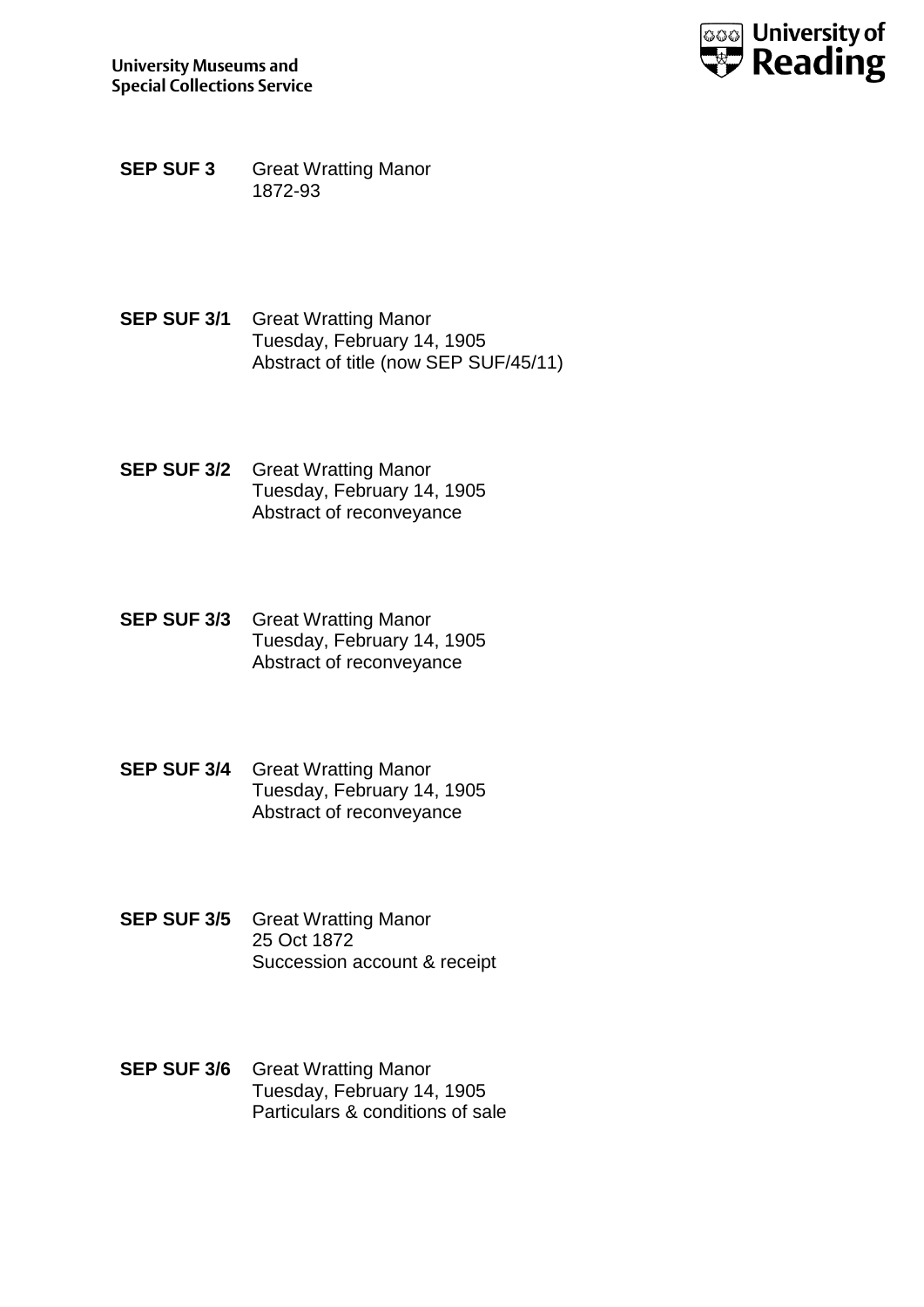**SEP SUF 3** Great Wratting Manor
1872-93

**SEP SUF 3/1** Great Wratting Manor
Tuesday, February 14, 1905
Abstract of title (now SEP SUF/45/11)

**SEP SUF 3/2** Great Wratting Manor
Tuesday, February 14, 1905
Abstract of reconveyance

**SEP SUF 3/3** Great Wratting Manor
Tuesday, February 14, 1905
Abstract of reconveyance

**SEP SUF 3/4** Great Wratting Manor
Tuesday, February 14, 1905
Abstract of reconveyance

**SEP SUF 3/5** Great Wratting Manor
25 Oct 1872
Succession account & receipt

**SEP SUF 3/6** Great Wratting Manor
Tuesday, February 14, 1905
Particulars & conditions of sale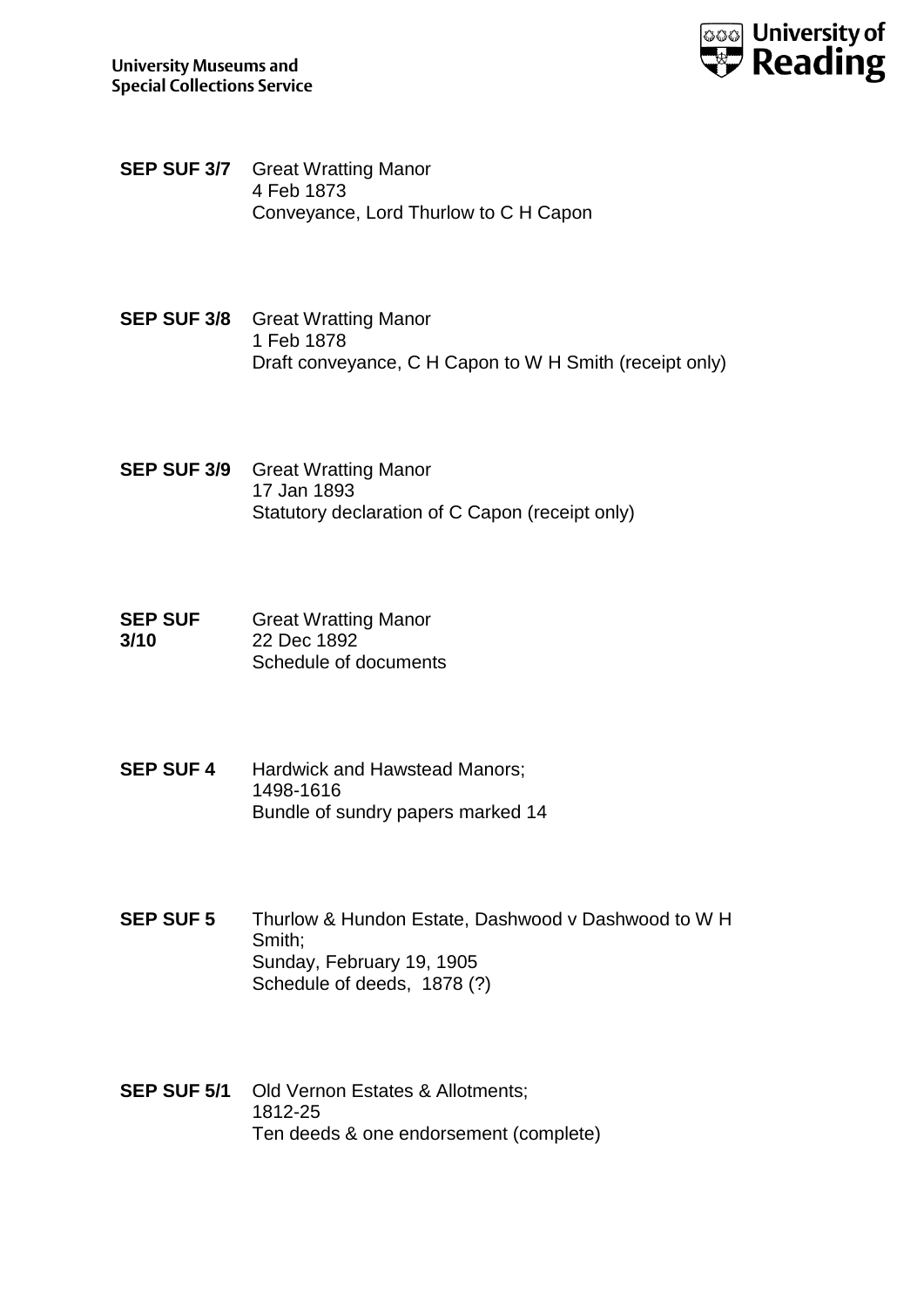**SEP SUF 3/7** Great Wratting Manor
4 Feb 1873
Conveyance, Lord Thurlow to C H Capon

**SEP SUF 3/8** Great Wratting Manor
1 Feb 1878
Draft conveyance, C H Capon to W H Smith (receipt only)

**SEP SUF 3/9** Great Wratting Manor
17 Jan 1893
Statutory declaration of C Capon (receipt only)

**SEP SUF 3/10** Great Wratting Manor
22 Dec 1892
Schedule of documents

**SEP SUF 4** Hardwick and Hawstead Manors;
1498-1616
Bundle of sundry papers marked 14

**SEP SUF 5** Thurlow & Hundon Estate, Dashwood v Dashwood to W H Smith;
Sunday, February 19, 1905
Schedule of deeds, 1878 (?)

**SEP SUF 5/1** Old Vernon Estates & Allotments;
1812-25
Ten deeds & one endorsement (complete)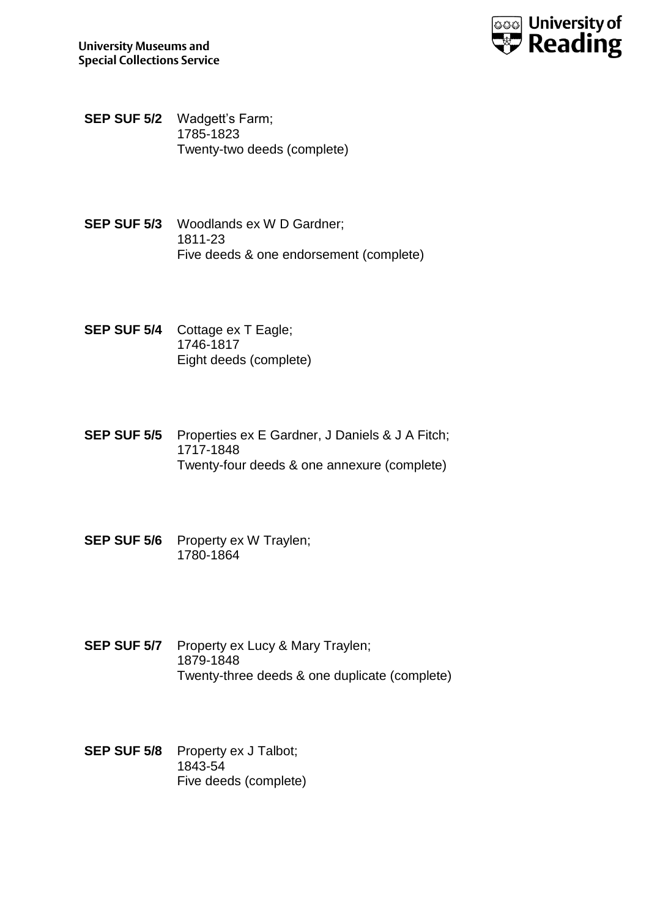**SEP SUF 5/2** Wadgett's Farm;
1785-1823
Twenty-two deeds (complete)

**SEP SUF 5/3** Woodlands ex W D Gardner;
1811-23
Five deeds & one endorsement (complete)

**SEP SUF 5/4** Cottage ex T Eagle;
1746-1817
Eight deeds (complete)

**SEP SUF 5/5** Properties ex E Gardner, J Daniels & J A Fitch;
1717-1848
Twenty-four deeds & one annexure (complete)

**SEP SUF 5/6** Property ex W Traylen;
1780-1864

**SEP SUF 5/7** Property ex Lucy & Mary Traylen;
1879-1848
Twenty-three deeds & one duplicate (complete)

**SEP SUF 5/8** Property ex J Talbot;
1843-54
Five deeds (complete)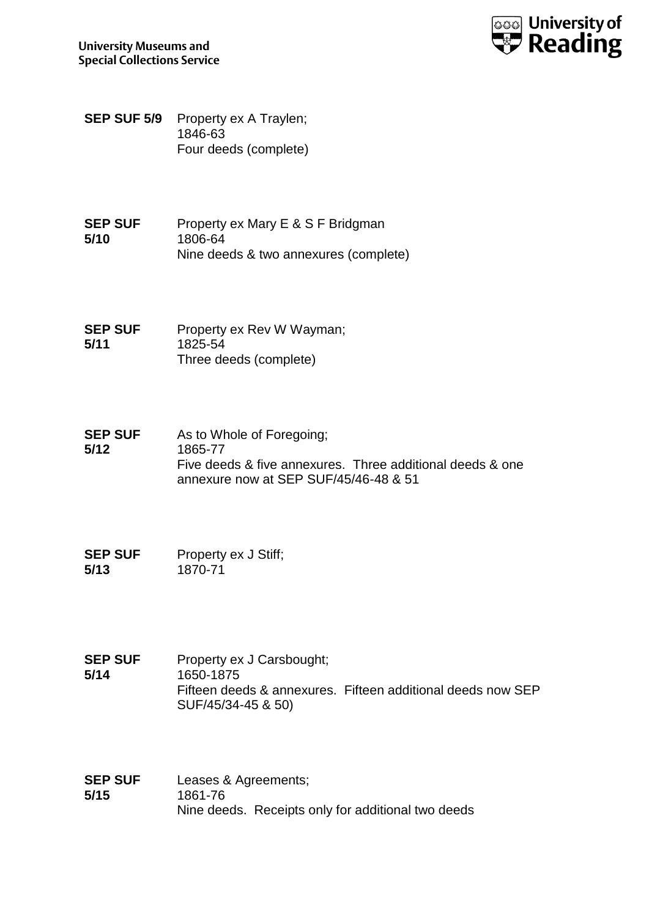**SEP SUF 5/9** Property ex A Traylen;
1846-63
Four deeds (complete)

**SEP SUF 5/10** Property ex Mary E & S F Bridgman
1806-64
Nine deeds & two annexures (complete)

**SEP SUF 5/11** Property ex Rev W Wayman;
1825-54
Three deeds (complete)

**SEP SUF 5/12** As to Whole of Foregoing;
1865-77
Five deeds & five annexures. Three additional deeds & one annexure now at SEP SUF/45/46-48 & 51

**SEP SUF 5/13** Property ex J Stiff;
1870-71

**SEP SUF 5/14** Property ex J Carsbought;
1650-1875
Fifteen deeds & annexures. Fifteen additional deeds now SEP SUF/45/34-45 & 50)

**SEP SUF 5/15** Leases & Agreements;
1861-76
Nine deeds. Receipts only for additional two deeds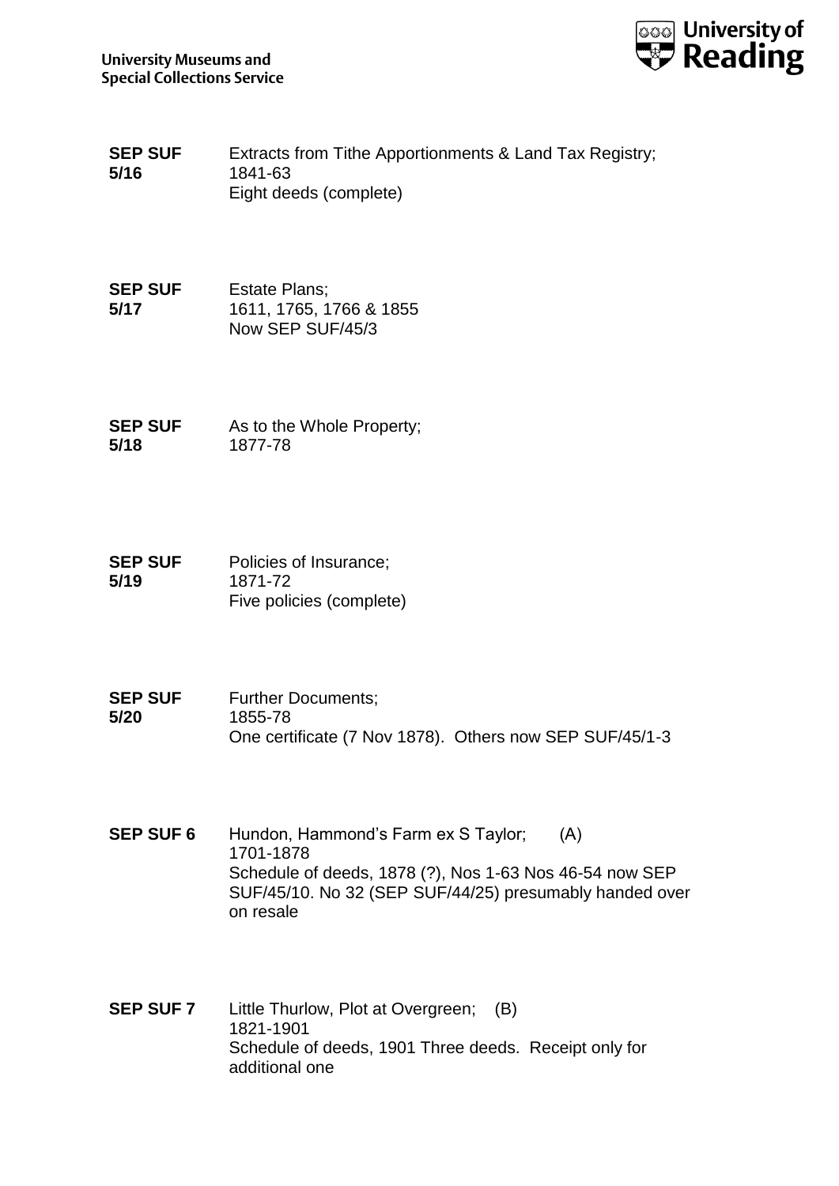| | |
|---|---|
| **SEP SUF 5/16** | Extracts from Tithe Apportionments & Land Tax Registry;<br>1841-63<br>Eight deeds (complete) |
| **SEP SUF 5/17** | Estate Plans;<br>1611, 1765, 1766 & 1855<br>Now SEP SUF/45/3 |
| **SEP SUF 5/18** | As to the Whole Property;<br>1877-78 |
| **SEP SUF 5/19** | Policies of Insurance;<br>1871-72<br>Five policies (complete) |
| **SEP SUF 5/20** | Further Documents;<br>1855-78<br>One certificate (7 Nov 1878). Others now SEP SUF/45/1-3 |
| **SEP SUF 6** | Hundon, Hammond's Farm ex S Taylor; (A)<br>1701-1878<br>Schedule of deeds, 1878 (?), Nos 1-63 Nos 46-54 now SEP SUF/45/10. No 32 (SEP SUF/44/25) presumably handed over on resale |
| **SEP SUF 7** | Little Thurlow, Plot at Overgreen; (B)<br>1821-1901<br>Schedule of deeds, 1901 Three deeds. Receipt only for additional one |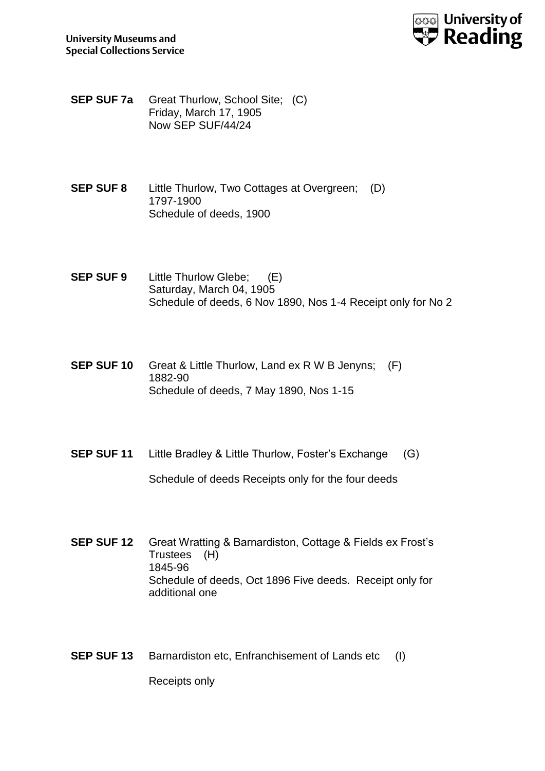**SEP SUF 7a** Great Thurlow, School Site; (C)
Friday, March 17, 1905
Now SEP SUF/44/24

**SEP SUF 8** Little Thurlow, Two Cottages at Overgreen; (D)
1797-1900
Schedule of deeds, 1900

**SEP SUF 9** Little Thurlow Glebe; (E)
Saturday, March 04, 1905
Schedule of deeds, 6 Nov 1890, Nos 1-4 Receipt only for No 2

**SEP SUF 10** Great & Little Thurlow, Land ex R W B Jenyns; (F)
1882-90
Schedule of deeds, 7 May 1890, Nos 1-15

**SEP SUF 11** Little Bradley & Little Thurlow, Foster's Exchange (G)

Schedule of deeds Receipts only for the four deeds

**SEP SUF 12** Great Wratting & Barnardiston, Cottage & Fields ex Frost's Trustees (H)
1845-96
Schedule of deeds, Oct 1896 Five deeds. Receipt only for additional one

**SEP SUF 13** Barnardiston etc, Enfranchisement of Lands etc (I)

Receipts only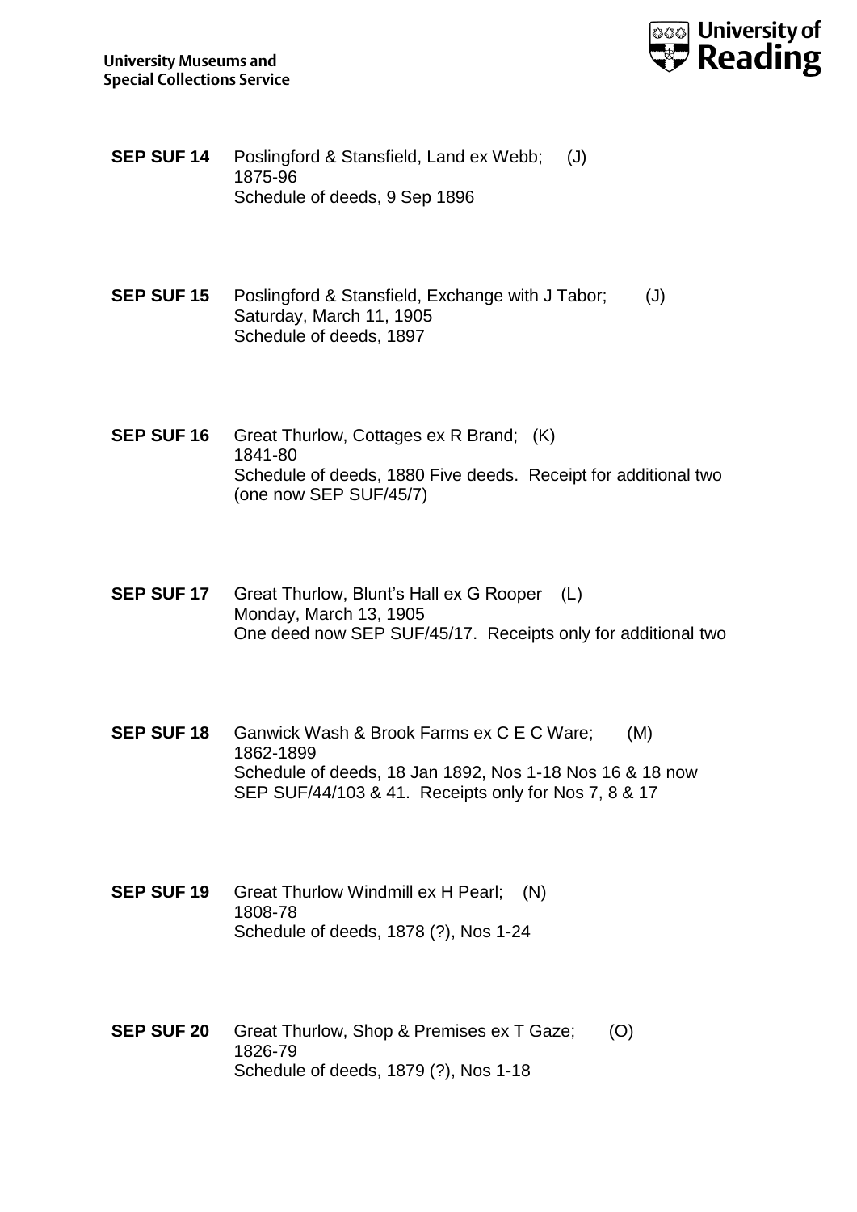**SEP SUF 14** Poslingford & Stansfield, Land ex Webb; (J)
1875-96
Schedule of deeds, 9 Sep 1896

**SEP SUF 15** Poslingford & Stansfield, Exchange with J Tabor; (J)
Saturday, March 11, 1905
Schedule of deeds, 1897

**SEP SUF 16** Great Thurlow, Cottages ex R Brand; (K)
1841-80
Schedule of deeds, 1880 Five deeds. Receipt for additional two (one now SEP SUF/45/7)

**SEP SUF 17** Great Thurlow, Blunt's Hall ex G Rooper (L)
Monday, March 13, 1905
One deed now SEP SUF/45/17. Receipts only for additional two

**SEP SUF 18** Ganwick Wash & Brook Farms ex C E C Ware; (M)
1862-1899
Schedule of deeds, 18 Jan 1892, Nos 1-18 Nos 16 & 18 now SEP SUF/44/103 & 41. Receipts only for Nos 7, 8 & 17

**SEP SUF 19** Great Thurlow Windmill ex H Pearl; (N)
1808-78
Schedule of deeds, 1878 (?), Nos 1-24

**SEP SUF 20** Great Thurlow, Shop & Premises ex T Gaze; (O)
1826-79
Schedule of deeds, 1879 (?), Nos 1-18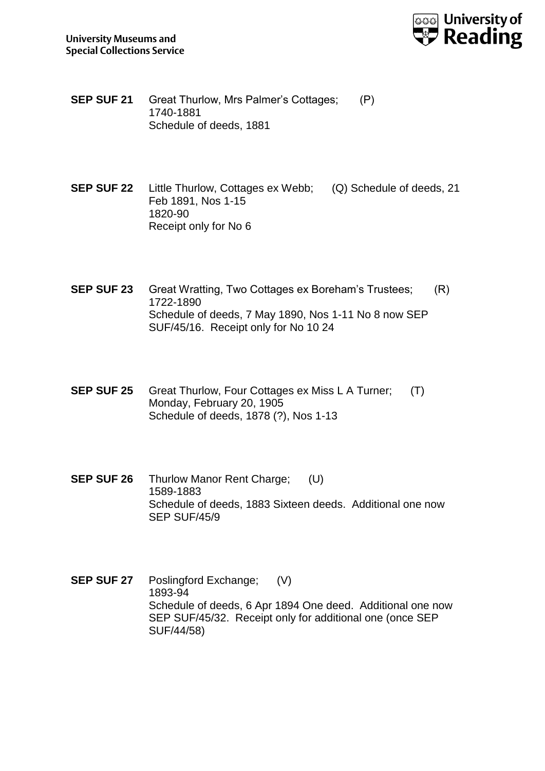**SEP SUF 21** Great Thurlow, Mrs Palmer's Cottages; (P)
1740-1881
Schedule of deeds, 1881

**SEP SUF 22** Little Thurlow, Cottages ex Webb; (Q) Schedule of deeds, 21 Feb 1891, Nos 1-15
1820-90
Receipt only for No 6

**SEP SUF 23** Great Wratting, Two Cottages ex Boreham's Trustees; (R)
1722-1890
Schedule of deeds, 7 May 1890, Nos 1-11 No 8 now SEP SUF/45/16. Receipt only for No 10 24

**SEP SUF 25** Great Thurlow, Four Cottages ex Miss L A Turner; (T)
Monday, February 20, 1905
Schedule of deeds, 1878 (?), Nos 1-13

**SEP SUF 26** Thurlow Manor Rent Charge; (U)
1589-1883
Schedule of deeds, 1883 Sixteen deeds. Additional one now SEP SUF/45/9

**SEP SUF 27** Poslingford Exchange; (V)
1893-94
Schedule of deeds, 6 Apr 1894 One deed. Additional one now SEP SUF/45/32. Receipt only for additional one (once SEP SUF/44/58)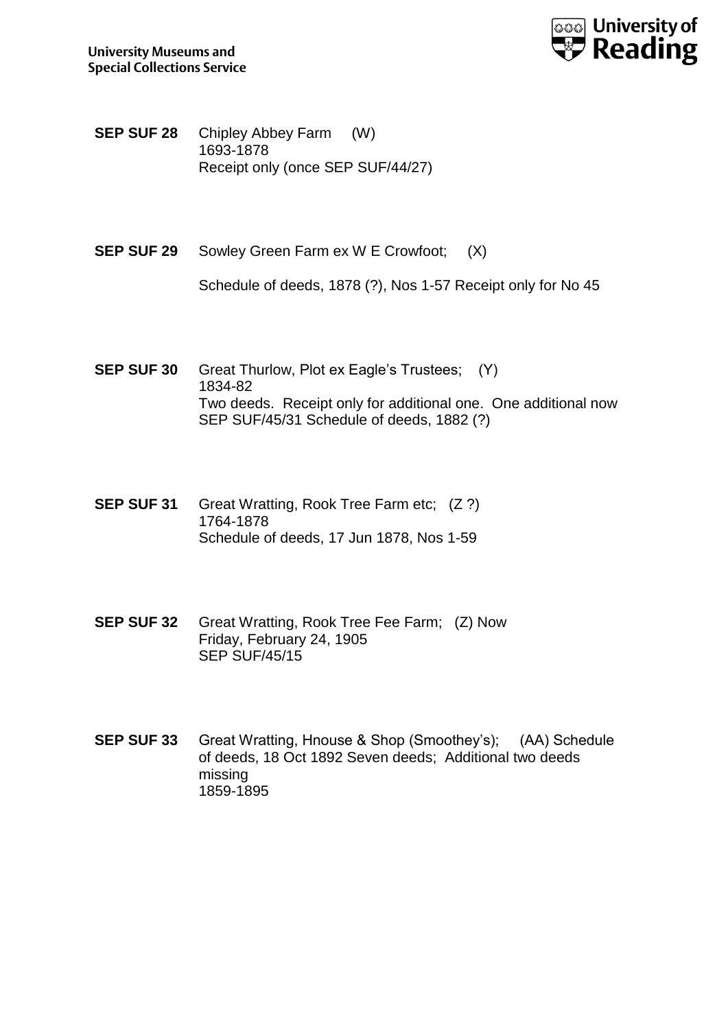**SEP SUF 28** Chipley Abbey Farm (W)
1693-1878
Receipt only (once SEP SUF/44/27)

**SEP SUF 29** Sowley Green Farm ex W E Crowfoot; (X)

Schedule of deeds, 1878 (?), Nos 1-57 Receipt only for No 45

**SEP SUF 30** Great Thurlow, Plot ex Eagle's Trustees; (Y)
1834-82
Two deeds. Receipt only for additional one. One additional now SEP SUF/45/31 Schedule of deeds, 1882 (?)

**SEP SUF 31** Great Wratting, Rook Tree Farm etc; (Z ?)
1764-1878
Schedule of deeds, 17 Jun 1878, Nos 1-59

**SEP SUF 32** Great Wratting, Rook Tree Fee Farm; (Z) Now
Friday, February 24, 1905
SEP SUF/45/15

**SEP SUF 33** Great Wratting, Hnouse & Shop (Smoothey's); (AA) Schedule of deeds, 18 Oct 1892 Seven deeds; Additional two deeds missing
1859-1895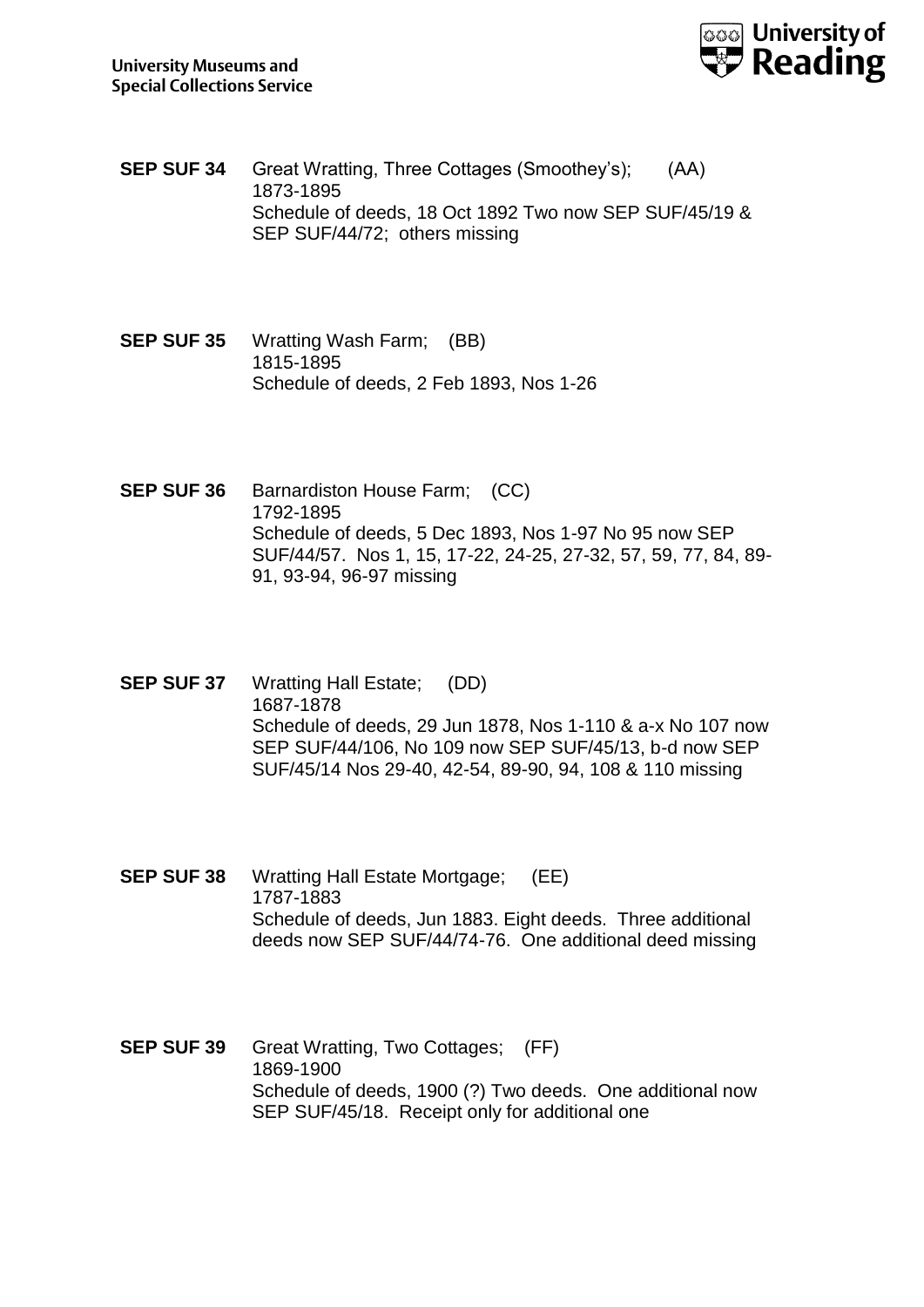**SEP SUF 34** Great Wratting, Three Cottages (Smoothey's); (AA)
1873-1895
Schedule of deeds, 18 Oct 1892 Two now SEP SUF/45/19 & SEP SUF/44/72; others missing

**SEP SUF 35** Wratting Wash Farm; (BB)
1815-1895
Schedule of deeds, 2 Feb 1893, Nos 1-26

**SEP SUF 36** Barnardiston House Farm; (CC)
1792-1895
Schedule of deeds, 5 Dec 1893, Nos 1-97 No 95 now SEP SUF/44/57. Nos 1, 15, 17-22, 24-25, 27-32, 57, 59, 77, 84, 89-91, 93-94, 96-97 missing

**SEP SUF 37** Wratting Hall Estate; (DD)
1687-1878
Schedule of deeds, 29 Jun 1878, Nos 1-110 & a-x No 107 now SEP SUF/44/106, No 109 now SEP SUF/45/13, b-d now SEP SUF/45/14 Nos 29-40, 42-54, 89-90, 94, 108 & 110 missing

**SEP SUF 38** Wratting Hall Estate Mortgage; (EE)
1787-1883
Schedule of deeds, Jun 1883. Eight deeds. Three additional deeds now SEP SUF/44/74-76. One additional deed missing

**SEP SUF 39** Great Wratting, Two Cottages; (FF)
1869-1900
Schedule of deeds, 1900 (?) Two deeds. One additional now SEP SUF/45/18. Receipt only for additional one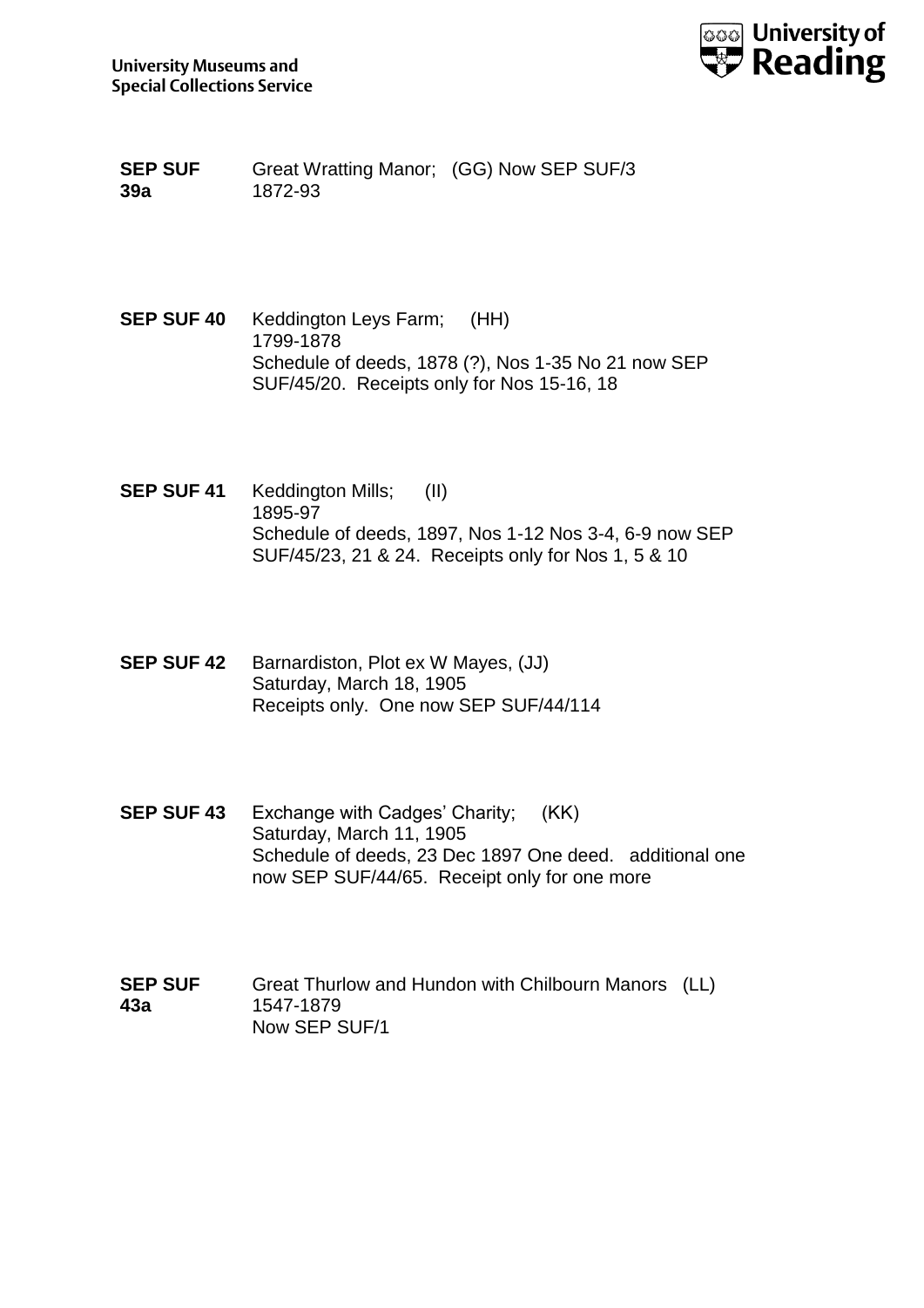**SEP SUF 39a** Great Wratting Manor; (GG) Now SEP SUF/3
1872-93

**SEP SUF 40** Keddington Leys Farm; (HH)
1799-1878
Schedule of deeds, 1878 (?), Nos 1-35 No 21 now SEP SUF/45/20. Receipts only for Nos 15-16, 18

**SEP SUF 41** Keddington Mills; (II)
1895-97
Schedule of deeds, 1897, Nos 1-12 Nos 3-4, 6-9 now SEP SUF/45/23, 21 & 24. Receipts only for Nos 1, 5 & 10

**SEP SUF 42** Barnardiston, Plot ex W Mayes, (JJ)
Saturday, March 18, 1905
Receipts only. One now SEP SUF/44/114

**SEP SUF 43** Exchange with Cadges' Charity; (KK)
Saturday, March 11, 1905
Schedule of deeds, 23 Dec 1897 One deed. additional one now SEP SUF/44/65. Receipt only for one more

**SEP SUF 43a** Great Thurlow and Hundon with Chilbourn Manors (LL)
1547-1879
Now SEP SUF/1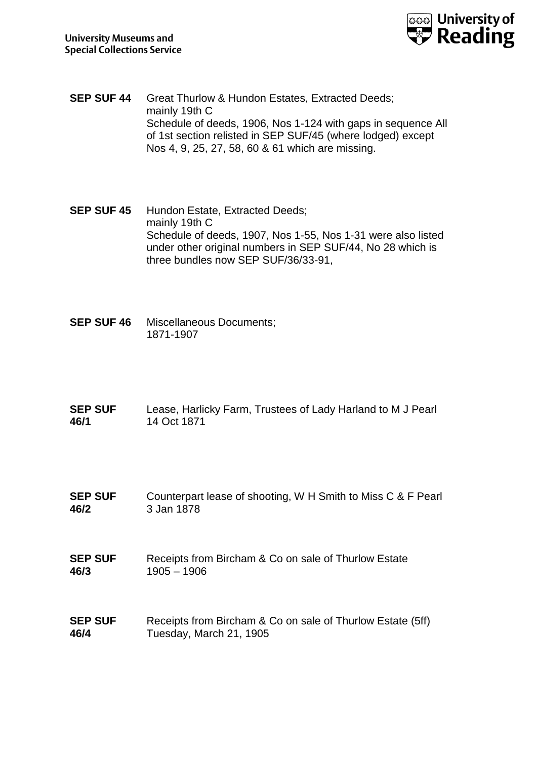**SEP SUF 44** Great Thurlow & Hundon Estates, Extracted Deeds;
mainly 19th C
Schedule of deeds, 1906, Nos 1-124 with gaps in sequence All of 1st section relisted in SEP SUF/45 (where lodged) except Nos 4, 9, 25, 27, 58, 60 & 61 which are missing.

**SEP SUF 45** Hundon Estate, Extracted Deeds;
mainly 19th C
Schedule of deeds, 1907, Nos 1-55, Nos 1-31 were also listed under other original numbers in SEP SUF/44, No 28 which is three bundles now SEP SUF/36/33-91,

**SEP SUF 46** Miscellaneous Documents;
1871-1907

**SEP SUF 46/1** Lease, Harlicky Farm, Trustees of Lady Harland to M J Pearl
14 Oct 1871

**SEP SUF 46/2** Counterpart lease of shooting, W H Smith to Miss C & F Pearl
3 Jan 1878

**SEP SUF 46/3** Receipts from Bircham & Co on sale of Thurlow Estate
1905 – 1906

**SEP SUF 46/4** Receipts from Bircham & Co on sale of Thurlow Estate (5ff)
Tuesday, March 21, 1905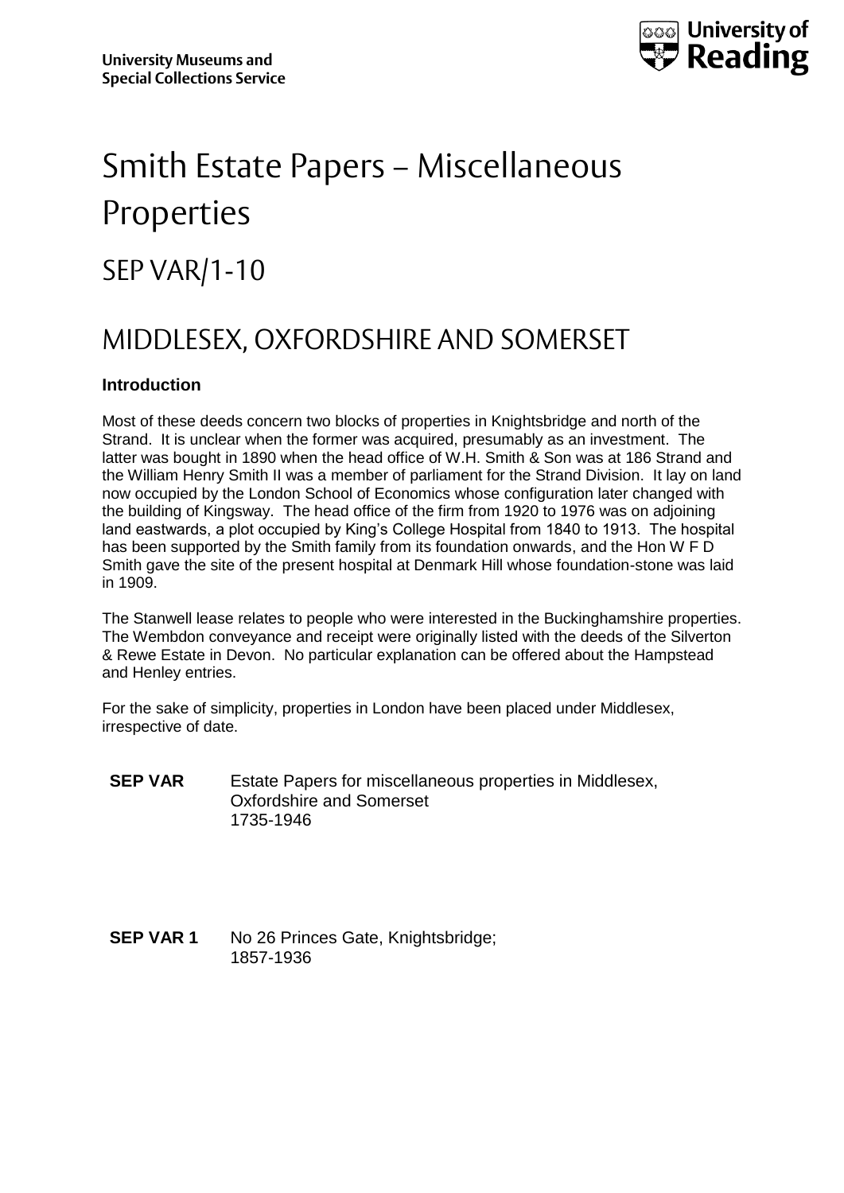University Museums and Special Collections Service

University of Reading

# Smith Estate Papers – Miscellaneous Properties

## SEP VAR/1-10

## MIDDLESEX, OXFORDSHIRE AND SOMERSET

**Introduction**

Most of these deeds concern two blocks of properties in Knightsbridge and north of the Strand. It is unclear when the former was acquired, presumably as an investment. The latter was bought in 1890 when the head office of W.H. Smith & Son was at 186 Strand and the William Henry Smith II was a member of parliament for the Strand Division. It lay on land now occupied by the London School of Economics whose configuration later changed with the building of Kingsway. The head office of the firm from 1920 to 1976 was on adjoining land eastwards, a plot occupied by King's College Hospital from 1840 to 1913. The hospital has been supported by the Smith family from its foundation onwards, and the Hon W F D Smith gave the site of the present hospital at Denmark Hill whose foundation-stone was laid in 1909.

The Stanwell lease relates to people who were interested in the Buckinghamshire properties. The Wembdon conveyance and receipt were originally listed with the deeds of the Silverton & Rewe Estate in Devon. No particular explanation can be offered about the Hampstead and Henley entries.

For the sake of simplicity, properties in London have been placed under Middlesex, irrespective of date.

**SEP VAR** Estate Papers for miscellaneous properties in Middlesex, Oxfordshire and Somerset
1735-1946

**SEP VAR 1** No 26 Princes Gate, Knightsbridge;
1857-1936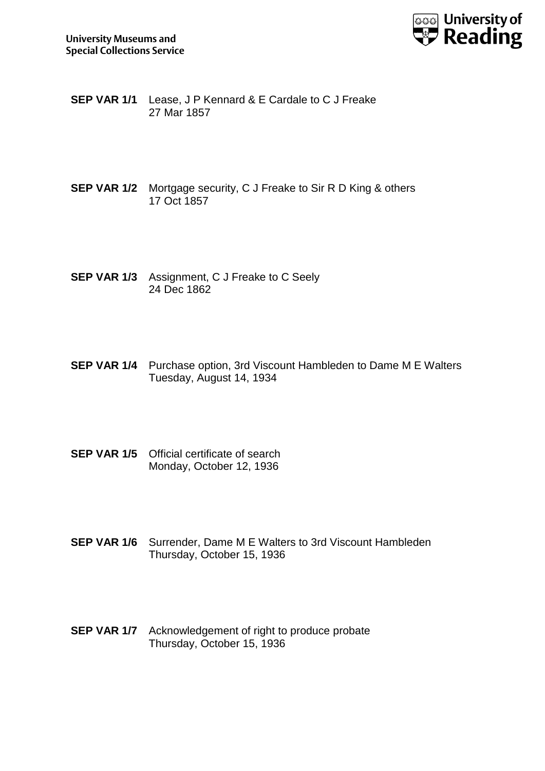**SEP VAR 1/1** Lease, J P Kennard & E Cardale to C J Freake
27 Mar 1857

**SEP VAR 1/2** Mortgage security, C J Freake to Sir R D King & others
17 Oct 1857

**SEP VAR 1/3** Assignment, C J Freake to C Seely
24 Dec 1862

**SEP VAR 1/4** Purchase option, 3rd Viscount Hambleden to Dame M E Walters
Tuesday, August 14, 1934

**SEP VAR 1/5** Official certificate of search
Monday, October 12, 1936

**SEP VAR 1/6** Surrender, Dame M E Walters to 3rd Viscount Hambleden
Thursday, October 15, 1936

**SEP VAR 1/7** Acknowledgement of right to produce probate
Thursday, October 15, 1936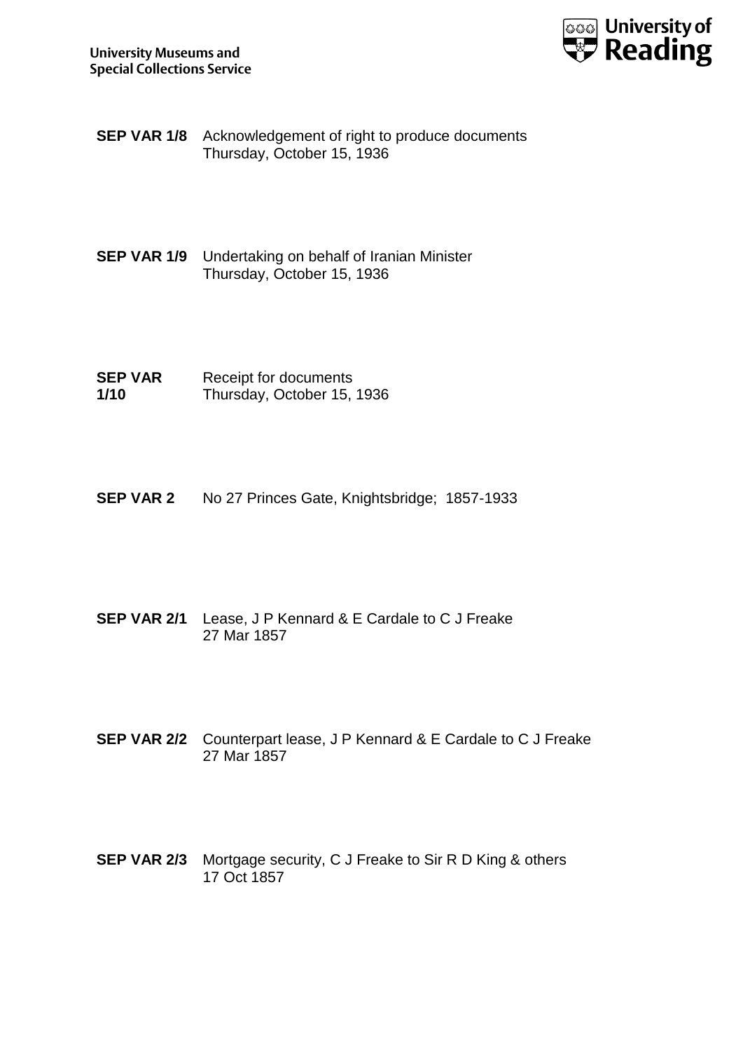**SEP VAR 1/8** Acknowledgement of right to produce documents
Thursday, October 15, 1936

**SEP VAR 1/9** Undertaking on behalf of Iranian Minister
Thursday, October 15, 1936

**SEP VAR 1/10** Receipt for documents
Thursday, October 15, 1936

**SEP VAR 2** No 27 Princes Gate, Knightsbridge; 1857-1933

**SEP VAR 2/1** Lease, J P Kennard & E Cardale to C J Freake
27 Mar 1857

**SEP VAR 2/2** Counterpart lease, J P Kennard & E Cardale to C J Freake
27 Mar 1857

**SEP VAR 2/3** Mortgage security, C J Freake to Sir R D King & others
17 Oct 1857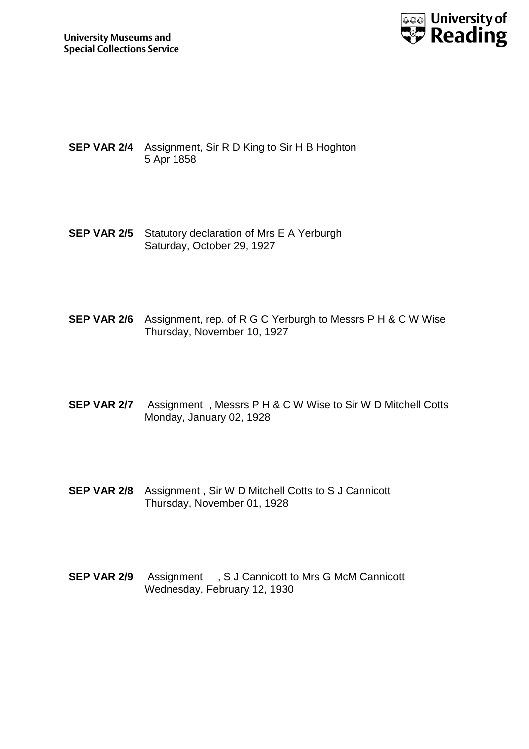**SEP VAR 2/4** Assignment, Sir R D King to Sir H B Hoghton
5 Apr 1858

**SEP VAR 2/5** Statutory declaration of Mrs E A Yerburgh
Saturday, October 29, 1927

**SEP VAR 2/6** Assignment, rep. of R G C Yerburgh to Messrs P H & C W Wise
Thursday, November 10, 1927

**SEP VAR 2/7** Assignment , Messrs P H & C W Wise to Sir W D Mitchell Cotts
Monday, January 02, 1928

**SEP VAR 2/8** Assignment , Sir W D Mitchell Cotts to S J Cannicott
Thursday, November 01, 1928

**SEP VAR 2/9** Assignment , S J Cannicott to Mrs G McM Cannicott
Wednesday, February 12, 1930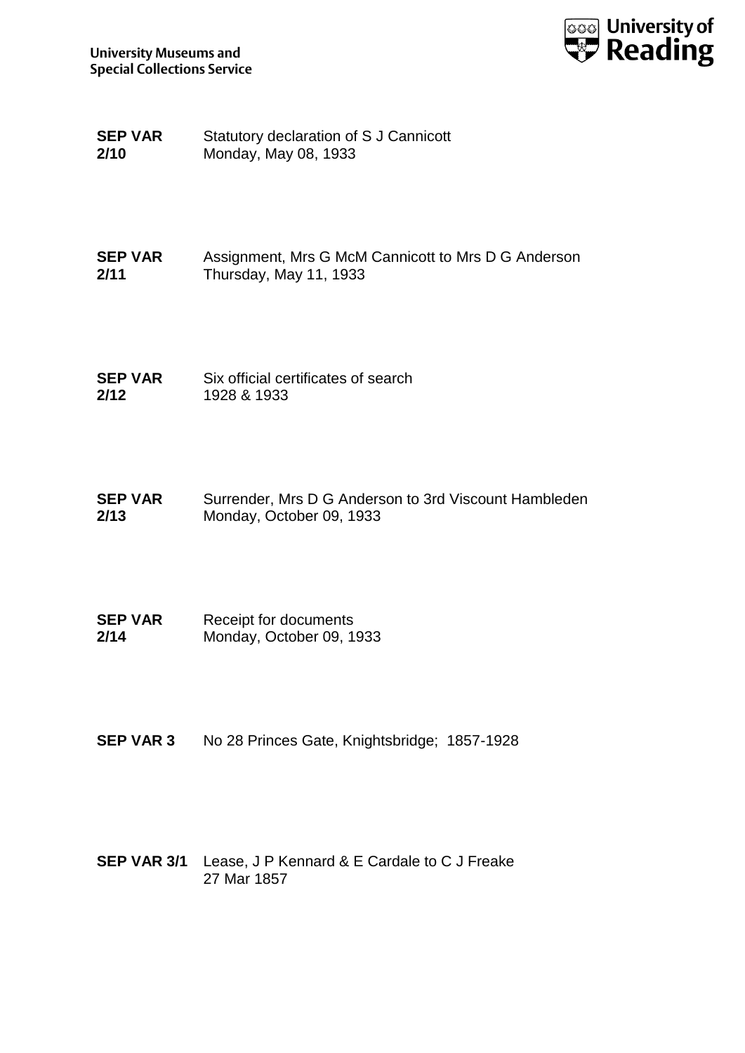**SEP VAR 2/10** Statutory declaration of S J Cannicott
Monday, May 08, 1933

**SEP VAR 2/11** Assignment, Mrs G McM Cannicott to Mrs D G Anderson
Thursday, May 11, 1933

**SEP VAR 2/12** Six official certificates of search
1928 & 1933

**SEP VAR 2/13** Surrender, Mrs D G Anderson to 3rd Viscount Hambleden
Monday, October 09, 1933

**SEP VAR 2/14** Receipt for documents
Monday, October 09, 1933

**SEP VAR 3** No 28 Princes Gate, Knightsbridge; 1857-1928

**SEP VAR 3/1** Lease, J P Kennard & E Cardale to C J Freake
27 Mar 1857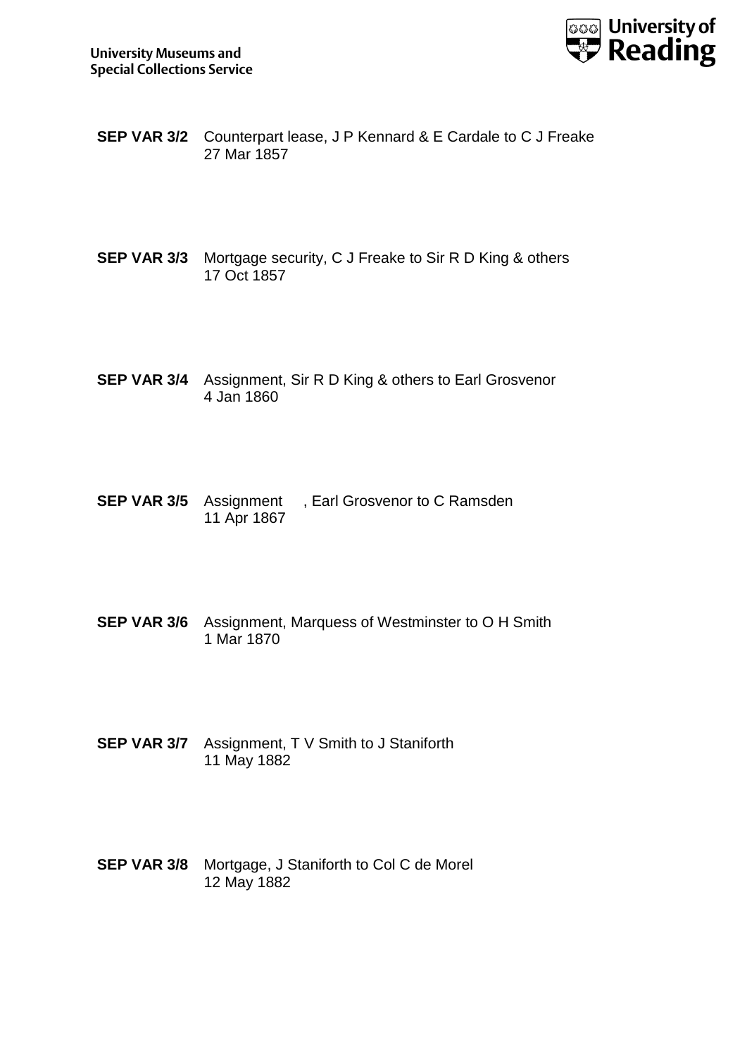**SEP VAR 3/2** Counterpart lease, J P Kennard & E Cardale to C J Freake
27 Mar 1857

**SEP VAR 3/3** Mortgage security, C J Freake to Sir R D King & others
17 Oct 1857

**SEP VAR 3/4** Assignment, Sir R D King & others to Earl Grosvenor
4 Jan 1860

**SEP VAR 3/5** Assignment , Earl Grosvenor to C Ramsden
11 Apr 1867

**SEP VAR 3/6** Assignment, Marquess of Westminster to O H Smith
1 Mar 1870

**SEP VAR 3/7** Assignment, T V Smith to J Staniforth
11 May 1882

**SEP VAR 3/8** Mortgage, J Staniforth to Col C de Morel
12 May 1882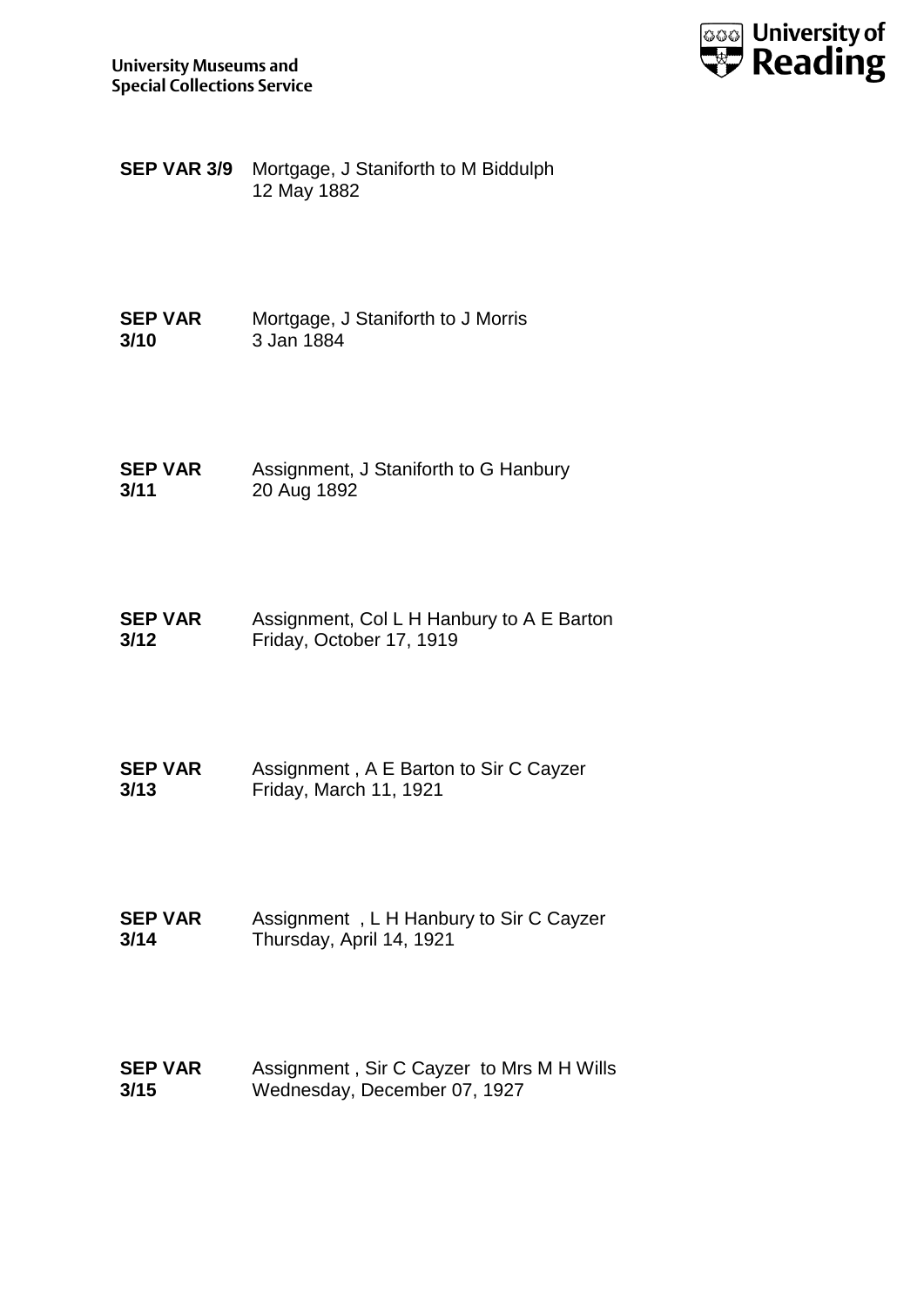**SEP VAR 3/9** Mortgage, J Staniforth to M Biddulph
12 May 1882

**SEP VAR 3/10** Mortgage, J Staniforth to J Morris
3 Jan 1884

**SEP VAR 3/11** Assignment, J Staniforth to G Hanbury
20 Aug 1892

**SEP VAR 3/12** Assignment, Col L H Hanbury to A E Barton
Friday, October 17, 1919

**SEP VAR 3/13** Assignment , A E Barton to Sir C Cayzer
Friday, March 11, 1921

**SEP VAR 3/14** Assignment , L H Hanbury to Sir C Cayzer
Thursday, April 14, 1921

**SEP VAR 3/15** Assignment , Sir C Cayzer to Mrs M H Wills
Wednesday, December 07, 1927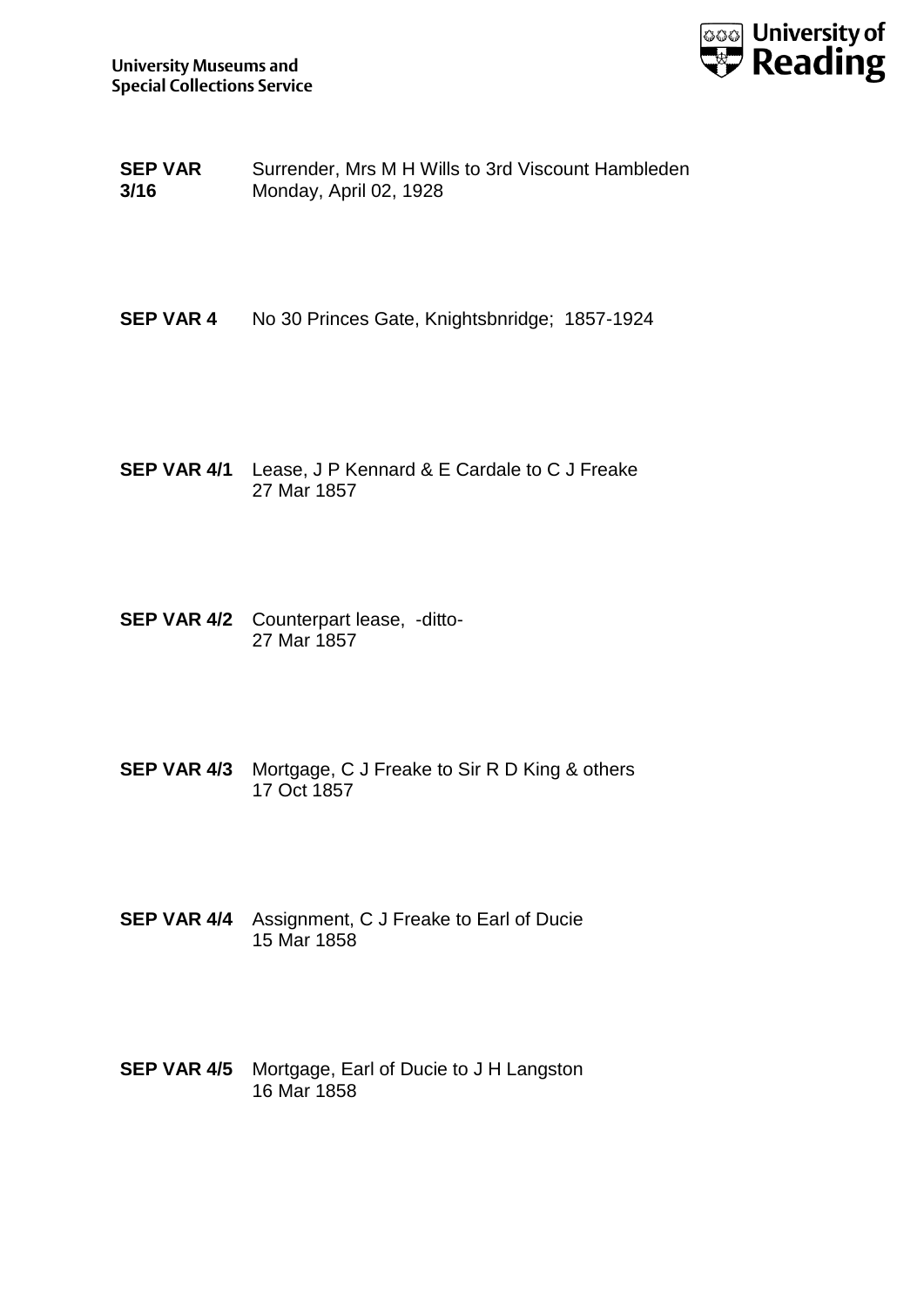**SEP VAR 3/16** Surrender, Mrs M H Wills to 3rd Viscount Hambleden
Monday, April 02, 1928

**SEP VAR 4** No 30 Princes Gate, Knightsbnridge; 1857-1924

**SEP VAR 4/1** Lease, J P Kennard & E Cardale to C J Freake
27 Mar 1857

**SEP VAR 4/2** Counterpart lease, -ditto-
27 Mar 1857

**SEP VAR 4/3** Mortgage, C J Freake to Sir R D King & others
17 Oct 1857

**SEP VAR 4/4** Assignment, C J Freake to Earl of Ducie
15 Mar 1858

**SEP VAR 4/5** Mortgage, Earl of Ducie to J H Langston
16 Mar 1858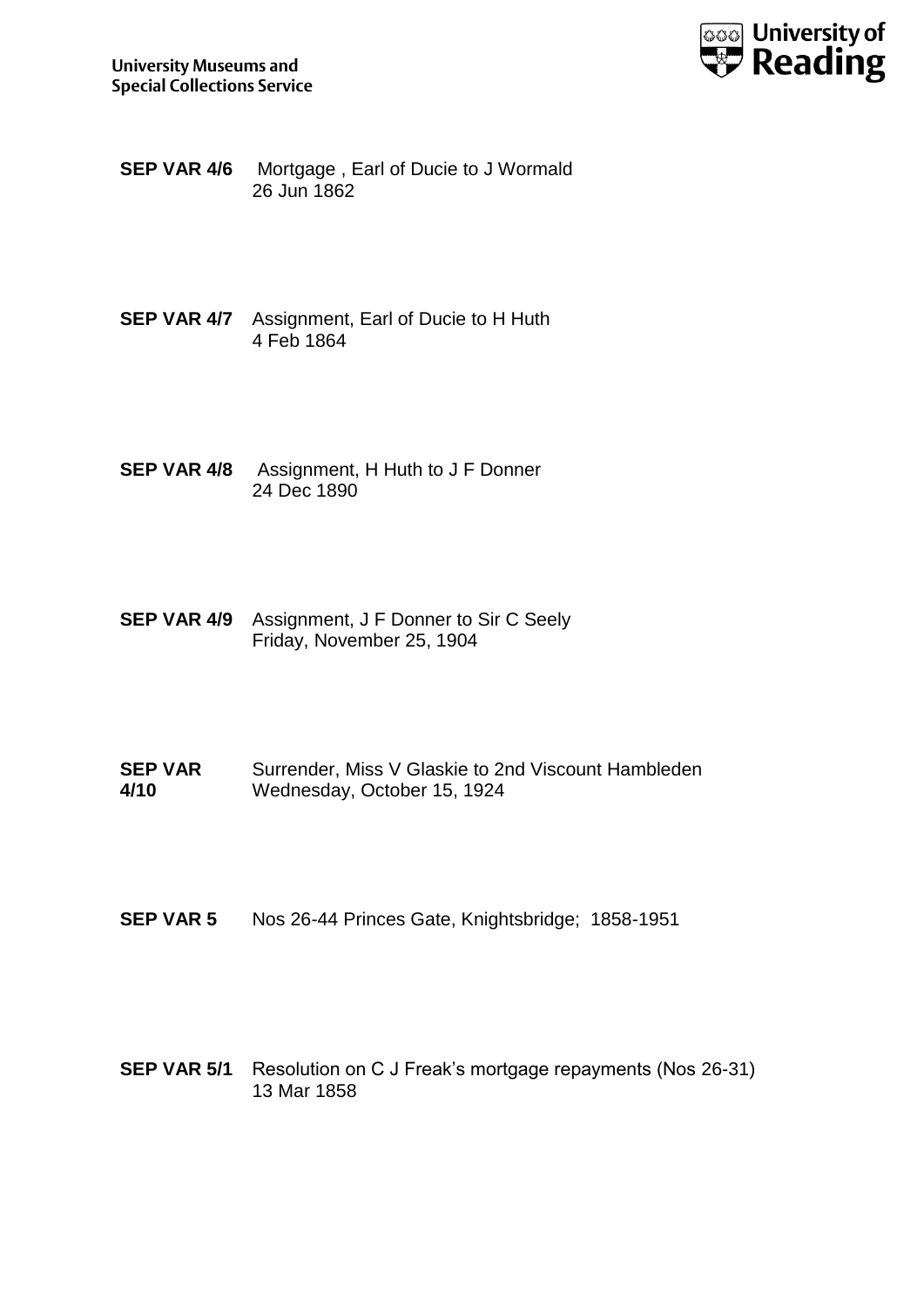**SEP VAR 4/6** Mortgage , Earl of Ducie to J Wormald
26 Jun 1862

**SEP VAR 4/7** Assignment, Earl of Ducie to H Huth
4 Feb 1864

**SEP VAR 4/8** Assignment, H Huth to J F Donner
24 Dec 1890

**SEP VAR 4/9** Assignment, J F Donner to Sir C Seely
Friday, November 25, 1904

**SEP VAR 4/10** Surrender, Miss V Glaskie to 2nd Viscount Hambleden
Wednesday, October 15, 1924

**SEP VAR 5** Nos 26-44 Princes Gate, Knightsbridge; 1858-1951

**SEP VAR 5/1** Resolution on C J Freak's mortgage repayments (Nos 26-31)
13 Mar 1858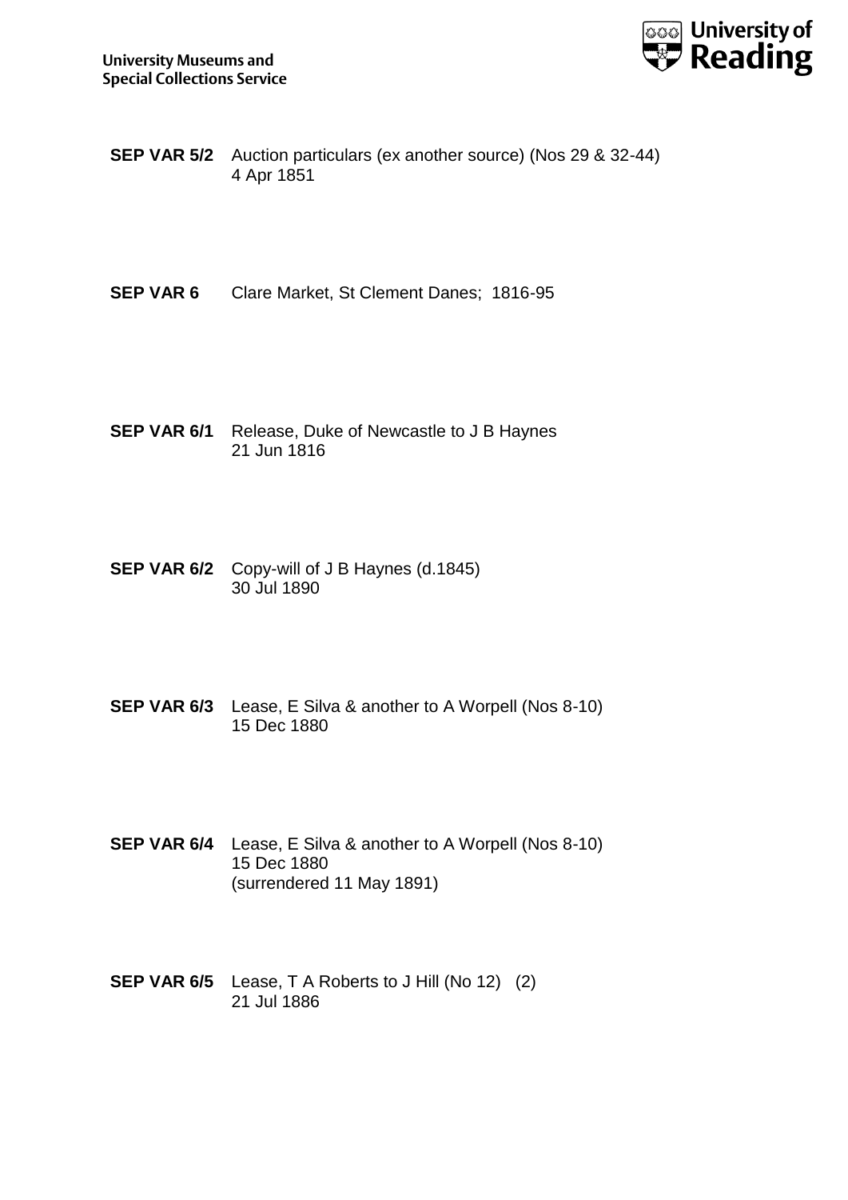**SEP VAR 5/2** Auction particulars (ex another source) (Nos 29 & 32-44)
4 Apr 1851

**SEP VAR 6** Clare Market, St Clement Danes; 1816-95

**SEP VAR 6/1** Release, Duke of Newcastle to J B Haynes
21 Jun 1816

**SEP VAR 6/2** Copy-will of J B Haynes (d.1845)
30 Jul 1890

**SEP VAR 6/3** Lease, E Silva & another to A Worpell (Nos 8-10)
15 Dec 1880

**SEP VAR 6/4** Lease, E Silva & another to A Worpell (Nos 8-10)
15 Dec 1880
(surrendered 11 May 1891)

**SEP VAR 6/5** Lease, T A Roberts to J Hill (No 12) (2)
21 Jul 1886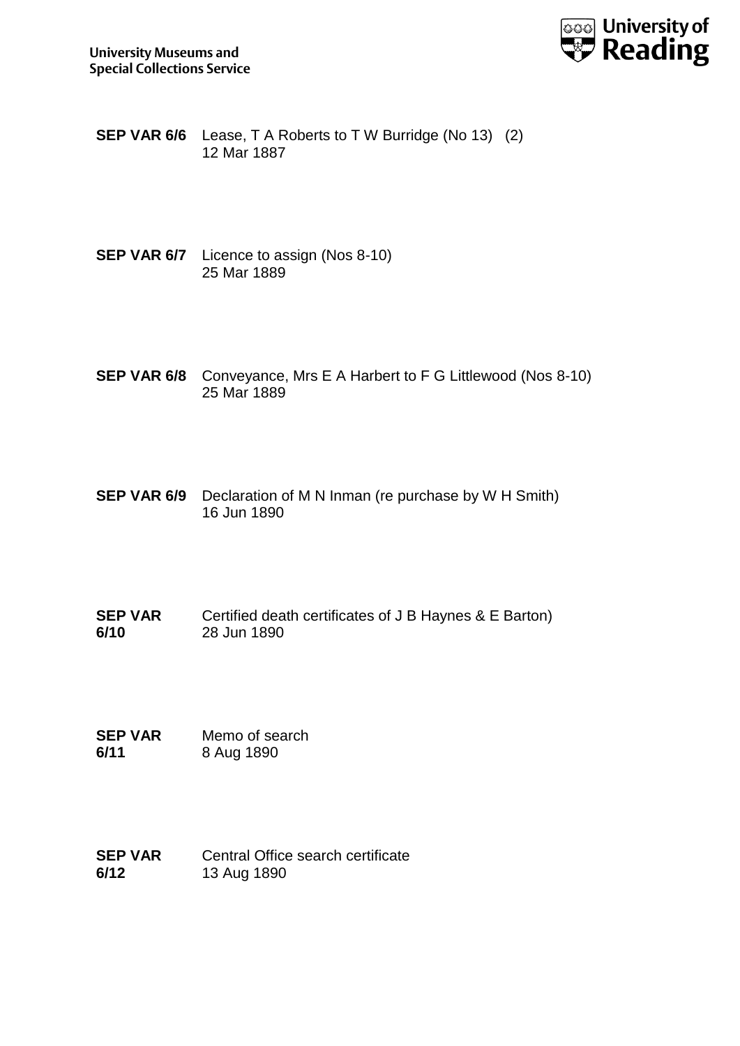**SEP VAR 6/6** Lease, T A Roberts to T W Burridge (No 13) (2)
12 Mar 1887

**SEP VAR 6/7** Licence to assign (Nos 8-10)
25 Mar 1889

**SEP VAR 6/8** Conveyance, Mrs E A Harbert to F G Littlewood (Nos 8-10)
25 Mar 1889

**SEP VAR 6/9** Declaration of M N Inman (re purchase by W H Smith)
16 Jun 1890

**SEP VAR 6/10** Certified death certificates of J B Haynes & E Barton)
28 Jun 1890

**SEP VAR 6/11** Memo of search
8 Aug 1890

**SEP VAR 6/12** Central Office search certificate
13 Aug 1890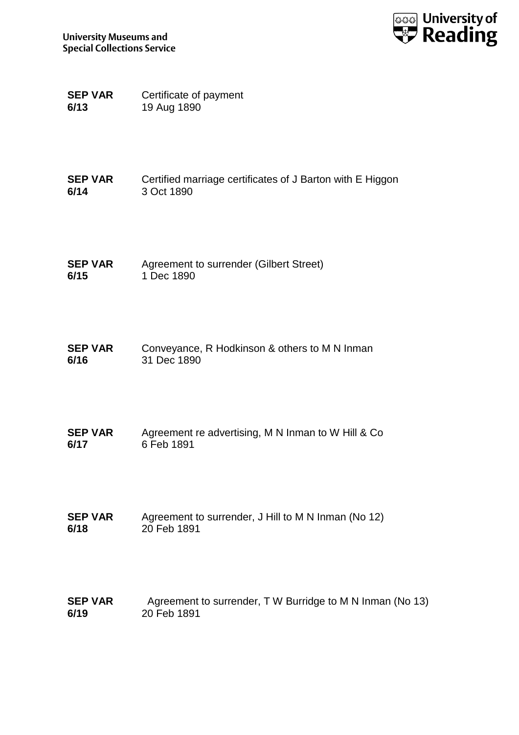**SEP VAR 6/13** Certificate of payment
19 Aug 1890

**SEP VAR 6/14** Certified marriage certificates of J Barton with E Higgon
3 Oct 1890

**SEP VAR 6/15** Agreement to surrender (Gilbert Street)
1 Dec 1890

**SEP VAR 6/16** Conveyance, R Hodkinson & others to M N Inman
31 Dec 1890

**SEP VAR 6/17** Agreement re advertising, M N Inman to W Hill & Co
6 Feb 1891

**SEP VAR 6/18** Agreement to surrender, J Hill to M N Inman (No 12)
20 Feb 1891

**SEP VAR 6/19** Agreement to surrender, T W Burridge to M N Inman (No 13)
20 Feb 1891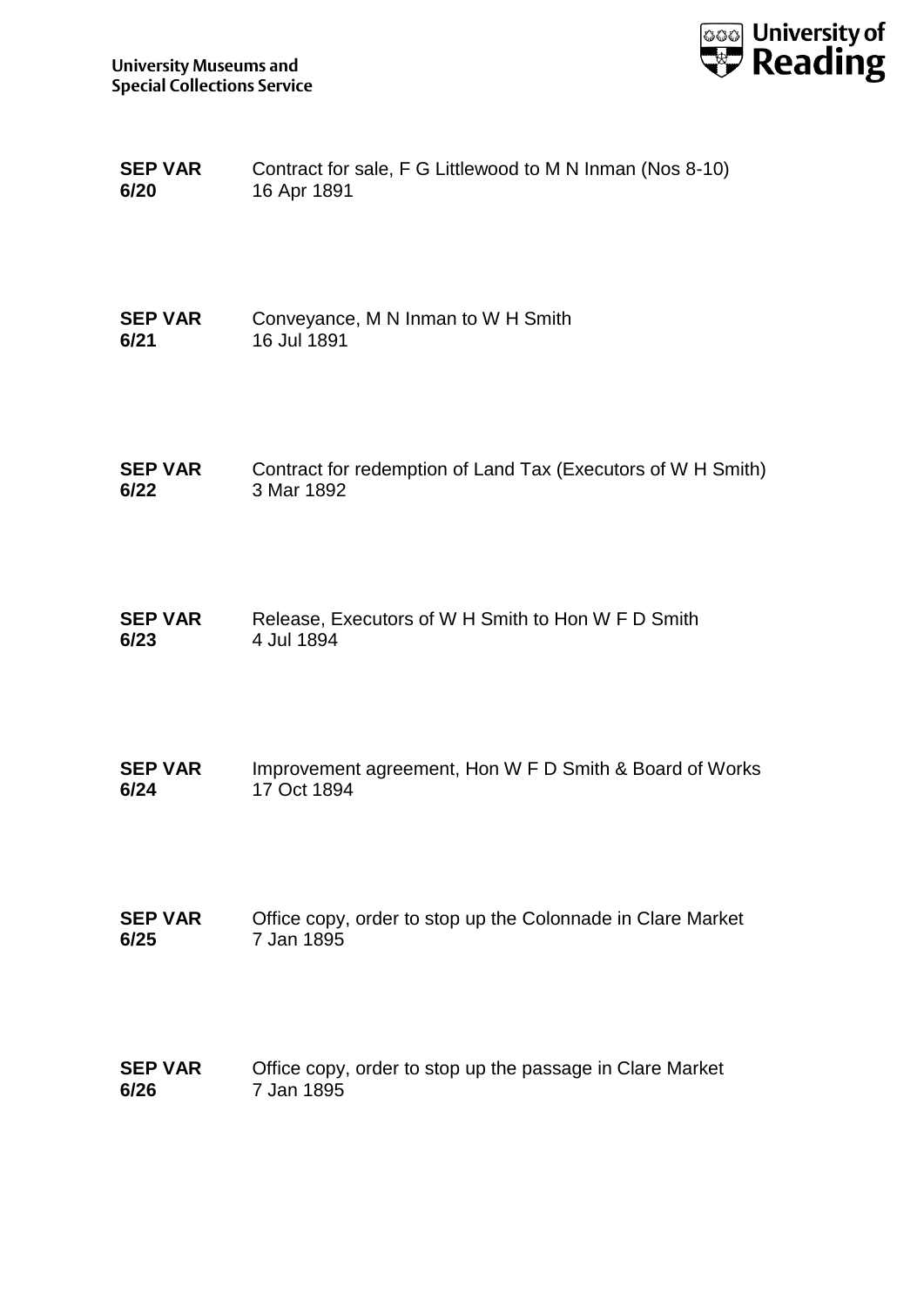**SEP VAR 6/20** Contract for sale, F G Littlewood to M N Inman (Nos 8-10)
16 Apr 1891

**SEP VAR 6/21** Conveyance, M N Inman to W H Smith
16 Jul 1891

**SEP VAR 6/22** Contract for redemption of Land Tax (Executors of W H Smith)
3 Mar 1892

**SEP VAR 6/23** Release, Executors of W H Smith to Hon W F D Smith
4 Jul 1894

**SEP VAR 6/24** Improvement agreement, Hon W F D Smith & Board of Works
17 Oct 1894

**SEP VAR 6/25** Office copy, order to stop up the Colonnade in Clare Market
7 Jan 1895

**SEP VAR 6/26** Office copy, order to stop up the passage in Clare Market
7 Jan 1895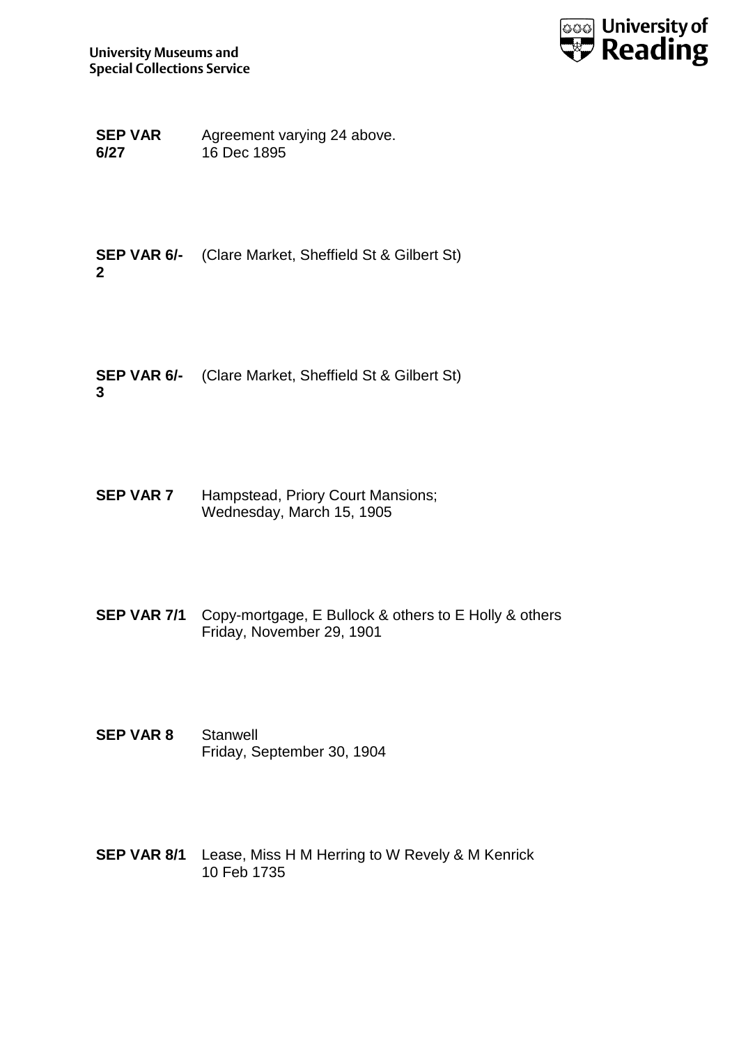**SEP VAR 6/27** Agreement varying 24 above.
16 Dec 1895

**SEP VAR 6/-2** (Clare Market, Sheffield St & Gilbert St)

**SEP VAR 6/-3** (Clare Market, Sheffield St & Gilbert St)

**SEP VAR 7** Hampstead, Priory Court Mansions;
Wednesday, March 15, 1905

**SEP VAR 7/1** Copy-mortgage, E Bullock & others to E Holly & others
Friday, November 29, 1901

**SEP VAR 8** Stanwell
Friday, September 30, 1904

**SEP VAR 8/1** Lease, Miss H M Herring to W Revely & M Kenrick
10 Feb 1735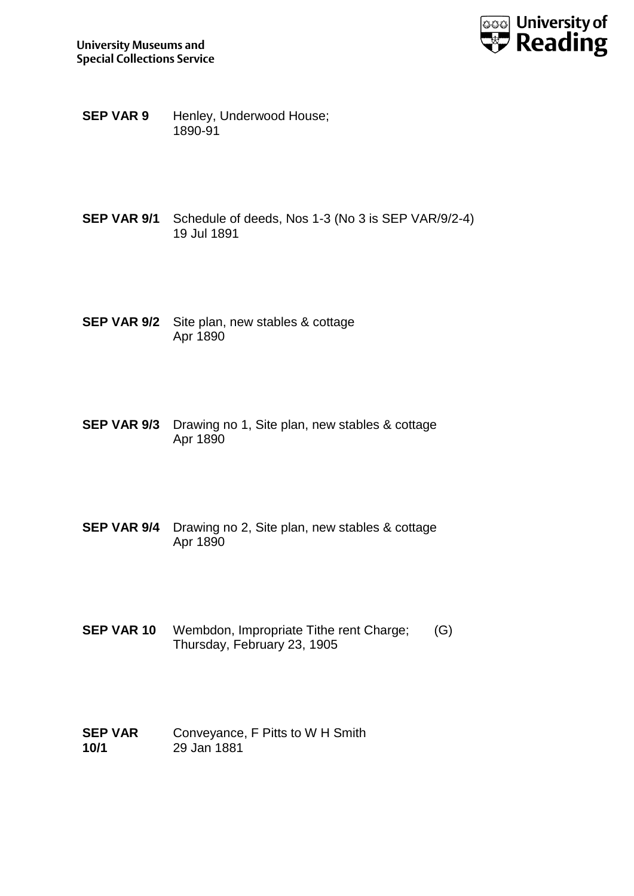**SEP VAR 9** Henley, Underwood House;
1890-91

**SEP VAR 9/1** Schedule of deeds, Nos 1-3 (No 3 is SEP VAR/9/2-4)
19 Jul 1891

**SEP VAR 9/2** Site plan, new stables & cottage
Apr 1890

**SEP VAR 9/3** Drawing no 1, Site plan, new stables & cottage
Apr 1890

**SEP VAR 9/4** Drawing no 2, Site plan, new stables & cottage
Apr 1890

**SEP VAR 10** Wembdon, Impropriate Tithe rent Charge; (G)
Thursday, February 23, 1905

**SEP VAR 10/1** Conveyance, F Pitts to W H Smith
29 Jan 1881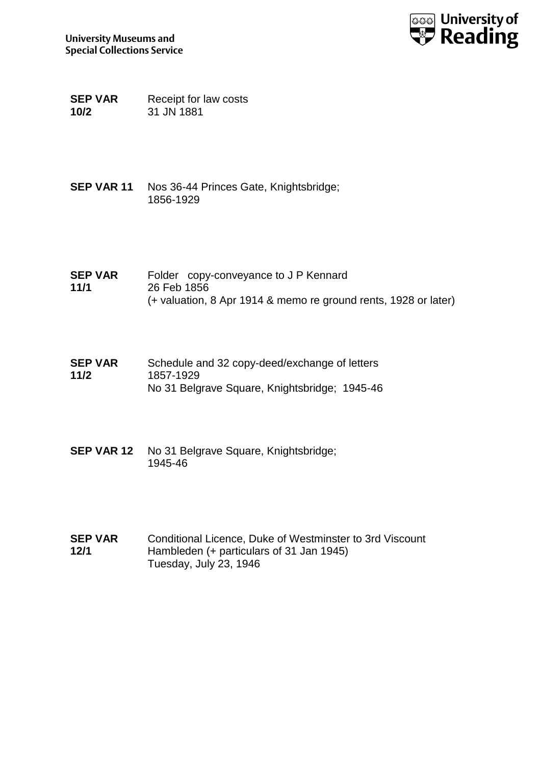**SEP VAR 10/2** Receipt for law costs
31 JN 1881

**SEP VAR 11** Nos 36-44 Princes Gate, Knightsbridge;
1856-1929

**SEP VAR 11/1** Folder copy-conveyance to J P Kennard
26 Feb 1856
(+ valuation, 8 Apr 1914 & memo re ground rents, 1928 or later)

**SEP VAR 11/2** Schedule and 32 copy-deed/exchange of letters
1857-1929
No 31 Belgrave Square, Knightsbridge; 1945-46

**SEP VAR 12** No 31 Belgrave Square, Knightsbridge;
1945-46

**SEP VAR 12/1** Conditional Licence, Duke of Westminster to 3rd Viscount Hambleden (+ particulars of 31 Jan 1945)
Tuesday, July 23, 1946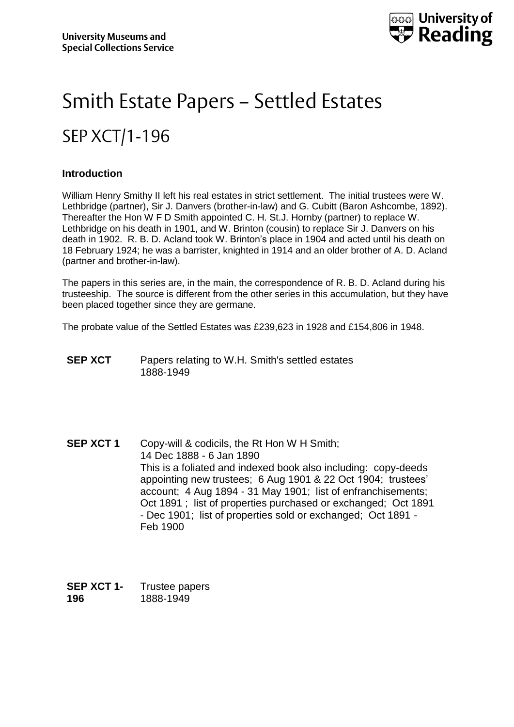University Museums and Special Collections Service

University of Reading

# Smith Estate Papers – Settled Estates

## SEP XCT/1-196

### Introduction

William Henry Smithy II left his real estates in strict settlement. The initial trustees were W. Lethbridge (partner), Sir J. Danvers (brother-in-law) and G. Cubitt (Baron Ashcombe, 1892). Thereafter the Hon W F D Smith appointed C. H. St.J. Hornby (partner) to replace W. Lethbridge on his death in 1901, and W. Brinton (cousin) to replace Sir J. Danvers on his death in 1902. R. B. D. Acland took W. Brinton's place in 1904 and acted until his death on 18 February 1924; he was a barrister, knighted in 1914 and an older brother of A. D. Acland (partner and brother-in-law).

The papers in this series are, in the main, the correspondence of R. B. D. Acland during his trusteeship. The source is different from the other series in this accumulation, but they have been placed together since they are germane.

The probate value of the Settled Estates was £239,623 in 1928 and £154,806 in 1948.

**SEP XCT** Papers relating to W.H. Smith's settled estates
1888-1949

**SEP XCT 1** Copy-will & codicils, the Rt Hon W H Smith;
14 Dec 1888 - 6 Jan 1890
This is a foliated and indexed book also including: copy-deeds appointing new trustees; 6 Aug 1901 & 22 Oct 1904; trustees' account; 4 Aug 1894 - 31 May 1901; list of enfranchisements; Oct 1891 ; list of properties purchased or exchanged; Oct 1891 - Dec 1901; list of properties sold or exchanged; Oct 1891 - Feb 1900

**SEP XCT 1-196** Trustee papers
1888-1949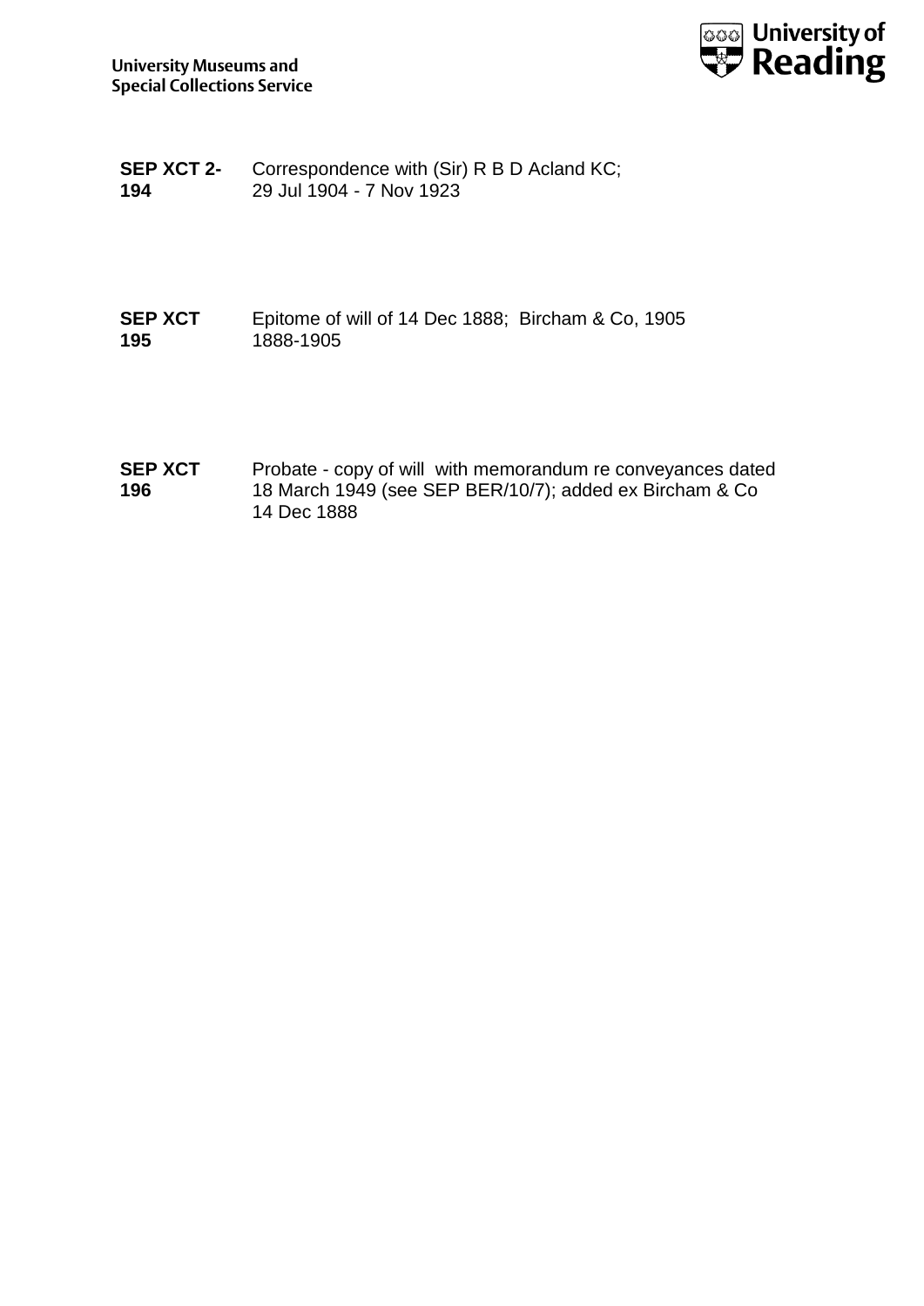| | |
|---|---|
| **SEP XCT 2-194** | Correspondence with (Sir) R B D Acland KC; 29 Jul 1904 - 7 Nov 1923 |
| **SEP XCT 195** | Epitome of will of 14 Dec 1888; Bircham & Co, 1905 1888-1905 |
| **SEP XCT 196** | Probate - copy of will with memorandum re conveyances dated 18 March 1949 (see SEP BER/10/7); added ex Bircham & Co 14 Dec 1888 |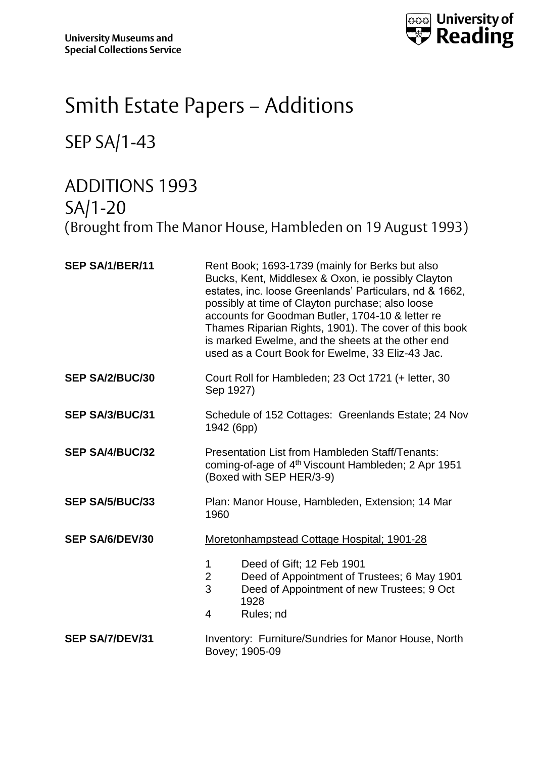University Museums and Special Collections Service

University of Reading

# Smith Estate Papers – Additions

## SEP SA/1-43

## ADDITIONS 1993
## SA/1-20
(Brought from The Manor House, Hambleden on 19 August 1993)

**SEP SA/1/BER/11** Rent Book; 1693-1739 (mainly for Berks but also Bucks, Kent, Middlesex & Oxon, ie possibly Clayton estates, inc. loose Greenlands' Particulars, nd & 1662, possibly at time of Clayton purchase; also loose accounts for Goodman Butler, 1704-10 & letter re Thames Riparian Rights, 1901). The cover of this book is marked Ewelme, and the sheets at the other end used as a Court Book for Ewelme, 33 Eliz-43 Jac.

**SEP SA/2/BUC/30** Court Roll for Hambleden; 23 Oct 1721 (+ letter, 30 Sep 1927)

**SEP SA/3/BUC/31** Schedule of 152 Cottages: Greenlands Estate; 24 Nov 1942 (6pp)

**SEP SA/4/BUC/32** Presentation List from Hambleden Staff/Tenants: coming-of-age of 4th Viscount Hambleden; 2 Apr 1951 (Boxed with SEP HER/3-9)

**SEP SA/5/BUC/33** Plan: Manor House, Hambleden, Extension; 14 Mar 1960

**SEP SA/6/DEV/30** Moretonhampstead Cottage Hospital; 1901-28

1. Deed of Gift; 12 Feb 1901
2. Deed of Appointment of Trustees; 6 May 1901
3. Deed of Appointment of new Trustees; 9 Oct 1928
4. Rules; nd

**SEP SA/7/DEV/31** Inventory: Furniture/Sundries for Manor House, North Bovey; 1905-09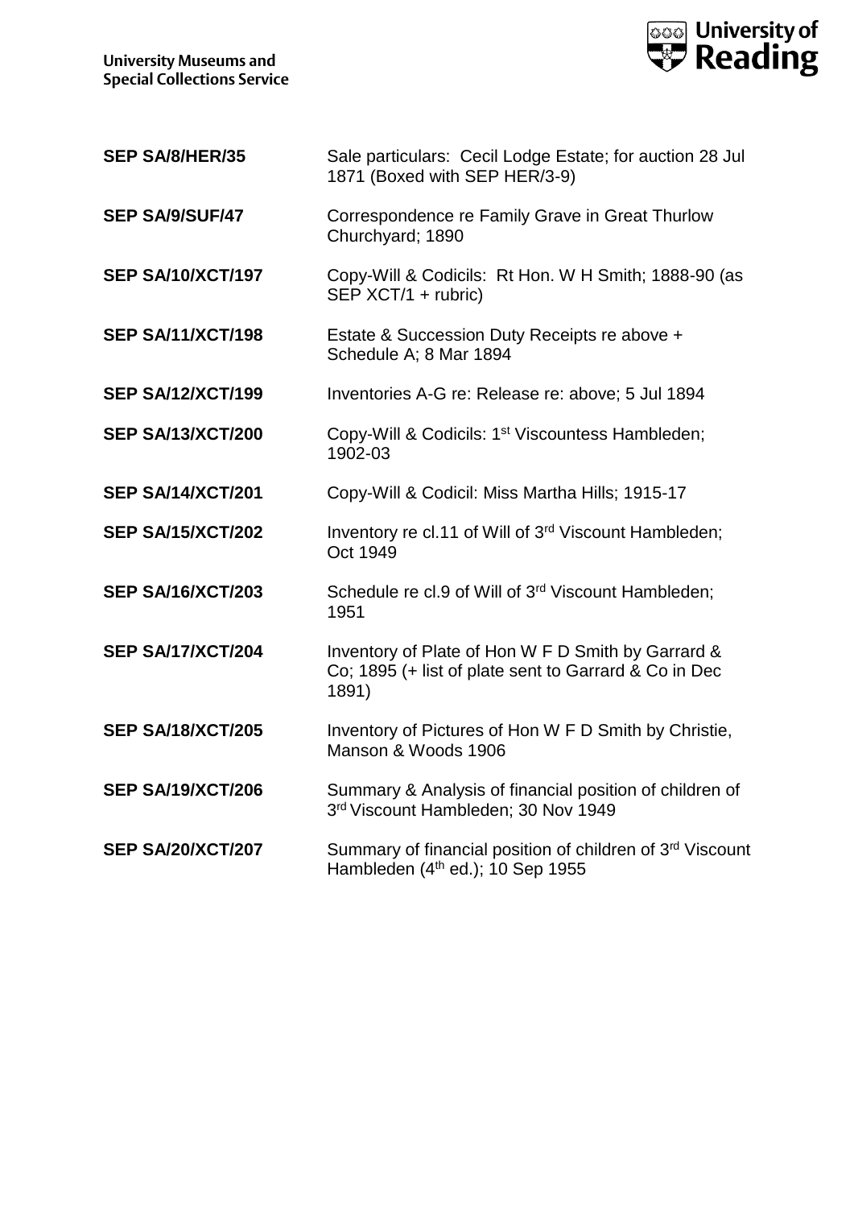| | |
|---|---|
| **SEP SA/8/HER/35** | Sale particulars: Cecil Lodge Estate; for auction 28 Jul 1871 (Boxed with SEP HER/3-9) |
| **SEP SA/9/SUF/47** | Correspondence re Family Grave in Great Thurlow Churchyard; 1890 |
| **SEP SA/10/XCT/197** | Copy-Will & Codicils: Rt Hon. W H Smith; 1888-90 (as SEP XCT/1 + rubric) |
| **SEP SA/11/XCT/198** | Estate & Succession Duty Receipts re above + Schedule A; 8 Mar 1894 |
| **SEP SA/12/XCT/199** | Inventories A-G re: Release re: above; 5 Jul 1894 |
| **SEP SA/13/XCT/200** | Copy-Will & Codicils: 1st Viscountess Hambleden; 1902-03 |
| **SEP SA/14/XCT/201** | Copy-Will & Codicil: Miss Martha Hills; 1915-17 |
| **SEP SA/15/XCT/202** | Inventory re cl.11 of Will of 3rd Viscount Hambleden; Oct 1949 |
| **SEP SA/16/XCT/203** | Schedule re cl.9 of Will of 3rd Viscount Hambleden; 1951 |
| **SEP SA/17/XCT/204** | Inventory of Plate of Hon W F D Smith by Garrard & Co; 1895 (+ list of plate sent to Garrard & Co in Dec 1891) |
| **SEP SA/18/XCT/205** | Inventory of Pictures of Hon W F D Smith by Christie, Manson & Woods 1906 |
| **SEP SA/19/XCT/206** | Summary & Analysis of financial position of children of 3rd Viscount Hambleden; 30 Nov 1949 |
| **SEP SA/20/XCT/207** | Summary of financial position of children of 3rd Viscount Hambleden (4th ed.); 10 Sep 1955 |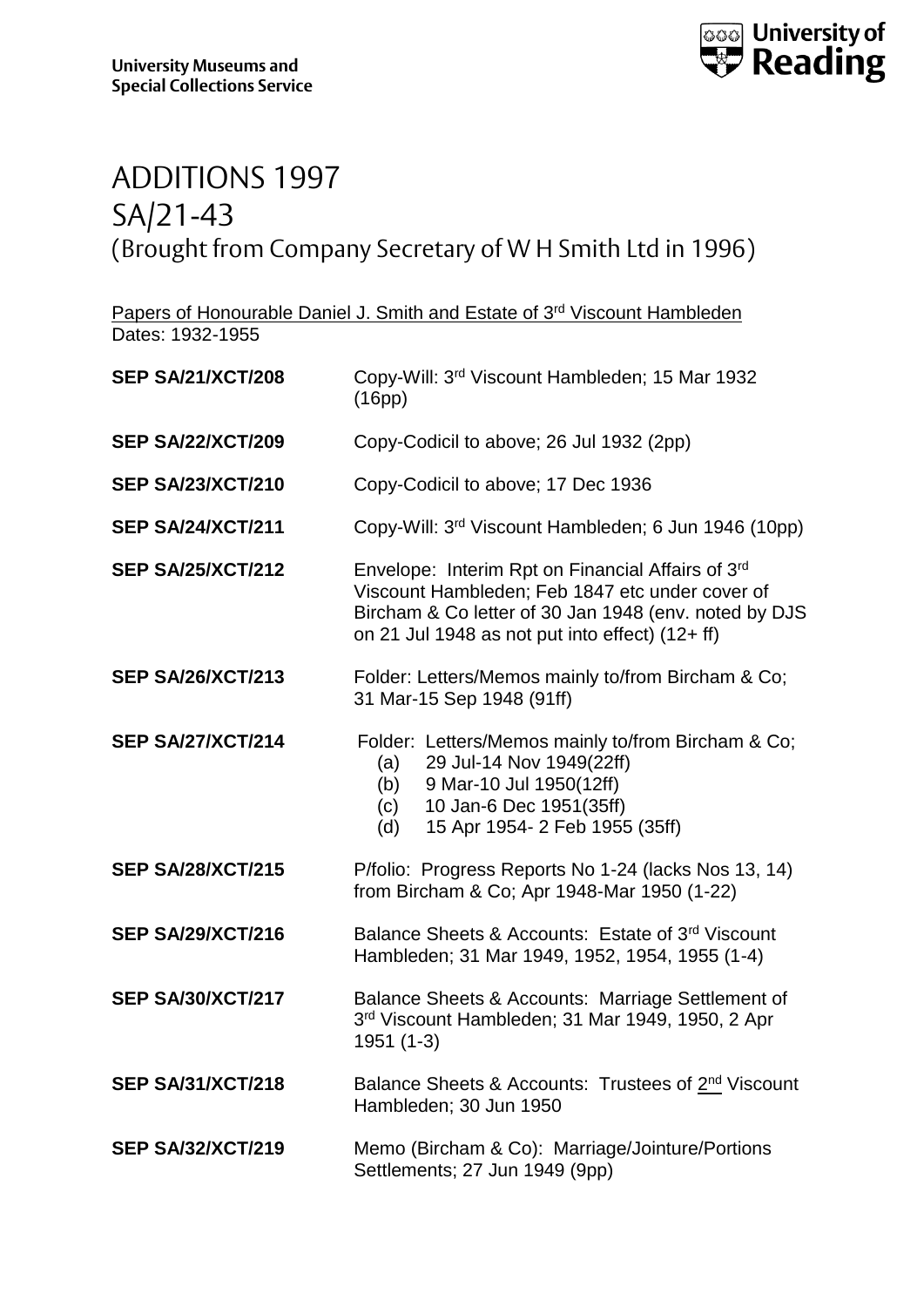University Museums and Special Collections Service

# ADDITIONS 1997
# SA/21-43
## (Brought from Company Secretary of W H Smith Ltd in 1996)

<u>Papers of Honourable Daniel J. Smith and Estate of 3rd Viscount Hambleden</u>
Dates: 1932-1955

| | |
|---|---|
| **SEP SA/21/XCT/208** | Copy-Will: 3rd Viscount Hambleden; 15 Mar 1932 (16pp) |
| **SEP SA/22/XCT/209** | Copy-Codicil to above; 26 Jul 1932 (2pp) |
| **SEP SA/23/XCT/210** | Copy-Codicil to above; 17 Dec 1936 |
| **SEP SA/24/XCT/211** | Copy-Will: 3rd Viscount Hambleden; 6 Jun 1946 (10pp) |
| **SEP SA/25/XCT/212** | Envelope: Interim Rpt on Financial Affairs of 3rd Viscount Hambleden; Feb 1847 etc under cover of Bircham & Co letter of 30 Jan 1948 (env. noted by DJS on 21 Jul 1948 as not put into effect) (12+ ff) |
| **SEP SA/26/XCT/213** | Folder: Letters/Memos mainly to/from Bircham & Co; 31 Mar-15 Sep 1948 (91ff) |
| **SEP SA/27/XCT/214** | Folder: Letters/Memos mainly to/from Bircham & Co; (a) 29 Jul-14 Nov 1949(22ff) (b) 9 Mar-10 Jul 1950(12ff) (c) 10 Jan-6 Dec 1951(35ff) (d) 15 Apr 1954- 2 Feb 1955 (35ff) |
| **SEP SA/28/XCT/215** | P/folio: Progress Reports No 1-24 (lacks Nos 13, 14) from Bircham & Co; Apr 1948-Mar 1950 (1-22) |
| **SEP SA/29/XCT/216** | Balance Sheets & Accounts: Estate of 3rd Viscount Hambleden; 31 Mar 1949, 1952, 1954, 1955 (1-4) |
| **SEP SA/30/XCT/217** | Balance Sheets & Accounts: Marriage Settlement of 3rd Viscount Hambleden; 31 Mar 1949, 1950, 2 Apr 1951 (1-3) |
| **SEP SA/31/XCT/218** | Balance Sheets & Accounts: Trustees of <u>2nd</u> Viscount Hambleden; 30 Jun 1950 |
| **SEP SA/32/XCT/219** | Memo (Bircham & Co): Marriage/Jointure/Portions Settlements; 27 Jun 1949 (9pp) |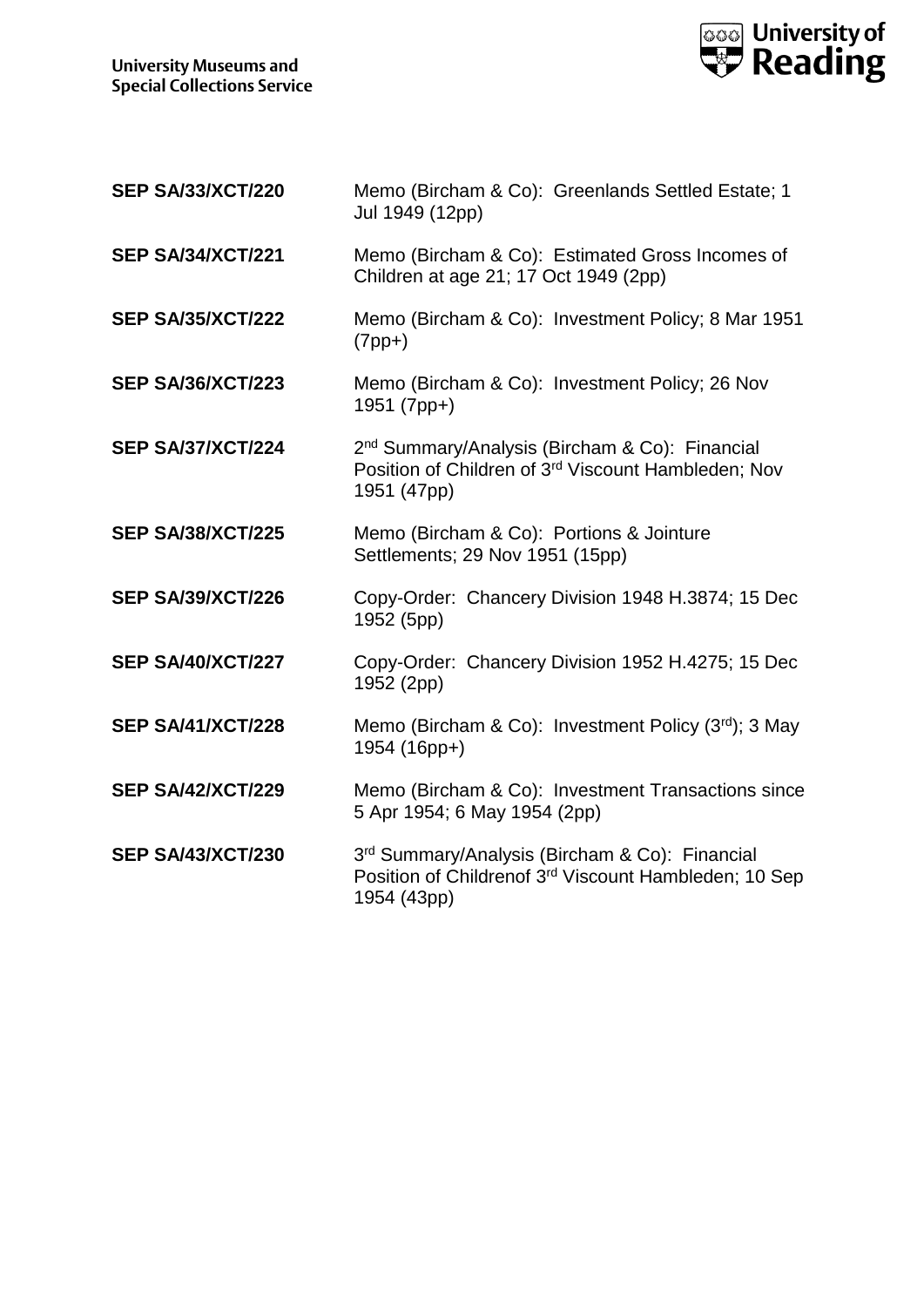| | |
|---|---|
| **SEP SA/33/XCT/220** | Memo (Bircham & Co): Greenlands Settled Estate; 1 Jul 1949 (12pp) |
| **SEP SA/34/XCT/221** | Memo (Bircham & Co): Estimated Gross Incomes of Children at age 21; 17 Oct 1949 (2pp) |
| **SEP SA/35/XCT/222** | Memo (Bircham & Co): Investment Policy; 8 Mar 1951 (7pp+) |
| **SEP SA/36/XCT/223** | Memo (Bircham & Co): Investment Policy; 26 Nov 1951 (7pp+) |
| **SEP SA/37/XCT/224** | 2nd Summary/Analysis (Bircham & Co): Financial Position of Children of 3rd Viscount Hambleden; Nov 1951 (47pp) |
| **SEP SA/38/XCT/225** | Memo (Bircham & Co): Portions & Jointure Settlements; 29 Nov 1951 (15pp) |
| **SEP SA/39/XCT/226** | Copy-Order: Chancery Division 1948 H.3874; 15 Dec 1952 (5pp) |
| **SEP SA/40/XCT/227** | Copy-Order: Chancery Division 1952 H.4275; 15 Dec 1952 (2pp) |
| **SEP SA/41/XCT/228** | Memo (Bircham & Co): Investment Policy (3rd); 3 May 1954 (16pp+) |
| **SEP SA/42/XCT/229** | Memo (Bircham & Co): Investment Transactions since 5 Apr 1954; 6 May 1954 (2pp) |
| **SEP SA/43/XCT/230** | 3rd Summary/Analysis (Bircham & Co): Financial Position of Childrenof 3rd Viscount Hambleden; 10 Sep 1954 (43pp) |